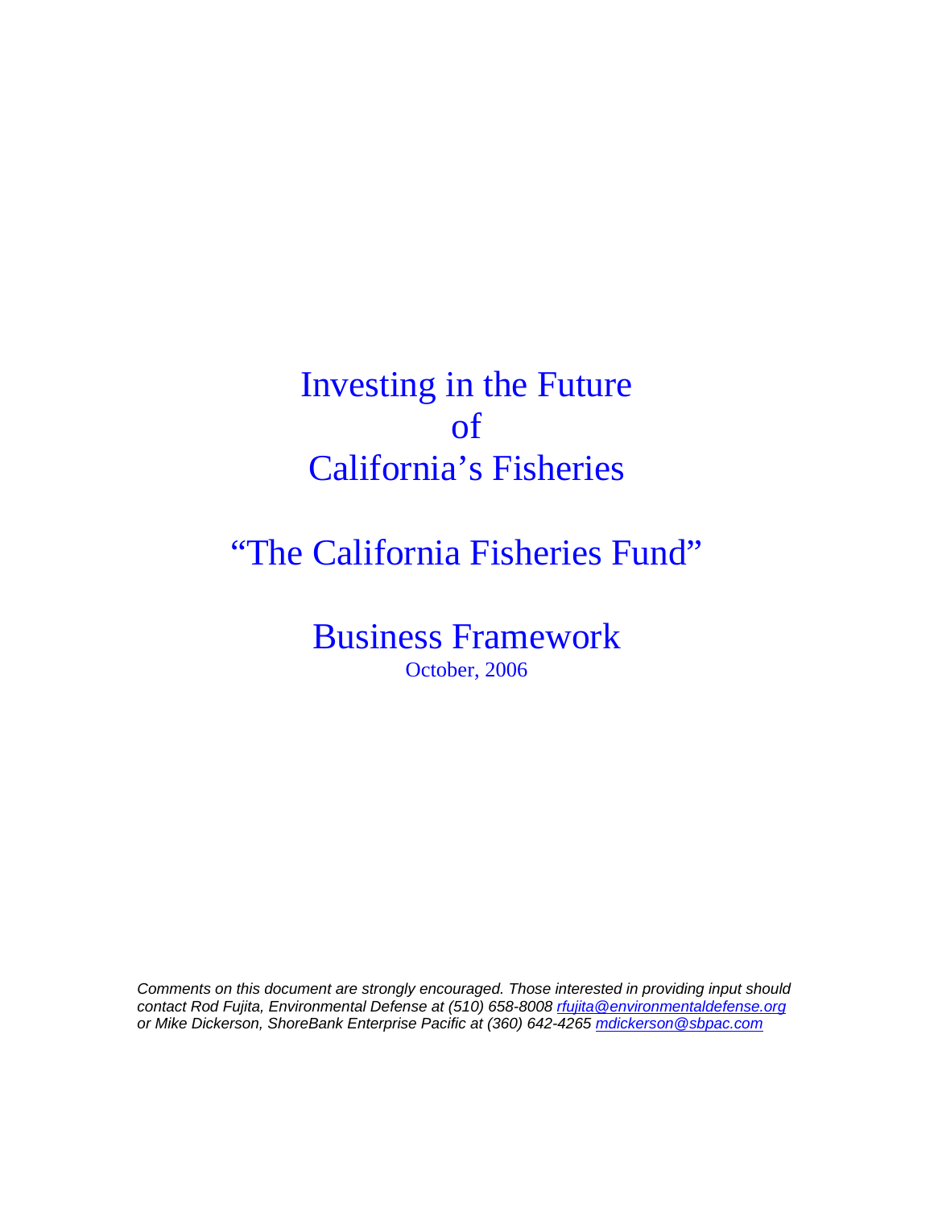# Investing in the Future of California's Fisheries

## "The California Fisheries Fund"

## Business Framework

October, 2006

*Comments on this document are strongly encouraged. Those interested in providing input should contact Rod Fujita, Environmental Defense at (510) 658-8008 rfujita@environmentaldefense.org or Mike Dickerson, ShoreBank Enterprise Pacific at (360) 642-4265 mdickerson@sbpac.com*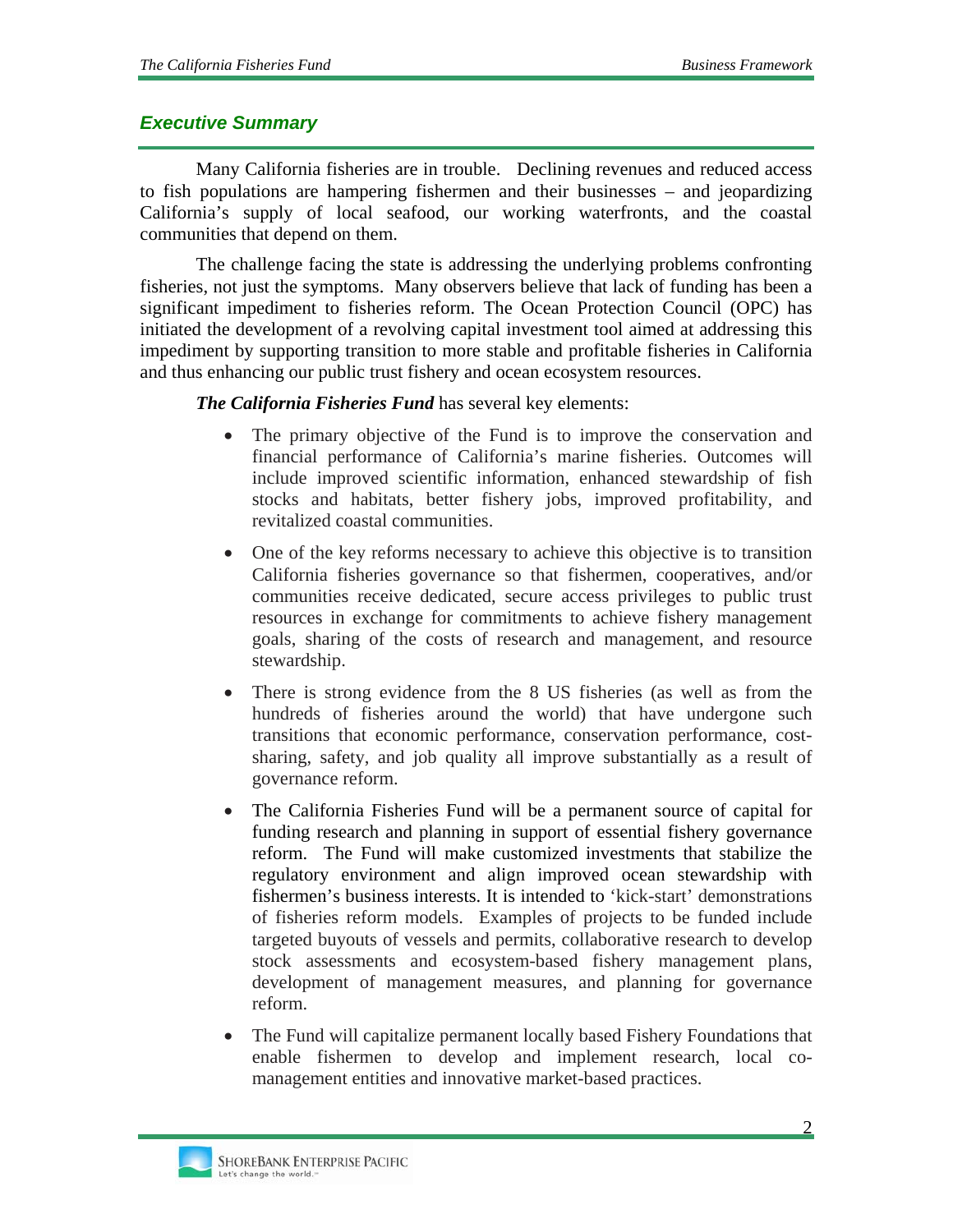## *Executive Summary*

Many California fisheries are in trouble. Declining revenues and reduced access to fish populations are hampering fishermen and their businesses – and jeopardizing California's supply of local seafood, our working waterfronts, and the coastal communities that depend on them.

The challenge facing the state is addressing the underlying problems confronting fisheries, not just the symptoms. Many observers believe that lack of funding has been a significant impediment to fisheries reform. The Ocean Protection Council (OPC) has initiated the development of a revolving capital investment tool aimed at addressing this impediment by supporting transition to more stable and profitable fisheries in California and thus enhancing our public trust fishery and ocean ecosystem resources.

***The California Fisheries Fund*** has several key elements:

- The primary objective of the Fund is to improve the conservation and financial performance of California's marine fisheries. Outcomes will include improved scientific information, enhanced stewardship of fish stocks and habitats, better fishery jobs, improved profitability, and revitalized coastal communities.
- One of the key reforms necessary to achieve this objective is to transition California fisheries governance so that fishermen, cooperatives, and/or communities receive dedicated, secure access privileges to public trust resources in exchange for commitments to achieve fishery management goals, sharing of the costs of research and management, and resource stewardship.
- There is strong evidence from the 8 US fisheries (as well as from the hundreds of fisheries around the world) that have undergone such transitions that economic performance, conservation performance, cost-sharing, safety, and job quality all improve substantially as a result of governance reform.
- The California Fisheries Fund will be a permanent source of capital for funding research and planning in support of essential fishery governance reform. The Fund will make customized investments that stabilize the regulatory environment and align improved ocean stewardship with fishermen's business interests. It is intended to 'kick-start' demonstrations of fisheries reform models. Examples of projects to be funded include targeted buyouts of vessels and permits, collaborative research to develop stock assessments and ecosystem-based fishery management plans, development of management measures, and planning for governance reform.
- The Fund will capitalize permanent locally based Fishery Foundations that enable fishermen to develop and implement research, local co-management entities and innovative market-based practices.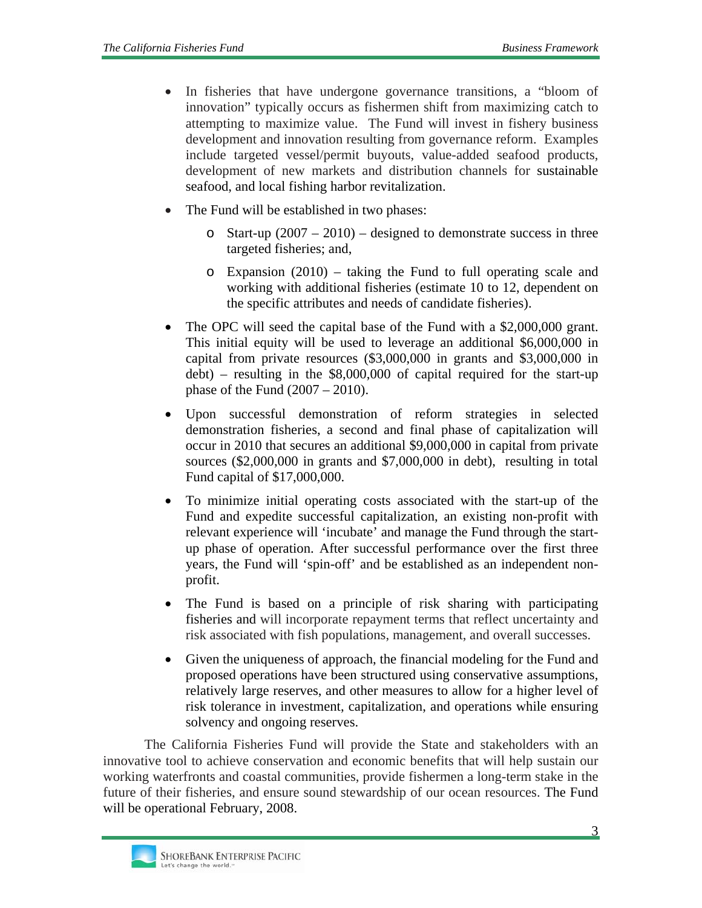- In fisheries that have undergone governance transitions, a "bloom of innovation" typically occurs as fishermen shift from maximizing catch to attempting to maximize value. The Fund will invest in fishery business development and innovation resulting from governance reform. Examples include targeted vessel/permit buyouts, value-added seafood products, development of new markets and distribution channels for sustainable seafood, and local fishing harbor revitalization.
- The Fund will be established in two phases:
    - Start-up (2007 – 2010) – designed to demonstrate success in three targeted fisheries; and,
    - Expansion (2010) – taking the Fund to full operating scale and working with additional fisheries (estimate 10 to 12, dependent on the specific attributes and needs of candidate fisheries).
- The OPC will seed the capital base of the Fund with a $2,000,000 grant. This initial equity will be used to leverage an additional $6,000,000 in capital from private resources ($3,000,000 in grants and $3,000,000 in debt) – resulting in the $8,000,000 of capital required for the start-up phase of the Fund (2007 – 2010).
- Upon successful demonstration of reform strategies in selected demonstration fisheries, a second and final phase of capitalization will occur in 2010 that secures an additional $9,000,000 in capital from private sources ($2,000,000 in grants and $7,000,000 in debt), resulting in total Fund capital of $17,000,000.
- To minimize initial operating costs associated with the start-up of the Fund and expedite successful capitalization, an existing non-profit with relevant experience will 'incubate' and manage the Fund through the start-up phase of operation. After successful performance over the first three years, the Fund will 'spin-off' and be established as an independent non-profit.
- The Fund is based on a principle of risk sharing with participating fisheries and will incorporate repayment terms that reflect uncertainty and risk associated with fish populations, management, and overall successes.
- Given the uniqueness of approach, the financial modeling for the Fund and proposed operations have been structured using conservative assumptions, relatively large reserves, and other measures to allow for a higher level of risk tolerance in investment, capitalization, and operations while ensuring solvency and ongoing reserves.

The California Fisheries Fund will provide the State and stakeholders with an innovative tool to achieve conservation and economic benefits that will help sustain our working waterfronts and coastal communities, provide fishermen a long-term stake in the future of their fisheries, and ensure sound stewardship of our ocean resources. The Fund will be operational February, 2008.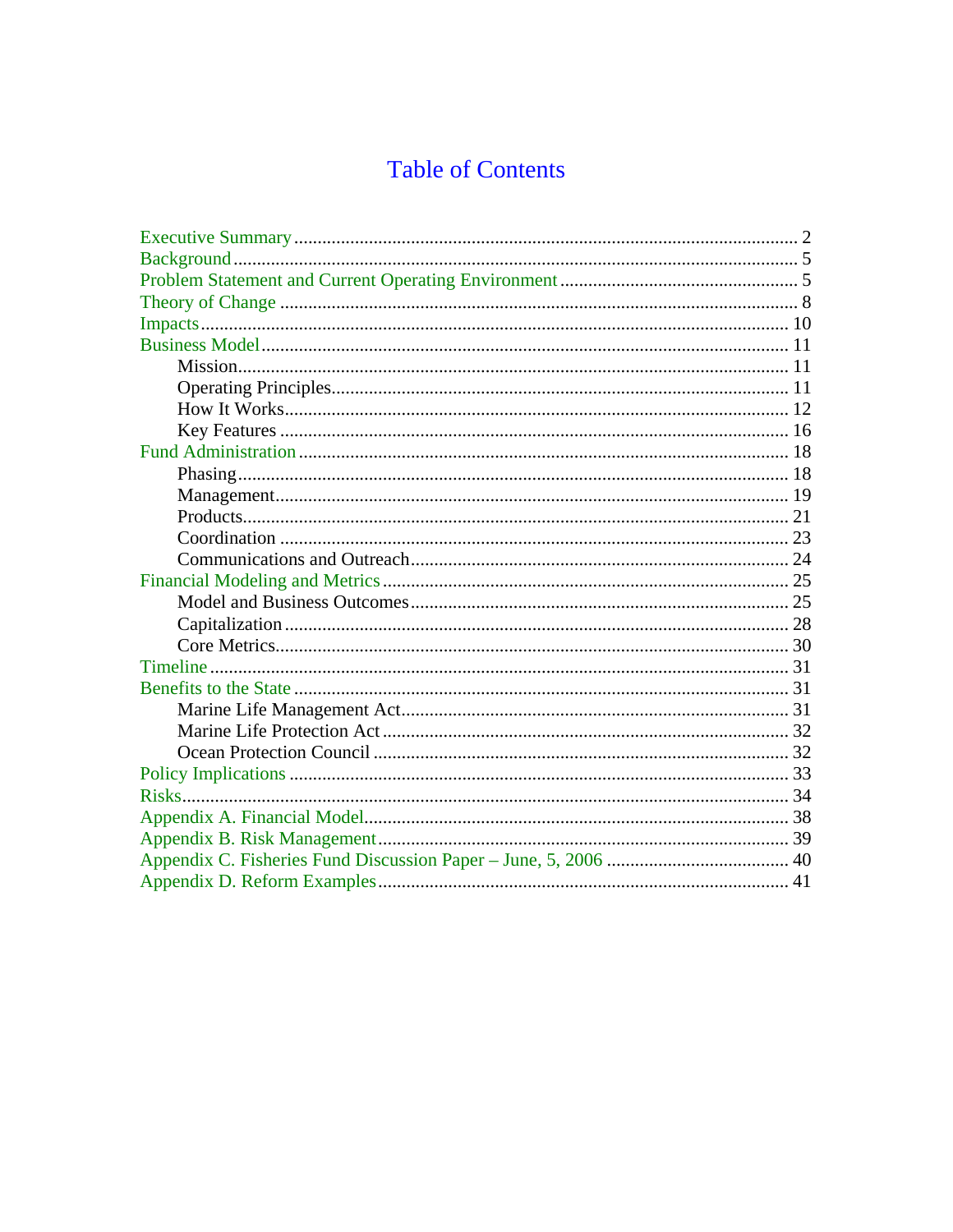# Table of Contents

- Executive Summary ........ 2
- Background ........ 5
- Problem Statement and Current Operating Environment ........ 5
- Theory of Change ........ 8
- Impacts ........ 10
- Business Model ........ 11
  - Mission ........ 11
  - Operating Principles ........ 11
  - How It Works ........ 12
  - Key Features ........ 16
- Fund Administration ........ 18
  - Phasing ........ 18
  - Management ........ 19
  - Products ........ 21
  - Coordination ........ 23
  - Communications and Outreach ........ 24
- Financial Modeling and Metrics ........ 25
  - Model and Business Outcomes ........ 25
  - Capitalization ........ 28
  - Core Metrics ........ 30
- Timeline ........ 31
- Benefits to the State ........ 31
  - Marine Life Management Act ........ 31
  - Marine Life Protection Act ........ 32
  - Ocean Protection Council ........ 32
- Policy Implications ........ 33
- Risks ........ 34
- Appendix A. Financial Model ........ 38
- Appendix B. Risk Management ........ 39
- Appendix C. Fisheries Fund Discussion Paper – June, 5, 2006 ........ 40
- Appendix D. Reform Examples ........ 41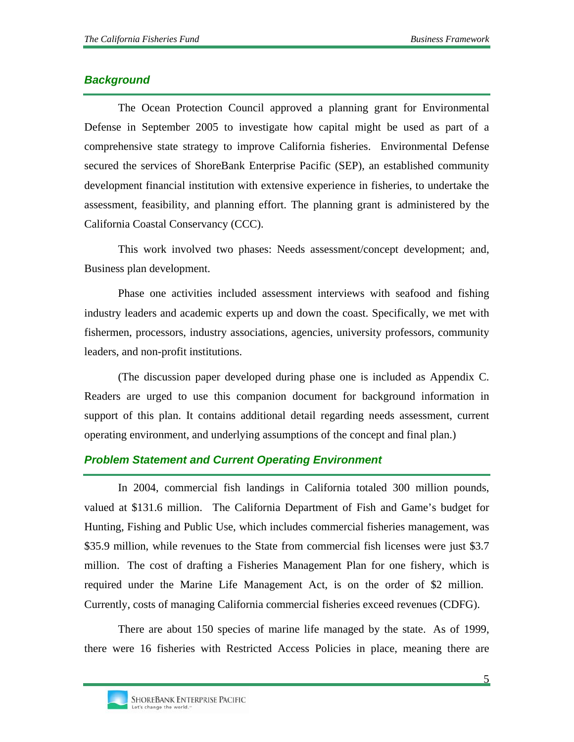## *Background*

The Ocean Protection Council approved a planning grant for Environmental Defense in September 2005 to investigate how capital might be used as part of a comprehensive state strategy to improve California fisheries. Environmental Defense secured the services of ShoreBank Enterprise Pacific (SEP), an established community development financial institution with extensive experience in fisheries, to undertake the assessment, feasibility, and planning effort. The planning grant is administered by the California Coastal Conservancy (CCC).

This work involved two phases: Needs assessment/concept development; and, Business plan development.

Phase one activities included assessment interviews with seafood and fishing industry leaders and academic experts up and down the coast. Specifically, we met with fishermen, processors, industry associations, agencies, university professors, community leaders, and non-profit institutions.

(The discussion paper developed during phase one is included as Appendix C. Readers are urged to use this companion document for background information in support of this plan. It contains additional detail regarding needs assessment, current operating environment, and underlying assumptions of the concept and final plan.)

## *Problem Statement and Current Operating Environment*

In 2004, commercial fish landings in California totaled 300 million pounds, valued at $131.6 million. The California Department of Fish and Game's budget for Hunting, Fishing and Public Use, which includes commercial fisheries management, was $35.9 million, while revenues to the State from commercial fish licenses were just $3.7 million. The cost of drafting a Fisheries Management Plan for one fishery, which is required under the Marine Life Management Act, is on the order of $2 million. Currently, costs of managing California commercial fisheries exceed revenues (CDFG).

There are about 150 species of marine life managed by the state. As of 1999, there were 16 fisheries with Restricted Access Policies in place, meaning there are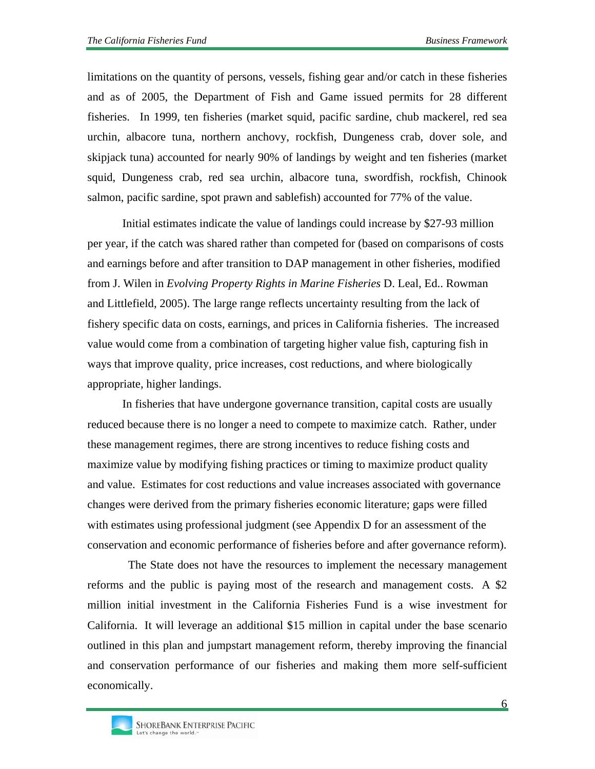limitations on the quantity of persons, vessels, fishing gear and/or catch in these fisheries and as of 2005, the Department of Fish and Game issued permits for 28 different fisheries. In 1999, ten fisheries (market squid, pacific sardine, chub mackerel, red sea urchin, albacore tuna, northern anchovy, rockfish, Dungeness crab, dover sole, and skipjack tuna) accounted for nearly 90% of landings by weight and ten fisheries (market squid, Dungeness crab, red sea urchin, albacore tuna, swordfish, rockfish, Chinook salmon, pacific sardine, spot prawn and sablefish) accounted for 77% of the value.

Initial estimates indicate the value of landings could increase by $27-93 million per year, if the catch was shared rather than competed for (based on comparisons of costs and earnings before and after transition to DAP management in other fisheries, modified from J. Wilen in *Evolving Property Rights in Marine Fisheries* D. Leal, Ed.. Rowman and Littlefield, 2005). The large range reflects uncertainty resulting from the lack of fishery specific data on costs, earnings, and prices in California fisheries. The increased value would come from a combination of targeting higher value fish, capturing fish in ways that improve quality, price increases, cost reductions, and where biologically appropriate, higher landings.

In fisheries that have undergone governance transition, capital costs are usually reduced because there is no longer a need to compete to maximize catch. Rather, under these management regimes, there are strong incentives to reduce fishing costs and maximize value by modifying fishing practices or timing to maximize product quality and value. Estimates for cost reductions and value increases associated with governance changes were derived from the primary fisheries economic literature; gaps were filled with estimates using professional judgment (see Appendix D for an assessment of the conservation and economic performance of fisheries before and after governance reform).

The State does not have the resources to implement the necessary management reforms and the public is paying most of the research and management costs. A $2 million initial investment in the California Fisheries Fund is a wise investment for California. It will leverage an additional $15 million in capital under the base scenario outlined in this plan and jumpstart management reform, thereby improving the financial and conservation performance of our fisheries and making them more self-sufficient economically.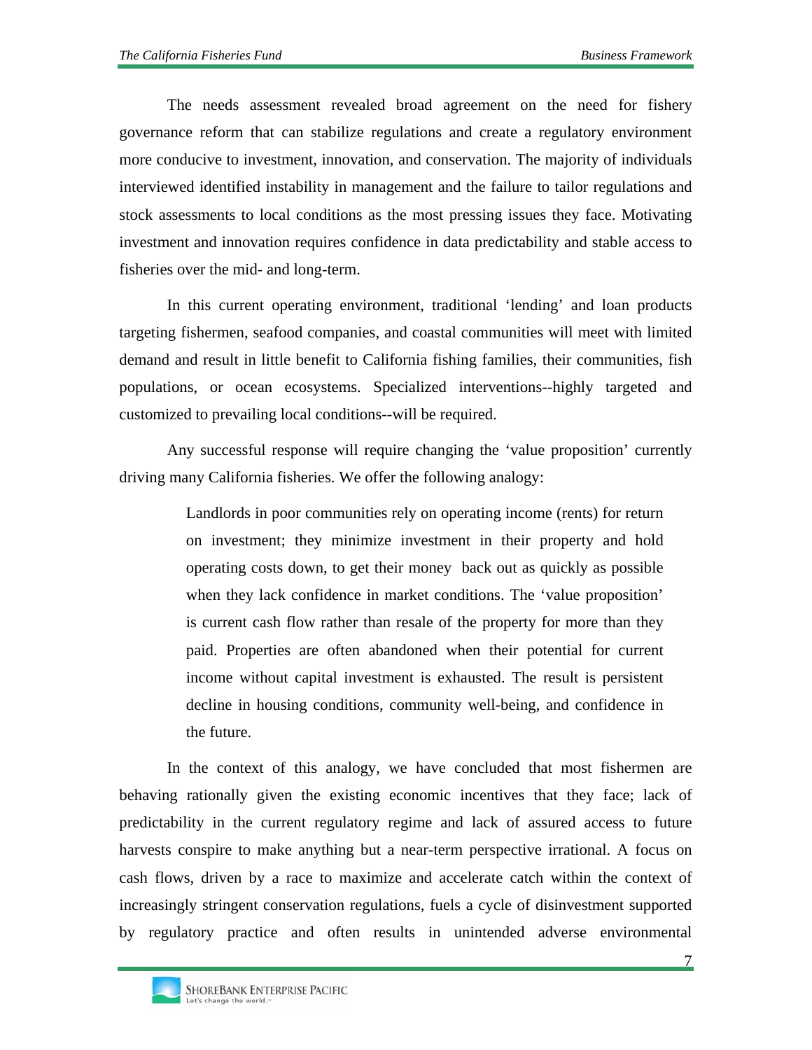The needs assessment revealed broad agreement on the need for fishery governance reform that can stabilize regulations and create a regulatory environment more conducive to investment, innovation, and conservation. The majority of individuals interviewed identified instability in management and the failure to tailor regulations and stock assessments to local conditions as the most pressing issues they face. Motivating investment and innovation requires confidence in data predictability and stable access to fisheries over the mid- and long-term.

In this current operating environment, traditional 'lending' and loan products targeting fishermen, seafood companies, and coastal communities will meet with limited demand and result in little benefit to California fishing families, their communities, fish populations, or ocean ecosystems. Specialized interventions--highly targeted and customized to prevailing local conditions--will be required.

Any successful response will require changing the 'value proposition' currently driving many California fisheries. We offer the following analogy:

> Landlords in poor communities rely on operating income (rents) for return on investment; they minimize investment in their property and hold operating costs down, to get their money back out as quickly as possible when they lack confidence in market conditions. The 'value proposition' is current cash flow rather than resale of the property for more than they paid. Properties are often abandoned when their potential for current income without capital investment is exhausted. The result is persistent decline in housing conditions, community well-being, and confidence in the future.

In the context of this analogy, we have concluded that most fishermen are behaving rationally given the existing economic incentives that they face; lack of predictability in the current regulatory regime and lack of assured access to future harvests conspire to make anything but a near-term perspective irrational. A focus on cash flows, driven by a race to maximize and accelerate catch within the context of increasingly stringent conservation regulations, fuels a cycle of disinvestment supported by regulatory practice and often results in unintended adverse environmental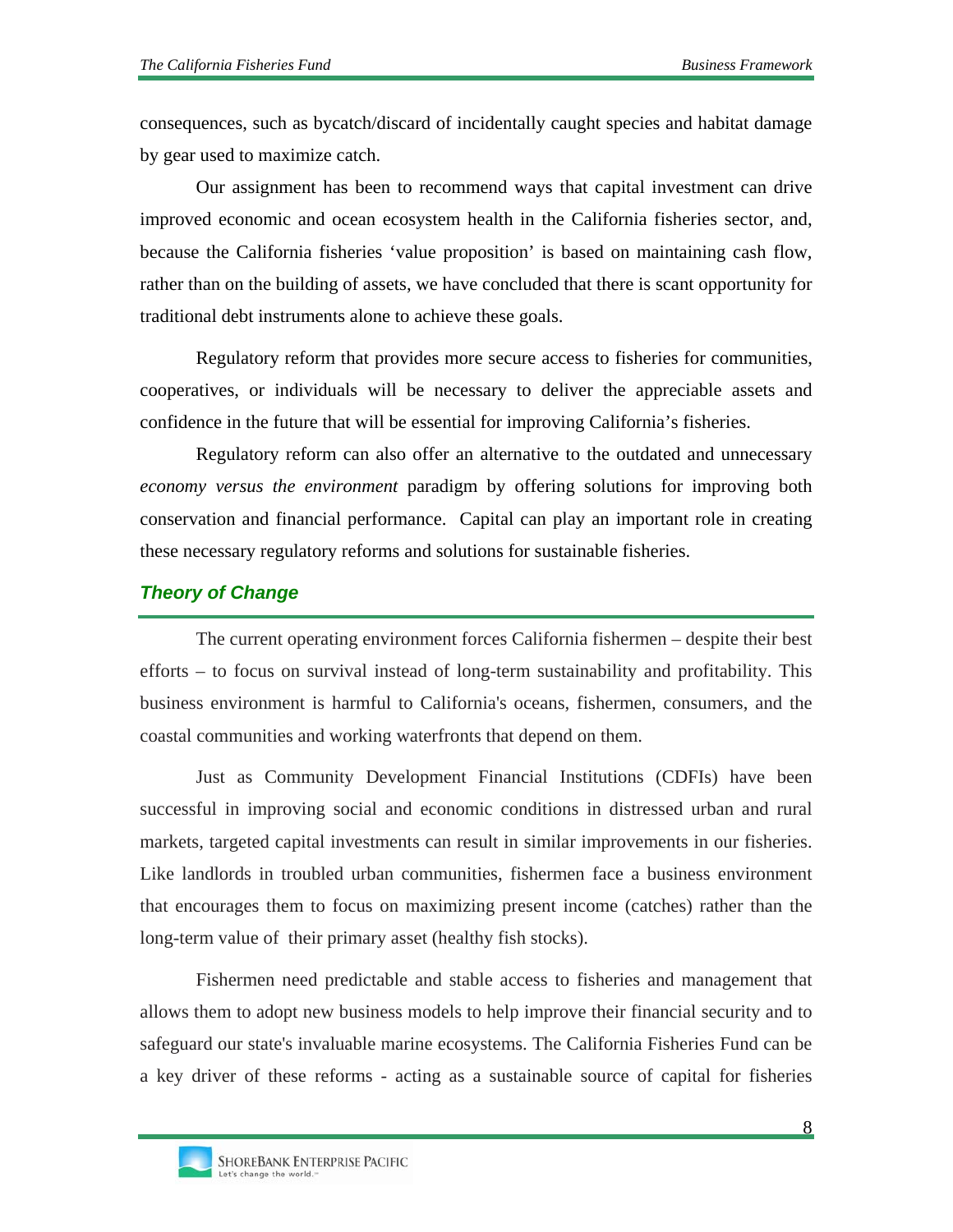consequences, such as bycatch/discard of incidentally caught species and habitat damage by gear used to maximize catch.

Our assignment has been to recommend ways that capital investment can drive improved economic and ocean ecosystem health in the California fisheries sector, and, because the California fisheries 'value proposition' is based on maintaining cash flow, rather than on the building of assets, we have concluded that there is scant opportunity for traditional debt instruments alone to achieve these goals.

Regulatory reform that provides more secure access to fisheries for communities, cooperatives, or individuals will be necessary to deliver the appreciable assets and confidence in the future that will be essential for improving California's fisheries.

Regulatory reform can also offer an alternative to the outdated and unnecessary *economy versus the environment* paradigm by offering solutions for improving both conservation and financial performance. Capital can play an important role in creating these necessary regulatory reforms and solutions for sustainable fisheries.

## *Theory of Change*

The current operating environment forces California fishermen – despite their best efforts – to focus on survival instead of long-term sustainability and profitability. This business environment is harmful to California's oceans, fishermen, consumers, and the coastal communities and working waterfronts that depend on them.

Just as Community Development Financial Institutions (CDFIs) have been successful in improving social and economic conditions in distressed urban and rural markets, targeted capital investments can result in similar improvements in our fisheries. Like landlords in troubled urban communities, fishermen face a business environment that encourages them to focus on maximizing present income (catches) rather than the long-term value of their primary asset (healthy fish stocks).

Fishermen need predictable and stable access to fisheries and management that allows them to adopt new business models to help improve their financial security and to safeguard our state's invaluable marine ecosystems. The California Fisheries Fund can be a key driver of these reforms - acting as a sustainable source of capital for fisheries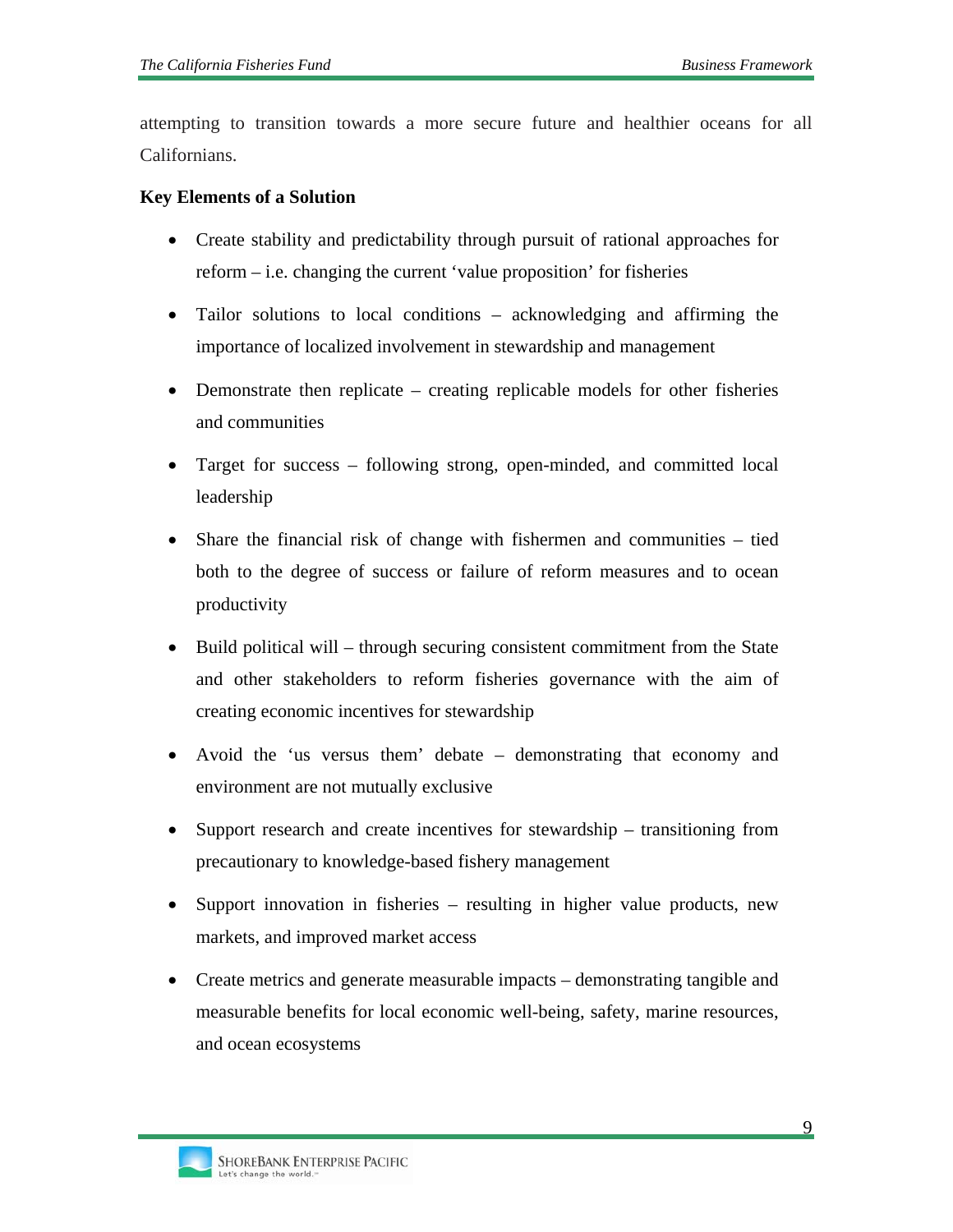attempting to transition towards a more secure future and healthier oceans for all Californians.

**Key Elements of a Solution**

- Create stability and predictability through pursuit of rational approaches for reform – i.e. changing the current 'value proposition' for fisheries
- Tailor solutions to local conditions – acknowledging and affirming the importance of localized involvement in stewardship and management
- Demonstrate then replicate – creating replicable models for other fisheries and communities
- Target for success – following strong, open-minded, and committed local leadership
- Share the financial risk of change with fishermen and communities – tied both to the degree of success or failure of reform measures and to ocean productivity
- Build political will – through securing consistent commitment from the State and other stakeholders to reform fisheries governance with the aim of creating economic incentives for stewardship
- Avoid the 'us versus them' debate – demonstrating that economy and environment are not mutually exclusive
- Support research and create incentives for stewardship – transitioning from precautionary to knowledge-based fishery management
- Support innovation in fisheries – resulting in higher value products, new markets, and improved market access
- Create metrics and generate measurable impacts – demonstrating tangible and measurable benefits for local economic well-being, safety, marine resources, and ocean ecosystems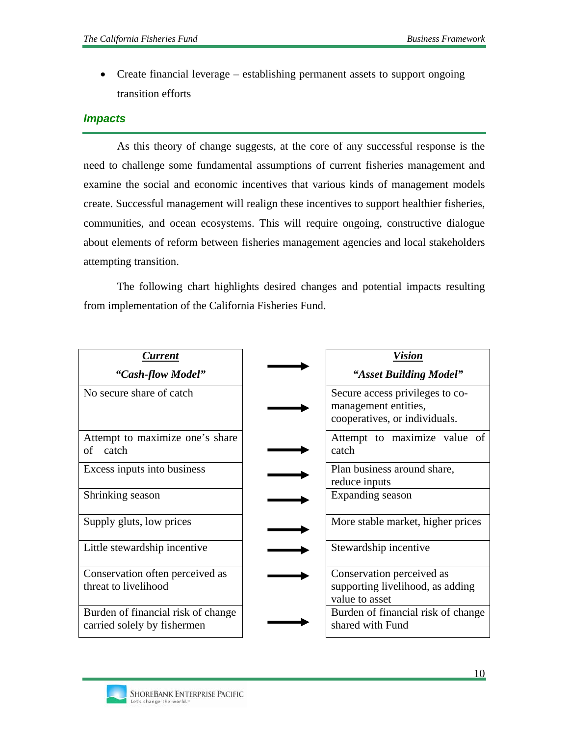- Create financial leverage – establishing permanent assets to support ongoing transition efforts

### *Impacts*

As this theory of change suggests, at the core of any successful response is the need to challenge some fundamental assumptions of current fisheries management and examine the social and economic incentives that various kinds of management models create. Successful management will realign these incentives to support healthier fisheries, communities, and ocean ecosystems. This will require ongoing, constructive dialogue about elements of reform between fisheries management agencies and local stakeholders attempting transition.

The following chart highlights desired changes and potential impacts resulting from implementation of the California Fisheries Fund.

| ***Current*** *"Cash-flow Model"* | | ***Vision*** *"Asset Building Model"* |
|---|---|---|
| No secure share of catch | → | Secure access privileges to co-management entities, cooperatives, or individuals. |
| Attempt to maximize one's share of catch | → | Attempt to maximize value of catch |
| Excess inputs into business | → | Plan business around share, reduce inputs |
| Shrinking season | → | Expanding season |
| Supply gluts, low prices | → | More stable market, higher prices |
| Little stewardship incentive | → | Stewardship incentive |
| Conservation often perceived as threat to livelihood | → | Conservation perceived as supporting livelihood, as adding value to asset |
| Burden of financial risk of change carried solely by fishermen | → | Burden of financial risk of change shared with Fund |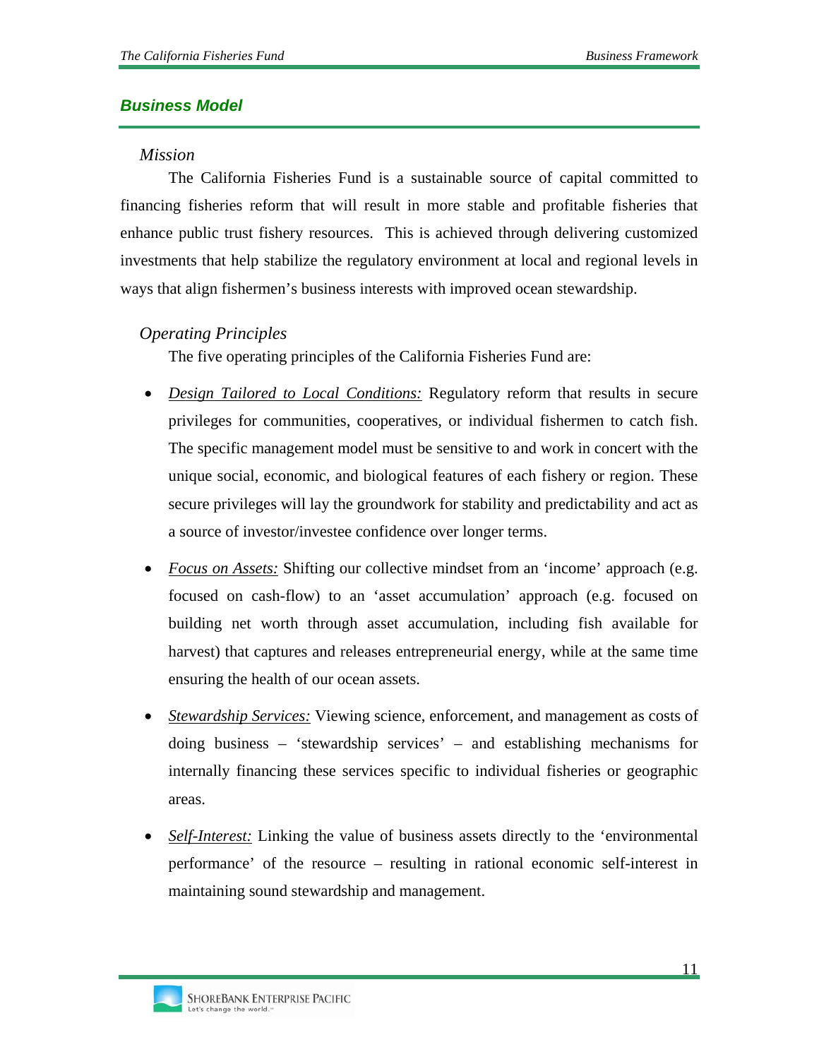## *Business Model*

### *Mission*

The California Fisheries Fund is a sustainable source of capital committed to financing fisheries reform that will result in more stable and profitable fisheries that enhance public trust fishery resources. This is achieved through delivering customized investments that help stabilize the regulatory environment at local and regional levels in ways that align fishermen's business interests with improved ocean stewardship.

### *Operating Principles*

The five operating principles of the California Fisheries Fund are:

- *Design Tailored to Local Conditions:* Regulatory reform that results in secure privileges for communities, cooperatives, or individual fishermen to catch fish. The specific management model must be sensitive to and work in concert with the unique social, economic, and biological features of each fishery or region. These secure privileges will lay the groundwork for stability and predictability and act as a source of investor/investee confidence over longer terms.

- *Focus on Assets:* Shifting our collective mindset from an 'income' approach (e.g. focused on cash-flow) to an 'asset accumulation' approach (e.g. focused on building net worth through asset accumulation, including fish available for harvest) that captures and releases entrepreneurial energy, while at the same time ensuring the health of our ocean assets.

- *Stewardship Services:* Viewing science, enforcement, and management as costs of doing business – 'stewardship services' – and establishing mechanisms for internally financing these services specific to individual fisheries or geographic areas.

- *Self-Interest:* Linking the value of business assets directly to the 'environmental performance' of the resource – resulting in rational economic self-interest in maintaining sound stewardship and management.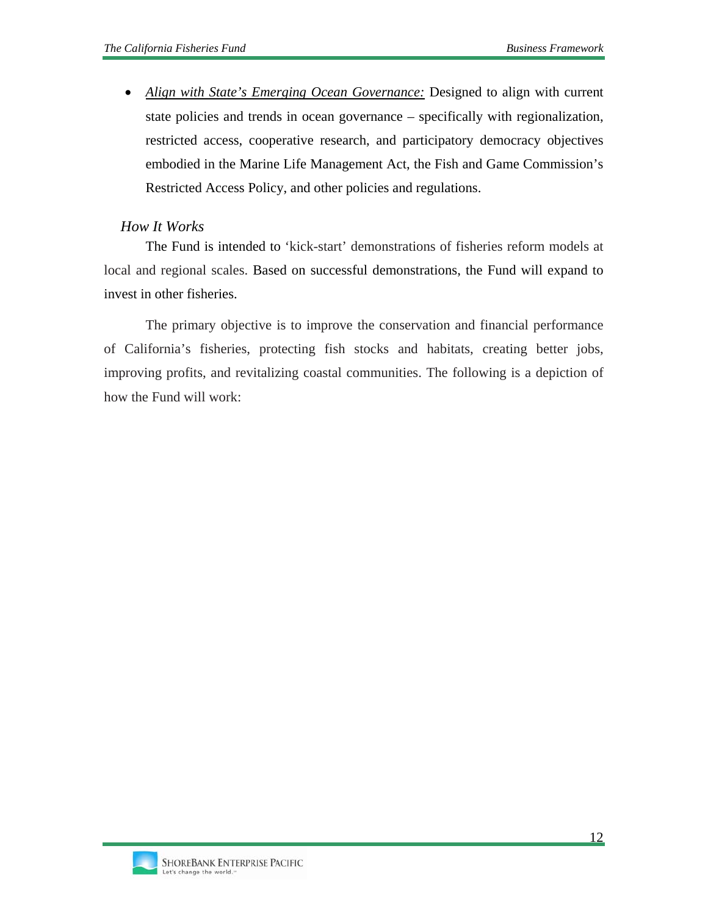- *Align with State's Emerging Ocean Governance:* Designed to align with current state policies and trends in ocean governance – specifically with regionalization, restricted access, cooperative research, and participatory democracy objectives embodied in the Marine Life Management Act, the Fish and Game Commission's Restricted Access Policy, and other policies and regulations.

### *How It Works*

The Fund is intended to 'kick-start' demonstrations of fisheries reform models at local and regional scales. Based on successful demonstrations, the Fund will expand to invest in other fisheries.

The primary objective is to improve the conservation and financial performance of California's fisheries, protecting fish stocks and habitats, creating better jobs, improving profits, and revitalizing coastal communities. The following is a depiction of how the Fund will work: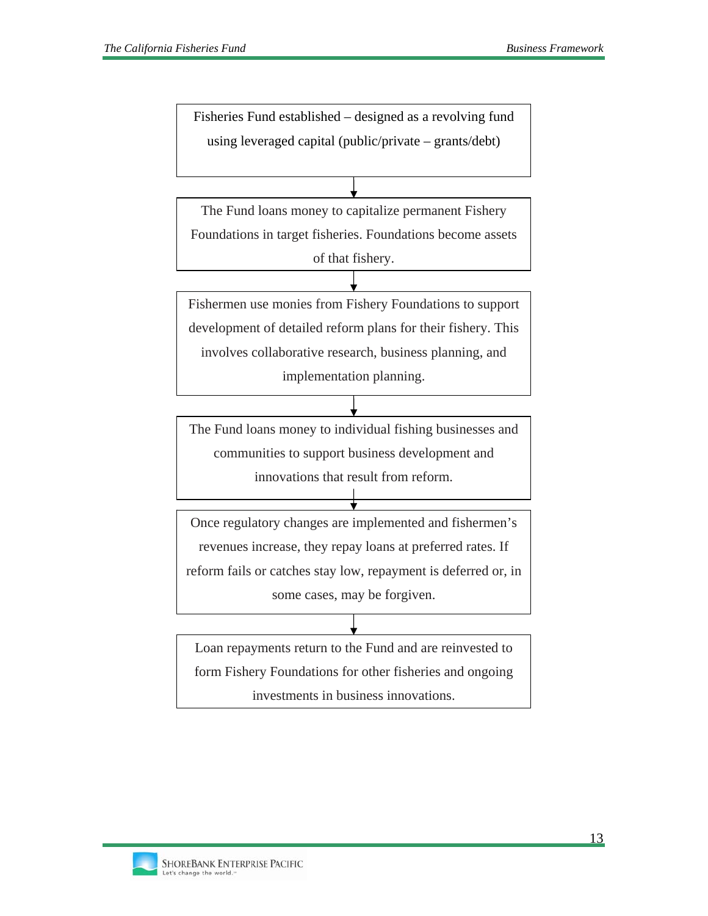Fisheries Fund established – designed as a revolving fund using leveraged capital (public/private – grants/debt)

↓

The Fund loans money to capitalize permanent Fishery Foundations in target fisheries. Foundations become assets of that fishery.

↓

Fishermen use monies from Fishery Foundations to support development of detailed reform plans for their fishery. This involves collaborative research, business planning, and implementation planning.

↓

The Fund loans money to individual fishing businesses and communities to support business development and innovations that result from reform.

↓

Once regulatory changes are implemented and fishermen's revenues increase, they repay loans at preferred rates. If reform fails or catches stay low, repayment is deferred or, in some cases, may be forgiven.

↓

Loan repayments return to the Fund and are reinvested to form Fishery Foundations for other fisheries and ongoing investments in business innovations.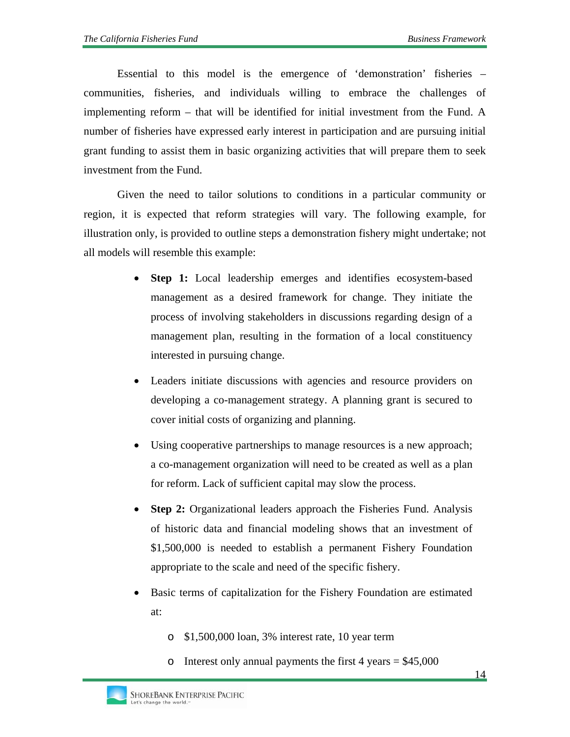Essential to this model is the emergence of 'demonstration' fisheries – communities, fisheries, and individuals willing to embrace the challenges of implementing reform – that will be identified for initial investment from the Fund. A number of fisheries have expressed early interest in participation and are pursuing initial grant funding to assist them in basic organizing activities that will prepare them to seek investment from the Fund.

Given the need to tailor solutions to conditions in a particular community or region, it is expected that reform strategies will vary. The following example, for illustration only, is provided to outline steps a demonstration fishery might undertake; not all models will resemble this example:

- **Step 1:** Local leadership emerges and identifies ecosystem-based management as a desired framework for change. They initiate the process of involving stakeholders in discussions regarding design of a management plan, resulting in the formation of a local constituency interested in pursuing change.
- Leaders initiate discussions with agencies and resource providers on developing a co-management strategy. A planning grant is secured to cover initial costs of organizing and planning.
- Using cooperative partnerships to manage resources is a new approach; a co-management organization will need to be created as well as a plan for reform. Lack of sufficient capital may slow the process.
- **Step 2:** Organizational leaders approach the Fisheries Fund. Analysis of historic data and financial modeling shows that an investment of $1,500,000 is needed to establish a permanent Fishery Foundation appropriate to the scale and need of the specific fishery.
- Basic terms of capitalization for the Fishery Foundation are estimated at:
  - $1,500,000 loan, 3% interest rate, 10 year term
  - Interest only annual payments the first 4 years = $45,000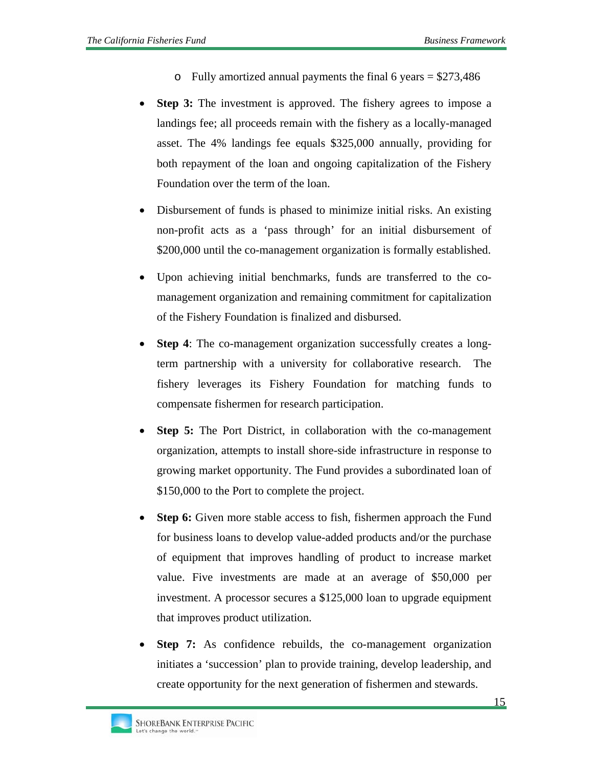- Fully amortized annual payments the final 6 years = $273,486

- **Step 3:** The investment is approved. The fishery agrees to impose a landings fee; all proceeds remain with the fishery as a locally-managed asset. The 4% landings fee equals $325,000 annually, providing for both repayment of the loan and ongoing capitalization of the Fishery Foundation over the term of the loan.

- Disbursement of funds is phased to minimize initial risks. An existing non-profit acts as a 'pass through' for an initial disbursement of $200,000 until the co-management organization is formally established.

- Upon achieving initial benchmarks, funds are transferred to the co-management organization and remaining commitment for capitalization of the Fishery Foundation is finalized and disbursed.

- **Step 4**: The co-management organization successfully creates a long-term partnership with a university for collaborative research. The fishery leverages its Fishery Foundation for matching funds to compensate fishermen for research participation.

- **Step 5:** The Port District, in collaboration with the co-management organization, attempts to install shore-side infrastructure in response to growing market opportunity. The Fund provides a subordinated loan of $150,000 to the Port to complete the project.

- **Step 6:** Given more stable access to fish, fishermen approach the Fund for business loans to develop value-added products and/or the purchase of equipment that improves handling of product to increase market value. Five investments are made at an average of $50,000 per investment. A processor secures a $125,000 loan to upgrade equipment that improves product utilization.

- **Step 7:** As confidence rebuilds, the co-management organization initiates a 'succession' plan to provide training, develop leadership, and create opportunity for the next generation of fishermen and stewards.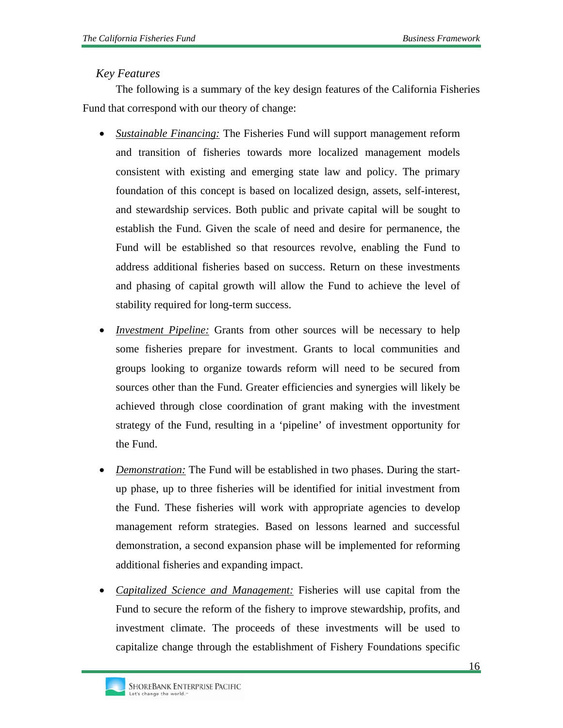### *Key Features*

The following is a summary of the key design features of the California Fisheries Fund that correspond with our theory of change:

- *Sustainable Financing:* The Fisheries Fund will support management reform and transition of fisheries towards more localized management models consistent with existing and emerging state law and policy. The primary foundation of this concept is based on localized design, assets, self-interest, and stewardship services. Both public and private capital will be sought to establish the Fund. Given the scale of need and desire for permanence, the Fund will be established so that resources revolve, enabling the Fund to address additional fisheries based on success. Return on these investments and phasing of capital growth will allow the Fund to achieve the level of stability required for long-term success.

- *Investment Pipeline:* Grants from other sources will be necessary to help some fisheries prepare for investment. Grants to local communities and groups looking to organize towards reform will need to be secured from sources other than the Fund. Greater efficiencies and synergies will likely be achieved through close coordination of grant making with the investment strategy of the Fund, resulting in a 'pipeline' of investment opportunity for the Fund.

- *Demonstration:* The Fund will be established in two phases. During the start-up phase, up to three fisheries will be identified for initial investment from the Fund. These fisheries will work with appropriate agencies to develop management reform strategies. Based on lessons learned and successful demonstration, a second expansion phase will be implemented for reforming additional fisheries and expanding impact.

- *Capitalized Science and Management:* Fisheries will use capital from the Fund to secure the reform of the fishery to improve stewardship, profits, and investment climate. The proceeds of these investments will be used to capitalize change through the establishment of Fishery Foundations specific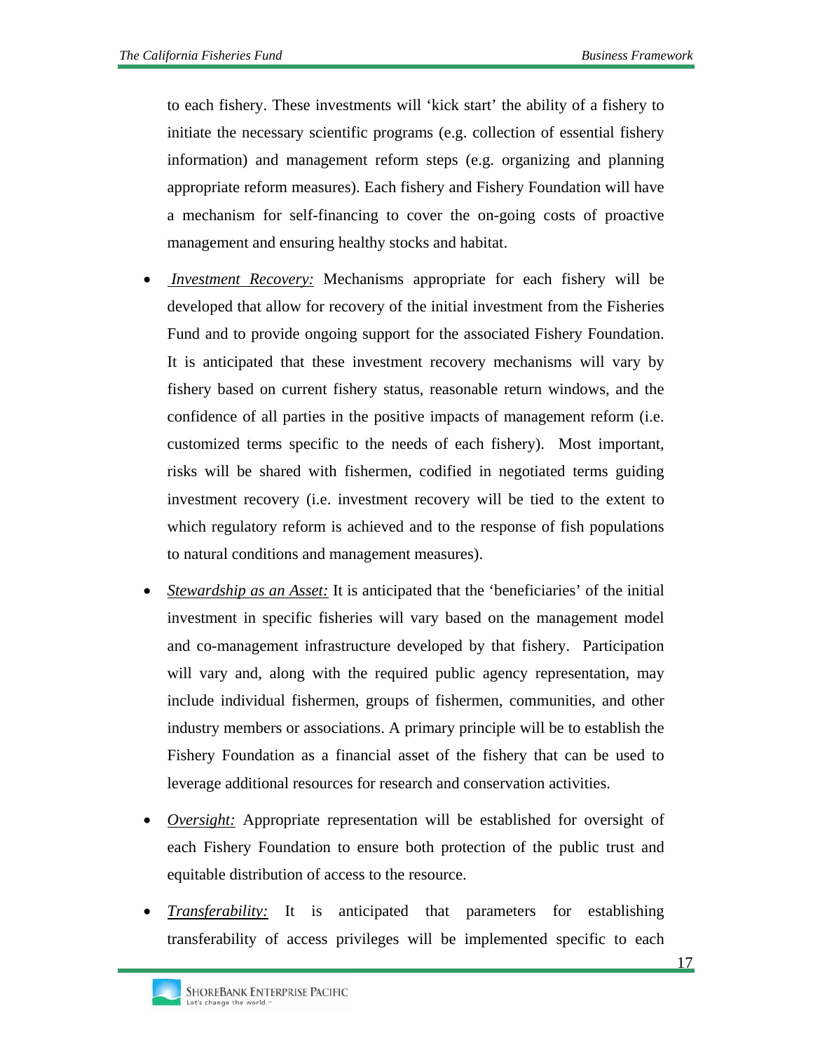to each fishery. These investments will 'kick start' the ability of a fishery to initiate the necessary scientific programs (e.g. collection of essential fishery information) and management reform steps (e.g. organizing and planning appropriate reform measures). Each fishery and Fishery Foundation will have a mechanism for self-financing to cover the on-going costs of proactive management and ensuring healthy stocks and habitat.

- *Investment Recovery:* Mechanisms appropriate for each fishery will be developed that allow for recovery of the initial investment from the Fisheries Fund and to provide ongoing support for the associated Fishery Foundation. It is anticipated that these investment recovery mechanisms will vary by fishery based on current fishery status, reasonable return windows, and the confidence of all parties in the positive impacts of management reform (i.e. customized terms specific to the needs of each fishery). Most important, risks will be shared with fishermen, codified in negotiated terms guiding investment recovery (i.e. investment recovery will be tied to the extent to which regulatory reform is achieved and to the response of fish populations to natural conditions and management measures).

- *Stewardship as an Asset:* It is anticipated that the 'beneficiaries' of the initial investment in specific fisheries will vary based on the management model and co-management infrastructure developed by that fishery. Participation will vary and, along with the required public agency representation, may include individual fishermen, groups of fishermen, communities, and other industry members or associations. A primary principle will be to establish the Fishery Foundation as a financial asset of the fishery that can be used to leverage additional resources for research and conservation activities.

- *Oversight:* Appropriate representation will be established for oversight of each Fishery Foundation to ensure both protection of the public trust and equitable distribution of access to the resource.

- *Transferability:* It is anticipated that parameters for establishing transferability of access privileges will be implemented specific to each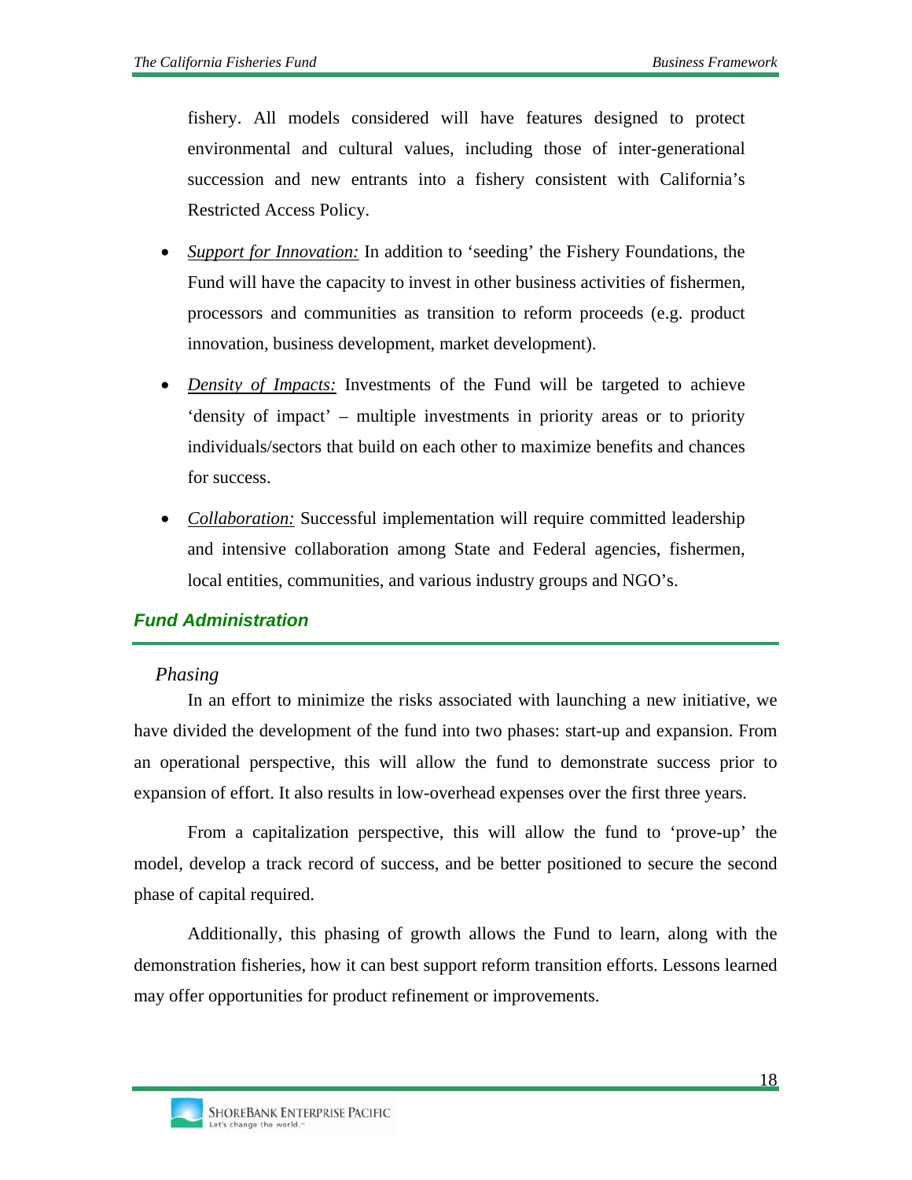fishery. All models considered will have features designed to protect environmental and cultural values, including those of inter-generational succession and new entrants into a fishery consistent with California's Restricted Access Policy.

- *Support for Innovation:* In addition to 'seeding' the Fishery Foundations, the Fund will have the capacity to invest in other business activities of fishermen, processors and communities as transition to reform proceeds (e.g. product innovation, business development, market development).

- *Density of Impacts:* Investments of the Fund will be targeted to achieve 'density of impact' – multiple investments in priority areas or to priority individuals/sectors that build on each other to maximize benefits and chances for success.

- *Collaboration:* Successful implementation will require committed leadership and intensive collaboration among State and Federal agencies, fishermen, local entities, communities, and various industry groups and NGO's.

## Fund Administration

### *Phasing*

In an effort to minimize the risks associated with launching a new initiative, we have divided the development of the fund into two phases: start-up and expansion. From an operational perspective, this will allow the fund to demonstrate success prior to expansion of effort. It also results in low-overhead expenses over the first three years.

From a capitalization perspective, this will allow the fund to 'prove-up' the model, develop a track record of success, and be better positioned to secure the second phase of capital required.

Additionally, this phasing of growth allows the Fund to learn, along with the demonstration fisheries, how it can best support reform transition efforts. Lessons learned may offer opportunities for product refinement or improvements.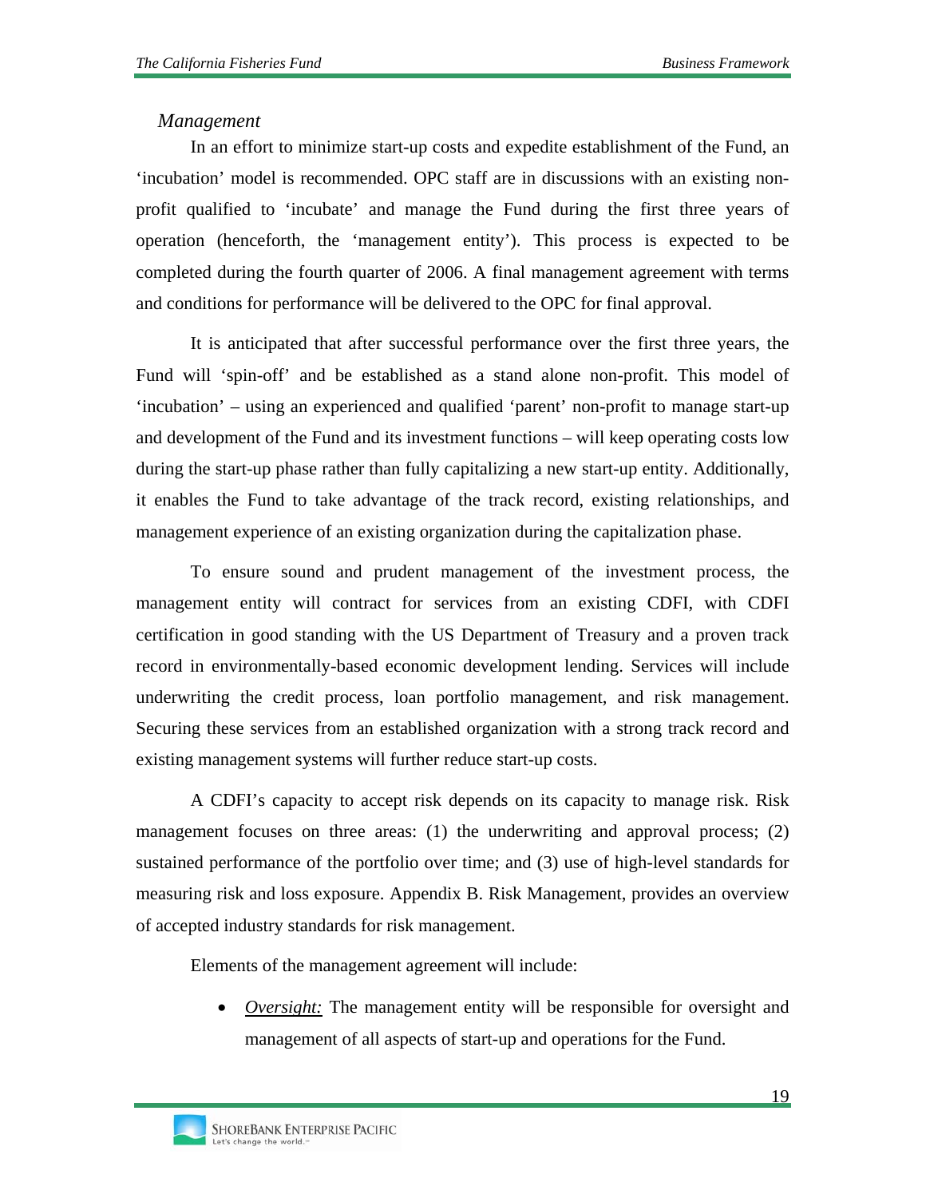*Management*

In an effort to minimize start-up costs and expedite establishment of the Fund, an 'incubation' model is recommended. OPC staff are in discussions with an existing non-profit qualified to 'incubate' and manage the Fund during the first three years of operation (henceforth, the 'management entity'). This process is expected to be completed during the fourth quarter of 2006. A final management agreement with terms and conditions for performance will be delivered to the OPC for final approval.

It is anticipated that after successful performance over the first three years, the Fund will 'spin-off' and be established as a stand alone non-profit. This model of 'incubation' – using an experienced and qualified 'parent' non-profit to manage start-up and development of the Fund and its investment functions – will keep operating costs low during the start-up phase rather than fully capitalizing a new start-up entity. Additionally, it enables the Fund to take advantage of the track record, existing relationships, and management experience of an existing organization during the capitalization phase.

To ensure sound and prudent management of the investment process, the management entity will contract for services from an existing CDFI, with CDFI certification in good standing with the US Department of Treasury and a proven track record in environmentally-based economic development lending. Services will include underwriting the credit process, loan portfolio management, and risk management. Securing these services from an established organization with a strong track record and existing management systems will further reduce start-up costs.

A CDFI's capacity to accept risk depends on its capacity to manage risk. Risk management focuses on three areas: (1) the underwriting and approval process; (2) sustained performance of the portfolio over time; and (3) use of high-level standards for measuring risk and loss exposure. Appendix B. Risk Management, provides an overview of accepted industry standards for risk management.

Elements of the management agreement will include:

- *Oversight:* The management entity will be responsible for oversight and management of all aspects of start-up and operations for the Fund.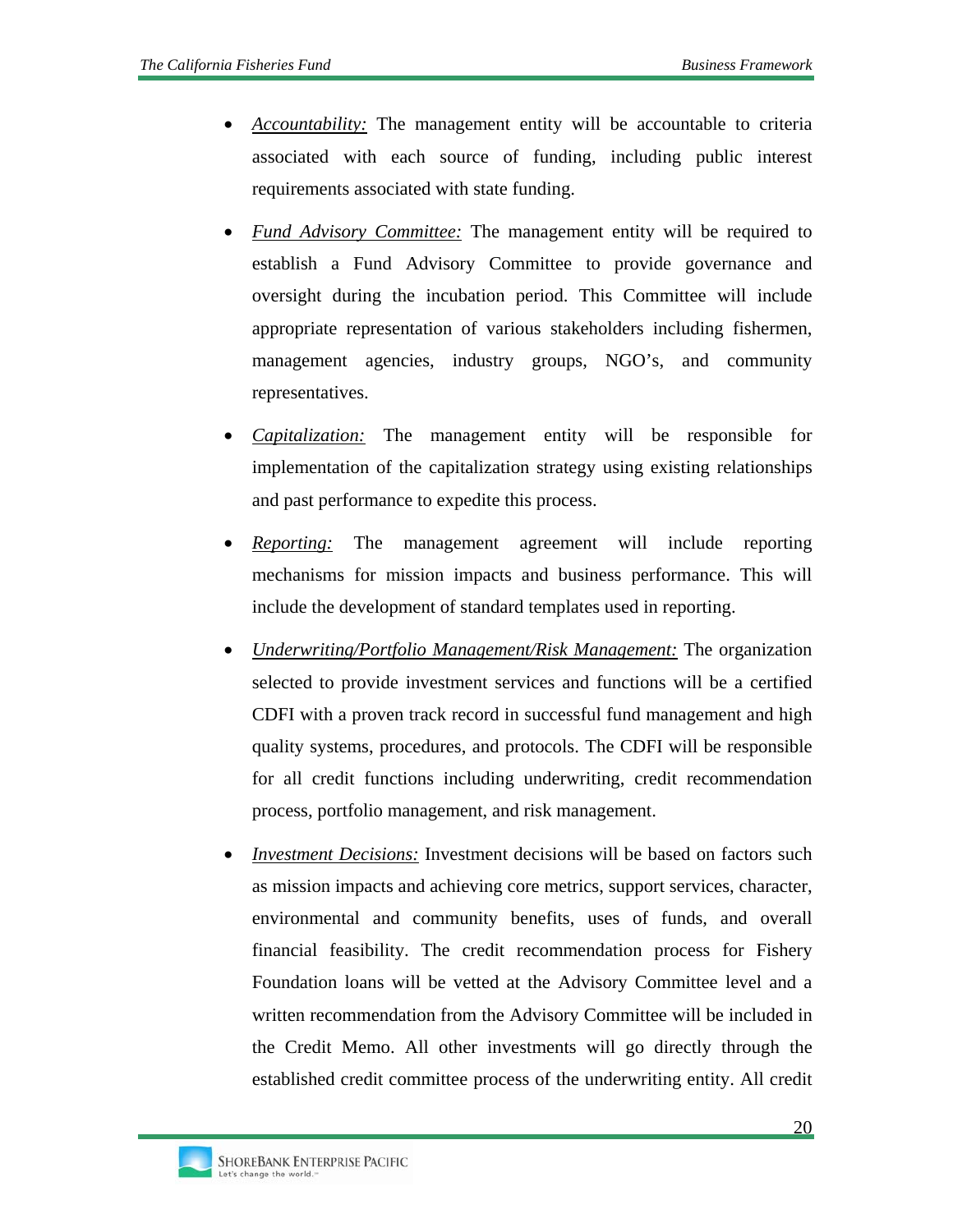- *Accountability:* The management entity will be accountable to criteria associated with each source of funding, including public interest requirements associated with state funding.
- *Fund Advisory Committee:* The management entity will be required to establish a Fund Advisory Committee to provide governance and oversight during the incubation period. This Committee will include appropriate representation of various stakeholders including fishermen, management agencies, industry groups, NGO's, and community representatives.
- *Capitalization:* The management entity will be responsible for implementation of the capitalization strategy using existing relationships and past performance to expedite this process.
- *Reporting:* The management agreement will include reporting mechanisms for mission impacts and business performance. This will include the development of standard templates used in reporting.
- *Underwriting/Portfolio Management/Risk Management:* The organization selected to provide investment services and functions will be a certified CDFI with a proven track record in successful fund management and high quality systems, procedures, and protocols. The CDFI will be responsible for all credit functions including underwriting, credit recommendation process, portfolio management, and risk management.
- *Investment Decisions:* Investment decisions will be based on factors such as mission impacts and achieving core metrics, support services, character, environmental and community benefits, uses of funds, and overall financial feasibility. The credit recommendation process for Fishery Foundation loans will be vetted at the Advisory Committee level and a written recommendation from the Advisory Committee will be included in the Credit Memo. All other investments will go directly through the established credit committee process of the underwriting entity. All credit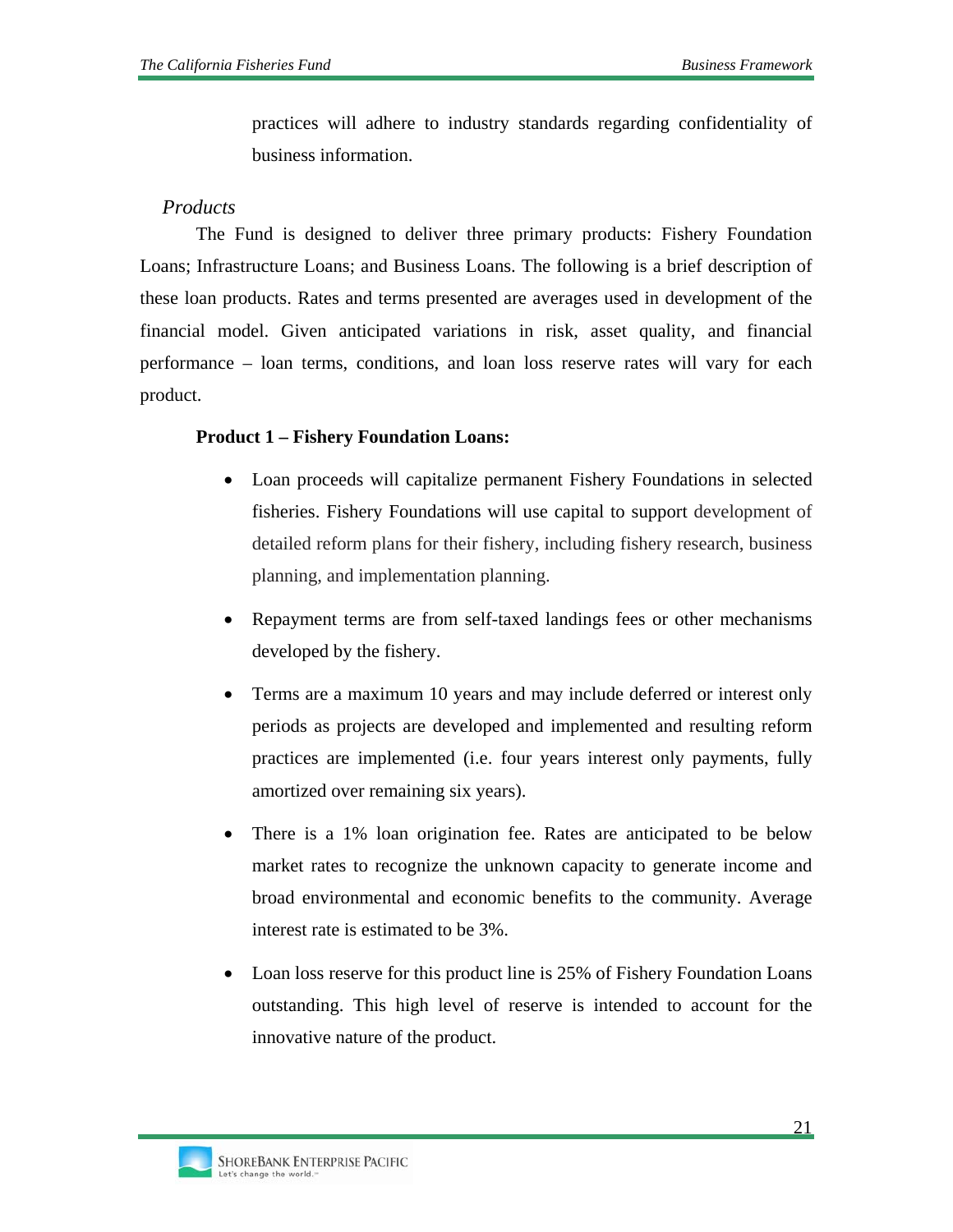practices will adhere to industry standards regarding confidentiality of business information.

*Products*

The Fund is designed to deliver three primary products: Fishery Foundation Loans; Infrastructure Loans; and Business Loans. The following is a brief description of these loan products. Rates and terms presented are averages used in development of the financial model. Given anticipated variations in risk, asset quality, and financial performance – loan terms, conditions, and loan loss reserve rates will vary for each product.

**Product 1 – Fishery Foundation Loans:**

- Loan proceeds will capitalize permanent Fishery Foundations in selected fisheries. Fishery Foundations will use capital to support development of detailed reform plans for their fishery, including fishery research, business planning, and implementation planning.
- Repayment terms are from self-taxed landings fees or other mechanisms developed by the fishery.
- Terms are a maximum 10 years and may include deferred or interest only periods as projects are developed and implemented and resulting reform practices are implemented (i.e. four years interest only payments, fully amortized over remaining six years).
- There is a 1% loan origination fee. Rates are anticipated to be below market rates to recognize the unknown capacity to generate income and broad environmental and economic benefits to the community. Average interest rate is estimated to be 3%.
- Loan loss reserve for this product line is 25% of Fishery Foundation Loans outstanding. This high level of reserve is intended to account for the innovative nature of the product.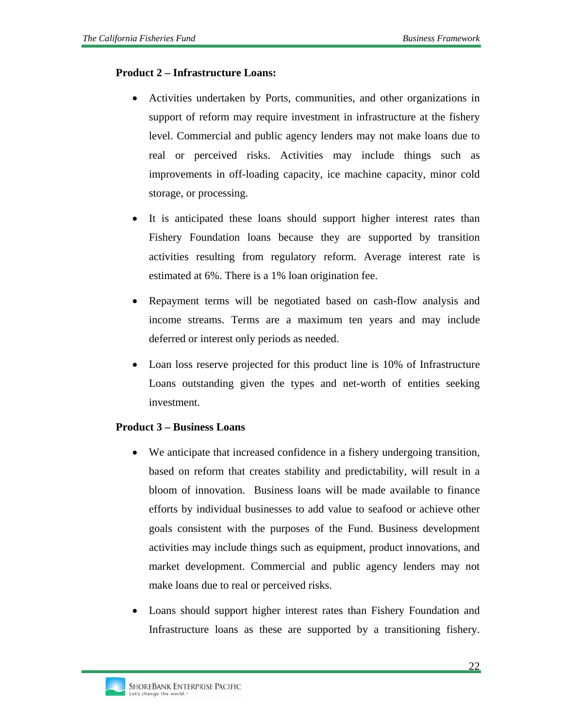**Product 2 – Infrastructure Loans:**

- Activities undertaken by Ports, communities, and other organizations in support of reform may require investment in infrastructure at the fishery level. Commercial and public agency lenders may not make loans due to real or perceived risks. Activities may include things such as improvements in off-loading capacity, ice machine capacity, minor cold storage, or processing.
- It is anticipated these loans should support higher interest rates than Fishery Foundation loans because they are supported by transition activities resulting from regulatory reform. Average interest rate is estimated at 6%. There is a 1% loan origination fee.
- Repayment terms will be negotiated based on cash-flow analysis and income streams. Terms are a maximum ten years and may include deferred or interest only periods as needed.
- Loan loss reserve projected for this product line is 10% of Infrastructure Loans outstanding given the types and net-worth of entities seeking investment.

**Product 3 – Business Loans**

- We anticipate that increased confidence in a fishery undergoing transition, based on reform that creates stability and predictability, will result in a bloom of innovation. Business loans will be made available to finance efforts by individual businesses to add value to seafood or achieve other goals consistent with the purposes of the Fund. Business development activities may include things such as equipment, product innovations, and market development. Commercial and public agency lenders may not make loans due to real or perceived risks.
- Loans should support higher interest rates than Fishery Foundation and Infrastructure loans as these are supported by a transitioning fishery.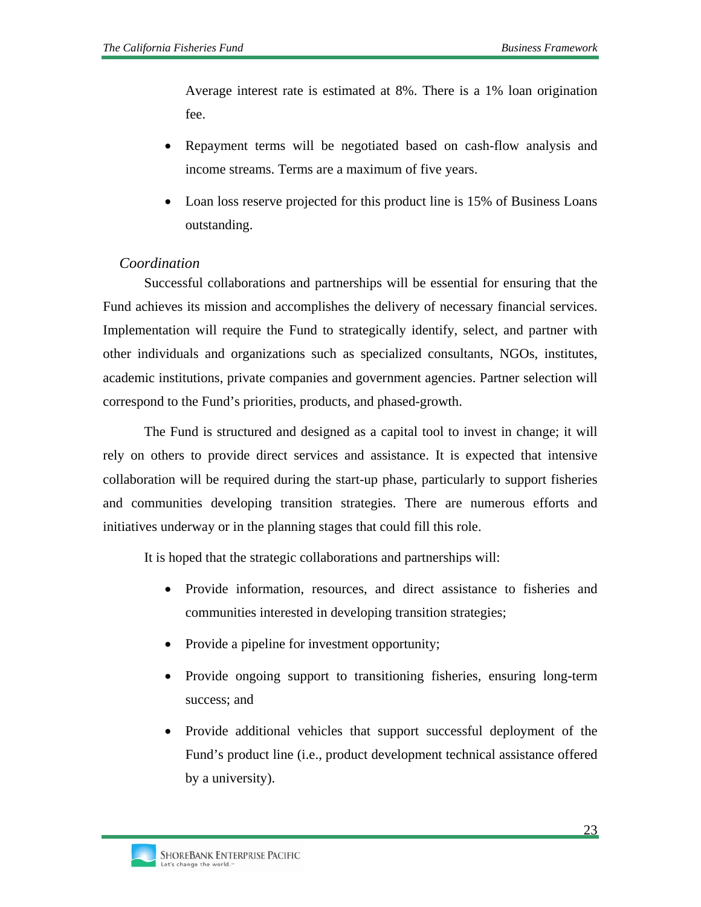Average interest rate is estimated at 8%. There is a 1% loan origination fee.

- Repayment terms will be negotiated based on cash-flow analysis and income streams. Terms are a maximum of five years.
- Loan loss reserve projected for this product line is 15% of Business Loans outstanding.

### *Coordination*

Successful collaborations and partnerships will be essential for ensuring that the Fund achieves its mission and accomplishes the delivery of necessary financial services. Implementation will require the Fund to strategically identify, select, and partner with other individuals and organizations such as specialized consultants, NGOs, institutes, academic institutions, private companies and government agencies. Partner selection will correspond to the Fund's priorities, products, and phased-growth.

The Fund is structured and designed as a capital tool to invest in change; it will rely on others to provide direct services and assistance. It is expected that intensive collaboration will be required during the start-up phase, particularly to support fisheries and communities developing transition strategies. There are numerous efforts and initiatives underway or in the planning stages that could fill this role.

It is hoped that the strategic collaborations and partnerships will:

- Provide information, resources, and direct assistance to fisheries and communities interested in developing transition strategies;
- Provide a pipeline for investment opportunity;
- Provide ongoing support to transitioning fisheries, ensuring long-term success; and
- Provide additional vehicles that support successful deployment of the Fund's product line (i.e., product development technical assistance offered by a university).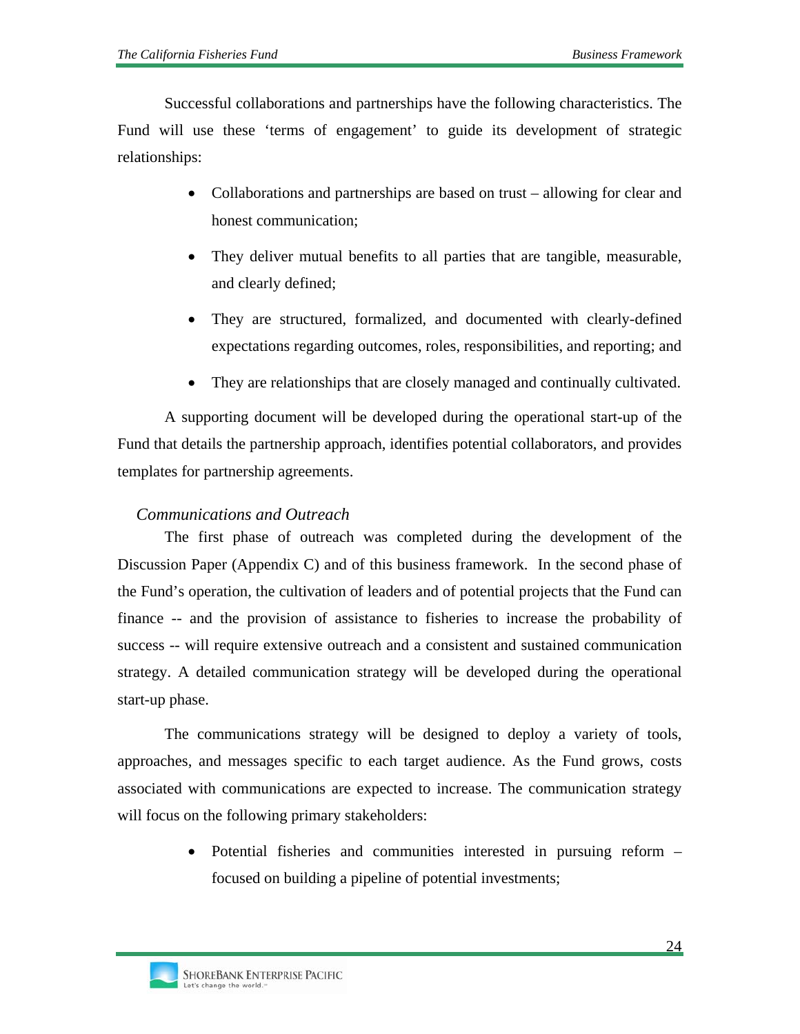Successful collaborations and partnerships have the following characteristics. The Fund will use these 'terms of engagement' to guide its development of strategic relationships:

- Collaborations and partnerships are based on trust – allowing for clear and honest communication;
- They deliver mutual benefits to all parties that are tangible, measurable, and clearly defined;
- They are structured, formalized, and documented with clearly-defined expectations regarding outcomes, roles, responsibilities, and reporting; and
- They are relationships that are closely managed and continually cultivated.

A supporting document will be developed during the operational start-up of the Fund that details the partnership approach, identifies potential collaborators, and provides templates for partnership agreements.

### *Communications and Outreach*

The first phase of outreach was completed during the development of the Discussion Paper (Appendix C) and of this business framework. In the second phase of the Fund's operation, the cultivation of leaders and of potential projects that the Fund can finance -- and the provision of assistance to fisheries to increase the probability of success -- will require extensive outreach and a consistent and sustained communication strategy. A detailed communication strategy will be developed during the operational start-up phase.

The communications strategy will be designed to deploy a variety of tools, approaches, and messages specific to each target audience. As the Fund grows, costs associated with communications are expected to increase. The communication strategy will focus on the following primary stakeholders:

- Potential fisheries and communities interested in pursuing reform – focused on building a pipeline of potential investments;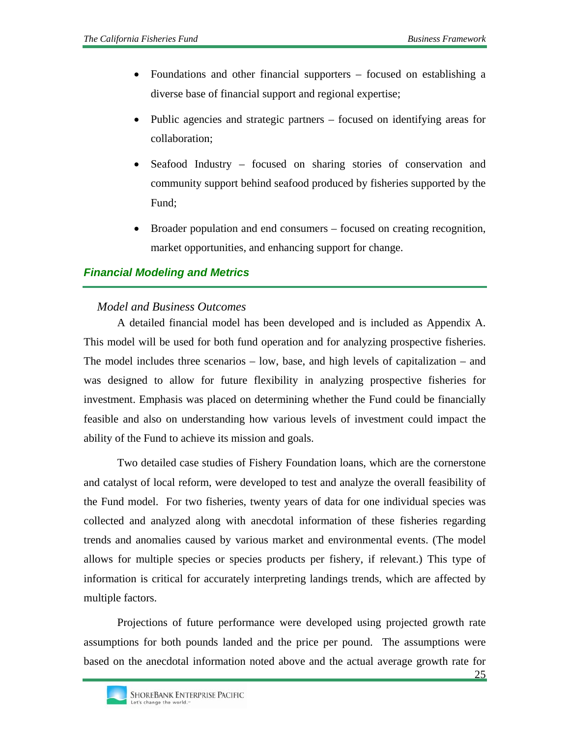- Foundations and other financial supporters – focused on establishing a diverse base of financial support and regional expertise;
- Public agencies and strategic partners – focused on identifying areas for collaboration;
- Seafood Industry – focused on sharing stories of conservation and community support behind seafood produced by fisheries supported by the Fund;
- Broader population and end consumers – focused on creating recognition, market opportunities, and enhancing support for change.

## *Financial Modeling and Metrics*

### *Model and Business Outcomes*

A detailed financial model has been developed and is included as Appendix A. This model will be used for both fund operation and for analyzing prospective fisheries. The model includes three scenarios – low, base, and high levels of capitalization – and was designed to allow for future flexibility in analyzing prospective fisheries for investment. Emphasis was placed on determining whether the Fund could be financially feasible and also on understanding how various levels of investment could impact the ability of the Fund to achieve its mission and goals.

Two detailed case studies of Fishery Foundation loans, which are the cornerstone and catalyst of local reform, were developed to test and analyze the overall feasibility of the Fund model. For two fisheries, twenty years of data for one individual species was collected and analyzed along with anecdotal information of these fisheries regarding trends and anomalies caused by various market and environmental events. (The model allows for multiple species or species products per fishery, if relevant.) This type of information is critical for accurately interpreting landings trends, which are affected by multiple factors.

Projections of future performance were developed using projected growth rate assumptions for both pounds landed and the price per pound. The assumptions were based on the anecdotal information noted above and the actual average growth rate for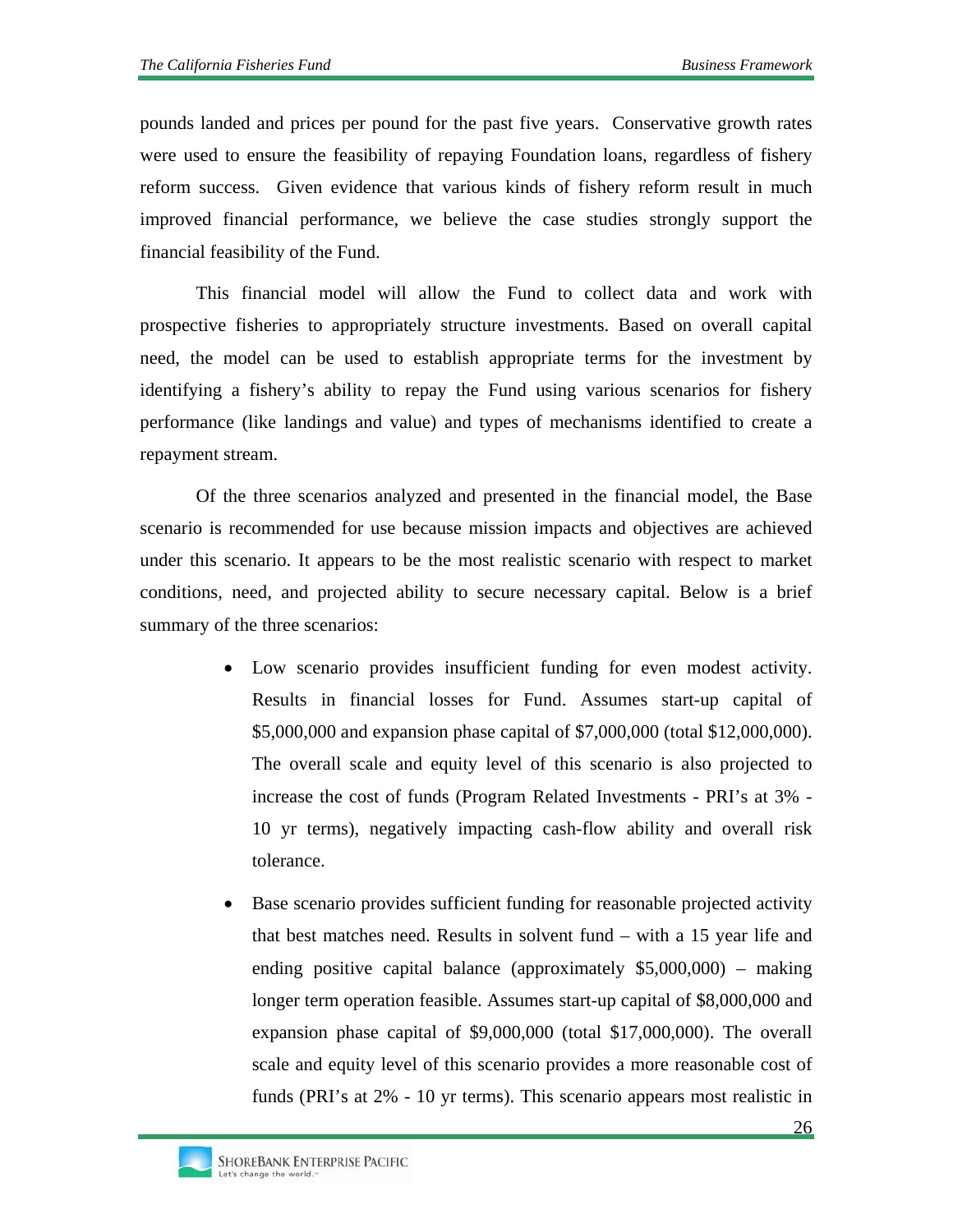pounds landed and prices per pound for the past five years. Conservative growth rates were used to ensure the feasibility of repaying Foundation loans, regardless of fishery reform success. Given evidence that various kinds of fishery reform result in much improved financial performance, we believe the case studies strongly support the financial feasibility of the Fund.

This financial model will allow the Fund to collect data and work with prospective fisheries to appropriately structure investments. Based on overall capital need, the model can be used to establish appropriate terms for the investment by identifying a fishery's ability to repay the Fund using various scenarios for fishery performance (like landings and value) and types of mechanisms identified to create a repayment stream.

Of the three scenarios analyzed and presented in the financial model, the Base scenario is recommended for use because mission impacts and objectives are achieved under this scenario. It appears to be the most realistic scenario with respect to market conditions, need, and projected ability to secure necessary capital. Below is a brief summary of the three scenarios:

- Low scenario provides insufficient funding for even modest activity. Results in financial losses for Fund. Assumes start-up capital of $5,000,000 and expansion phase capital of $7,000,000 (total $12,000,000). The overall scale and equity level of this scenario is also projected to increase the cost of funds (Program Related Investments - PRI's at 3% - 10 yr terms), negatively impacting cash-flow ability and overall risk tolerance.
- Base scenario provides sufficient funding for reasonable projected activity that best matches need. Results in solvent fund – with a 15 year life and ending positive capital balance (approximately $5,000,000) – making longer term operation feasible. Assumes start-up capital of $8,000,000 and expansion phase capital of $9,000,000 (total $17,000,000). The overall scale and equity level of this scenario provides a more reasonable cost of funds (PRI's at 2% - 10 yr terms). This scenario appears most realistic in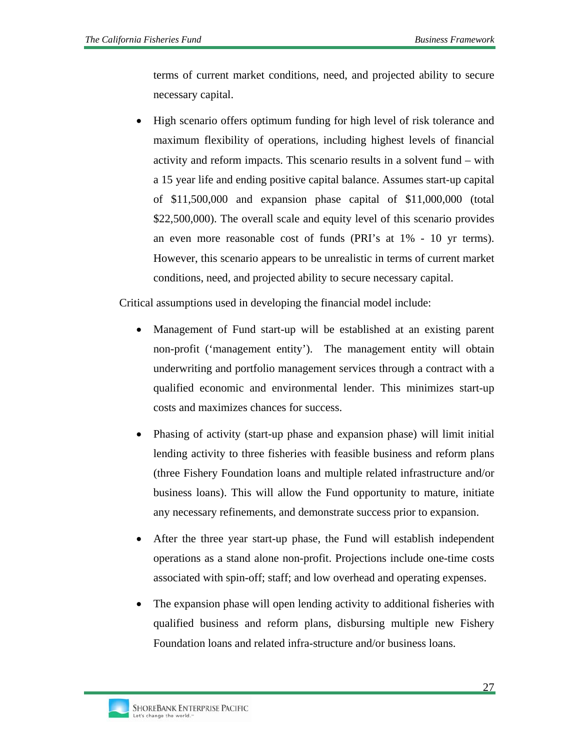terms of current market conditions, need, and projected ability to secure necessary capital.

- High scenario offers optimum funding for high level of risk tolerance and maximum flexibility of operations, including highest levels of financial activity and reform impacts. This scenario results in a solvent fund – with a 15 year life and ending positive capital balance. Assumes start-up capital of $11,500,000 and expansion phase capital of $11,000,000 (total $22,500,000). The overall scale and equity level of this scenario provides an even more reasonable cost of funds (PRI's at 1% - 10 yr terms). However, this scenario appears to be unrealistic in terms of current market conditions, need, and projected ability to secure necessary capital.

Critical assumptions used in developing the financial model include:

- Management of Fund start-up will be established at an existing parent non-profit ('management entity'). The management entity will obtain underwriting and portfolio management services through a contract with a qualified economic and environmental lender. This minimizes start-up costs and maximizes chances for success.

- Phasing of activity (start-up phase and expansion phase) will limit initial lending activity to three fisheries with feasible business and reform plans (three Fishery Foundation loans and multiple related infrastructure and/or business loans). This will allow the Fund opportunity to mature, initiate any necessary refinements, and demonstrate success prior to expansion.

- After the three year start-up phase, the Fund will establish independent operations as a stand alone non-profit. Projections include one-time costs associated with spin-off; staff; and low overhead and operating expenses.

- The expansion phase will open lending activity to additional fisheries with qualified business and reform plans, disbursing multiple new Fishery Foundation loans and related infra-structure and/or business loans.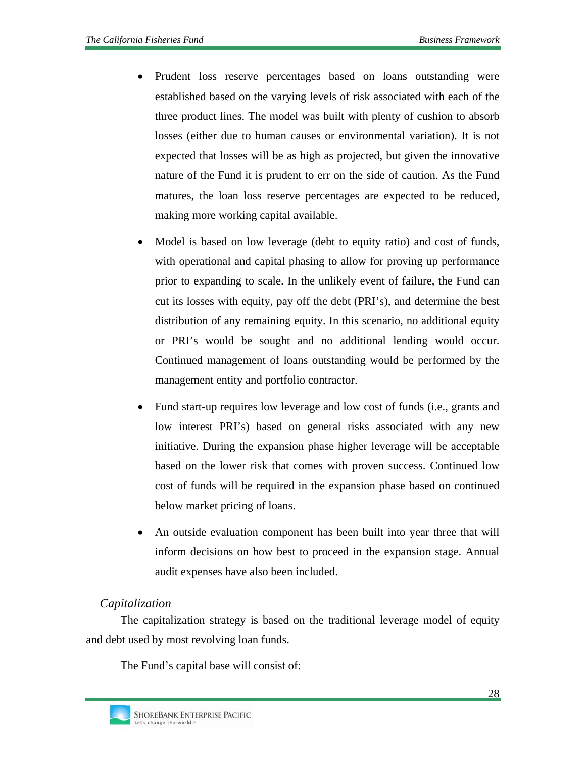- Prudent loss reserve percentages based on loans outstanding were established based on the varying levels of risk associated with each of the three product lines. The model was built with plenty of cushion to absorb losses (either due to human causes or environmental variation). It is not expected that losses will be as high as projected, but given the innovative nature of the Fund it is prudent to err on the side of caution. As the Fund matures, the loan loss reserve percentages are expected to be reduced, making more working capital available.

- Model is based on low leverage (debt to equity ratio) and cost of funds, with operational and capital phasing to allow for proving up performance prior to expanding to scale. In the unlikely event of failure, the Fund can cut its losses with equity, pay off the debt (PRI's), and determine the best distribution of any remaining equity. In this scenario, no additional equity or PRI's would be sought and no additional lending would occur. Continued management of loans outstanding would be performed by the management entity and portfolio contractor.

- Fund start-up requires low leverage and low cost of funds (i.e., grants and low interest PRI's) based on general risks associated with any new initiative. During the expansion phase higher leverage will be acceptable based on the lower risk that comes with proven success. Continued low cost of funds will be required in the expansion phase based on continued below market pricing of loans.

- An outside evaluation component has been built into year three that will inform decisions on how best to proceed in the expansion stage. Annual audit expenses have also been included.

### *Capitalization*

The capitalization strategy is based on the traditional leverage model of equity and debt used by most revolving loan funds.

The Fund's capital base will consist of: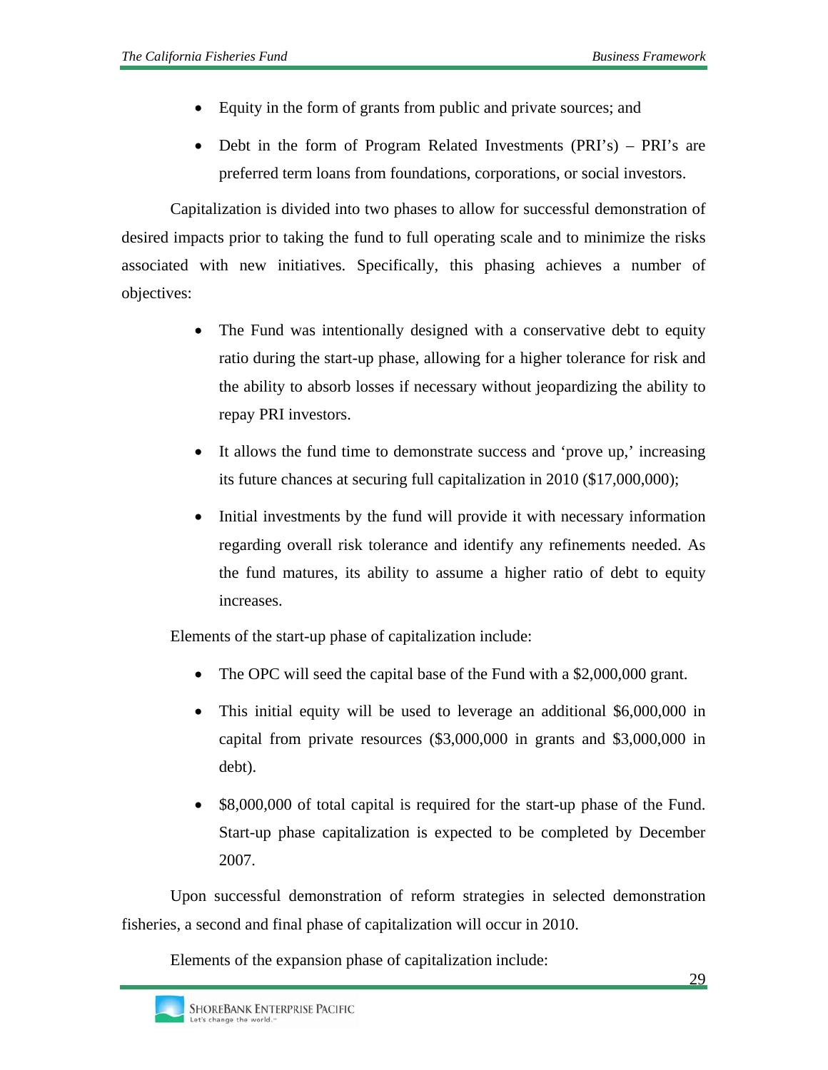- Equity in the form of grants from public and private sources; and
- Debt in the form of Program Related Investments (PRI's) – PRI's are preferred term loans from foundations, corporations, or social investors.

Capitalization is divided into two phases to allow for successful demonstration of desired impacts prior to taking the fund to full operating scale and to minimize the risks associated with new initiatives. Specifically, this phasing achieves a number of objectives:

- The Fund was intentionally designed with a conservative debt to equity ratio during the start-up phase, allowing for a higher tolerance for risk and the ability to absorb losses if necessary without jeopardizing the ability to repay PRI investors.
- It allows the fund time to demonstrate success and 'prove up,' increasing its future chances at securing full capitalization in 2010 ($17,000,000);
- Initial investments by the fund will provide it with necessary information regarding overall risk tolerance and identify any refinements needed. As the fund matures, its ability to assume a higher ratio of debt to equity increases.

Elements of the start-up phase of capitalization include:

- The OPC will seed the capital base of the Fund with a $2,000,000 grant.
- This initial equity will be used to leverage an additional $6,000,000 in capital from private resources ($3,000,000 in grants and $3,000,000 in debt).
- $8,000,000 of total capital is required for the start-up phase of the Fund. Start-up phase capitalization is expected to be completed by December 2007.

Upon successful demonstration of reform strategies in selected demonstration fisheries, a second and final phase of capitalization will occur in 2010.

Elements of the expansion phase of capitalization include: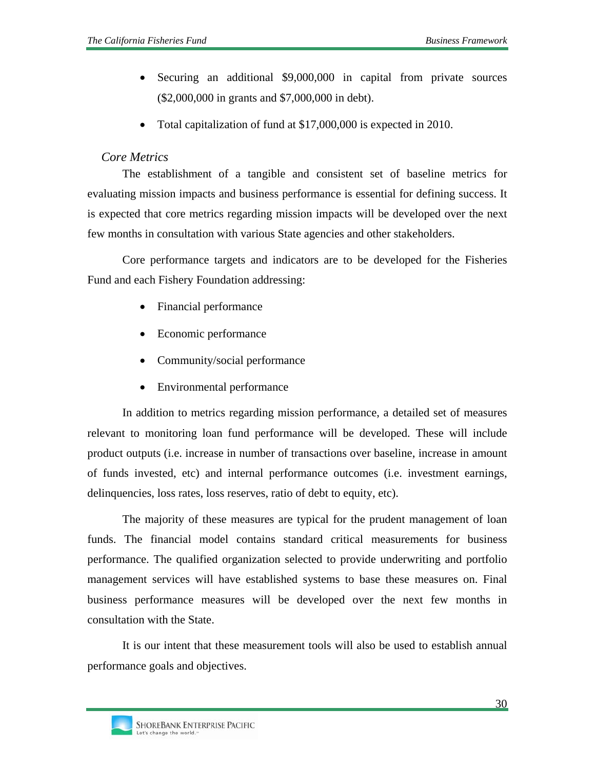- Securing an additional $9,000,000 in capital from private sources ($2,000,000 in grants and $7,000,000 in debt).
- Total capitalization of fund at $17,000,000 is expected in 2010.

*Core Metrics*

The establishment of a tangible and consistent set of baseline metrics for evaluating mission impacts and business performance is essential for defining success. It is expected that core metrics regarding mission impacts will be developed over the next few months in consultation with various State agencies and other stakeholders.

Core performance targets and indicators are to be developed for the Fisheries Fund and each Fishery Foundation addressing:

- Financial performance
- Economic performance
- Community/social performance
- Environmental performance

In addition to metrics regarding mission performance, a detailed set of measures relevant to monitoring loan fund performance will be developed. These will include product outputs (i.e. increase in number of transactions over baseline, increase in amount of funds invested, etc) and internal performance outcomes (i.e. investment earnings, delinquencies, loss rates, loss reserves, ratio of debt to equity, etc).

The majority of these measures are typical for the prudent management of loan funds. The financial model contains standard critical measurements for business performance. The qualified organization selected to provide underwriting and portfolio management services will have established systems to base these measures on. Final business performance measures will be developed over the next few months in consultation with the State.

It is our intent that these measurement tools will also be used to establish annual performance goals and objectives.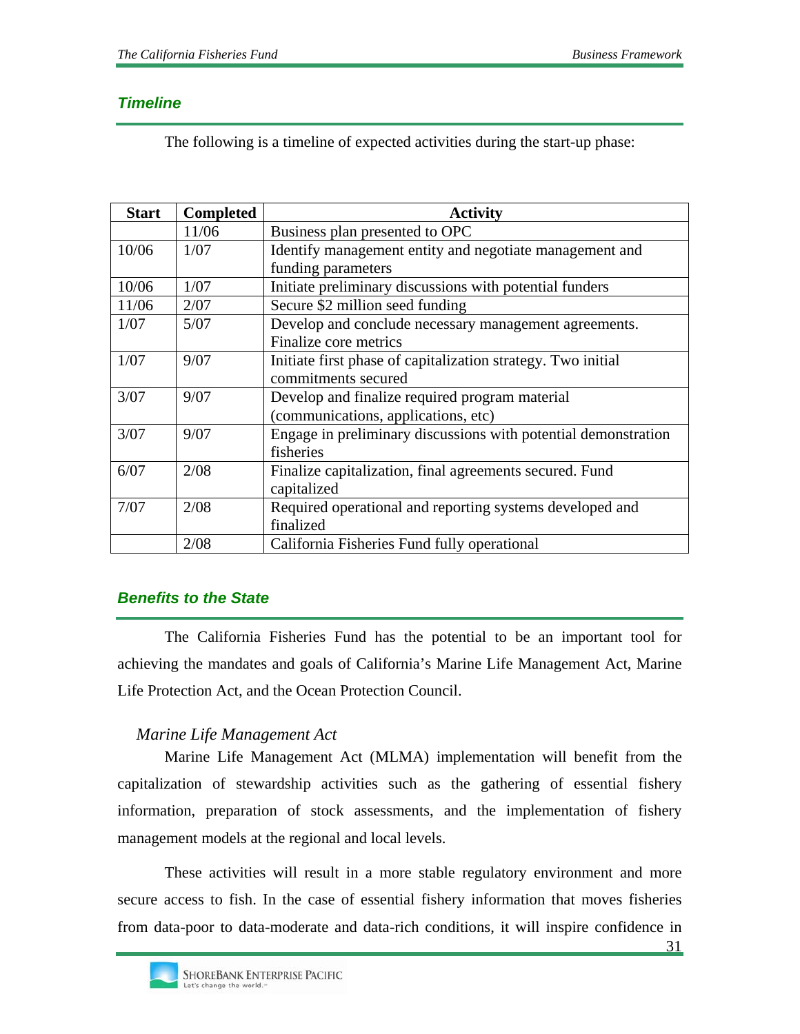## Timeline

The following is a timeline of expected activities during the start-up phase:

| Start | Completed | Activity |
|---|---|---|
| | 11/06 | Business plan presented to OPC |
| 10/06 | 1/07 | Identify management entity and negotiate management and funding parameters |
| 10/06 | 1/07 | Initiate preliminary discussions with potential funders |
| 11/06 | 2/07 | Secure $2 million seed funding |
| 1/07 | 5/07 | Develop and conclude necessary management agreements. Finalize core metrics |
| 1/07 | 9/07 | Initiate first phase of capitalization strategy. Two initial commitments secured |
| 3/07 | 9/07 | Develop and finalize required program material (communications, applications, etc) |
| 3/07 | 9/07 | Engage in preliminary discussions with potential demonstration fisheries |
| 6/07 | 2/08 | Finalize capitalization, final agreements secured. Fund capitalized |
| 7/07 | 2/08 | Required operational and reporting systems developed and finalized |
| | 2/08 | California Fisheries Fund fully operational |

## Benefits to the State

The California Fisheries Fund has the potential to be an important tool for achieving the mandates and goals of California's Marine Life Management Act, Marine Life Protection Act, and the Ocean Protection Council.

### *Marine Life Management Act*

Marine Life Management Act (MLMA) implementation will benefit from the capitalization of stewardship activities such as the gathering of essential fishery information, preparation of stock assessments, and the implementation of fishery management models at the regional and local levels.

These activities will result in a more stable regulatory environment and more secure access to fish. In the case of essential fishery information that moves fisheries from data-poor to data-moderate and data-rich conditions, it will inspire confidence in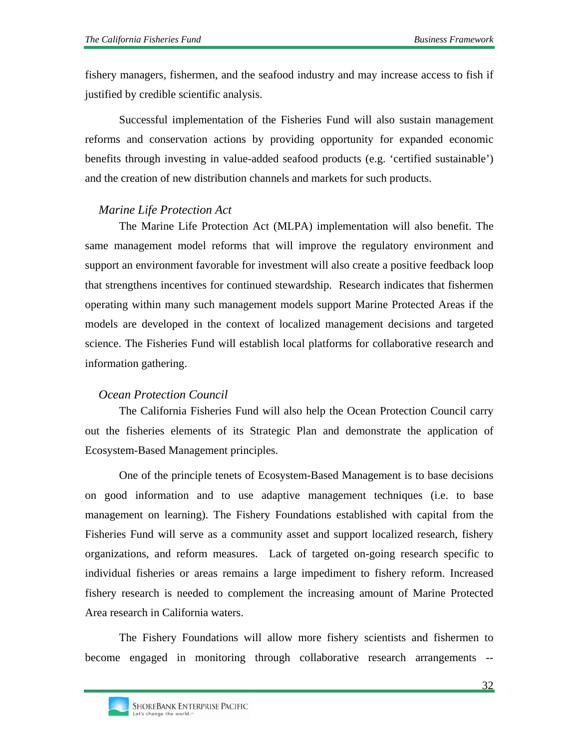fishery managers, fishermen, and the seafood industry and may increase access to fish if justified by credible scientific analysis.

Successful implementation of the Fisheries Fund will also sustain management reforms and conservation actions by providing opportunity for expanded economic benefits through investing in value-added seafood products (e.g. 'certified sustainable') and the creation of new distribution channels and markets for such products.

*Marine Life Protection Act*

The Marine Life Protection Act (MLPA) implementation will also benefit. The same management model reforms that will improve the regulatory environment and support an environment favorable for investment will also create a positive feedback loop that strengthens incentives for continued stewardship. Research indicates that fishermen operating within many such management models support Marine Protected Areas if the models are developed in the context of localized management decisions and targeted science. The Fisheries Fund will establish local platforms for collaborative research and information gathering.

*Ocean Protection Council*

The California Fisheries Fund will also help the Ocean Protection Council carry out the fisheries elements of its Strategic Plan and demonstrate the application of Ecosystem-Based Management principles.

One of the principle tenets of Ecosystem-Based Management is to base decisions on good information and to use adaptive management techniques (i.e. to base management on learning). The Fishery Foundations established with capital from the Fisheries Fund will serve as a community asset and support localized research, fishery organizations, and reform measures. Lack of targeted on-going research specific to individual fisheries or areas remains a large impediment to fishery reform. Increased fishery research is needed to complement the increasing amount of Marine Protected Area research in California waters.

The Fishery Foundations will allow more fishery scientists and fishermen to become engaged in monitoring through collaborative research arrangements --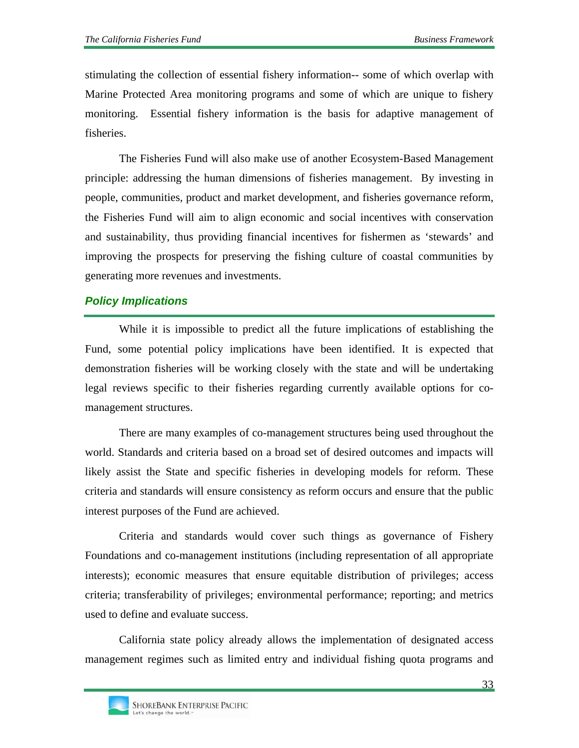stimulating the collection of essential fishery information-- some of which overlap with Marine Protected Area monitoring programs and some of which are unique to fishery monitoring. Essential fishery information is the basis for adaptive management of fisheries.

The Fisheries Fund will also make use of another Ecosystem-Based Management principle: addressing the human dimensions of fisheries management. By investing in people, communities, product and market development, and fisheries governance reform, the Fisheries Fund will aim to align economic and social incentives with conservation and sustainability, thus providing financial incentives for fishermen as 'stewards' and improving the prospects for preserving the fishing culture of coastal communities by generating more revenues and investments.

## *Policy Implications*

While it is impossible to predict all the future implications of establishing the Fund, some potential policy implications have been identified. It is expected that demonstration fisheries will be working closely with the state and will be undertaking legal reviews specific to their fisheries regarding currently available options for co-management structures.

There are many examples of co-management structures being used throughout the world. Standards and criteria based on a broad set of desired outcomes and impacts will likely assist the State and specific fisheries in developing models for reform. These criteria and standards will ensure consistency as reform occurs and ensure that the public interest purposes of the Fund are achieved.

Criteria and standards would cover such things as governance of Fishery Foundations and co-management institutions (including representation of all appropriate interests); economic measures that ensure equitable distribution of privileges; access criteria; transferability of privileges; environmental performance; reporting; and metrics used to define and evaluate success.

California state policy already allows the implementation of designated access management regimes such as limited entry and individual fishing quota programs and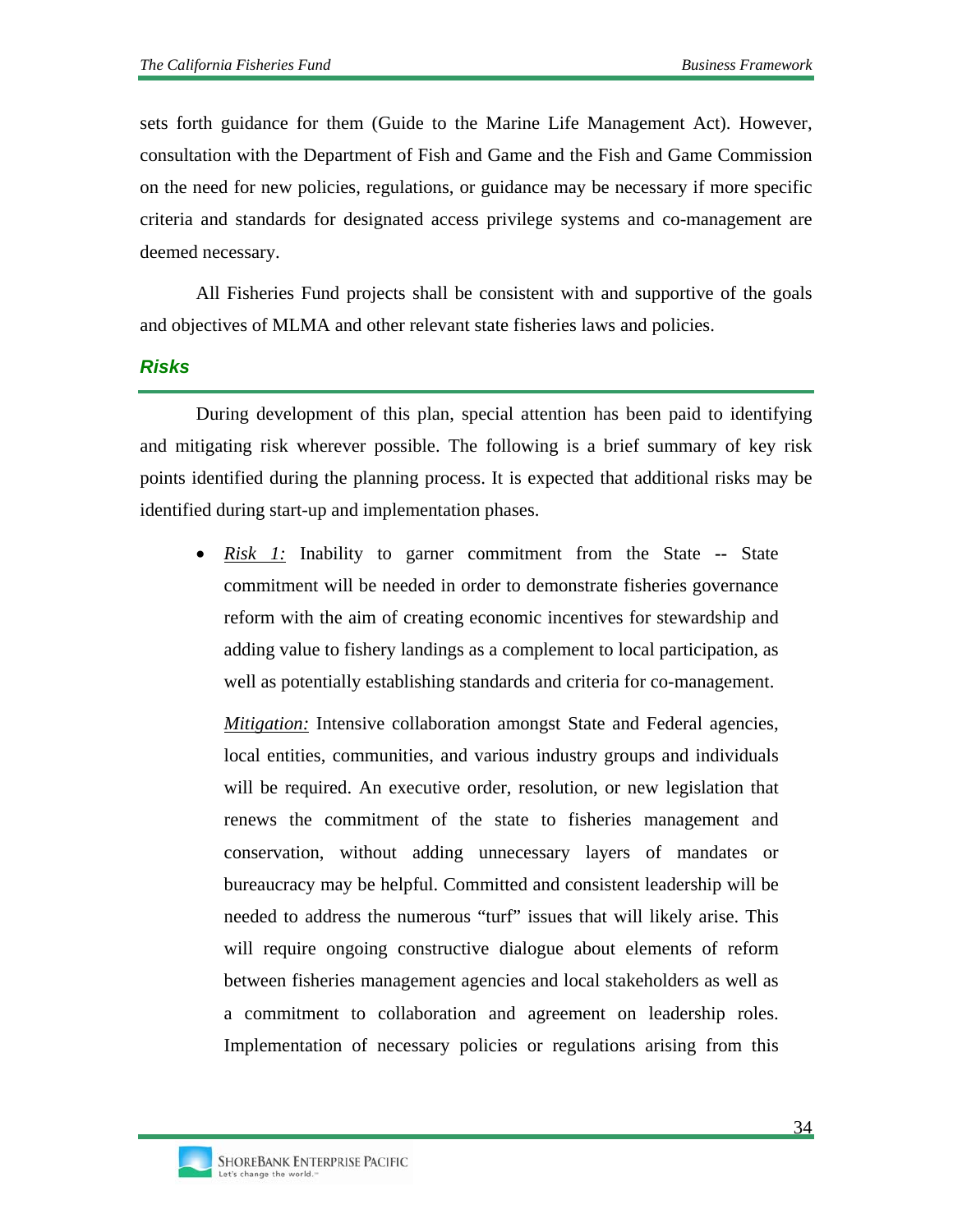sets forth guidance for them (Guide to the Marine Life Management Act). However, consultation with the Department of Fish and Game and the Fish and Game Commission on the need for new policies, regulations, or guidance may be necessary if more specific criteria and standards for designated access privilege systems and co-management are deemed necessary.

All Fisheries Fund projects shall be consistent with and supportive of the goals and objectives of MLMA and other relevant state fisheries laws and policies.

### *Risks*

During development of this plan, special attention has been paid to identifying and mitigating risk wherever possible. The following is a brief summary of key risk points identified during the planning process. It is expected that additional risks may be identified during start-up and implementation phases.

- *Risk 1:* Inability to garner commitment from the State -- State commitment will be needed in order to demonstrate fisheries governance reform with the aim of creating economic incentives for stewardship and adding value to fishery landings as a complement to local participation, as well as potentially establishing standards and criteria for co-management.

  *Mitigation:* Intensive collaboration amongst State and Federal agencies, local entities, communities, and various industry groups and individuals will be required. An executive order, resolution, or new legislation that renews the commitment of the state to fisheries management and conservation, without adding unnecessary layers of mandates or bureaucracy may be helpful. Committed and consistent leadership will be needed to address the numerous "turf" issues that will likely arise. This will require ongoing constructive dialogue about elements of reform between fisheries management agencies and local stakeholders as well as a commitment to collaboration and agreement on leadership roles. Implementation of necessary policies or regulations arising from this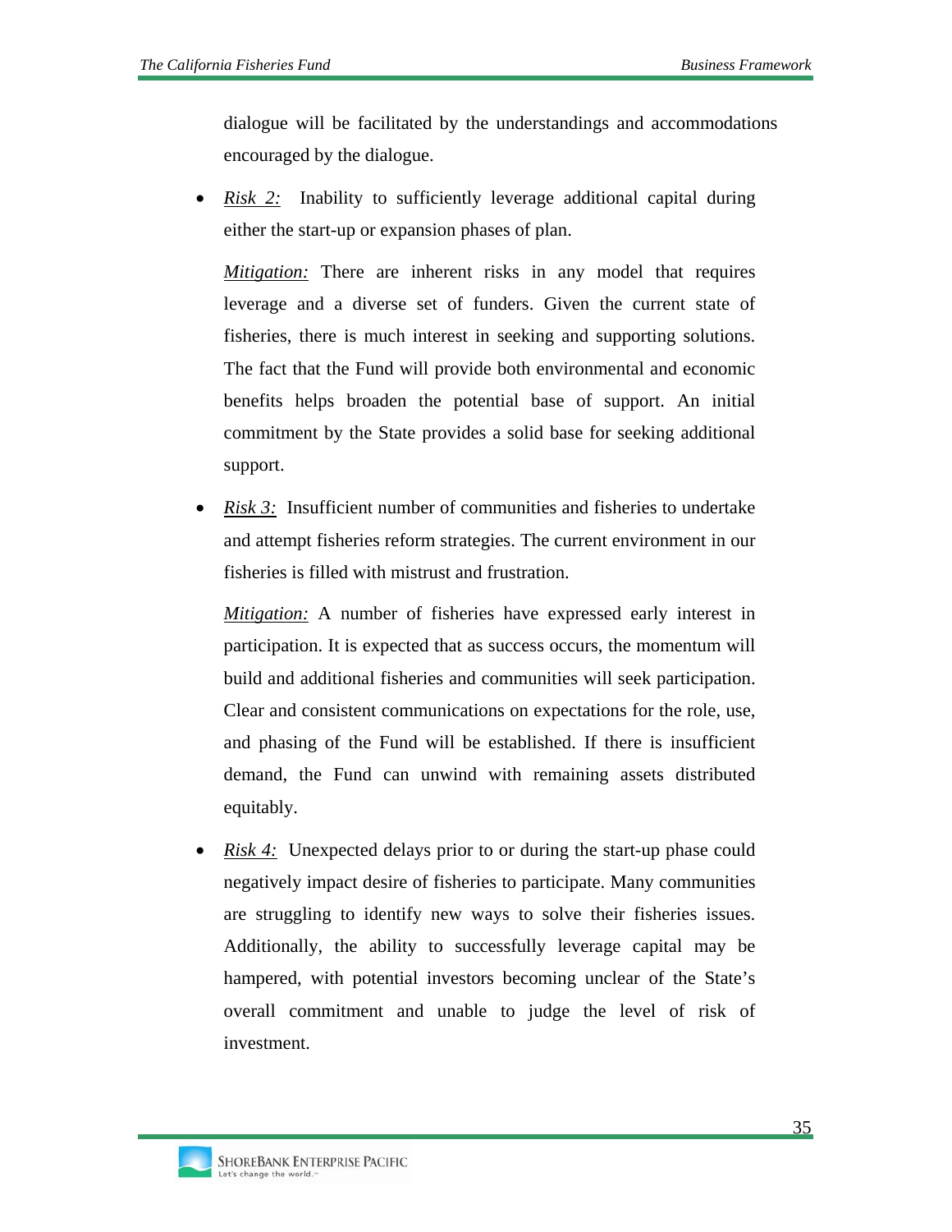dialogue will be facilitated by the understandings and accommodations encouraged by the dialogue.

- *Risk 2:* Inability to sufficiently leverage additional capital during either the start-up or expansion phases of plan.

  *Mitigation:* There are inherent risks in any model that requires leverage and a diverse set of funders. Given the current state of fisheries, there is much interest in seeking and supporting solutions. The fact that the Fund will provide both environmental and economic benefits helps broaden the potential base of support. An initial commitment by the State provides a solid base for seeking additional support.

- *Risk 3:* Insufficient number of communities and fisheries to undertake and attempt fisheries reform strategies. The current environment in our fisheries is filled with mistrust and frustration.

  *Mitigation:* A number of fisheries have expressed early interest in participation. It is expected that as success occurs, the momentum will build and additional fisheries and communities will seek participation. Clear and consistent communications on expectations for the role, use, and phasing of the Fund will be established. If there is insufficient demand, the Fund can unwind with remaining assets distributed equitably.

- *Risk 4:* Unexpected delays prior to or during the start-up phase could negatively impact desire of fisheries to participate. Many communities are struggling to identify new ways to solve their fisheries issues. Additionally, the ability to successfully leverage capital may be hampered, with potential investors becoming unclear of the State's overall commitment and unable to judge the level of risk of investment.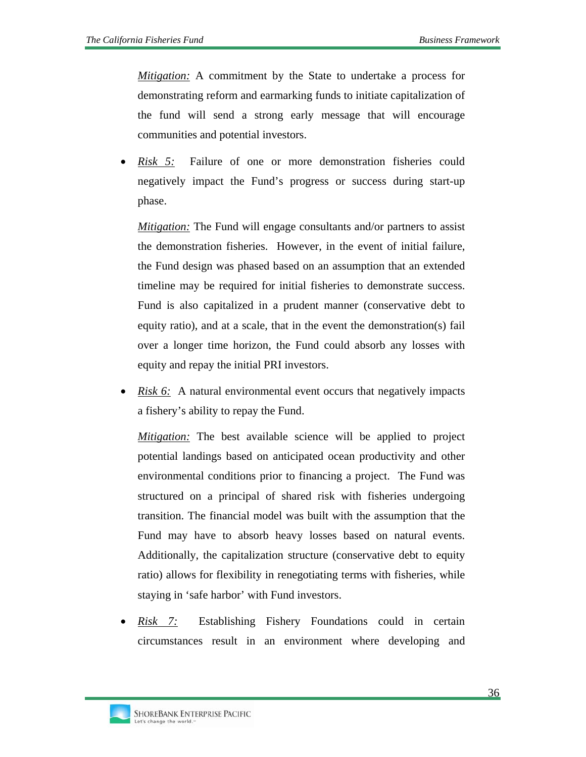*Mitigation:* A commitment by the State to undertake a process for demonstrating reform and earmarking funds to initiate capitalization of the fund will send a strong early message that will encourage communities and potential investors.

- *Risk 5:* Failure of one or more demonstration fisheries could negatively impact the Fund's progress or success during start-up phase.

  *Mitigation:* The Fund will engage consultants and/or partners to assist the demonstration fisheries. However, in the event of initial failure, the Fund design was phased based on an assumption that an extended timeline may be required for initial fisheries to demonstrate success. Fund is also capitalized in a prudent manner (conservative debt to equity ratio), and at a scale, that in the event the demonstration(s) fail over a longer time horizon, the Fund could absorb any losses with equity and repay the initial PRI investors.

- *Risk 6:* A natural environmental event occurs that negatively impacts a fishery's ability to repay the Fund.

  *Mitigation:* The best available science will be applied to project potential landings based on anticipated ocean productivity and other environmental conditions prior to financing a project. The Fund was structured on a principal of shared risk with fisheries undergoing transition. The financial model was built with the assumption that the Fund may have to absorb heavy losses based on natural events. Additionally, the capitalization structure (conservative debt to equity ratio) allows for flexibility in renegotiating terms with fisheries, while staying in 'safe harbor' with Fund investors.

- *Risk 7:* Establishing Fishery Foundations could in certain circumstances result in an environment where developing and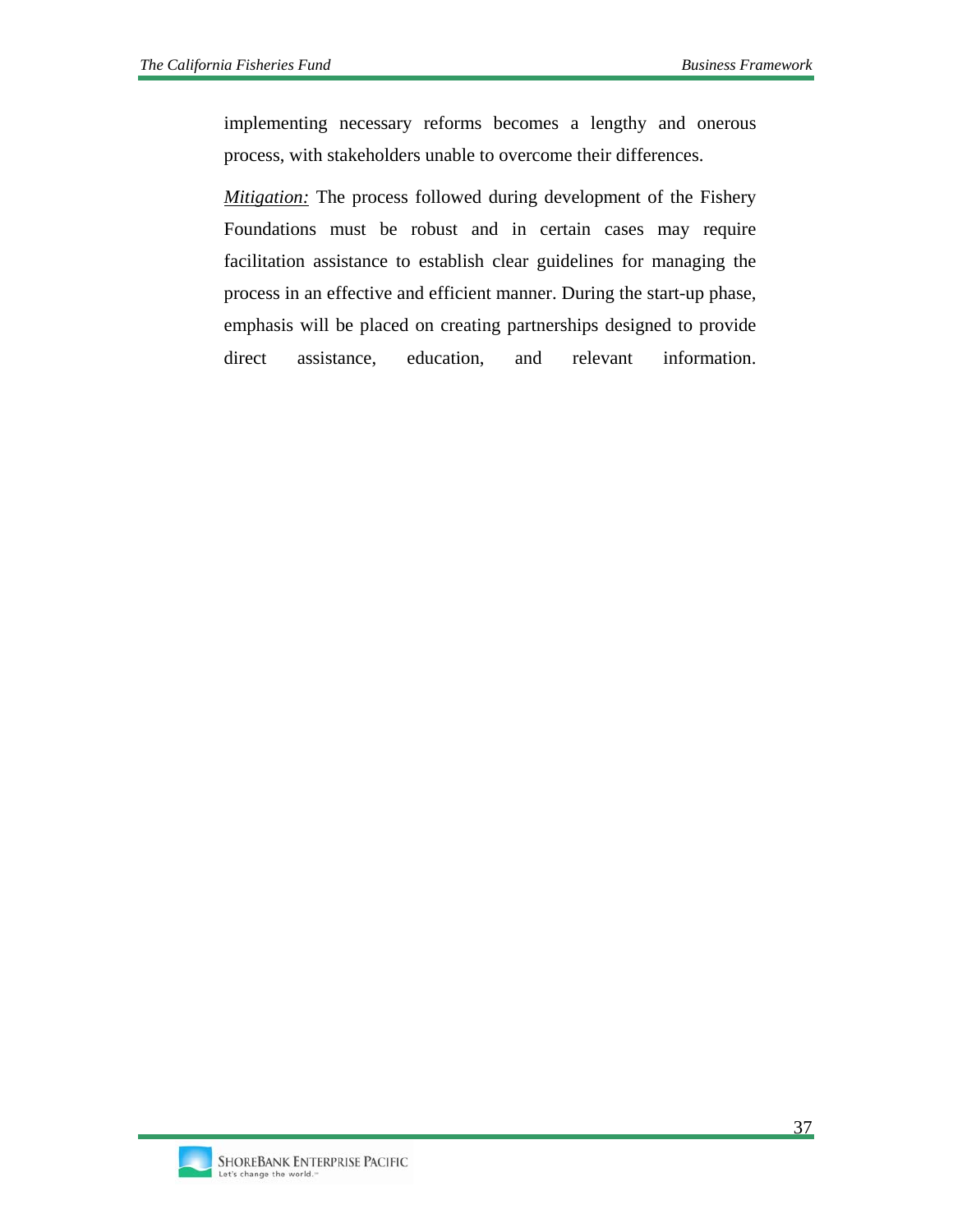implementing necessary reforms becomes a lengthy and onerous process, with stakeholders unable to overcome their differences.

*Mitigation:* The process followed during development of the Fishery Foundations must be robust and in certain cases may require facilitation assistance to establish clear guidelines for managing the process in an effective and efficient manner. During the start-up phase, emphasis will be placed on creating partnerships designed to provide direct assistance, education, and relevant information.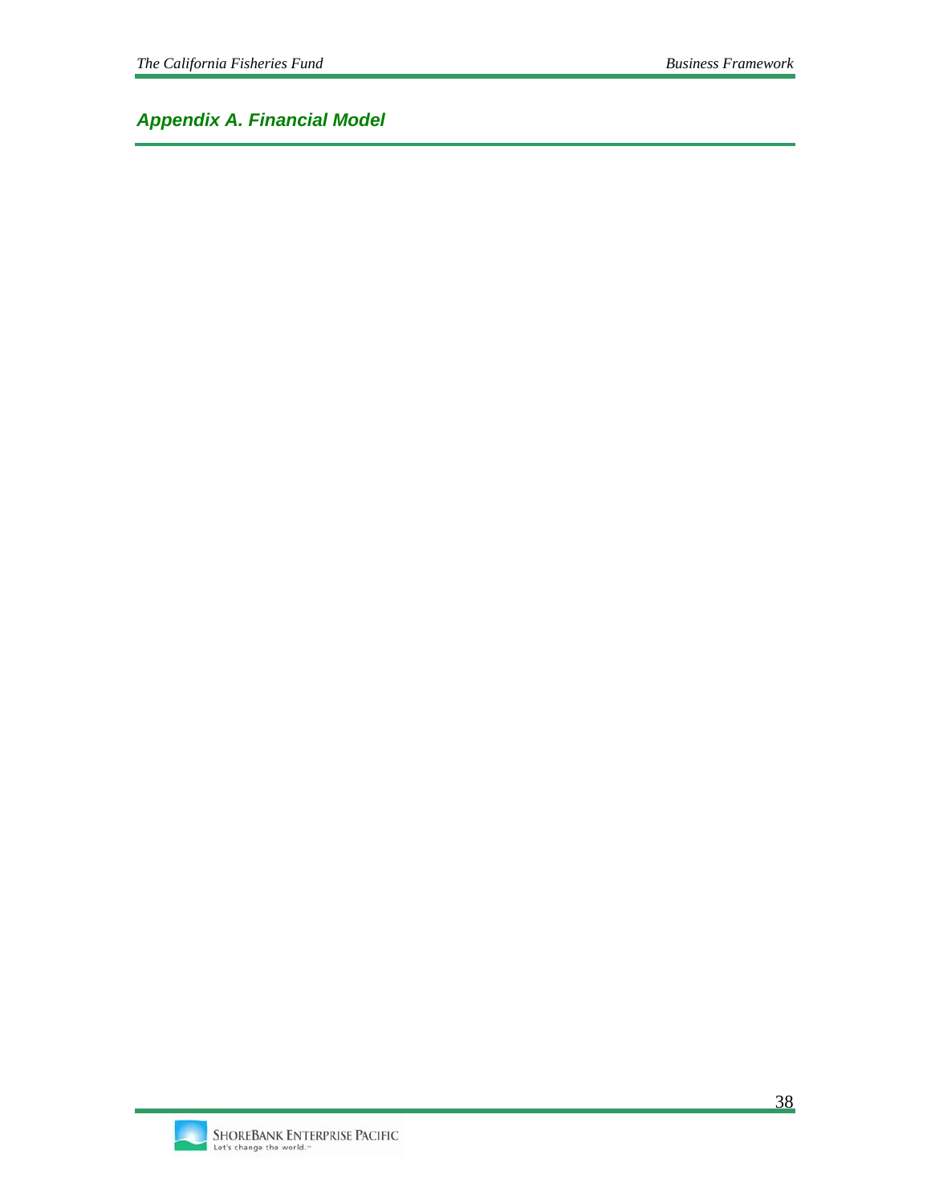## *Appendix A. Financial Model*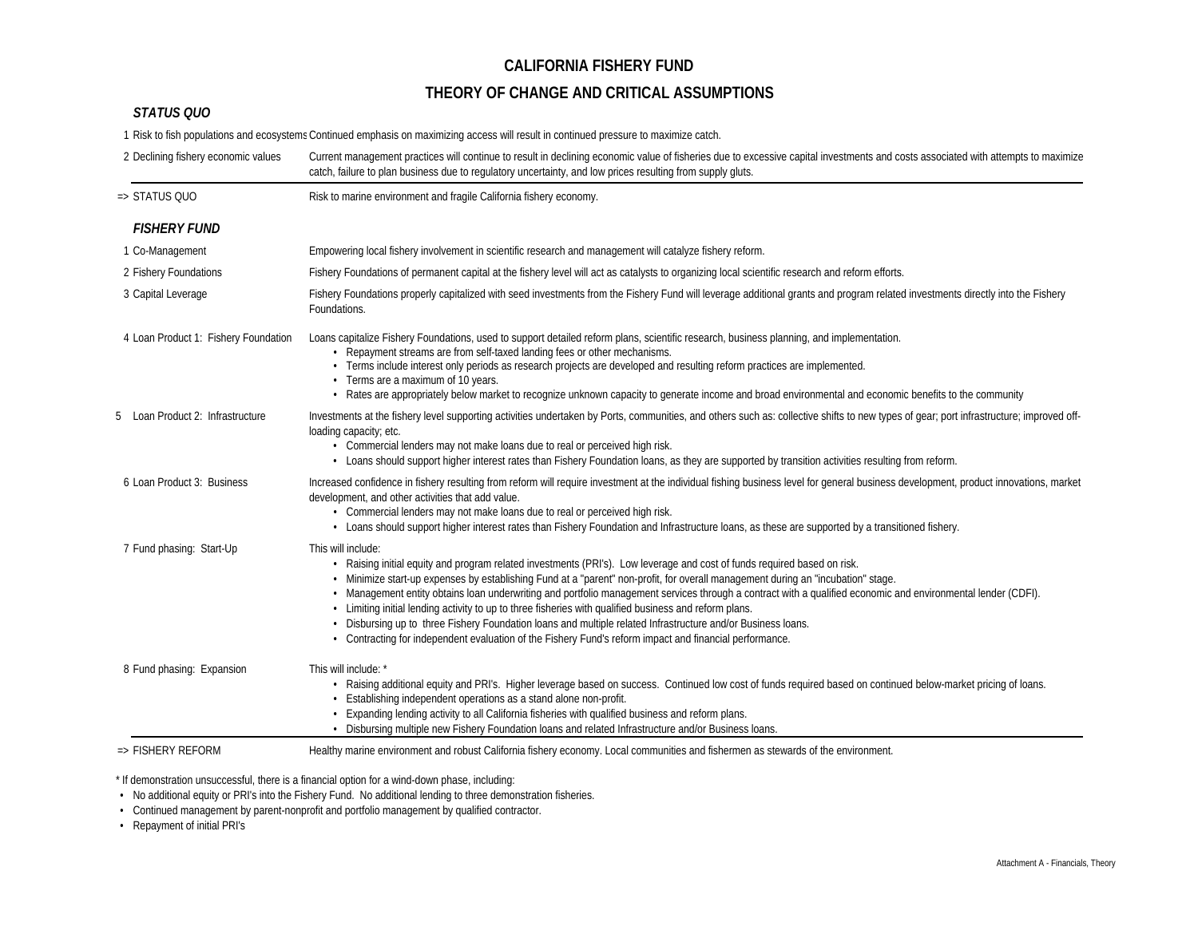# CALIFORNIA FISHERY FUND

## THEORY OF CHANGE AND CRITICAL ASSUMPTIONS

### *STATUS QUO*

| | | |
|---|---|---|
| 1 | Risk to fish populations and ecosystems | Continued emphasis on maximizing access will result in continued pressure to maximize catch. |
| 2 | Declining fishery economic values | Current management practices will continue to result in declining economic value of fisheries due to excessive capital investments and costs associated with attempts to maximize catch, failure to plan business due to regulatory uncertainty, and low prices resulting from supply gluts. |
| => | STATUS QUO | Risk to marine environment and fragile California fishery economy. |

### *FISHERY FUND*

1 Co-Management
Empowering local fishery involvement in scientific research and management will catalyze fishery reform.

2 Fishery Foundations
Fishery Foundations of permanent capital at the fishery level will act as catalysts to organizing local scientific research and reform efforts.

3 Capital Leverage
Fishery Foundations properly capitalized with seed investments from the Fishery Fund will leverage additional grants and program related investments directly into the Fishery Foundations.

4 Loan Product 1: Fishery Foundation
Loans capitalize Fishery Foundations, used to support detailed reform plans, scientific research, business planning, and implementation.
- Repayment streams are from self-taxed landing fees or other mechanisms.
- Terms include interest only periods as research projects are developed and resulting reform practices are implemented.
- Terms are a maximum of 10 years.
- Rates are appropriately below market to recognize unknown capacity to generate income and broad environmental and economic benefits to the community

5 Loan Product 2: Infrastructure
Investments at the fishery level supporting activities undertaken by Ports, communities, and others such as: collective shifts to new types of gear; port infrastructure; improved off-loading capacity; etc.
- Commercial lenders may not make loans due to real or perceived high risk.
- Loans should support higher interest rates than Fishery Foundation loans, as they are supported by transition activities resulting from reform.

6 Loan Product 3: Business
Increased confidence in fishery resulting from reform will require investment at the individual fishing business level for general business development, product innovations, market development, and other activities that add value.
- Commercial lenders may not make loans due to real or perceived high risk.
- Loans should support higher interest rates than Fishery Foundation and Infrastructure loans, as these are supported by a transitioned fishery.

7 Fund phasing: Start-Up
This will include:
- Raising initial equity and program related investments (PRI's). Low leverage and cost of funds required based on risk.
- Minimize start-up expenses by establishing Fund at a "parent" non-profit, for overall management during an "incubation" stage.
- Management entity obtains loan underwriting and portfolio management services through a contract with a qualified economic and environmental lender (CDFI).
- Limiting initial lending activity to up to three fisheries with qualified business and reform plans.
- Disbursing up to three Fishery Foundation loans and multiple related Infrastructure and/or Business loans.
- Contracting for independent evaluation of the Fishery Fund's reform impact and financial performance.

8 Fund phasing: Expansion
This will include: *
- Raising additional equity and PRI's. Higher leverage based on success. Continued low cost of funds required based on continued below-market pricing of loans.
- Establishing independent operations as a stand alone non-profit.
- Expanding lending activity to all California fisheries with qualified business and reform plans.
- Disbursing multiple new Fishery Foundation loans and related Infrastructure and/or Business loans.

=> FISHERY REFORM
Healthy marine environment and robust California fishery economy. Local communities and fishermen as stewards of the environment.

* If demonstration unsuccessful, there is a financial option for a wind-down phase, including:
- No additional equity or PRI's into the Fishery Fund. No additional lending to three demonstration fisheries.
- Continued management by parent-nonprofit and portfolio management by qualified contractor.
- Repayment of initial PRI's

Attachment A - Financials, Theory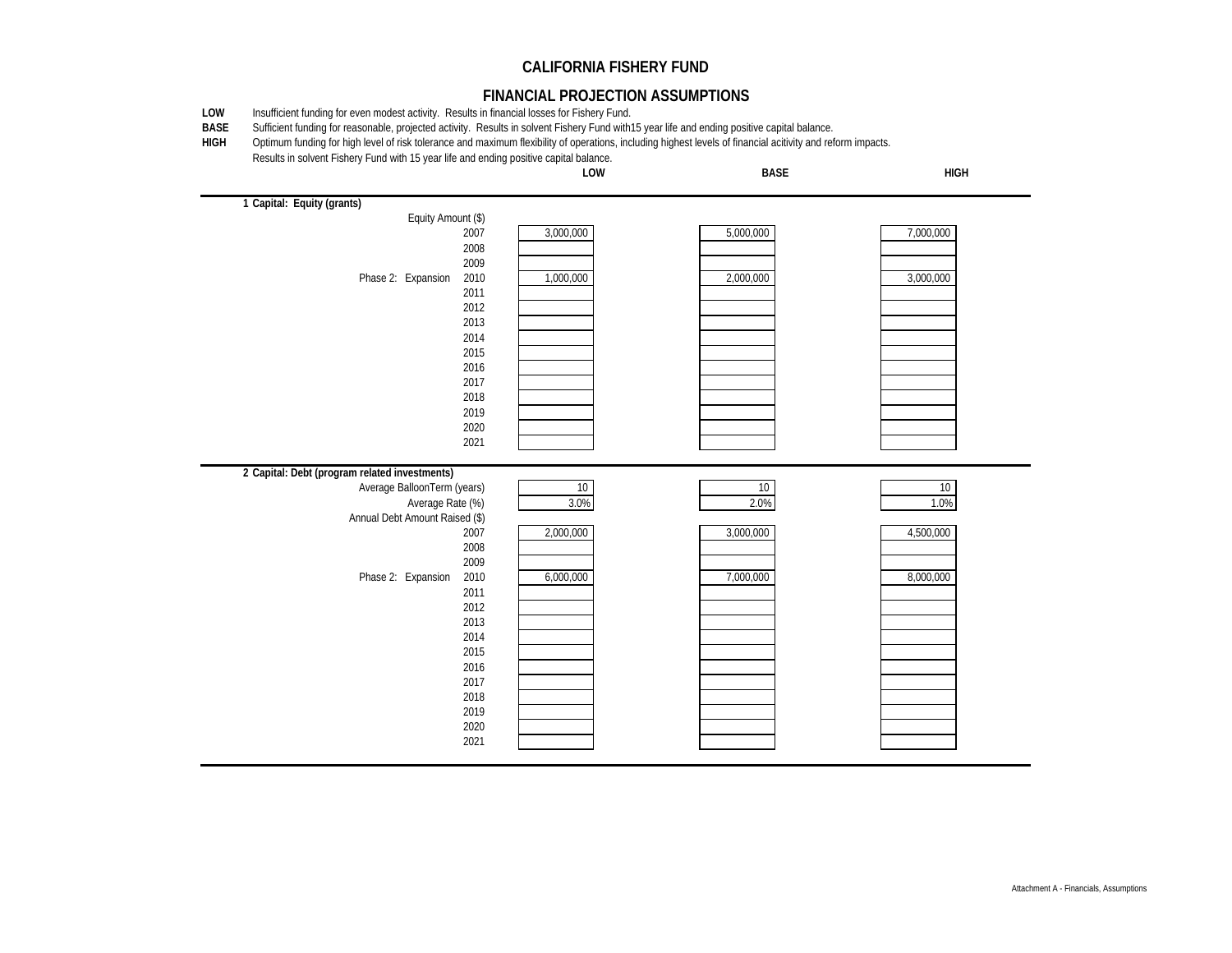# CALIFORNIA FISHERY FUND

## FINANCIAL PROJECTION ASSUMPTIONS

**LOW** Insufficient funding for even modest activity. Results in financial losses for Fishery Fund.

**BASE** Sufficient funding for reasonable, projected activity. Results in solvent Fishery Fund with15 year life and ending positive capital balance.

**HIGH** Optimum funding for high level of risk tolerance and maximum flexibility of operations, including highest levels of financial acitivity and reform impacts. Results in solvent Fishery Fund with 15 year life and ending positive capital balance.

| | | LOW | BASE | HIGH |
|---|---|---|---|---|
| **1 Capital: Equity (grants)** | | | | |
| Equity Amount ($) | | | | |
| | 2007 | 3,000,000 | 5,000,000 | 7,000,000 |
| | 2008 | | | |
| | 2009 | | | |
| Phase 2: Expansion | 2010 | 1,000,000 | 2,000,000 | 3,000,000 |
| | 2011 | | | |
| | 2012 | | | |
| | 2013 | | | |
| | 2014 | | | |
| | 2015 | | | |
| | 2016 | | | |
| | 2017 | | | |
| | 2018 | | | |
| | 2019 | | | |
| | 2020 | | | |
| | 2021 | | | |
| **2 Capital: Debt (program related investments)** | | | | |
| Average BalloonTerm (years) | | 10 | 10 | 10 |
| Average Rate (%) | | 3.0% | 2.0% | 1.0% |
| Annual Debt Amount Raised ($) | | | | |
| | 2007 | 2,000,000 | 3,000,000 | 4,500,000 |
| | 2008 | | | |
| | 2009 | | | |
| Phase 2: Expansion | 2010 | 6,000,000 | 7,000,000 | 8,000,000 |
| | 2011 | | | |
| | 2012 | | | |
| | 2013 | | | |
| | 2014 | | | |
| | 2015 | | | |
| | 2016 | | | |
| | 2017 | | | |
| | 2018 | | | |
| | 2019 | | | |
| | 2020 | | | |
| | 2021 | | | |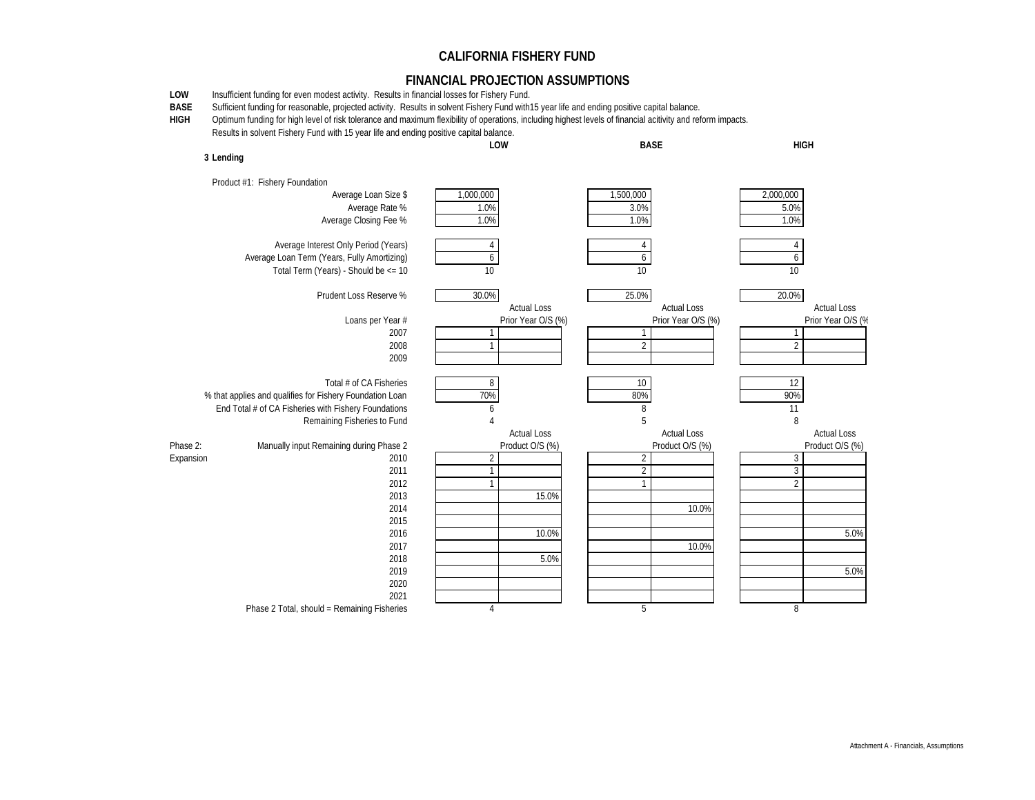# CALIFORNIA FISHERY FUND

## FINANCIAL PROJECTION ASSUMPTIONS

**LOW** Insufficient funding for even modest activity. Results in financial losses for Fishery Fund.

**BASE** Sufficient funding for reasonable, projected activity. Results in solvent Fishery Fund with15 year life and ending positive capital balance.

**HIGH** Optimum funding for high level of risk tolerance and maximum flexibility of operations, including highest levels of financial acitivity and reform impacts. Results in solvent Fishery Fund with 15 year life and ending positive capital balance.

### 3 Lending

Product #1: Fishery Foundation

| | | LOW | | BASE | | HIGH | |
|---|---|---|---|---|---|---|---|
| | Average Loan Size $ | 1,000,000 | | 1,500,000 | | 2,000,000 | |
| | Average Rate % | 1.0% | | 3.0% | | 5.0% | |
| | Average Closing Fee % | 1.0% | | 1.0% | | 1.0% | |
| | | | | | | | |
| | Average Interest Only Period (Years) | 4 | | 4 | | 4 | |
| | Average Loan Term (Years, Fully Amortizing) | 6 | | 6 | | 6 | |
| | Total Term (Years) - Should be <= 10 | 10 | | 10 | | 10 | |
| | | | | | | | |
| | Prudent Loss Reserve % | 30.0% | | 25.0% | | 20.0% | |
| | Loans per Year # | | Actual Loss Prior Year O/S (%) | | Actual Loss Prior Year O/S (%) | | Actual Loss Prior Year O/S (% |
| | 2007 | 1 | | 1 | | 1 | |
| | 2008 | 1 | | 2 | | 2 | |
| | 2009 | | | | | | |
| | | | | | | | |
| | Total # of CA Fisheries | 8 | | 10 | | 12 | |
| | % that applies and qualifies for Fishery Foundation Loan | 70% | | 80% | | 90% | |
| | End Total # of CA Fisheries with Fishery Foundations | 6 | | 8 | | 11 | |
| | Remaining Fisheries to Fund | 4 | | 5 | | 8 | |
| Phase 2: | Manually input Remaining during Phase 2 | | Actual Loss Product O/S (%) | | Actual Loss Product O/S (%) | | Actual Loss Product O/S (%) |
| Expansion | 2010 | 2 | | 2 | | 3 | |
| | 2011 | 1 | | 2 | | 3 | |
| | 2012 | 1 | | 1 | | 2 | |
| | 2013 | | 15.0% | | | | |
| | 2014 | | | | 10.0% | | |
| | 2015 | | | | | | |
| | 2016 | | 10.0% | | | | 5.0% |
| | 2017 | | | | 10.0% | | |
| | 2018 | | 5.0% | | | | |
| | 2019 | | | | | | 5.0% |
| | 2020 | | | | | | |
| | 2021 | | | | | | |
| | Phase 2 Total, should = Remaining Fisheries | 4 | | 5 | | 8 | |

Attachment A - Financials, Assumptions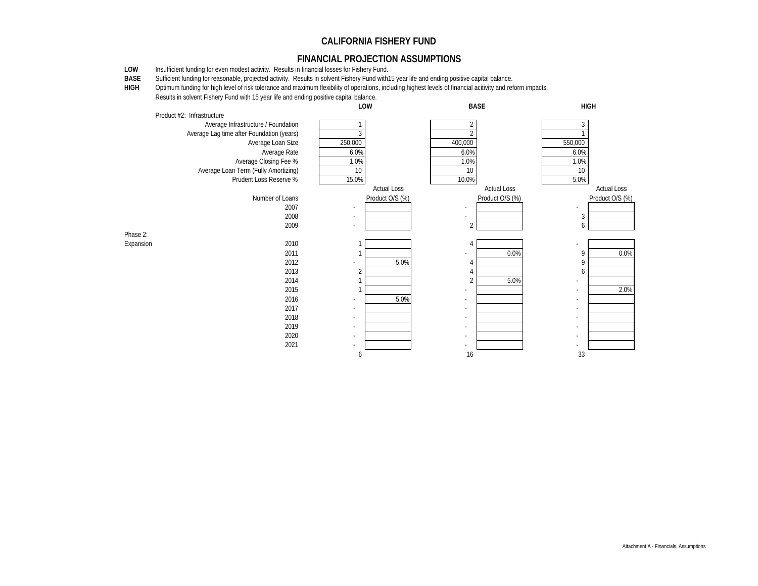# CALIFORNIA FISHERY FUND

## FINANCIAL PROJECTION ASSUMPTIONS

**LOW** Insufficient funding for even modest activity. Results in financial losses for Fishery Fund.

**BASE** Sufficient funding for reasonable, projected activity. Results in solvent Fishery Fund with15 year life and ending positive capital balance.

**HIGH** Optimum funding for high level of risk tolerance and maximum flexibility of operations, including highest levels of financial acitivity and reform impacts. Results in solvent Fishery Fund with 15 year life and ending positive capital balance.

| | | LOW | | BASE | | HIGH | |
|---|---|---|---|---|---|---|---|
| | Product #2: Infrastructure | | | | | | |
| | Average Infrastructure / Foundation | 1 | | 2 | | 3 | |
| | Average Lag time after Foundation (years) | 3 | | 2 | | 1 | |
| | Average Loan Size | 250,000 | | 400,000 | | 550,000 | |
| | Average Rate | 6.0% | | 6.0% | | 6.0% | |
| | Average Closing Fee % | 1.0% | | 1.0% | | 1.0% | |
| | Average Loan Term (Fully Amortizing) | 10 | | 10 | | 10 | |
| | Prudent Loss Reserve % | 15.0% | Actual Loss | 10.0% | Actual Loss | 5.0% | Actual Loss |
| | Number of Loans | | Product O/S (%) | | Product O/S (%) | | Product O/S (%) |
| | 2007 | - | | - | | - | |
| | 2008 | - | | - | | 3 | |
| | 2009 | - | | 2 | | 6 | |
| Phase 2: | | | | | | | |
| Expansion | 2010 | 1 | | 4 | | - | |
| | 2011 | 1 | | - | 0.0% | 9 | 0.0% |
| | 2012 | - | 5.0% | 4 | | 9 | |
| | 2013 | 2 | | 4 | | 6 | |
| | 2014 | 1 | | 2 | 5.0% | - | |
| | 2015 | 1 | | - | | - | 2.0% |
| | 2016 | - | 5.0% | - | | - | |
| | 2017 | - | | - | | - | |
| | 2018 | - | | - | | - | |
| | 2019 | - | | - | | - | |
| | 2020 | - | | - | | - | |
| | 2021 | - | | - | | - | |
| | | 6 | | 16 | | 33 | |

Attachment A - Financials, Assumptions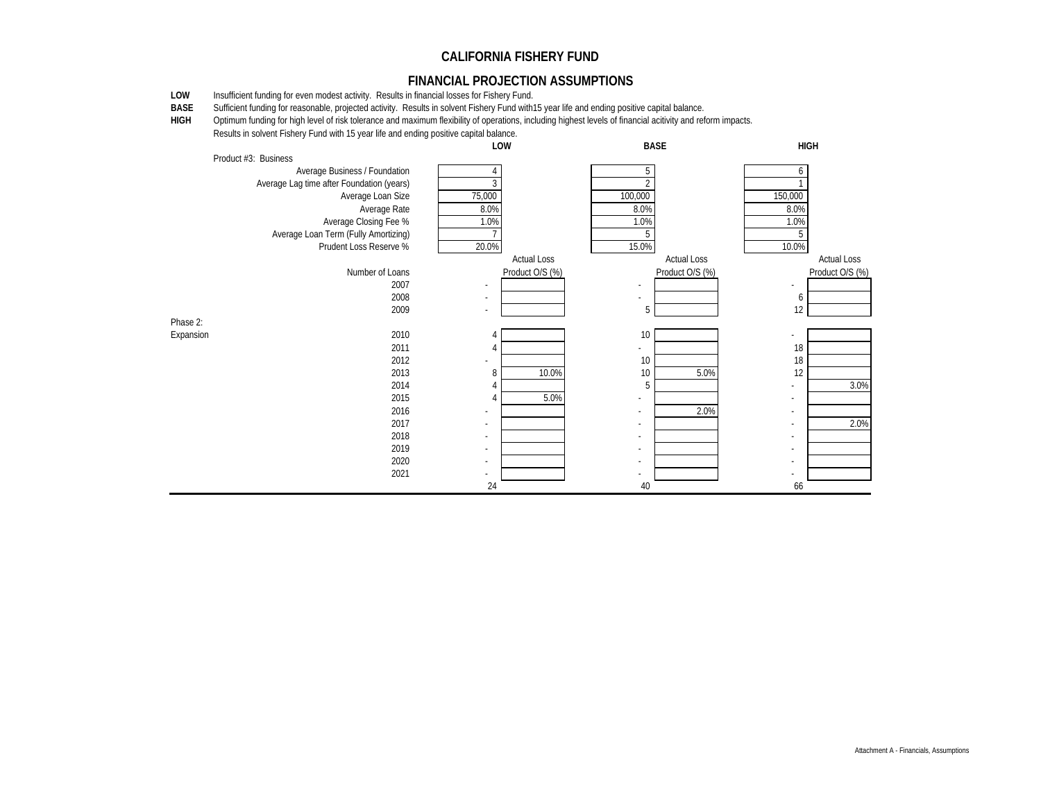# CALIFORNIA FISHERY FUND

## FINANCIAL PROJECTION ASSUMPTIONS

**LOW** Insufficient funding for even modest activity. Results in financial losses for Fishery Fund.

**BASE** Sufficient funding for reasonable, projected activity. Results in solvent Fishery Fund with15 year life and ending positive capital balance.

**HIGH** Optimum funding for high level of risk tolerance and maximum flexibility of operations, including highest levels of financial acitivity and reform impacts. Results in solvent Fishery Fund with 15 year life and ending positive capital balance.

| | | LOW | | BASE | | HIGH | |
|---|---|---|---|---|---|---|---|
| | Product #3: Business | | | | | | |
| | Average Business / Foundation | 4 | | 5 | | 6 | |
| | Average Lag time after Foundation (years) | 3 | | 2 | | 1 | |
| | Average Loan Size | 75,000 | | 100,000 | | 150,000 | |
| | Average Rate | 8.0% | | 8.0% | | 8.0% | |
| | Average Closing Fee % | 1.0% | | 1.0% | | 1.0% | |
| | Average Loan Term (Fully Amortizing) | 7 | | 5 | | 5 | |
| | Prudent Loss Reserve % | 20.0% | | 15.0% | | 10.0% | |
| | | | Actual Loss | | Actual Loss | | Actual Loss |
| | Number of Loans | | Product O/S (%) | | Product O/S (%) | | Product O/S (%) |
| | 2007 | - | | - | | - | |
| | 2008 | - | | - | | 6 | |
| | 2009 | - | | 5 | | 12 | |
| Phase 2: | | | | | | | |
| Expansion | 2010 | 4 | | 10 | | - | |
| | 2011 | 4 | | - | | 18 | |
| | 2012 | - | | 10 | | 18 | |
| | 2013 | 8 | 10.0% | 10 | 5.0% | 12 | |
| | 2014 | 4 | | 5 | | - | 3.0% |
| | 2015 | 4 | 5.0% | - | | - | |
| | 2016 | - | | - | 2.0% | - | |
| | 2017 | - | | - | | - | 2.0% |
| | 2018 | - | | - | | - | |
| | 2019 | - | | - | | - | |
| | 2020 | - | | - | | - | |
| | 2021 | - | | - | | - | |
| | | 24 | | 40 | | 66 | |

Attachment A - Financials, Assumptions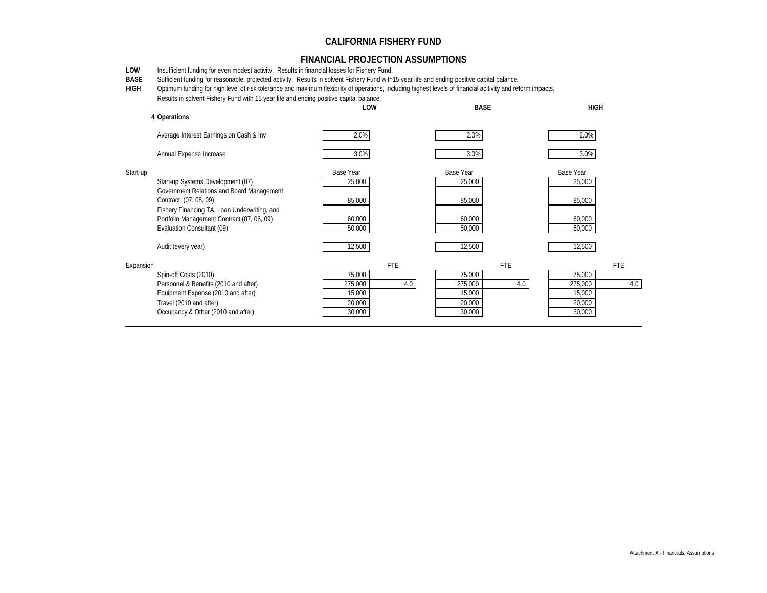# CALIFORNIA FISHERY FUND

## FINANCIAL PROJECTION ASSUMPTIONS

**LOW** Insufficient funding for even modest activity. Results in financial losses for Fishery Fund.

**BASE** Sufficient funding for reasonable, projected activity. Results in solvent Fishery Fund with15 year life and ending positive capital balance.

**HIGH** Optimum funding for high level of risk tolerance and maximum flexibility of operations, including highest levels of financial acitivity and reform impacts. Results in solvent Fishery Fund with 15 year life and ending positive capital balance.

| | | LOW | | BASE | | HIGH | |
|---|---|---|---|---|---|---|---|
| | **4 Operations** | | | | | | |
| | Average Interest Earnings on Cash & Inv | 2.0% | | 2.0% | | 2.0% | |
| | Annual Expense Increase | 3.0% | | 3.0% | | 3.0% | |
| Start-up | | Base Year | | Base Year | | Base Year | |
| | Start-up Systems Development (07) | 25,000 | | 25,000 | | 25,000 | |
| | Government Relations and Board Management Contract (07, 08, 09) | 85,000 | | 85,000 | | 85,000 | |
| | Fishery Financing TA, Loan Underwriting, and Portfolio Management Contract (07, 08, 09) | 60,000 | | 60,000 | | 60,000 | |
| | Evaluation Consultant (09) | 50,000 | | 50,000 | | 50,000 | |
| | Audit (every year) | 12,500 | | 12,500 | | 12,500 | |
| Expansion | | | FTE | | FTE | | FTE |
| | Spin-off Costs (2010) | 75,000 | | 75,000 | | 75,000 | |
| | Personnel & Benefits (2010 and after) | 275,000 | 4.0 | 275,000 | 4.0 | 275,000 | 4.0 |
| | Equipment Expense (2010 and after) | 15,000 | | 15,000 | | 15,000 | |
| | Travel (2010 and after) | 20,000 | | 20,000 | | 20,000 | |
| | Occupancy & Other (2010 and after) | 30,000 | | 30,000 | | 30,000 | |

Attachment A - Financials, Assumptions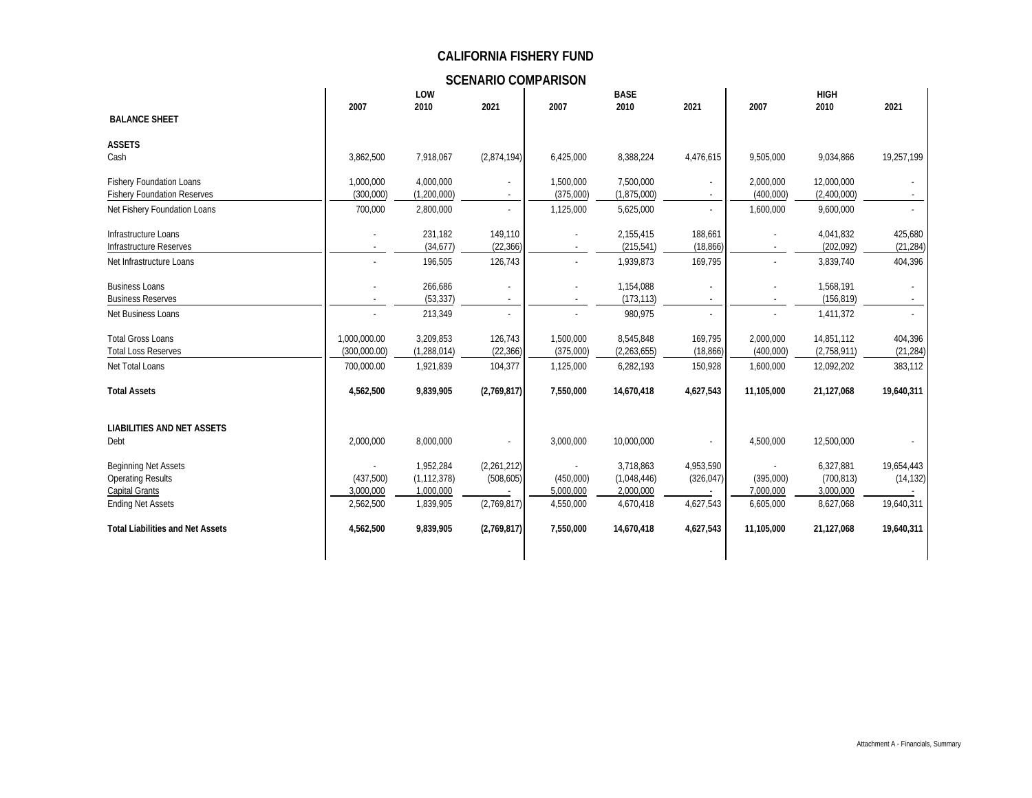# CALIFORNIA FISHERY FUND

## SCENARIO COMPARISON

| | LOW | | | BASE | | | HIGH | | |
|---|---|---|---|---|---|---|---|---|---|
| | 2007 | 2010 | 2021 | 2007 | 2010 | 2021 | 2007 | 2010 | 2021 |
| **BALANCE SHEET** | | | | | | | | | |
| **ASSETS** | | | | | | | | | |
| Cash | 3,862,500 | 7,918,067 | (2,874,194) | 6,425,000 | 8,388,224 | 4,476,615 | 9,505,000 | 9,034,866 | 19,257,199 |
| Fishery Foundation Loans | 1,000,000 | 4,000,000 | - | 1,500,000 | 7,500,000 | - | 2,000,000 | 12,000,000 | - |
| Fishery Foundation Reserves | (300,000) | (1,200,000) | - | (375,000) | (1,875,000) | - | (400,000) | (2,400,000) | - |
| Net Fishery Foundation Loans | 700,000 | 2,800,000 | - | 1,125,000 | 5,625,000 | - | 1,600,000 | 9,600,000 | - |
| Infrastructure Loans | - | 231,182 | 149,110 | - | 2,155,415 | 188,661 | - | 4,041,832 | 425,680 |
| Infrastructure Reserves | - | (34,677) | (22,366) | - | (215,541) | (18,866) | - | (202,092) | (21,284) |
| Net Infrastructure Loans | - | 196,505 | 126,743 | - | 1,939,873 | 169,795 | - | 3,839,740 | 404,396 |
| Business Loans | - | 266,686 | - | - | 1,154,088 | - | - | 1,568,191 | - |
| Business Reserves | - | (53,337) | - | - | (173,113) | - | - | (156,819) | - |
| Net Business Loans | - | 213,349 | - | - | 980,975 | - | - | 1,411,372 | - |
| Total Gross Loans | 1,000,000.00 | 3,209,853 | 126,743 | 1,500,000 | 8,545,848 | 169,795 | 2,000,000 | 14,851,112 | 404,396 |
| Total Loss Reserves | (300,000.00) | (1,288,014) | (22,366) | (375,000) | (2,263,655) | (18,866) | (400,000) | (2,758,911) | (21,284) |
| Net Total Loans | 700,000.00 | 1,921,839 | 104,377 | 1,125,000 | 6,282,193 | 150,928 | 1,600,000 | 12,092,202 | 383,112 |
| **Total Assets** | **4,562,500** | **9,839,905** | **(2,769,817)** | **7,550,000** | **14,670,418** | **4,627,543** | **11,105,000** | **21,127,068** | **19,640,311** |
| **LIABILITIES AND NET ASSETS** | | | | | | | | | |
| Debt | 2,000,000 | 8,000,000 | - | 3,000,000 | 10,000,000 | - | 4,500,000 | 12,500,000 | - |
| Beginning Net Assets | - | 1,952,284 | (2,261,212) | - | 3,718,863 | 4,953,590 | - | 6,327,881 | 19,654,443 |
| Operating Results | (437,500) | (1,112,378) | (508,605) | (450,000) | (1,048,446) | (326,047) | (395,000) | (700,813) | (14,132) |
| Capital Grants | 3,000,000 | 1,000,000 | - | 5,000,000 | 2,000,000 | - | 7,000,000 | 3,000,000 | - |
| Ending Net Assets | 2,562,500 | 1,839,905 | (2,769,817) | 4,550,000 | 4,670,418 | 4,627,543 | 6,605,000 | 8,627,068 | 19,640,311 |
| **Total Liabilities and Net Assets** | **4,562,500** | **9,839,905** | **(2,769,817)** | **7,550,000** | **14,670,418** | **4,627,543** | **11,105,000** | **21,127,068** | **19,640,311** |

Attachment A - Financials, Summary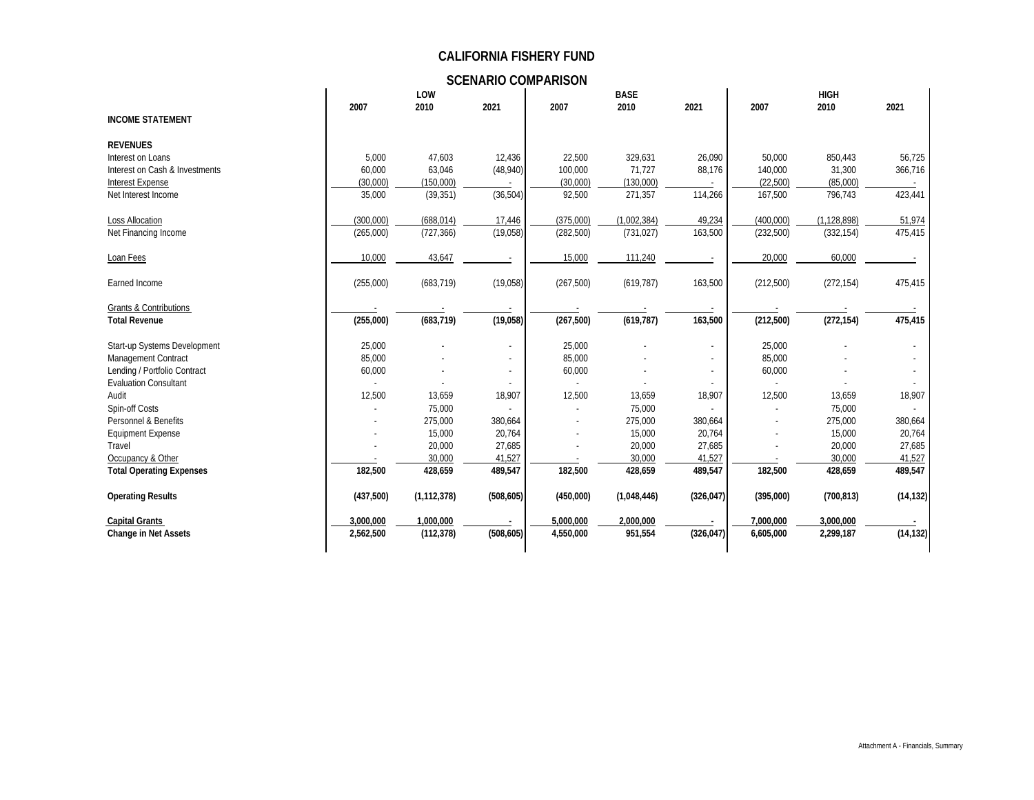# CALIFORNIA FISHERY FUND

## SCENARIO COMPARISON

| | LOW | | | BASE | | | HIGH | | |
|---|---|---|---|---|---|---|---|---|---|
| | 2007 | 2010 | 2021 | 2007 | 2010 | 2021 | 2007 | 2010 | 2021 |
| **INCOME STATEMENT** | | | | | | | | | |
| **REVENUES** | | | | | | | | | |
| Interest on Loans | 5,000 | 47,603 | 12,436 | 22,500 | 329,631 | 26,090 | 50,000 | 850,443 | 56,725 |
| Interest on Cash & Investments | 60,000 | 63,046 | (48,940) | 100,000 | 71,727 | 88,176 | 140,000 | 31,300 | 366,716 |
| Interest Expense | (30,000) | (150,000) | - | (30,000) | (130,000) | - | (22,500) | (85,000) | - |
| Net Interest Income | 35,000 | (39,351) | (36,504) | 92,500 | 271,357 | 114,266 | 167,500 | 796,743 | 423,441 |
| Loss Allocation | (300,000) | (688,014) | 17,446 | (375,000) | (1,002,384) | 49,234 | (400,000) | (1,128,898) | 51,974 |
| Net Financing Income | (265,000) | (727,366) | (19,058) | (282,500) | (731,027) | 163,500 | (232,500) | (332,154) | 475,415 |
| Loan Fees | 10,000 | 43,647 | - | 15,000 | 111,240 | - | 20,000 | 60,000 | - |
| Earned Income | (255,000) | (683,719) | (19,058) | (267,500) | (619,787) | 163,500 | (212,500) | (272,154) | 475,415 |
| Grants & Contributions | - | - | - | - | - | - | - | - | - |
| **Total Revenue** | **(255,000)** | **(683,719)** | **(19,058)** | **(267,500)** | **(619,787)** | **163,500** | **(212,500)** | **(272,154)** | **475,415** |
| Start-up Systems Development | 25,000 | - | - | 25,000 | - | - | 25,000 | - | - |
| Management Contract | 85,000 | - | - | 85,000 | - | - | 85,000 | - | - |
| Lending / Portfolio Contract | 60,000 | - | - | 60,000 | - | - | 60,000 | - | - |
| Evaluation Consultant | - | - | - | - | - | - | - | - | - |
| Audit | 12,500 | 13,659 | 18,907 | 12,500 | 13,659 | 18,907 | 12,500 | 13,659 | 18,907 |
| Spin-off Costs | - | 75,000 | - | - | 75,000 | - | - | 75,000 | - |
| Personnel & Benefits | - | 275,000 | 380,664 | - | 275,000 | 380,664 | - | 275,000 | 380,664 |
| Equipment Expense | - | 15,000 | 20,764 | - | 15,000 | 20,764 | - | 15,000 | 20,764 |
| Travel | - | 20,000 | 27,685 | - | 20,000 | 27,685 | - | 20,000 | 27,685 |
| Occupancy & Other | - | 30,000 | 41,527 | - | 30,000 | 41,527 | - | 30,000 | 41,527 |
| **Total Operating Expenses** | **182,500** | **428,659** | **489,547** | **182,500** | **428,659** | **489,547** | **182,500** | **428,659** | **489,547** |
| **Operating Results** | **(437,500)** | **(1,112,378)** | **(508,605)** | **(450,000)** | **(1,048,446)** | **(326,047)** | **(395,000)** | **(700,813)** | **(14,132)** |
| **Capital Grants** | **3,000,000** | **1,000,000** | **-** | **5,000,000** | **2,000,000** | **-** | **7,000,000** | **3,000,000** | **-** |
| **Change in Net Assets** | **2,562,500** | **(112,378)** | **(508,605)** | **4,550,000** | **951,554** | **(326,047)** | **6,605,000** | **2,299,187** | **(14,132)** |

Attachment A - Financials, Summary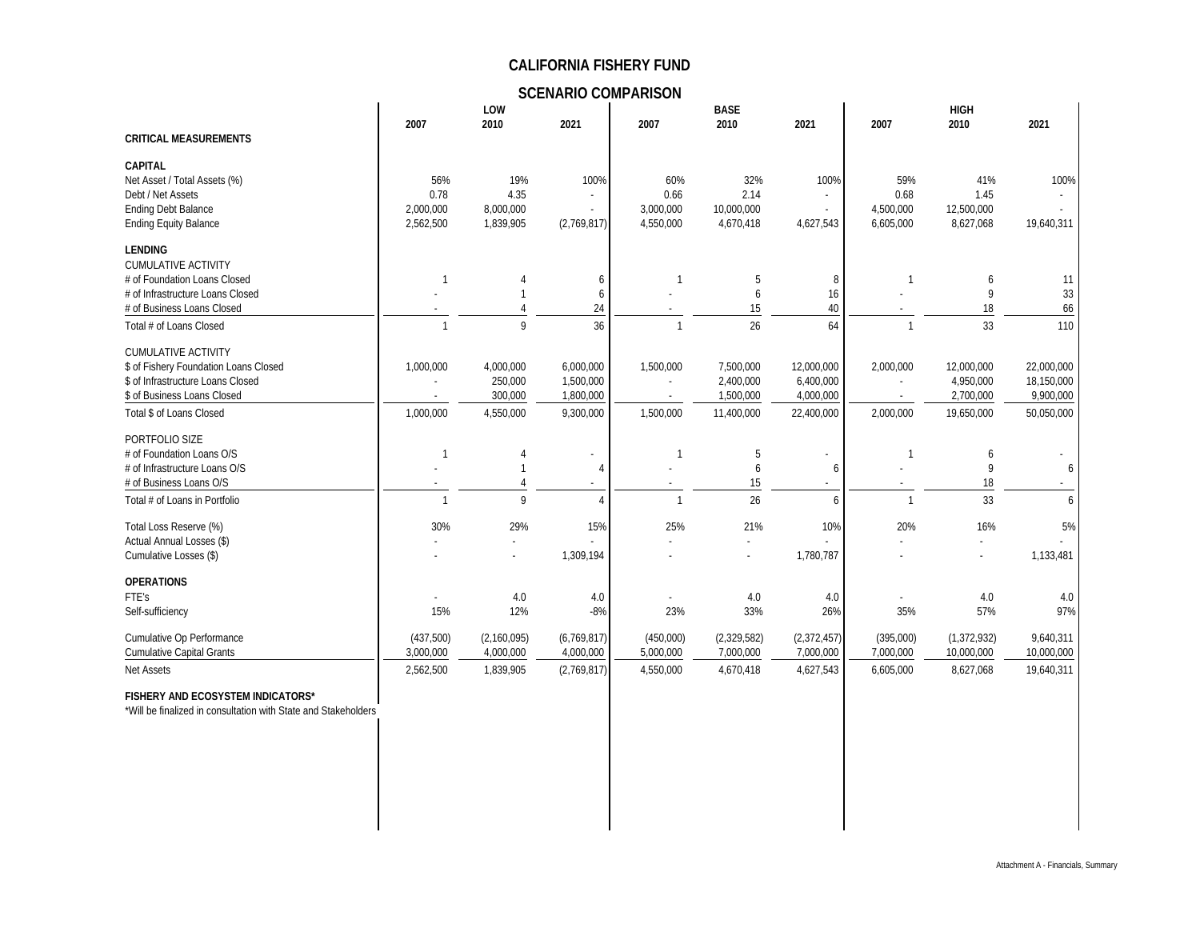# CALIFORNIA FISHERY FUND

## SCENARIO COMPARISON

| | LOW | | | BASE | | | HIGH | | |
|---|---|---|---|---|---|---|---|---|---|
| | 2007 | 2010 | 2021 | 2007 | 2010 | 2021 | 2007 | 2010 | 2021 |
| **CRITICAL MEASUREMENTS** | | | | | | | | | |
| **CAPITAL** | | | | | | | | | |
| Net Asset / Total Assets (%) | 56% | 19% | 100% | 60% | 32% | 100% | 59% | 41% | 100% |
| Debt / Net Assets | 0.78 | 4.35 | - | 0.66 | 2.14 | - | 0.68 | 1.45 | - |
| Ending Debt Balance | 2,000,000 | 8,000,000 | - | 3,000,000 | 10,000,000 | - | 4,500,000 | 12,500,000 | - |
| Ending Equity Balance | 2,562,500 | 1,839,905 | (2,769,817) | 4,550,000 | 4,670,418 | 4,627,543 | 6,605,000 | 8,627,068 | 19,640,311 |
| **LENDING** | | | | | | | | | |
| CUMULATIVE ACTIVITY | | | | | | | | | |
| # of Foundation Loans Closed | 1 | 4 | 6 | 1 | 5 | 8 | 1 | 6 | 11 |
| # of Infrastructure Loans Closed | - | 1 | 6 | - | 6 | 16 | - | 9 | 33 |
| # of Business Loans Closed | - | 4 | 24 | - | 15 | 40 | - | 18 | 66 |
| Total # of Loans Closed | 1 | 9 | 36 | 1 | 26 | 64 | 1 | 33 | 110 |
| CUMULATIVE ACTIVITY | | | | | | | | | |
| $ of Fishery Foundation Loans Closed | 1,000,000 | 4,000,000 | 6,000,000 | 1,500,000 | 7,500,000 | 12,000,000 | 2,000,000 | 12,000,000 | 22,000,000 |
| $ of Infrastructure Loans Closed | - | 250,000 | 1,500,000 | - | 2,400,000 | 6,400,000 | - | 4,950,000 | 18,150,000 |
| $ of Business Loans Closed | - | 300,000 | 1,800,000 | - | 1,500,000 | 4,000,000 | - | 2,700,000 | 9,900,000 |
| Total $ of Loans Closed | 1,000,000 | 4,550,000 | 9,300,000 | 1,500,000 | 11,400,000 | 22,400,000 | 2,000,000 | 19,650,000 | 50,050,000 |
| PORTFOLIO SIZE | | | | | | | | | |
| # of Foundation Loans O/S | 1 | 4 | - | 1 | 5 | - | 1 | 6 | - |
| # of Infrastructure Loans O/S | - | 1 | 4 | - | 6 | 6 | - | 9 | 6 |
| # of Business Loans O/S | - | 4 | - | - | 15 | - | - | 18 | - |
| Total # of Loans in Portfolio | 1 | 9 | 4 | 1 | 26 | 6 | 1 | 33 | 6 |
| Total Loss Reserve (%) | 30% | 29% | 15% | 25% | 21% | 10% | 20% | 16% | 5% |
| Actual Annual Losses ($) | - | - | - | - | - | - | - | - | - |
| Cumulative Losses ($) | - | - | 1,309,194 | - | - | 1,780,787 | - | - | 1,133,481 |
| **OPERATIONS** | | | | | | | | | |
| FTE's | - | 4.0 | 4.0 | - | 4.0 | 4.0 | - | 4.0 | 4.0 |
| Self-sufficiency | 15% | 12% | -8% | 23% | 33% | 26% | 35% | 57% | 97% |
| Cumulative Op Performance | (437,500) | (2,160,095) | (6,769,817) | (450,000) | (2,329,582) | (2,372,457) | (395,000) | (1,372,932) | 9,640,311 |
| Cumulative Capital Grants | 3,000,000 | 4,000,000 | 4,000,000 | 5,000,000 | 7,000,000 | 7,000,000 | 7,000,000 | 10,000,000 | 10,000,000 |
| Net Assets | 2,562,500 | 1,839,905 | (2,769,817) | 4,550,000 | 4,670,418 | 4,627,543 | 6,605,000 | 8,627,068 | 19,640,311 |
| **FISHERY AND ECOSYSTEM INDICATORS*** | | | | | | | | | |

*Will be finalized in consultation with State and Stakeholders

Attachment A - Financials, Summary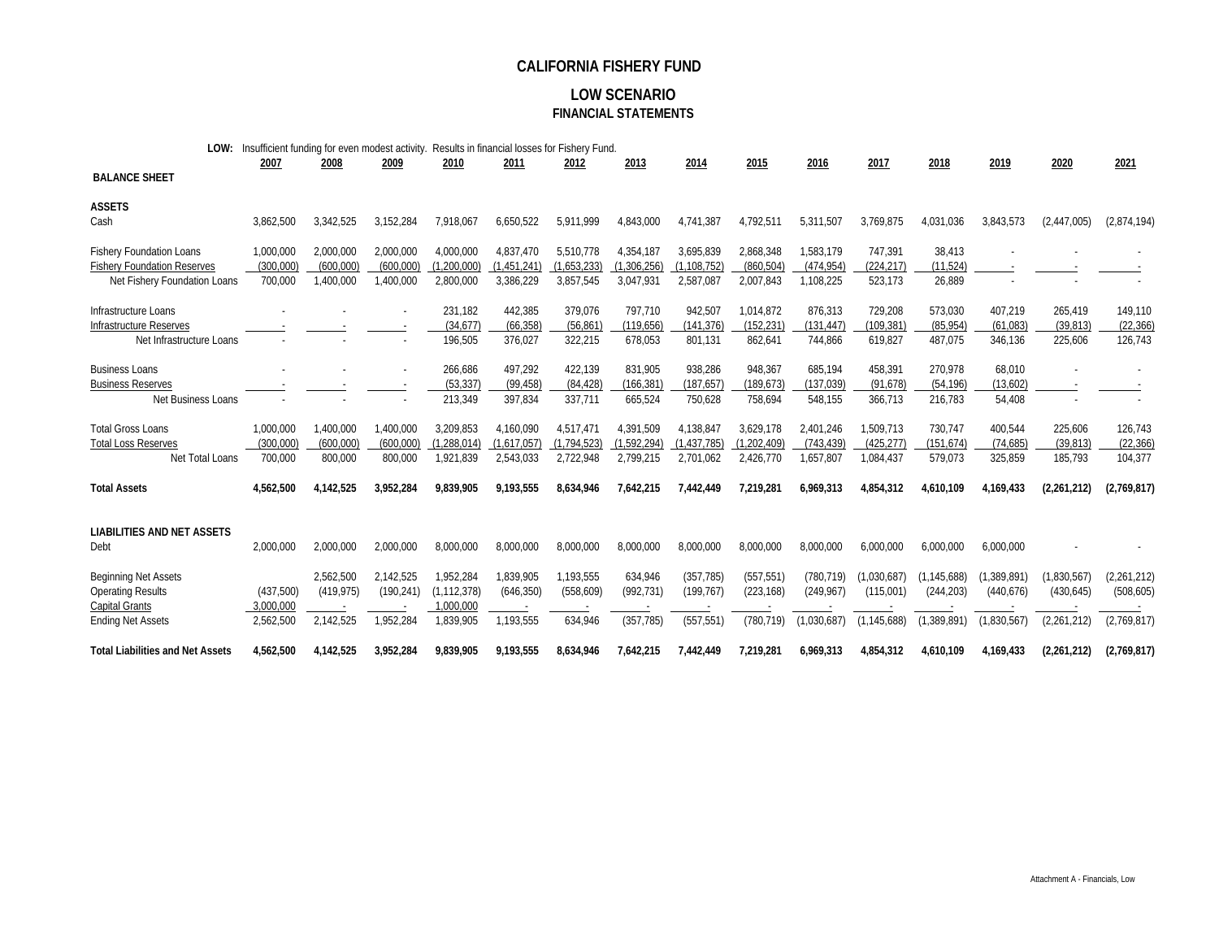# CALIFORNIA FISHERY FUND

## LOW SCENARIO
### FINANCIAL STATEMENTS

**LOW:** Insufficient funding for even modest activity. Results in financial losses for Fishery Fund.

| | 2007 | 2008 | 2009 | 2010 | 2011 | 2012 | 2013 | 2014 | 2015 | 2016 | 2017 | 2018 | 2019 | 2020 | 2021 |
|---|---|---|---|---|---|---|---|---|---|---|---|---|---|---|---|
| **BALANCE SHEET** | | | | | | | | | | | | | | | |
| **ASSETS** | | | | | | | | | | | | | | | |
| Cash | 3,862,500 | 3,342,525 | 3,152,284 | 7,918,067 | 6,650,522 | 5,911,999 | 4,843,000 | 4,741,387 | 4,792,511 | 5,311,507 | 3,769,875 | 4,031,036 | 3,843,573 | (2,447,005) | (2,874,194) |
| Fishery Foundation Loans | 1,000,000 | 2,000,000 | 2,000,000 | 4,000,000 | 4,837,470 | 5,510,778 | 4,354,187 | 3,695,839 | 2,868,348 | 1,583,179 | 747,391 | 38,413 | - | - | - |
| Fishery Foundation Reserves | (300,000) | (600,000) | (600,000) | (1,200,000) | (1,451,241) | (1,653,233) | (1,306,256) | (1,108,752) | (860,504) | (474,954) | (224,217) | (11,524) | - | - | - |
| Net Fishery Foundation Loans | 700,000 | 1,400,000 | 1,400,000 | 2,800,000 | 3,386,229 | 3,857,545 | 3,047,931 | 2,587,087 | 2,007,843 | 1,108,225 | 523,173 | 26,889 | - | - | - |
| Infrastructure Loans | - | - | - | 231,182 | 442,385 | 379,076 | 797,710 | 942,507 | 1,014,872 | 876,313 | 729,208 | 573,030 | 407,219 | 265,419 | 149,110 |
| Infrastructure Reserves | - | - | - | (34,677) | (66,358) | (56,861) | (119,656) | (141,376) | (152,231) | (131,447) | (109,381) | (85,954) | (61,083) | (39,813) | (22,366) |
| Net Infrastructure Loans | - | - | - | 196,505 | 376,027 | 322,215 | 678,053 | 801,131 | 862,641 | 744,866 | 619,827 | 487,075 | 346,136 | 225,606 | 126,743 |
| Business Loans | - | - | - | 266,686 | 497,292 | 422,139 | 831,905 | 938,286 | 948,367 | 685,194 | 458,391 | 270,978 | 68,010 | - | - |
| Business Reserves | - | - | - | (53,337) | (99,458) | (84,428) | (166,381) | (187,657) | (189,673) | (137,039) | (91,678) | (54,196) | (13,602) | - | - |
| Net Business Loans | - | - | - | 213,349 | 397,834 | 337,711 | 665,524 | 750,628 | 758,694 | 548,155 | 366,713 | 216,783 | 54,408 | - | - |
| Total Gross Loans | 1,000,000 | 1,400,000 | 1,400,000 | 3,209,853 | 4,160,090 | 4,517,471 | 4,391,509 | 4,138,847 | 3,629,178 | 2,401,246 | 1,509,713 | 730,747 | 400,544 | 225,606 | 126,743 |
| Total Loss Reserves | (300,000) | (600,000) | (600,000) | (1,288,014) | (1,617,057) | (1,794,523) | (1,592,294) | (1,437,785) | (1,202,409) | (743,439) | (425,277) | (151,674) | (74,685) | (39,813) | (22,366) |
| Net Total Loans | 700,000 | 800,000 | 800,000 | 1,921,839 | 2,543,033 | 2,722,948 | 2,799,215 | 2,701,062 | 2,426,770 | 1,657,807 | 1,084,437 | 579,073 | 325,859 | 185,793 | 104,377 |
| **Total Assets** | **4,562,500** | **4,142,525** | **3,952,284** | **9,839,905** | **9,193,555** | **8,634,946** | **7,642,215** | **7,442,449** | **7,219,281** | **6,969,313** | **4,854,312** | **4,610,109** | **4,169,433** | **(2,261,212)** | **(2,769,817)** |
| **LIABILITIES AND NET ASSETS** | | | | | | | | | | | | | | | |
| Debt | 2,000,000 | 2,000,000 | 2,000,000 | 8,000,000 | 8,000,000 | 8,000,000 | 8,000,000 | 8,000,000 | 8,000,000 | 8,000,000 | 6,000,000 | 6,000,000 | 6,000,000 | - | - |
| Beginning Net Assets | | 2,562,500 | 2,142,525 | 1,952,284 | 1,839,905 | 1,193,555 | 634,946 | (357,785) | (557,551) | (780,719) | (1,030,687) | (1,145,688) | (1,389,891) | (1,830,567) | (2,261,212) |
| Operating Results | (437,500) | (419,975) | (190,241) | (1,112,378) | (646,350) | (558,609) | (992,731) | (199,767) | (223,168) | (249,967) | (115,001) | (244,203) | (440,676) | (430,645) | (508,605) |
| Capital Grants | 3,000,000 | - | - | 1,000,000 | - | - | - | - | - | - | - | - | - | - | - |
| Ending Net Assets | 2,562,500 | 2,142,525 | 1,952,284 | 1,839,905 | 1,193,555 | 634,946 | (357,785) | (557,551) | (780,719) | (1,030,687) | (1,145,688) | (1,389,891) | (1,830,567) | (2,261,212) | (2,769,817) |
| **Total Liabilities and Net Assets** | **4,562,500** | **4,142,525** | **3,952,284** | **9,839,905** | **9,193,555** | **8,634,946** | **7,642,215** | **7,442,449** | **7,219,281** | **6,969,313** | **4,854,312** | **4,610,109** | **4,169,433** | **(2,261,212)** | **(2,769,817)** |

Attachment A - Financials, Low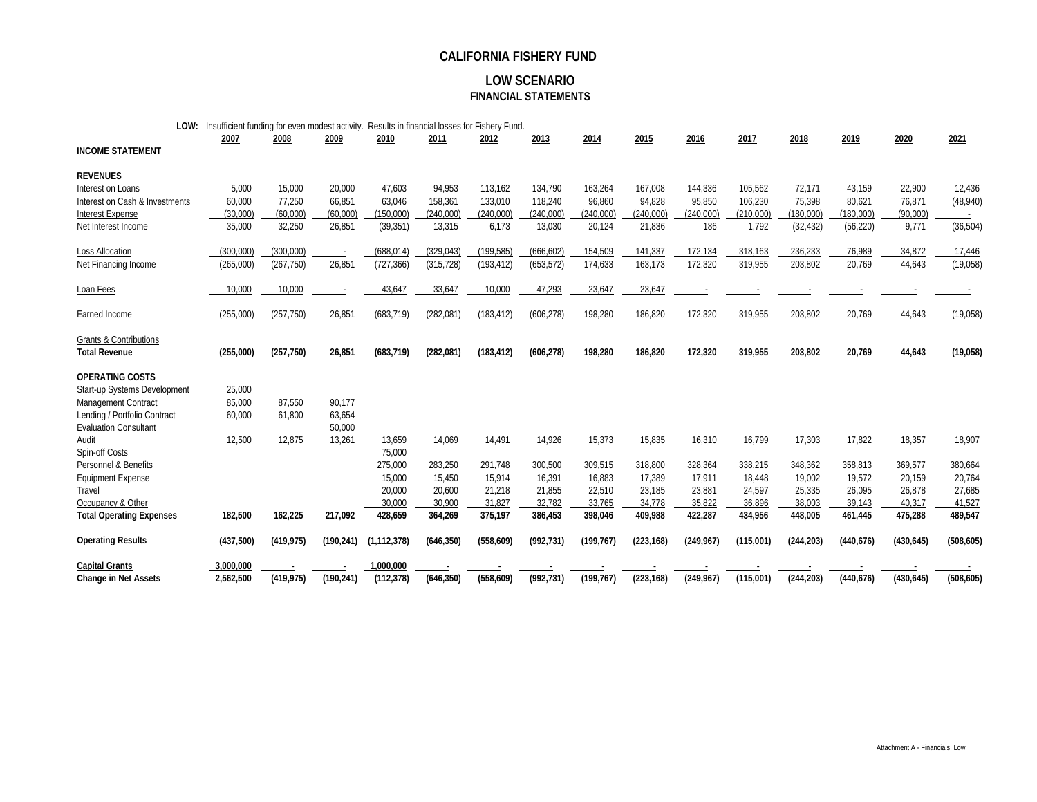# CALIFORNIA FISHERY FUND

## LOW SCENARIO

### FINANCIAL STATEMENTS

**LOW:** Insufficient funding for even modest activity. Results in financial losses for Fishery Fund.

| | 2007 | 2008 | 2009 | 2010 | 2011 | 2012 | 2013 | 2014 | 2015 | 2016 | 2017 | 2018 | 2019 | 2020 | 2021 |
|---|---|---|---|---|---|---|---|---|---|---|---|---|---|---|---|
| **INCOME STATEMENT** | | | | | | | | | | | | | | | |
| **REVENUES** | | | | | | | | | | | | | | | |
| Interest on Loans | 5,000 | 15,000 | 20,000 | 47,603 | 94,953 | 113,162 | 134,790 | 163,264 | 167,008 | 144,336 | 105,562 | 72,171 | 43,159 | 22,900 | 12,436 |
| Interest on Cash & Investments | 60,000 | 77,250 | 66,851 | 63,046 | 158,361 | 133,010 | 118,240 | 96,860 | 94,828 | 95,850 | 106,230 | 75,398 | 80,621 | 76,871 | (48,940) |
| Interest Expense | (30,000) | (60,000) | (60,000) | (150,000) | (240,000) | (240,000) | (240,000) | (240,000) | (240,000) | (240,000) | (210,000) | (180,000) | (180,000) | (90,000) | - |
| Net Interest Income | 35,000 | 32,250 | 26,851 | (39,351) | 13,315 | 6,173 | 13,030 | 20,124 | 21,836 | 186 | 1,792 | (32,432) | (56,220) | 9,771 | (36,504) |
| Loss Allocation | (300,000) | (300,000) | - | (688,014) | (329,043) | (199,585) | (666,602) | 154,509 | 141,337 | 172,134 | 318,163 | 236,233 | 76,989 | 34,872 | 17,446 |
| Net Financing Income | (265,000) | (267,750) | 26,851 | (727,366) | (315,728) | (193,412) | (653,572) | 174,633 | 163,173 | 172,320 | 319,955 | 203,802 | 20,769 | 44,643 | (19,058) |
| Loan Fees | 10,000 | 10,000 | - | 43,647 | 33,647 | 10,000 | 47,293 | 23,647 | 23,647 | - | - | - | - | - | - |
| Earned Income | (255,000) | (257,750) | 26,851 | (683,719) | (282,081) | (183,412) | (606,278) | 198,280 | 186,820 | 172,320 | 319,955 | 203,802 | 20,769 | 44,643 | (19,058) |
| Grants & Contributions | | | | | | | | | | | | | | | |
| **Total Revenue** | **(255,000)** | **(257,750)** | **26,851** | **(683,719)** | **(282,081)** | **(183,412)** | **(606,278)** | **198,280** | **186,820** | **172,320** | **319,955** | **203,802** | **20,769** | **44,643** | **(19,058)** |
| **OPERATING COSTS** | | | | | | | | | | | | | | | |
| Start-up Systems Development | 25,000 | | | | | | | | | | | | | | |
| Management Contract | 85,000 | 87,550 | 90,177 | | | | | | | | | | | | |
| Lending / Portfolio Contract | 60,000 | 61,800 | 63,654 | | | | | | | | | | | | |
| Evaluation Consultant | | | 50,000 | | | | | | | | | | | | |
| Audit | 12,500 | 12,875 | 13,261 | 13,659 | 14,069 | 14,491 | 14,926 | 15,373 | 15,835 | 16,310 | 16,799 | 17,303 | 17,822 | 18,357 | 18,907 |
| Spin-off Costs | | | | 75,000 | | | | | | | | | | | |
| Personnel & Benefits | | | | 275,000 | 283,250 | 291,748 | 300,500 | 309,515 | 318,800 | 328,364 | 338,215 | 348,362 | 358,813 | 369,577 | 380,664 |
| Equipment Expense | | | | 15,000 | 15,450 | 15,914 | 16,391 | 16,883 | 17,389 | 17,911 | 18,448 | 19,002 | 19,572 | 20,159 | 20,764 |
| Travel | | | | 20,000 | 20,600 | 21,218 | 21,855 | 22,510 | 23,185 | 23,881 | 24,597 | 25,335 | 26,095 | 26,878 | 27,685 |
| Occupancy & Other | | | | 30,000 | 30,900 | 31,827 | 32,782 | 33,765 | 34,778 | 35,822 | 36,896 | 38,003 | 39,143 | 40,317 | 41,527 |
| **Total Operating Expenses** | **182,500** | **162,225** | **217,092** | **428,659** | **364,269** | **375,197** | **386,453** | **398,046** | **409,988** | **422,287** | **434,956** | **448,005** | **461,445** | **475,288** | **489,547** |
| **Operating Results** | **(437,500)** | **(419,975)** | **(190,241)** | **(1,112,378)** | **(646,350)** | **(558,609)** | **(992,731)** | **(199,767)** | **(223,168)** | **(249,967)** | **(115,001)** | **(244,203)** | **(440,676)** | **(430,645)** | **(508,605)** |
| **Capital Grants** | **3,000,000** | **-** | **-** | **1,000,000** | **-** | **-** | **-** | **-** | **-** | **-** | **-** | **-** | **-** | **-** | **-** |
| **Change in Net Assets** | **2,562,500** | **(419,975)** | **(190,241)** | **(112,378)** | **(646,350)** | **(558,609)** | **(992,731)** | **(199,767)** | **(223,168)** | **(249,967)** | **(115,001)** | **(244,203)** | **(440,676)** | **(430,645)** | **(508,605)** |

Attachment A - Financials, Low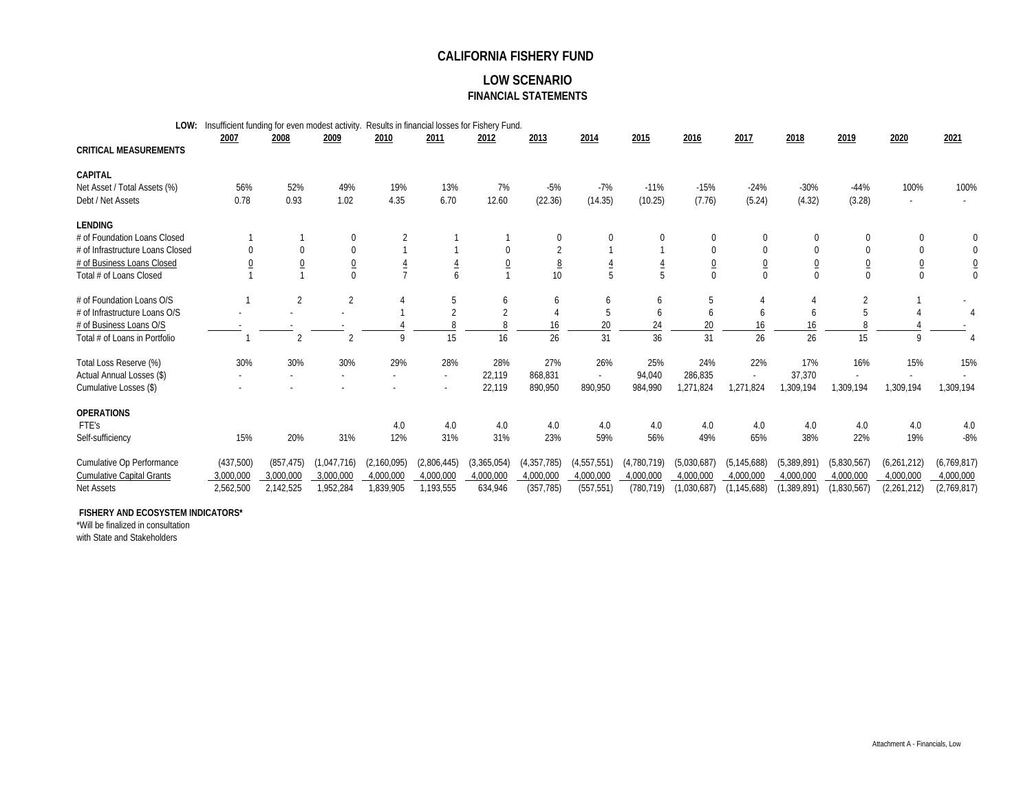# CALIFORNIA FISHERY FUND

## LOW SCENARIO
### FINANCIAL STATEMENTS

**LOW:** Insufficient funding for even modest activity. Results in financial losses for Fishery Fund.

| | 2007 | 2008 | 2009 | 2010 | 2011 | 2012 | 2013 | 2014 | 2015 | 2016 | 2017 | 2018 | 2019 | 2020 | 2021 |
|---|---|---|---|---|---|---|---|---|---|---|---|---|---|---|---|
| **CRITICAL MEASUREMENTS** | | | | | | | | | | | | | | | |
| **CAPITAL** | | | | | | | | | | | | | | | |
| Net Asset / Total Assets (%) | 56% | 52% | 49% | 19% | 13% | 7% | -5% | -7% | -11% | -15% | -24% | -30% | -44% | 100% | 100% |
| Debt / Net Assets | 0.78 | 0.93 | 1.02 | 4.35 | 6.70 | 12.60 | (22.36) | (14.35) | (10.25) | (7.76) | (5.24) | (4.32) | (3.28) | - | - |
| **LENDING** | | | | | | | | | | | | | | | |
| # of Foundation Loans Closed | 1 | 1 | 0 | 2 | 1 | 1 | 0 | 0 | 0 | 0 | 0 | 0 | 0 | 0 | 0 |
| # of Infrastructure Loans Closed | 0 | 0 | 0 | 1 | 1 | 0 | 2 | 1 | 1 | 0 | 0 | 0 | 0 | 0 | 0 |
| # of Business Loans Closed | 0 | 0 | 0 | 4 | 4 | 0 | 8 | 4 | 4 | 0 | 0 | 0 | 0 | 0 | 0 |
| Total # of Loans Closed | 1 | 1 | 0 | 7 | 6 | 1 | 10 | 5 | 5 | 0 | 0 | 0 | 0 | 0 | 0 |
| # of Foundation Loans O/S | 1 | 2 | 2 | 4 | 5 | 6 | 6 | 6 | 6 | 5 | 4 | 4 | 2 | 1 | - |
| # of Infrastructure Loans O/S | - | - | - | 1 | 2 | 2 | 4 | 5 | 6 | 6 | 6 | 6 | 5 | 4 | 4 |
| # of Business Loans O/S | - | - | - | 4 | 8 | 8 | 16 | 20 | 24 | 20 | 16 | 16 | 8 | 4 | - |
| Total # of Loans in Portfolio | 1 | 2 | 2 | 9 | 15 | 16 | 26 | 31 | 36 | 31 | 26 | 26 | 15 | 9 | 4 |
| Total Loss Reserve (%) | 30% | 30% | 30% | 29% | 28% | 28% | 27% | 26% | 25% | 24% | 22% | 17% | 16% | 15% | 15% |
| Actual Annual Losses ($) | - | - | - | - | - | 22,119 | 868,831 | - | 94,040 | 286,835 | - | 37,370 | - | - | - |
| Cumulative Losses ($) | - | - | - | - | - | 22,119 | 890,950 | 890,950 | 984,990 | 1,271,824 | 1,271,824 | 1,309,194 | 1,309,194 | 1,309,194 | 1,309,194 |
| **OPERATIONS** | | | | | | | | | | | | | | | |
| FTE's | | | | 4.0 | 4.0 | 4.0 | 4.0 | 4.0 | 4.0 | 4.0 | 4.0 | 4.0 | 4.0 | 4.0 | 4.0 |
| Self-sufficiency | 15% | 20% | 31% | 12% | 31% | 31% | 23% | 59% | 56% | 49% | 65% | 38% | 22% | 19% | -8% |
| Cumulative Op Performance | (437,500) | (857,475) | (1,047,716) | (2,160,095) | (2,806,445) | (3,365,054) | (4,357,785) | (4,557,551) | (4,780,719) | (5,030,687) | (5,145,688) | (5,389,891) | (5,830,567) | (6,261,212) | (6,769,817) |
| Cumulative Capital Grants | 3,000,000 | 3,000,000 | 3,000,000 | 4,000,000 | 4,000,000 | 4,000,000 | 4,000,000 | 4,000,000 | 4,000,000 | 4,000,000 | 4,000,000 | 4,000,000 | 4,000,000 | 4,000,000 | 4,000,000 |
| Net Assets | 2,562,500 | 2,142,525 | 1,952,284 | 1,839,905 | 1,193,555 | 634,946 | (357,785) | (557,551) | (780,719) | (1,030,687) | (1,145,688) | (1,389,891) | (1,830,567) | (2,261,212) | (2,769,817) |

**FISHERY AND ECOSYSTEM INDICATORS***

*Will be finalized in consultation with State and Stakeholders

Attachment A - Financials, Low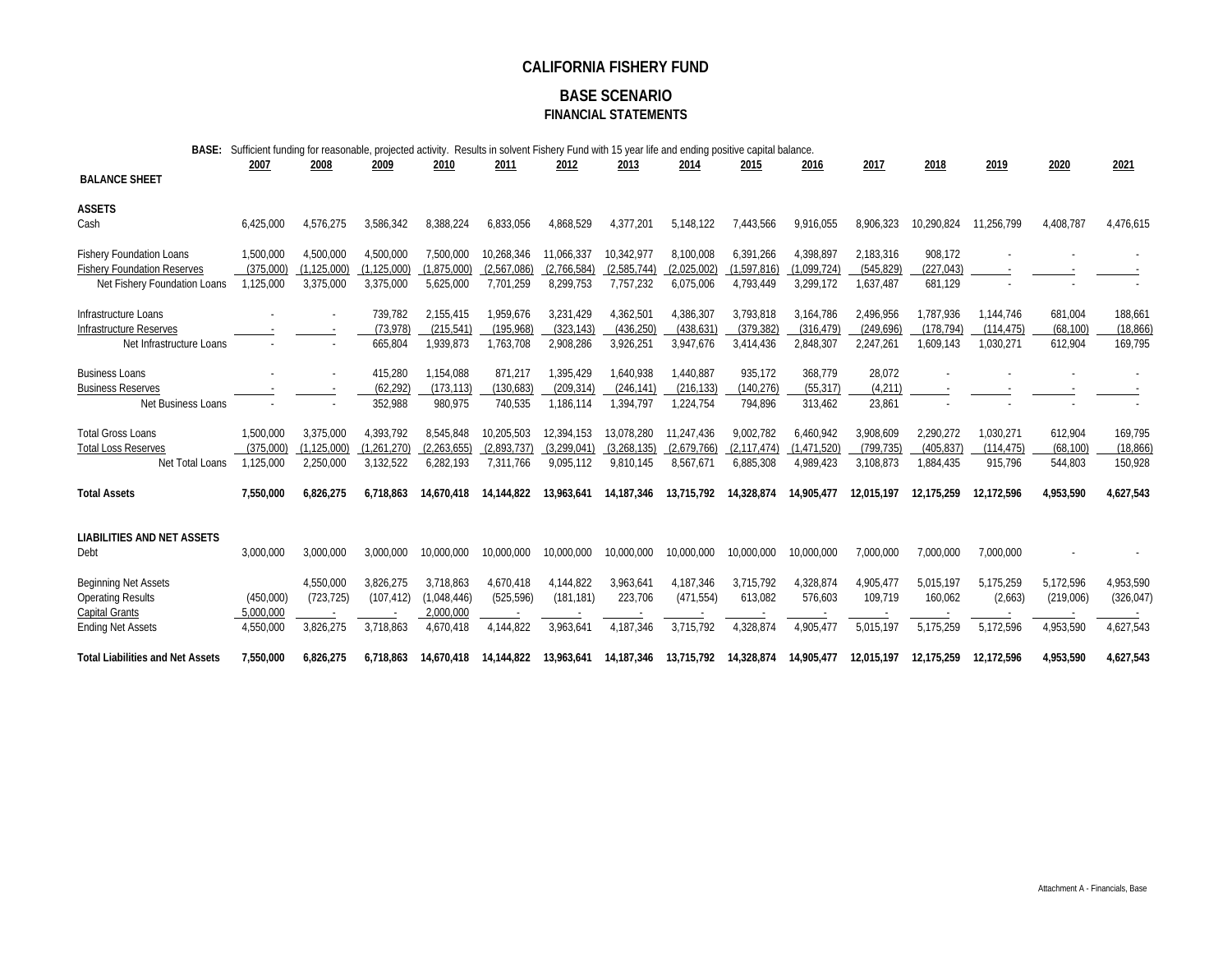# CALIFORNIA FISHERY FUND

## BASE SCENARIO

### FINANCIAL STATEMENTS

**BASE:** Sufficient funding for reasonable, projected activity. Results in solvent Fishery Fund with 15 year life and ending positive capital balance.

| | 2007 | 2008 | 2009 | 2010 | 2011 | 2012 | 2013 | 2014 | 2015 | 2016 | 2017 | 2018 | 2019 | 2020 | 2021 |
|---|---|---|---|---|---|---|---|---|---|---|---|---|---|---|---|
| **BALANCE SHEET** | | | | | | | | | | | | | | | |
| **ASSETS** | | | | | | | | | | | | | | | |
| Cash | 6,425,000 | 4,576,275 | 3,586,342 | 8,388,224 | 6,833,056 | 4,868,529 | 4,377,201 | 5,148,122 | 7,443,566 | 9,916,055 | 8,906,323 | 10,290,824 | 11,256,799 | 4,408,787 | 4,476,615 |
| Fishery Foundation Loans | 1,500,000 | 4,500,000 | 4,500,000 | 7,500,000 | 10,268,346 | 11,066,337 | 10,342,977 | 8,100,008 | 6,391,266 | 4,398,897 | 2,183,316 | 908,172 | - | - | - |
| Fishery Foundation Reserves | (375,000) | (1,125,000) | (1,125,000) | (1,875,000) | (2,567,086) | (2,766,584) | (2,585,744) | (2,025,002) | (1,597,816) | (1,099,724) | (545,829) | (227,043) | - | - | - |
| Net Fishery Foundation Loans | 1,125,000 | 3,375,000 | 3,375,000 | 5,625,000 | 7,701,259 | 8,299,753 | 7,757,232 | 6,075,006 | 4,793,449 | 3,299,172 | 1,637,487 | 681,129 | - | - | - |
| Infrastructure Loans | - | - | 739,782 | 2,155,415 | 1,959,676 | 3,231,429 | 4,362,501 | 4,386,307 | 3,793,818 | 3,164,786 | 2,496,956 | 1,787,936 | 1,144,746 | 681,004 | 188,661 |
| Infrastructure Reserves | - | - | (73,978) | (215,541) | (195,968) | (323,143) | (436,250) | (438,631) | (379,382) | (316,479) | (249,696) | (178,794) | (114,475) | (68,100) | (18,866) |
| Net Infrastructure Loans | - | - | 665,804 | 1,939,873 | 1,763,708 | 2,908,286 | 3,926,251 | 3,947,676 | 3,414,436 | 2,848,307 | 2,247,261 | 1,609,143 | 1,030,271 | 612,904 | 169,795 |
| Business Loans | - | - | 415,280 | 1,154,088 | 871,217 | 1,395,429 | 1,640,938 | 1,440,887 | 935,172 | 368,779 | 28,072 | - | - | - | - |
| Business Reserves | - | - | (62,292) | (173,113) | (130,683) | (209,314) | (246,141) | (216,133) | (140,276) | (55,317) | (4,211) | - | - | - | - |
| Net Business Loans | - | - | 352,988 | 980,975 | 740,535 | 1,186,114 | 1,394,797 | 1,224,754 | 794,896 | 313,462 | 23,861 | - | - | - | - |
| Total Gross Loans | 1,500,000 | 3,375,000 | 4,393,792 | 8,545,848 | 10,205,503 | 12,394,153 | 13,078,280 | 11,247,436 | 9,002,782 | 6,460,942 | 3,908,609 | 2,290,272 | 1,030,271 | 612,904 | 169,795 |
| Total Loss Reserves | (375,000) | (1,125,000) | (1,261,270) | (2,263,655) | (2,893,737) | (3,299,041) | (3,268,135) | (2,679,766) | (2,117,474) | (1,471,520) | (799,735) | (405,837) | (114,475) | (68,100) | (18,866) |
| Net Total Loans | 1,125,000 | 2,250,000 | 3,132,522 | 6,282,193 | 7,311,766 | 9,095,112 | 9,810,145 | 8,567,671 | 6,885,308 | 4,989,423 | 3,108,873 | 1,884,435 | 915,796 | 544,803 | 150,928 |
| **Total Assets** | **7,550,000** | **6,826,275** | **6,718,863** | **14,670,418** | **14,144,822** | **13,963,641** | **14,187,346** | **13,715,792** | **14,328,874** | **14,905,477** | **12,015,197** | **12,175,259** | **12,172,596** | **4,953,590** | **4,627,543** |
| **LIABILITIES AND NET ASSETS** | | | | | | | | | | | | | | | |
| Debt | 3,000,000 | 3,000,000 | 3,000,000 | 10,000,000 | 10,000,000 | 10,000,000 | 10,000,000 | 10,000,000 | 10,000,000 | 10,000,000 | 7,000,000 | 7,000,000 | 7,000,000 | - | - |
| Beginning Net Assets | | 4,550,000 | 3,826,275 | 3,718,863 | 4,670,418 | 4,144,822 | 3,963,641 | 4,187,346 | 3,715,792 | 4,328,874 | 4,905,477 | 5,015,197 | 5,175,259 | 5,172,596 | 4,953,590 |
| Operating Results | (450,000) | (723,725) | (107,412) | (1,048,446) | (525,596) | (181,181) | 223,706 | (471,554) | 613,082 | 576,603 | 109,719 | 160,062 | (2,663) | (219,006) | (326,047) |
| Capital Grants | 5,000,000 | - | - | 2,000,000 | - | - | - | - | - | - | - | - | - | - | - |
| Ending Net Assets | 4,550,000 | 3,826,275 | 3,718,863 | 4,670,418 | 4,144,822 | 3,963,641 | 4,187,346 | 3,715,792 | 4,328,874 | 4,905,477 | 5,015,197 | 5,175,259 | 5,172,596 | 4,953,590 | 4,627,543 |
| **Total Liabilities and Net Assets** | **7,550,000** | **6,826,275** | **6,718,863** | **14,670,418** | **14,144,822** | **13,963,641** | **14,187,346** | **13,715,792** | **14,328,874** | **14,905,477** | **12,015,197** | **12,175,259** | **12,172,596** | **4,953,590** | **4,627,543** |

Attachment A - Financials, Base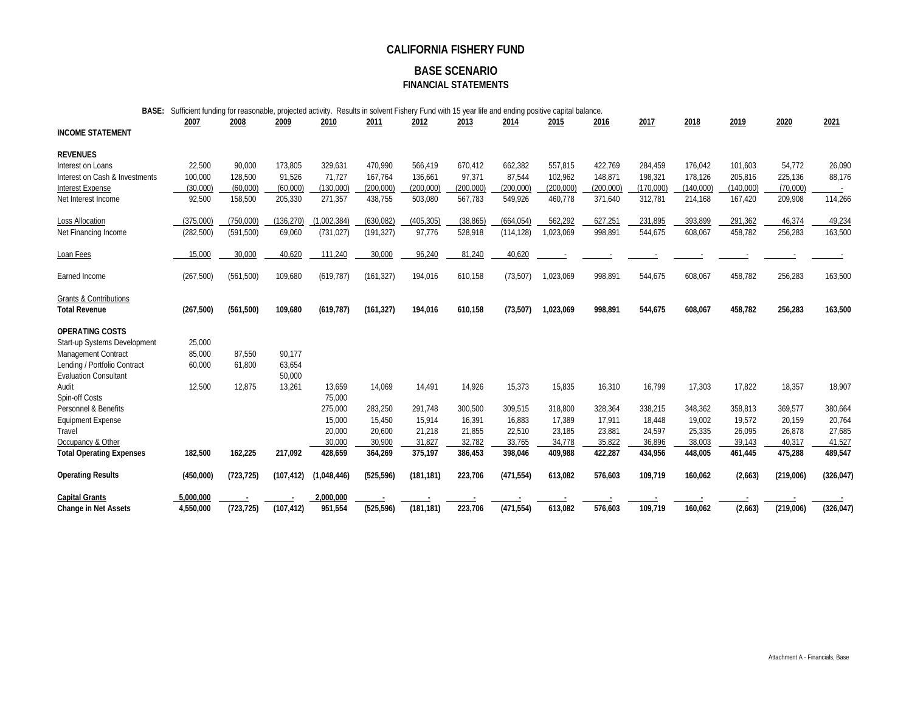# CALIFORNIA FISHERY FUND

## BASE SCENARIO

### FINANCIAL STATEMENTS

**BASE:** Sufficient funding for reasonable, projected activity. Results in solvent Fishery Fund with 15 year life and ending positive capital balance.

| | 2007 | 2008 | 2009 | 2010 | 2011 | 2012 | 2013 | 2014 | 2015 | 2016 | 2017 | 2018 | 2019 | 2020 | 2021 |
|---|---|---|---|---|---|---|---|---|---|---|---|---|---|---|---|
| **INCOME STATEMENT** | | | | | | | | | | | | | | | |
| **REVENUES** | | | | | | | | | | | | | | | |
| Interest on Loans | 22,500 | 90,000 | 173,805 | 329,631 | 470,990 | 566,419 | 670,412 | 662,382 | 557,815 | 422,769 | 284,459 | 176,042 | 101,603 | 54,772 | 26,090 |
| Interest on Cash & Investments | 100,000 | 128,500 | 91,526 | 71,727 | 167,764 | 136,661 | 97,371 | 87,544 | 102,962 | 148,871 | 198,321 | 178,126 | 205,816 | 225,136 | 88,176 |
| Interest Expense | (30,000) | (60,000) | (60,000) | (130,000) | (200,000) | (200,000) | (200,000) | (200,000) | (200,000) | (200,000) | (170,000) | (140,000) | (140,000) | (70,000) | - |
| Net Interest Income | 92,500 | 158,500 | 205,330 | 271,357 | 438,755 | 503,080 | 567,783 | 549,926 | 460,778 | 371,640 | 312,781 | 214,168 | 167,420 | 209,908 | 114,266 |
| Loss Allocation | (375,000) | (750,000) | (136,270) | (1,002,384) | (630,082) | (405,305) | (38,865) | (664,054) | 562,292 | 627,251 | 231,895 | 393,899 | 291,362 | 46,374 | 49,234 |
| Net Financing Income | (282,500) | (591,500) | 69,060 | (731,027) | (191,327) | 97,776 | 528,918 | (114,128) | 1,023,069 | 998,891 | 544,675 | 608,067 | 458,782 | 256,283 | 163,500 |
| Loan Fees | 15,000 | 30,000 | 40,620 | 111,240 | 30,000 | 96,240 | 81,240 | 40,620 | - | - | - | - | - | - | - |
| Earned Income | (267,500) | (561,500) | 109,680 | (619,787) | (161,327) | 194,016 | 610,158 | (73,507) | 1,023,069 | 998,891 | 544,675 | 608,067 | 458,782 | 256,283 | 163,500 |
| Grants & Contributions | | | | | | | | | | | | | | | |
| **Total Revenue** | **(267,500)** | **(561,500)** | **109,680** | **(619,787)** | **(161,327)** | **194,016** | **610,158** | **(73,507)** | **1,023,069** | **998,891** | **544,675** | **608,067** | **458,782** | **256,283** | **163,500** |
| **OPERATING COSTS** | | | | | | | | | | | | | | | |
| Start-up Systems Development | 25,000 | | | | | | | | | | | | | | |
| Management Contract | 85,000 | 87,550 | 90,177 | | | | | | | | | | | | |
| Lending / Portfolio Contract | 60,000 | 61,800 | 63,654 | | | | | | | | | | | | |
| Evaluation Consultant | | | 50,000 | | | | | | | | | | | | |
| Audit | 12,500 | 12,875 | 13,261 | 13,659 | 14,069 | 14,491 | 14,926 | 15,373 | 15,835 | 16,310 | 16,799 | 17,303 | 17,822 | 18,357 | 18,907 |
| Spin-off Costs | | | | 75,000 | | | | | | | | | | | |
| Personnel & Benefits | | | | 275,000 | 283,250 | 291,748 | 300,500 | 309,515 | 318,800 | 328,364 | 338,215 | 348,362 | 358,813 | 369,577 | 380,664 |
| Equipment Expense | | | | 15,000 | 15,450 | 15,914 | 16,391 | 16,883 | 17,389 | 17,911 | 18,448 | 19,002 | 19,572 | 20,159 | 20,764 |
| Travel | | | | 20,000 | 20,600 | 21,218 | 21,855 | 22,510 | 23,185 | 23,881 | 24,597 | 25,335 | 26,095 | 26,878 | 27,685 |
| Occupancy & Other | | | | 30,000 | 30,900 | 31,827 | 32,782 | 33,765 | 34,778 | 35,822 | 36,896 | 38,003 | 39,143 | 40,317 | 41,527 |
| **Total Operating Expenses** | **182,500** | **162,225** | **217,092** | **428,659** | **364,269** | **375,197** | **386,453** | **398,046** | **409,988** | **422,287** | **434,956** | **448,005** | **461,445** | **475,288** | **489,547** |
| **Operating Results** | **(450,000)** | **(723,725)** | **(107,412)** | **(1,048,446)** | **(525,596)** | **(181,181)** | **223,706** | **(471,554)** | **613,082** | **576,603** | **109,719** | **160,062** | **(2,663)** | **(219,006)** | **(326,047)** |
| **Capital Grants** | **5,000,000** | **-** | **-** | **2,000,000** | **-** | **-** | **-** | **-** | **-** | **-** | **-** | **-** | **-** | **-** | **-** |
| **Change in Net Assets** | **4,550,000** | **(723,725)** | **(107,412)** | **951,554** | **(525,596)** | **(181,181)** | **223,706** | **(471,554)** | **613,082** | **576,603** | **109,719** | **160,062** | **(2,663)** | **(219,006)** | **(326,047)** |

Attachment A - Financials, Base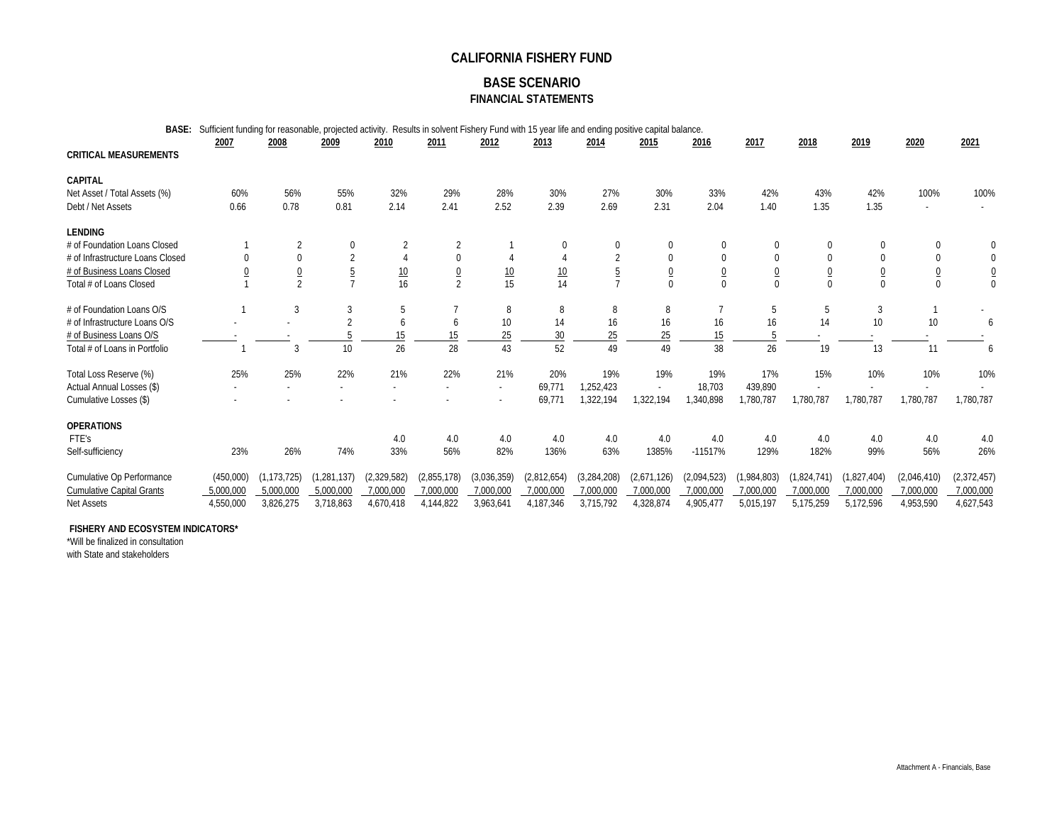# CALIFORNIA FISHERY FUND

## BASE SCENARIO

### FINANCIAL STATEMENTS

**BASE:** Sufficient funding for reasonable, projected activity. Results in solvent Fishery Fund with 15 year life and ending positive capital balance.

| | 2007 | 2008 | 2009 | 2010 | 2011 | 2012 | 2013 | 2014 | 2015 | 2016 | 2017 | 2018 | 2019 | 2020 | 2021 |
|---|---|---|---|---|---|---|---|---|---|---|---|---|---|---|---|
| **CRITICAL MEASUREMENTS** | | | | | | | | | | | | | | | |
| | | | | | | | | | | | | | | | |
| **CAPITAL** | | | | | | | | | | | | | | | |
| Net Asset / Total Assets (%) | 60% | 56% | 55% | 32% | 29% | 28% | 30% | 27% | 30% | 33% | 42% | 43% | 42% | 100% | 100% |
| Debt / Net Assets | 0.66 | 0.78 | 0.81 | 2.14 | 2.41 | 2.52 | 2.39 | 2.69 | 2.31 | 2.04 | 1.40 | 1.35 | 1.35 | - | - |
| | | | | | | | | | | | | | | | |
| **LENDING** | | | | | | | | | | | | | | | |
| # of Foundation Loans Closed | 1 | 2 | 0 | 2 | 2 | 1 | 0 | 0 | 0 | 0 | 0 | 0 | 0 | 0 | 0 |
| # of Infrastructure Loans Closed | 0 | 0 | 2 | 4 | 0 | 4 | 4 | 2 | 0 | 0 | 0 | 0 | 0 | 0 | 0 |
| # of Business Loans Closed | 0 | 0 | 5 | 10 | 0 | 10 | 10 | 5 | 0 | 0 | 0 | 0 | 0 | 0 | 0 |
| Total # of Loans Closed | 1 | 2 | 7 | 16 | 2 | 15 | 14 | 7 | 0 | 0 | 0 | 0 | 0 | 0 | 0 |
| | | | | | | | | | | | | | | | |
| # of Foundation Loans O/S | 1 | 3 | 3 | 5 | 7 | 8 | 8 | 8 | 8 | 7 | 5 | 5 | 3 | 1 | - |
| # of Infrastructure Loans O/S | - | - | 2 | 6 | 6 | 10 | 14 | 16 | 16 | 16 | 16 | 14 | 10 | 10 | 6 |
| # of Business Loans O/S | - | - | 5 | 15 | 15 | 25 | 30 | 25 | 25 | 15 | 5 | - | - | - | - |
| Total # of Loans in Portfolio | 1 | 3 | 10 | 26 | 28 | 43 | 52 | 49 | 49 | 38 | 26 | 19 | 13 | 11 | 6 |
| | | | | | | | | | | | | | | | |
| Total Loss Reserve (%) | 25% | 25% | 22% | 21% | 22% | 21% | 20% | 19% | 19% | 19% | 17% | 15% | 10% | 10% | 10% |
| Actual Annual Losses ($) | - | - | - | - | - | - | 69,771 | 1,252,423 | - | 18,703 | 439,890 | - | - | - | - |
| Cumulative Losses ($) | - | - | - | - | - | - | 69,771 | 1,322,194 | 1,322,194 | 1,340,898 | 1,780,787 | 1,780,787 | 1,780,787 | 1,780,787 | 1,780,787 |
| | | | | | | | | | | | | | | | |
| **OPERATIONS** | | | | | | | | | | | | | | | |
| FTE's | | | | 4.0 | 4.0 | 4.0 | 4.0 | 4.0 | 4.0 | 4.0 | 4.0 | 4.0 | 4.0 | 4.0 | 4.0 |
| Self-sufficiency | 23% | 26% | 74% | 33% | 56% | 82% | 136% | 63% | 1385% | -11517% | 129% | 182% | 99% | 56% | 26% |
| | | | | | | | | | | | | | | | |
| Cumulative Op Performance | (450,000) | (1,173,725) | (1,281,137) | (2,329,582) | (2,855,178) | (3,036,359) | (2,812,654) | (3,284,208) | (2,671,126) | (2,094,523) | (1,984,803) | (1,824,741) | (1,827,404) | (2,046,410) | (2,372,457) |
| Cumulative Capital Grants | 5,000,000 | 5,000,000 | 5,000,000 | 7,000,000 | 7,000,000 | 7,000,000 | 7,000,000 | 7,000,000 | 7,000,000 | 7,000,000 | 7,000,000 | 7,000,000 | 7,000,000 | 7,000,000 | 7,000,000 |
| Net Assets | 4,550,000 | 3,826,275 | 3,718,863 | 4,670,418 | 4,144,822 | 3,963,641 | 4,187,346 | 3,715,792 | 4,328,874 | 4,905,477 | 5,015,197 | 5,175,259 | 5,172,596 | 4,953,590 | 4,627,543 |

**FISHERY AND ECOSYSTEM INDICATORS***

*Will be finalized in consultation
with State and stakeholders

Attachment A - Financials, Base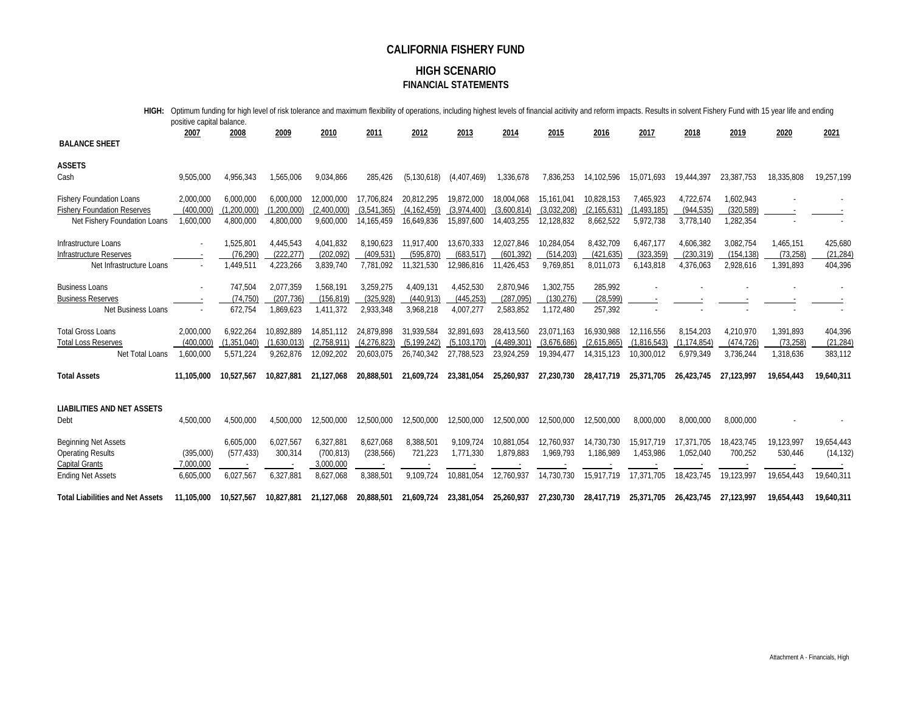# CALIFORNIA FISHERY FUND

## HIGH SCENARIO

### FINANCIAL STATEMENTS

**HIGH:** Optimum funding for high level of risk tolerance and maximum flexibility of operations, including highest levels of financial acitivity and reform impacts. Results in solvent Fishery Fund with 15 year life and ending positive capital balance.

| | 2007 | 2008 | 2009 | 2010 | 2011 | 2012 | 2013 | 2014 | 2015 | 2016 | 2017 | 2018 | 2019 | 2020 | 2021 |
|---|---|---|---|---|---|---|---|---|---|---|---|---|---|---|---|
| **BALANCE SHEET** | | | | | | | | | | | | | | | |
| **ASSETS** | | | | | | | | | | | | | | | |
| Cash | 9,505,000 | 4,956,343 | 1,565,006 | 9,034,866 | 285,426 | (5,130,618) | (4,407,469) | 1,336,678 | 7,836,253 | 14,102,596 | 15,071,693 | 19,444,397 | 23,387,753 | 18,335,808 | 19,257,199 |
| Fishery Foundation Loans | 2,000,000 | 6,000,000 | 6,000,000 | 12,000,000 | 17,706,824 | 20,812,295 | 19,872,000 | 18,004,068 | 15,161,041 | 10,828,153 | 7,465,923 | 4,722,674 | 1,602,943 | - | - |
| Fishery Foundation Reserves | (400,000) | (1,200,000) | (1,200,000) | (2,400,000) | (3,541,365) | (4,162,459) | (3,974,400) | (3,600,814) | (3,032,208) | (2,165,631) | (1,493,185) | (944,535) | (320,589) | - | - |
| Net Fishery Foundation Loans | 1,600,000 | 4,800,000 | 4,800,000 | 9,600,000 | 14,165,459 | 16,649,836 | 15,897,600 | 14,403,255 | 12,128,832 | 8,662,522 | 5,972,738 | 3,778,140 | 1,282,354 | - | - |
| Infrastructure Loans | - | 1,525,801 | 4,445,543 | 4,041,832 | 8,190,623 | 11,917,400 | 13,670,333 | 12,027,846 | 10,284,054 | 8,432,709 | 6,467,177 | 4,606,382 | 3,082,754 | 1,465,151 | 425,680 |
| Infrastructure Reserves | - | (76,290) | (222,277) | (202,092) | (409,531) | (595,870) | (683,517) | (601,392) | (514,203) | (421,635) | (323,359) | (230,319) | (154,138) | (73,258) | (21,284) |
| Net Infrastructure Loans | - | 1,449,511 | 4,223,266 | 3,839,740 | 7,781,092 | 11,321,530 | 12,986,816 | 11,426,453 | 9,769,851 | 8,011,073 | 6,143,818 | 4,376,063 | 2,928,616 | 1,391,893 | 404,396 |
| Business Loans | - | 747,504 | 2,077,359 | 1,568,191 | 3,259,275 | 4,409,131 | 4,452,530 | 2,870,946 | 1,302,755 | 285,992 | - | - | - | - | - |
| Business Reserves | - | (74,750) | (207,736) | (156,819) | (325,928) | (440,913) | (445,253) | (287,095) | (130,276) | (28,599) | - | - | - | - | - |
| Net Business Loans | - | 672,754 | 1,869,623 | 1,411,372 | 2,933,348 | 3,968,218 | 4,007,277 | 2,583,852 | 1,172,480 | 257,392 | - | - | - | - | - |
| Total Gross Loans | 2,000,000 | 6,922,264 | 10,892,889 | 14,851,112 | 24,879,898 | 31,939,584 | 32,891,693 | 28,413,560 | 23,071,163 | 16,930,988 | 12,116,556 | 8,154,203 | 4,210,970 | 1,391,893 | 404,396 |
| Total Loss Reserves | (400,000) | (1,351,040) | (1,630,013) | (2,758,911) | (4,276,823) | (5,199,242) | (5,103,170) | (4,489,301) | (3,676,686) | (2,615,865) | (1,816,543) | (1,174,854) | (474,726) | (73,258) | (21,284) |
| Net Total Loans | 1,600,000 | 5,571,224 | 9,262,876 | 12,092,202 | 20,603,075 | 26,740,342 | 27,788,523 | 23,924,259 | 19,394,477 | 14,315,123 | 10,300,012 | 6,979,349 | 3,736,244 | 1,318,636 | 383,112 |
| **Total Assets** | **11,105,000** | **10,527,567** | **10,827,881** | **21,127,068** | **20,888,501** | **21,609,724** | **23,381,054** | **25,260,937** | **27,230,730** | **28,417,719** | **25,371,705** | **26,423,745** | **27,123,997** | **19,654,443** | **19,640,311** |
| **LIABILITIES AND NET ASSETS** | | | | | | | | | | | | | | | |
| Debt | 4,500,000 | 4,500,000 | 4,500,000 | 12,500,000 | 12,500,000 | 12,500,000 | 12,500,000 | 12,500,000 | 12,500,000 | 12,500,000 | 8,000,000 | 8,000,000 | 8,000,000 | - | - |
| Beginning Net Assets | | 6,605,000 | 6,027,567 | 6,327,881 | 8,627,068 | 8,388,501 | 9,109,724 | 10,881,054 | 12,760,937 | 14,730,730 | 15,917,719 | 17,371,705 | 18,423,745 | 19,123,997 | 19,654,443 |
| Operating Results | (395,000) | (577,433) | 300,314 | (700,813) | (238,566) | 721,223 | 1,771,330 | 1,879,883 | 1,969,793 | 1,186,989 | 1,453,986 | 1,052,040 | 700,252 | 530,446 | (14,132) |
| Capital Grants | 7,000,000 | - | - | 3,000,000 | - | - | - | - | - | - | - | - | - | - | - |
| Ending Net Assets | 6,605,000 | 6,027,567 | 6,327,881 | 8,627,068 | 8,388,501 | 9,109,724 | 10,881,054 | 12,760,937 | 14,730,730 | 15,917,719 | 17,371,705 | 18,423,745 | 19,123,997 | 19,654,443 | 19,640,311 |
| **Total Liabilities and Net Assets** | **11,105,000** | **10,527,567** | **10,827,881** | **21,127,068** | **20,888,501** | **21,609,724** | **23,381,054** | **25,260,937** | **27,230,730** | **28,417,719** | **25,371,705** | **26,423,745** | **27,123,997** | **19,654,443** | **19,640,311** |

Attachment A - Financials, High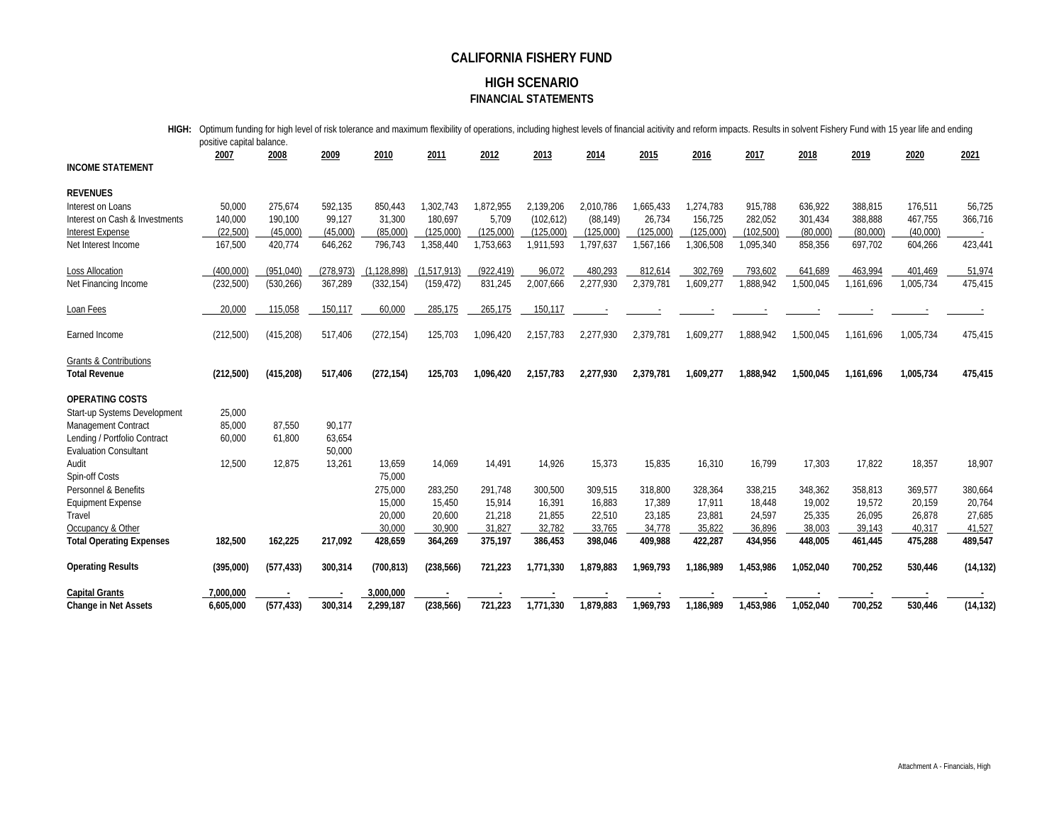# CALIFORNIA FISHERY FUND

## HIGH SCENARIO

### FINANCIAL STATEMENTS

**HIGH:** Optimum funding for high level of risk tolerance and maximum flexibility of operations, including highest levels of financial acitivity and reform impacts. Results in solvent Fishery Fund with 15 year life and ending positive capital balance.

| | 2007 | 2008 | 2009 | 2010 | 2011 | 2012 | 2013 | 2014 | 2015 | 2016 | 2017 | 2018 | 2019 | 2020 | 2021 |
|---|---|---|---|---|---|---|---|---|---|---|---|---|---|---|---|
| **INCOME STATEMENT** | | | | | | | | | | | | | | | |
| **REVENUES** | | | | | | | | | | | | | | | |
| Interest on Loans | 50,000 | 275,674 | 592,135 | 850,443 | 1,302,743 | 1,872,955 | 2,139,206 | 2,010,786 | 1,665,433 | 1,274,783 | 915,788 | 636,922 | 388,815 | 176,511 | 56,725 |
| Interest on Cash & Investments | 140,000 | 190,100 | 99,127 | 31,300 | 180,697 | 5,709 | (102,612) | (88,149) | 26,734 | 156,725 | 282,052 | 301,434 | 388,888 | 467,755 | 366,716 |
| Interest Expense | (22,500) | (45,000) | (45,000) | (85,000) | (125,000) | (125,000) | (125,000) | (125,000) | (125,000) | (125,000) | (102,500) | (80,000) | (80,000) | (40,000) | - |
| Net Interest Income | 167,500 | 420,774 | 646,262 | 796,743 | 1,358,440 | 1,753,663 | 1,911,593 | 1,797,637 | 1,567,166 | 1,306,508 | 1,095,340 | 858,356 | 697,702 | 604,266 | 423,441 |
| Loss Allocation | (400,000) | (951,040) | (278,973) | (1,128,898) | (1,517,913) | (922,419) | 96,072 | 480,293 | 812,614 | 302,769 | 793,602 | 641,689 | 463,994 | 401,469 | 51,974 |
| Net Financing Income | (232,500) | (530,266) | 367,289 | (332,154) | (159,472) | 831,245 | 2,007,666 | 2,277,930 | 2,379,781 | 1,609,277 | 1,888,942 | 1,500,045 | 1,161,696 | 1,005,734 | 475,415 |
| Loan Fees | 20,000 | 115,058 | 150,117 | 60,000 | 285,175 | 265,175 | 150,117 | - | - | - | - | - | - | - | - |
| Earned Income | (212,500) | (415,208) | 517,406 | (272,154) | 125,703 | 1,096,420 | 2,157,783 | 2,277,930 | 2,379,781 | 1,609,277 | 1,888,942 | 1,500,045 | 1,161,696 | 1,005,734 | 475,415 |
| Grants & Contributions | | | | | | | | | | | | | | | |
| **Total Revenue** | **(212,500)** | **(415,208)** | **517,406** | **(272,154)** | **125,703** | **1,096,420** | **2,157,783** | **2,277,930** | **2,379,781** | **1,609,277** | **1,888,942** | **1,500,045** | **1,161,696** | **1,005,734** | **475,415** |
| **OPERATING COSTS** | | | | | | | | | | | | | | | |
| Start-up Systems Development | 25,000 | | | | | | | | | | | | | | |
| Management Contract | 85,000 | 87,550 | 90,177 | | | | | | | | | | | | |
| Lending / Portfolio Contract | 60,000 | 61,800 | 63,654 | | | | | | | | | | | | |
| Evaluation Consultant | | | 50,000 | | | | | | | | | | | | |
| Audit | 12,500 | 12,875 | 13,261 | 13,659 | 14,069 | 14,491 | 14,926 | 15,373 | 15,835 | 16,310 | 16,799 | 17,303 | 17,822 | 18,357 | 18,907 |
| Spin-off Costs | | | | 75,000 | | | | | | | | | | | |
| Personnel & Benefits | | | | 275,000 | 283,250 | 291,748 | 300,500 | 309,515 | 318,800 | 328,364 | 338,215 | 348,362 | 358,813 | 369,577 | 380,664 |
| Equipment Expense | | | | 15,000 | 15,450 | 15,914 | 16,391 | 16,883 | 17,389 | 17,911 | 18,448 | 19,002 | 19,572 | 20,159 | 20,764 |
| Travel | | | | 20,000 | 20,600 | 21,218 | 21,855 | 22,510 | 23,185 | 23,881 | 24,597 | 25,335 | 26,095 | 26,878 | 27,685 |
| Occupancy & Other | | | | 30,000 | 30,900 | 31,827 | 32,782 | 33,765 | 34,778 | 35,822 | 36,896 | 38,003 | 39,143 | 40,317 | 41,527 |
| **Total Operating Expenses** | **182,500** | **162,225** | **217,092** | **428,659** | **364,269** | **375,197** | **386,453** | **398,046** | **409,988** | **422,287** | **434,956** | **448,005** | **461,445** | **475,288** | **489,547** |
| **Operating Results** | **(395,000)** | **(577,433)** | **300,314** | **(700,813)** | **(238,566)** | **721,223** | **1,771,330** | **1,879,883** | **1,969,793** | **1,186,989** | **1,453,986** | **1,052,040** | **700,252** | **530,446** | **(14,132)** |
| **Capital Grants** | **7,000,000** | - | - | **3,000,000** | - | - | - | - | - | - | - | - | - | - | - |
| **Change in Net Assets** | **6,605,000** | **(577,433)** | **300,314** | **2,299,187** | **(238,566)** | **721,223** | **1,771,330** | **1,879,883** | **1,969,793** | **1,186,989** | **1,453,986** | **1,052,040** | **700,252** | **530,446** | **(14,132)** |

Attachment A - Financials, High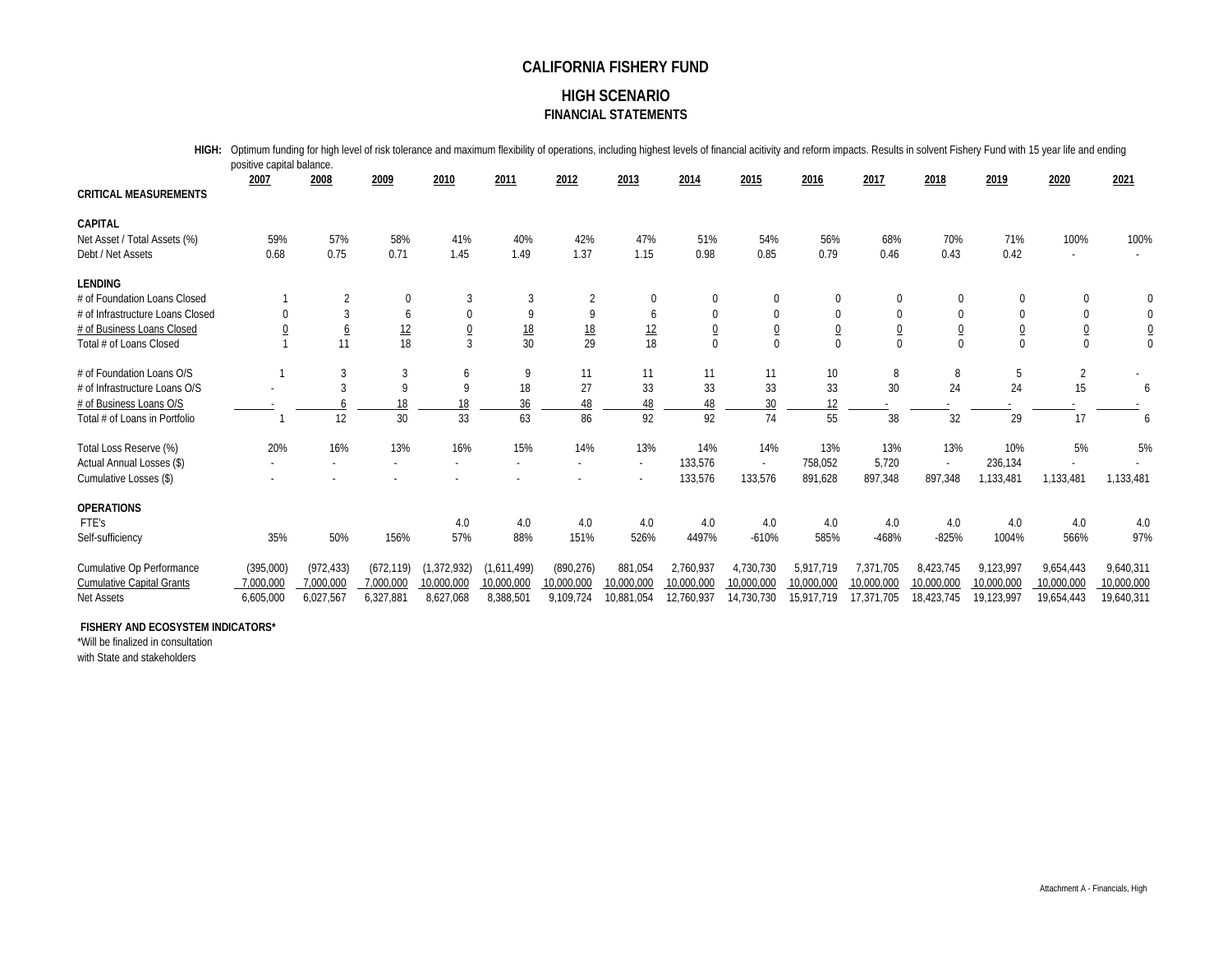# CALIFORNIA FISHERY FUND

## HIGH SCENARIO

### FINANCIAL STATEMENTS

**HIGH:** Optimum funding for high level of risk tolerance and maximum flexibility of operations, including highest levels of financial acitivity and reform impacts. Results in solvent Fishery Fund with 15 year life and ending positive capital balance.

| | 2007 | 2008 | 2009 | 2010 | 2011 | 2012 | 2013 | 2014 | 2015 | 2016 | 2017 | 2018 | 2019 | 2020 | 2021 |
|---|---|---|---|---|---|---|---|---|---|---|---|---|---|---|---|
| **CRITICAL MEASUREMENTS** | | | | | | | | | | | | | | | |
| **CAPITAL** | | | | | | | | | | | | | | | |
| Net Asset / Total Assets (%) | 59% | 57% | 58% | 41% | 40% | 42% | 47% | 51% | 54% | 56% | 68% | 70% | 71% | 100% | 100% |
| Debt / Net Assets | 0.68 | 0.75 | 0.71 | 1.45 | 1.49 | 1.37 | 1.15 | 0.98 | 0.85 | 0.79 | 0.46 | 0.43 | 0.42 | - | - |
| **LENDING** | | | | | | | | | | | | | | | |
| # of Foundation Loans Closed | 1 | 2 | 0 | 3 | 3 | 2 | 0 | 0 | 0 | 0 | 0 | 0 | 0 | 0 | 0 |
| # of Infrastructure Loans Closed | 0 | 3 | 6 | 0 | 9 | 9 | 6 | 0 | 0 | 0 | 0 | 0 | 0 | 0 | 0 |
| # of Business Loans Closed | 0 | 6 | 12 | 0 | 18 | 18 | 12 | 0 | 0 | 0 | 0 | 0 | 0 | 0 | 0 |
| Total # of Loans Closed | 1 | 11 | 18 | 3 | 30 | 29 | 18 | 0 | 0 | 0 | 0 | 0 | 0 | 0 | 0 |
| # of Foundation Loans O/S | 1 | 3 | 3 | 6 | 9 | 11 | 11 | 11 | 11 | 10 | 8 | 8 | 5 | 2 | - |
| # of Infrastructure Loans O/S | - | 3 | 9 | 9 | 18 | 27 | 33 | 33 | 33 | 33 | 30 | 24 | 24 | 15 | 6 |
| # of Business Loans O/S | - | 6 | 18 | 18 | 36 | 48 | 48 | 48 | 30 | 12 | - | - | - | - | - |
| Total # of Loans in Portfolio | 1 | 12 | 30 | 33 | 63 | 86 | 92 | 92 | 74 | 55 | 38 | 32 | 29 | 17 | 6 |
| Total Loss Reserve (%) | 20% | 16% | 13% | 16% | 15% | 14% | 13% | 14% | 14% | 13% | 13% | 13% | 10% | 5% | 5% |
| Actual Annual Losses ($) | - | - | - | - | - | - | - | 133,576 | - | 758,052 | 5,720 | - | 236,134 | - | - |
| Cumulative Losses ($) | - | - | - | - | - | - | - | 133,576 | 133,576 | 891,628 | 897,348 | 897,348 | 1,133,481 | 1,133,481 | 1,133,481 |
| **OPERATIONS** | | | | | | | | | | | | | | | |
| FTE's | | | | 4.0 | 4.0 | 4.0 | 4.0 | 4.0 | 4.0 | 4.0 | 4.0 | 4.0 | 4.0 | 4.0 | 4.0 |
| Self-sufficiency | 35% | 50% | 156% | 57% | 88% | 151% | 526% | 4497% | -610% | 585% | -468% | -825% | 1004% | 566% | 97% |
| Cumulative Op Performance | (395,000) | (972,433) | (672,119) | (1,372,932) | (1,611,499) | (890,276) | 881,054 | 2,760,937 | 4,730,730 | 5,917,719 | 7,371,705 | 8,423,745 | 9,123,997 | 9,654,443 | 9,640,311 |
| Cumulative Capital Grants | 7,000,000 | 7,000,000 | 7,000,000 | 10,000,000 | 10,000,000 | 10,000,000 | 10,000,000 | 10,000,000 | 10,000,000 | 10,000,000 | 10,000,000 | 10,000,000 | 10,000,000 | 10,000,000 | 10,000,000 |
| Net Assets | 6,605,000 | 6,027,567 | 6,327,881 | 8,627,068 | 8,388,501 | 9,109,724 | 10,881,054 | 12,760,937 | 14,730,730 | 15,917,719 | 17,371,705 | 18,423,745 | 19,123,997 | 19,654,443 | 19,640,311 |

**FISHERY AND ECOSYSTEM INDICATORS***

*Will be finalized in consultation with State and stakeholders

Attachment A - Financials, High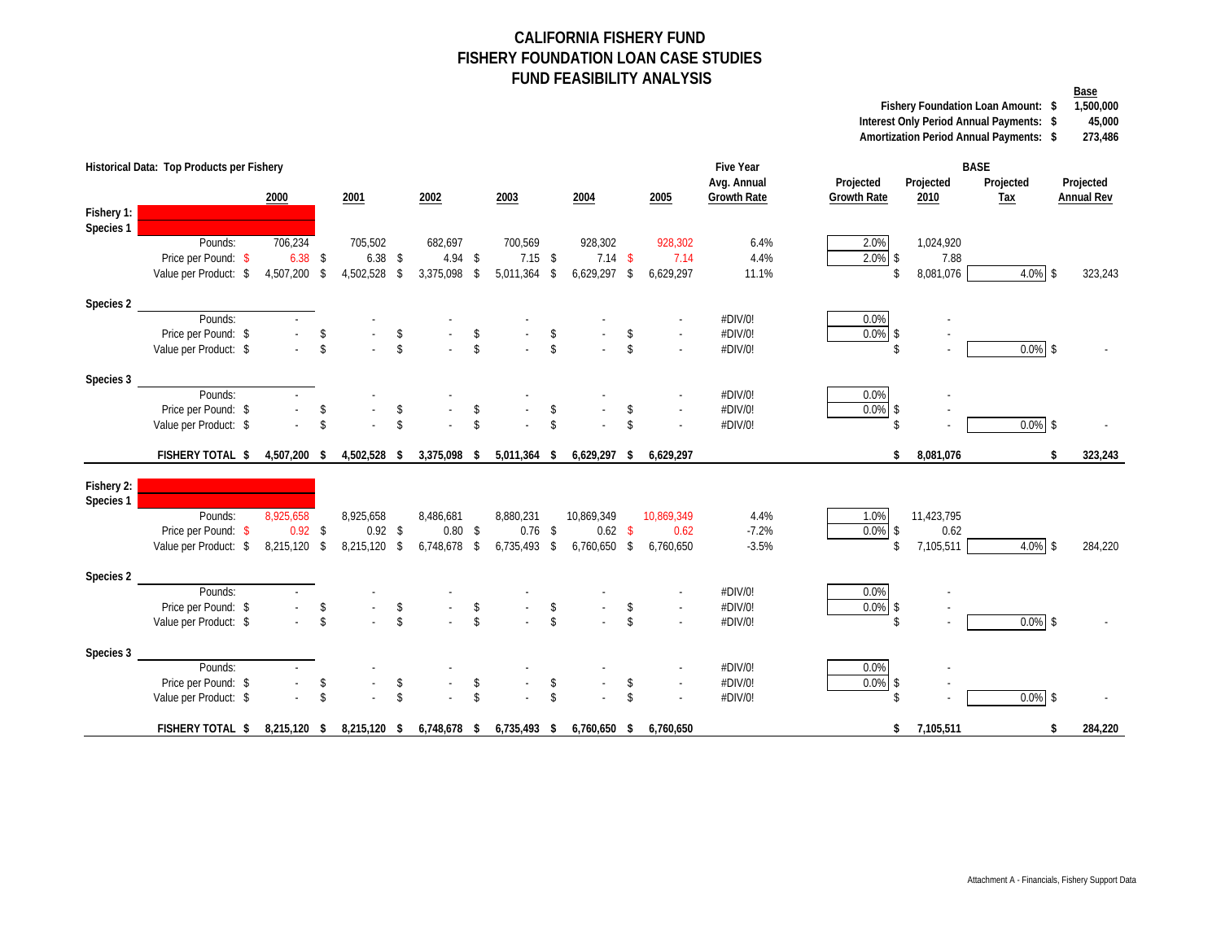# CALIFORNIA FISHERY FUND
## FISHERY FOUNDATION LOAN CASE STUDIES
## FUND FEASIBILITY ANALYSIS

| | Base |
|---|---|
| Fishery Foundation Loan Amount: | $ 1,500,000 |
| Interest Only Period Annual Payments: | $ 45,000 |
| Amortization Period Annual Payments: | $ 273,486 |

**Historical Data: Top Products per Fishery**

| | | 2000 | 2001 | 2002 | 2003 | 2004 | 2005 | Five Year Avg. Annual Growth Rate | BASE Projected Growth Rate | Projected 2010 | Projected Tax | Projected Annual Rev |
|---|---|---|---|---|---|---|---|---|---|---|---|---|
| **Fishery 1:** | | | | | | | | | | | | |
| **Species 1** | | | | | | | | | | | | |
| | Pounds: | 706,234 | 705,502 | 682,697 | 700,569 | 928,302 | 928,302 | 6.4% | 2.0% | 1,024,920 | | |
| | Price per Pound: | $ 6.38 | $ 6.38 | $ 4.94 | $ 7.15 | $ 7.14 | $ 7.14 | 4.4% | 2.0% | $ 7.88 | | |
| | Value per Product: | $ 4,507,200 | $ 4,502,528 | $ 3,375,098 | $ 5,011,364 | $ 6,629,297 | $ 6,629,297 | 11.1% | | $ 8,081,076 | 4.0% | $ 323,243 |
| **Species 2** | | | | | | | | | | | | |
| | Pounds: | - | - | - | - | - | - | #DIV/0! | 0.0% | - | | |
| | Price per Pound: | $ - | $ - | $ - | $ - | $ - | $ - | #DIV/0! | 0.0% | $ - | | |
| | Value per Product: | $ - | $ - | $ - | $ - | $ - | $ - | #DIV/0! | | $ - | 0.0% | $ - |
| **Species 3** | | | | | | | | | | | | |
| | Pounds: | - | - | - | - | - | - | #DIV/0! | 0.0% | - | | |
| | Price per Pound: | $ - | $ - | $ - | $ - | $ - | $ - | #DIV/0! | 0.0% | $ - | | |
| | Value per Product: | $ - | $ - | $ - | $ - | $ - | $ - | #DIV/0! | | $ - | 0.0% | $ - |
| | **FISHERY TOTAL** | **$ 4,507,200** | **$ 4,502,528** | **$ 3,375,098** | **$ 5,011,364** | **$ 6,629,297** | **$ 6,629,297** | | | **$ 8,081,076** | | **$ 323,243** |
| **Fishery 2:** | | | | | | | | | | | | |
| **Species 1** | | | | | | | | | | | | |
| | Pounds: | 8,925,658 | 8,925,658 | 8,486,681 | 8,880,231 | 10,869,349 | 10,869,349 | 4.4% | 1.0% | 11,423,795 | | |
| | Price per Pound: | $ 0.92 | $ 0.92 | $ 0.80 | $ 0.76 | $ 0.62 | $ 0.62 | -7.2% | 0.0% | $ 0.62 | | |
| | Value per Product: | $ 8,215,120 | $ 8,215,120 | $ 6,748,678 | $ 6,735,493 | $ 6,760,650 | $ 6,760,650 | -3.5% | | $ 7,105,511 | 4.0% | $ 284,220 |
| **Species 2** | | | | | | | | | | | | |
| | Pounds: | - | - | - | - | - | - | #DIV/0! | 0.0% | - | | |
| | Price per Pound: | $ - | $ - | $ - | $ - | $ - | $ - | #DIV/0! | 0.0% | $ - | | |
| | Value per Product: | $ - | $ - | $ - | $ - | $ - | $ - | #DIV/0! | | $ - | 0.0% | $ - |
| **Species 3** | | | | | | | | | | | | |
| | Pounds: | - | - | - | - | - | - | #DIV/0! | 0.0% | - | | |
| | Price per Pound: | $ - | $ - | $ - | $ - | $ - | $ - | #DIV/0! | 0.0% | $ - | | |
| | Value per Product: | $ - | $ - | $ - | $ - | $ - | $ - | #DIV/0! | | $ - | 0.0% | $ - |
| | **FISHERY TOTAL** | **$ 8,215,120** | **$ 8,215,120** | **$ 6,748,678** | **$ 6,735,493** | **$ 6,760,650** | **$ 6,760,650** | | | **$ 7,105,511** | | **$ 284,220** |

Attachment A - Financials, Fishery Support Data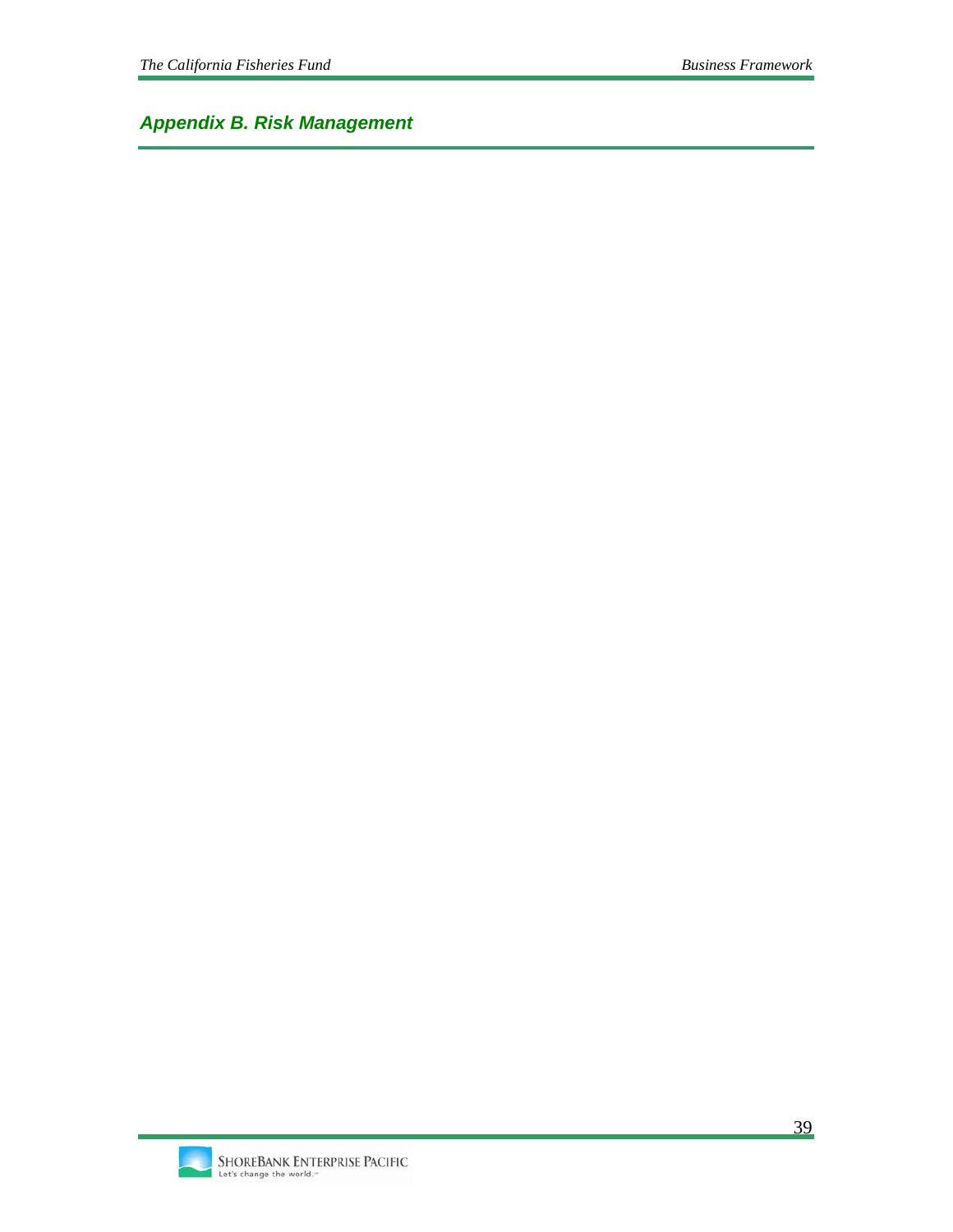## *Appendix B. Risk Management*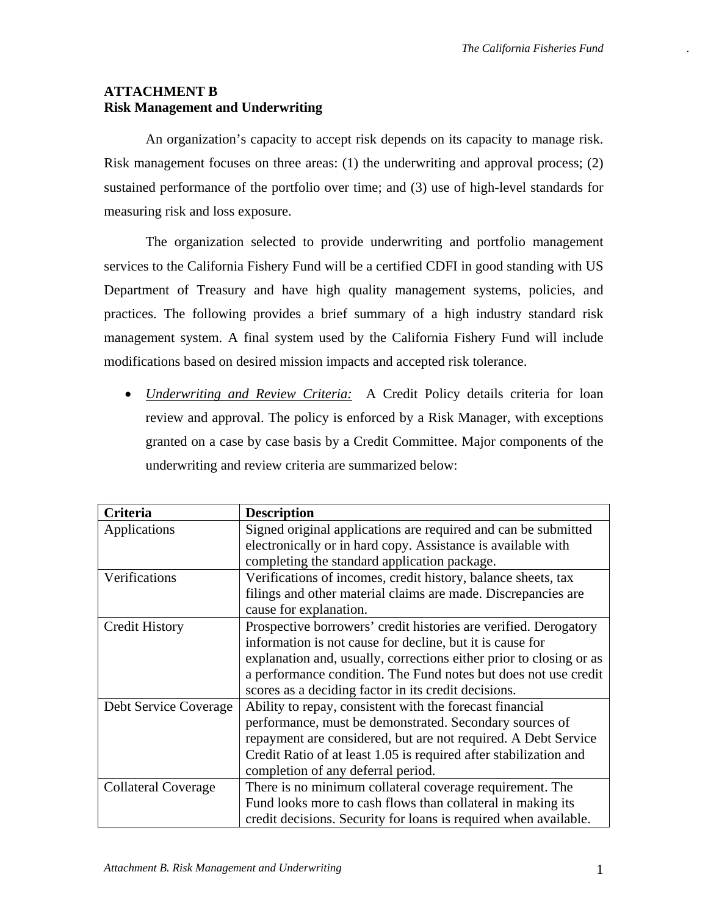## ATTACHMENT B
## Risk Management and Underwriting

An organization's capacity to accept risk depends on its capacity to manage risk. Risk management focuses on three areas: (1) the underwriting and approval process; (2) sustained performance of the portfolio over time; and (3) use of high-level standards for measuring risk and loss exposure.

The organization selected to provide underwriting and portfolio management services to the California Fishery Fund will be a certified CDFI in good standing with US Department of Treasury and have high quality management systems, policies, and practices. The following provides a brief summary of a high industry standard risk management system. A final system used by the California Fishery Fund will include modifications based on desired mission impacts and accepted risk tolerance.

- *Underwriting and Review Criteria:* A Credit Policy details criteria for loan review and approval. The policy is enforced by a Risk Manager, with exceptions granted on a case by case basis by a Credit Committee. Major components of the underwriting and review criteria are summarized below:

| Criteria | Description |
|---|---|
| Applications | Signed original applications are required and can be submitted electronically or in hard copy. Assistance is available with completing the standard application package. |
| Verifications | Verifications of incomes, credit history, balance sheets, tax filings and other material claims are made. Discrepancies are cause for explanation. |
| Credit History | Prospective borrowers' credit histories are verified. Derogatory information is not cause for decline, but it is cause for explanation and, usually, corrections either prior to closing or as a performance condition. The Fund notes but does not use credit scores as a deciding factor in its credit decisions. |
| Debt Service Coverage | Ability to repay, consistent with the forecast financial performance, must be demonstrated. Secondary sources of repayment are considered, but are not required. A Debt Service Credit Ratio of at least 1.05 is required after stabilization and completion of any deferral period. |
| Collateral Coverage | There is no minimum collateral coverage requirement. The Fund looks more to cash flows than collateral in making its credit decisions. Security for loans is required when available. |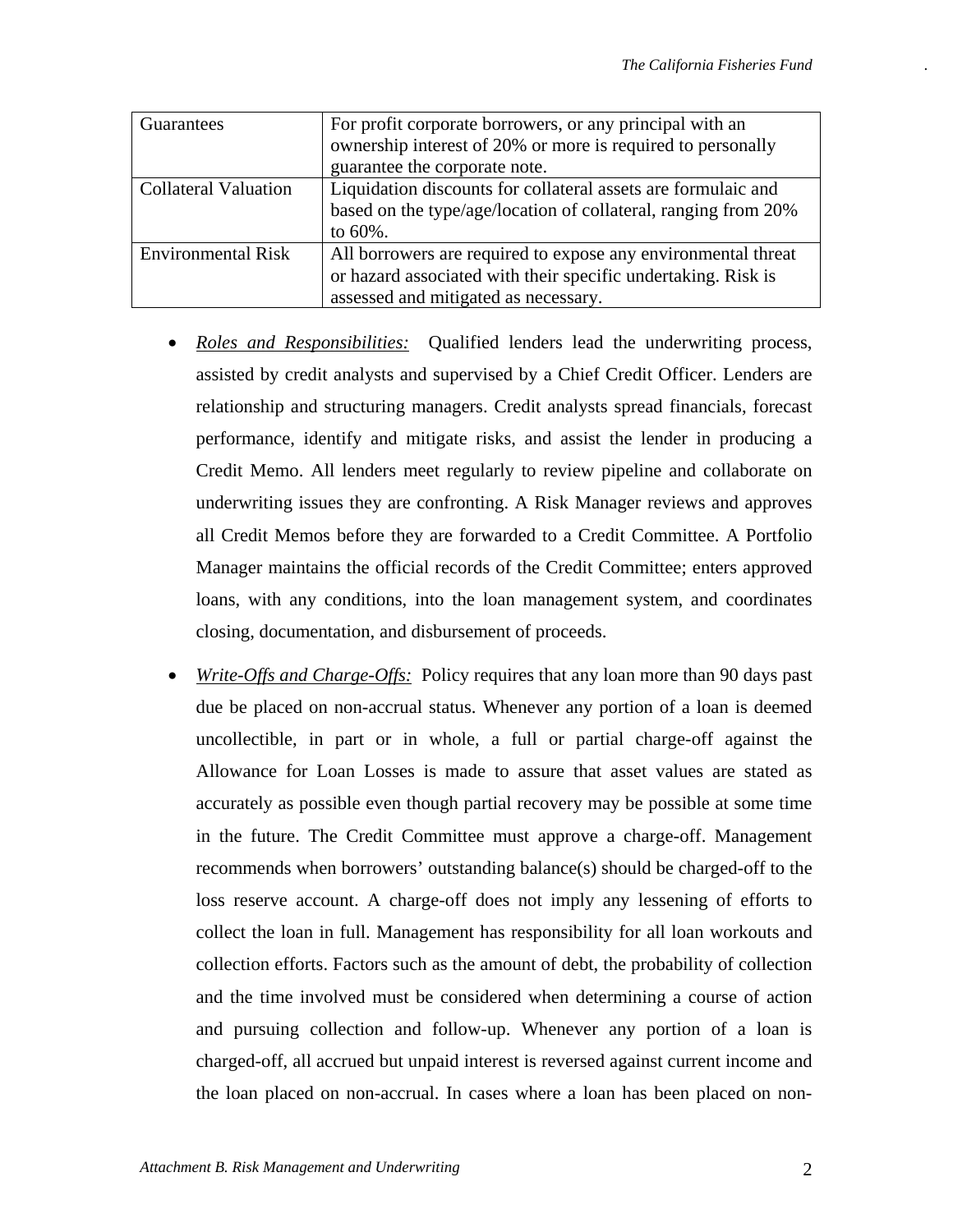| Guarantees | For profit corporate borrowers, or any principal with an ownership interest of 20% or more is required to personally guarantee the corporate note. |
|---|---|
| Collateral Valuation | Liquidation discounts for collateral assets are formulaic and based on the type/age/location of collateral, ranging from 20% to 60%. |
| Environmental Risk | All borrowers are required to expose any environmental threat or hazard associated with their specific undertaking. Risk is assessed and mitigated as necessary. |

- *Roles and Responsibilities:* Qualified lenders lead the underwriting process, assisted by credit analysts and supervised by a Chief Credit Officer. Lenders are relationship and structuring managers. Credit analysts spread financials, forecast performance, identify and mitigate risks, and assist the lender in producing a Credit Memo. All lenders meet regularly to review pipeline and collaborate on underwriting issues they are confronting. A Risk Manager reviews and approves all Credit Memos before they are forwarded to a Credit Committee. A Portfolio Manager maintains the official records of the Credit Committee; enters approved loans, with any conditions, into the loan management system, and coordinates closing, documentation, and disbursement of proceeds.

- *Write-Offs and Charge-Offs:* Policy requires that any loan more than 90 days past due be placed on non-accrual status. Whenever any portion of a loan is deemed uncollectible, in part or in whole, a full or partial charge-off against the Allowance for Loan Losses is made to assure that asset values are stated as accurately as possible even though partial recovery may be possible at some time in the future. The Credit Committee must approve a charge-off. Management recommends when borrowers' outstanding balance(s) should be charged-off to the loss reserve account. A charge-off does not imply any lessening of efforts to collect the loan in full. Management has responsibility for all loan workouts and collection efforts. Factors such as the amount of debt, the probability of collection and the time involved must be considered when determining a course of action and pursuing collection and follow-up. Whenever any portion of a loan is charged-off, all accrued but unpaid interest is reversed against current income and the loan placed on non-accrual. In cases where a loan has been placed on non-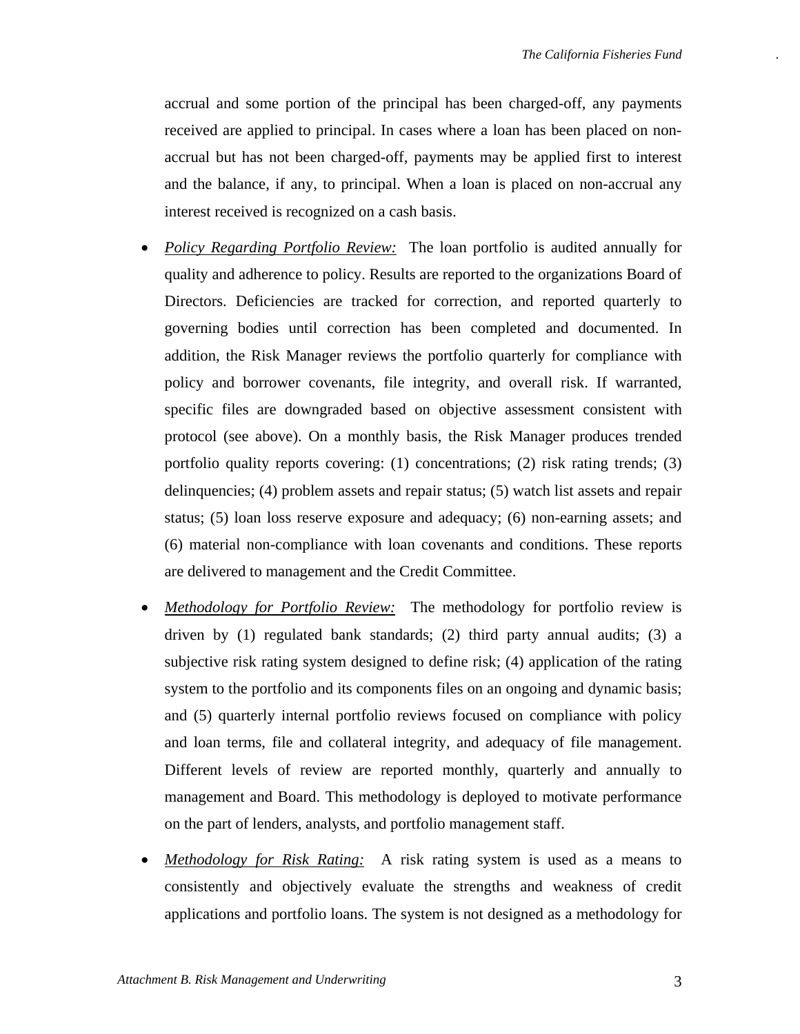accrual and some portion of the principal has been charged-off, any payments received are applied to principal. In cases where a loan has been placed on non-accrual but has not been charged-off, payments may be applied first to interest and the balance, if any, to principal. When a loan is placed on non-accrual any interest received is recognized on a cash basis.

- *Policy Regarding Portfolio Review:* The loan portfolio is audited annually for quality and adherence to policy. Results are reported to the organizations Board of Directors. Deficiencies are tracked for correction, and reported quarterly to governing bodies until correction has been completed and documented. In addition, the Risk Manager reviews the portfolio quarterly for compliance with policy and borrower covenants, file integrity, and overall risk. If warranted, specific files are downgraded based on objective assessment consistent with protocol (see above). On a monthly basis, the Risk Manager produces trended portfolio quality reports covering: (1) concentrations; (2) risk rating trends; (3) delinquencies; (4) problem assets and repair status; (5) watch list assets and repair status; (5) loan loss reserve exposure and adequacy; (6) non-earning assets; and (6) material non-compliance with loan covenants and conditions. These reports are delivered to management and the Credit Committee.

- *Methodology for Portfolio Review:* The methodology for portfolio review is driven by (1) regulated bank standards; (2) third party annual audits; (3) a subjective risk rating system designed to define risk; (4) application of the rating system to the portfolio and its components files on an ongoing and dynamic basis; and (5) quarterly internal portfolio reviews focused on compliance with policy and loan terms, file and collateral integrity, and adequacy of file management. Different levels of review are reported monthly, quarterly and annually to management and Board. This methodology is deployed to motivate performance on the part of lenders, analysts, and portfolio management staff.

- *Methodology for Risk Rating:* A risk rating system is used as a means to consistently and objectively evaluate the strengths and weakness of credit applications and portfolio loans. The system is not designed as a methodology for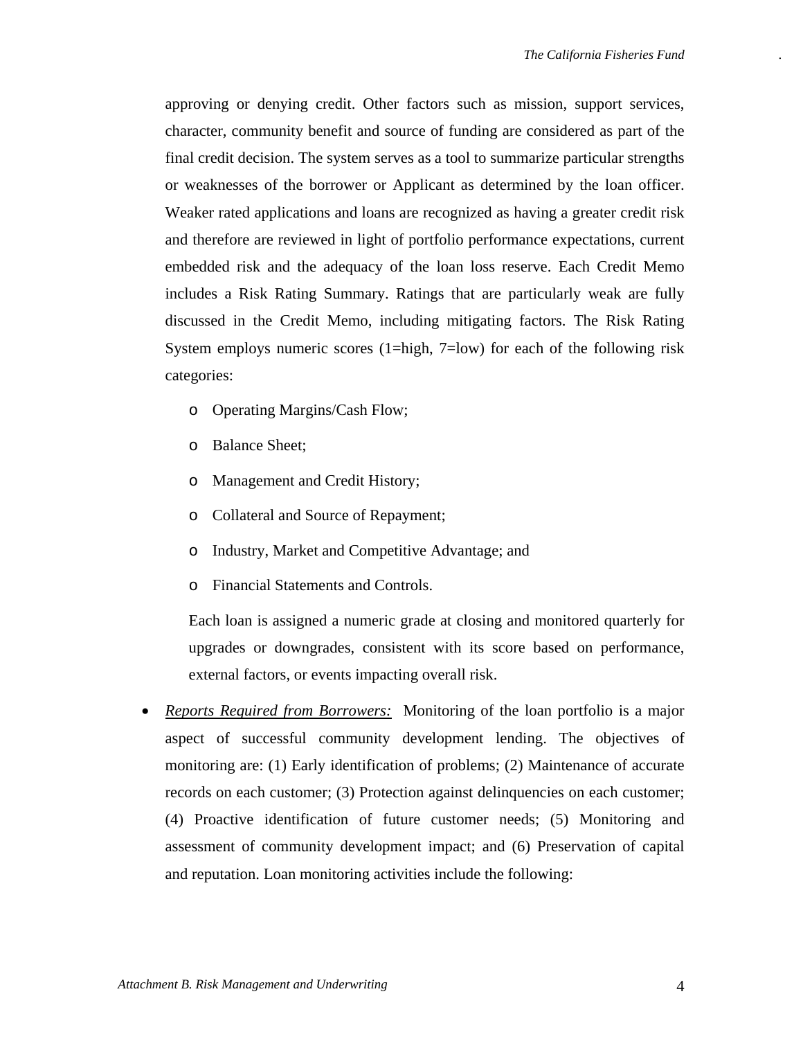approving or denying credit. Other factors such as mission, support services, character, community benefit and source of funding are considered as part of the final credit decision. The system serves as a tool to summarize particular strengths or weaknesses of the borrower or Applicant as determined by the loan officer. Weaker rated applications and loans are recognized as having a greater credit risk and therefore are reviewed in light of portfolio performance expectations, current embedded risk and the adequacy of the loan loss reserve. Each Credit Memo includes a Risk Rating Summary. Ratings that are particularly weak are fully discussed in the Credit Memo, including mitigating factors. The Risk Rating System employs numeric scores (1=high, 7=low) for each of the following risk categories:

- Operating Margins/Cash Flow;
- Balance Sheet;
- Management and Credit History;
- Collateral and Source of Repayment;
- Industry, Market and Competitive Advantage; and
- Financial Statements and Controls.

Each loan is assigned a numeric grade at closing and monitored quarterly for upgrades or downgrades, consistent with its score based on performance, external factors, or events impacting overall risk.

- ***Reports Required from Borrowers:*** Monitoring of the loan portfolio is a major aspect of successful community development lending. The objectives of monitoring are: (1) Early identification of problems; (2) Maintenance of accurate records on each customer; (3) Protection against delinquencies on each customer; (4) Proactive identification of future customer needs; (5) Monitoring and assessment of community development impact; and (6) Preservation of capital and reputation. Loan monitoring activities include the following: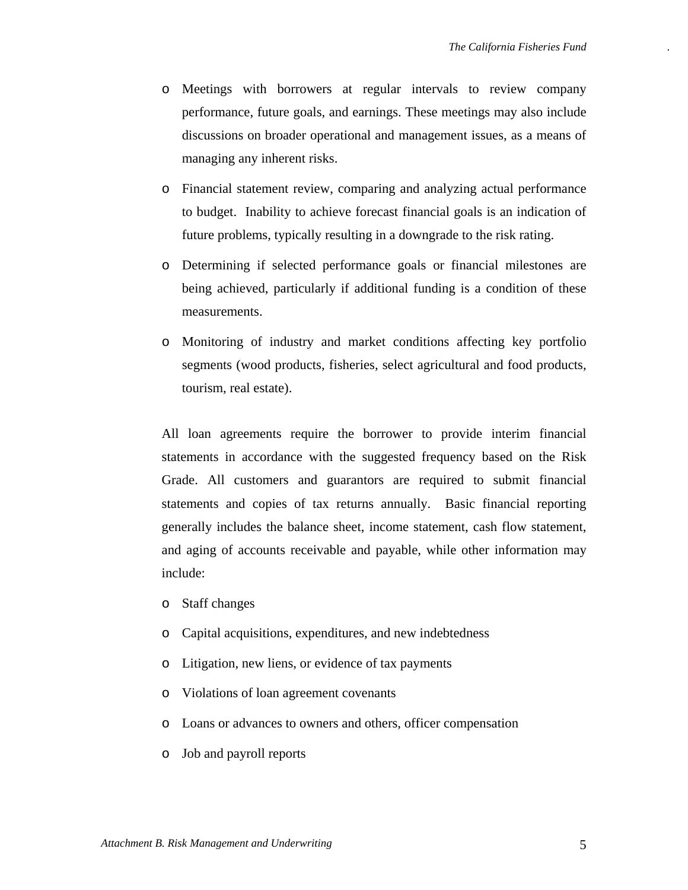- Meetings with borrowers at regular intervals to review company performance, future goals, and earnings. These meetings may also include discussions on broader operational and management issues, as a means of managing any inherent risks.
- Financial statement review, comparing and analyzing actual performance to budget. Inability to achieve forecast financial goals is an indication of future problems, typically resulting in a downgrade to the risk rating.
- Determining if selected performance goals or financial milestones are being achieved, particularly if additional funding is a condition of these measurements.
- Monitoring of industry and market conditions affecting key portfolio segments (wood products, fisheries, select agricultural and food products, tourism, real estate).

All loan agreements require the borrower to provide interim financial statements in accordance with the suggested frequency based on the Risk Grade. All customers and guarantors are required to submit financial statements and copies of tax returns annually. Basic financial reporting generally includes the balance sheet, income statement, cash flow statement, and aging of accounts receivable and payable, while other information may include:

- Staff changes
- Capital acquisitions, expenditures, and new indebtedness
- Litigation, new liens, or evidence of tax payments
- Violations of loan agreement covenants
- Loans or advances to owners and others, officer compensation
- Job and payroll reports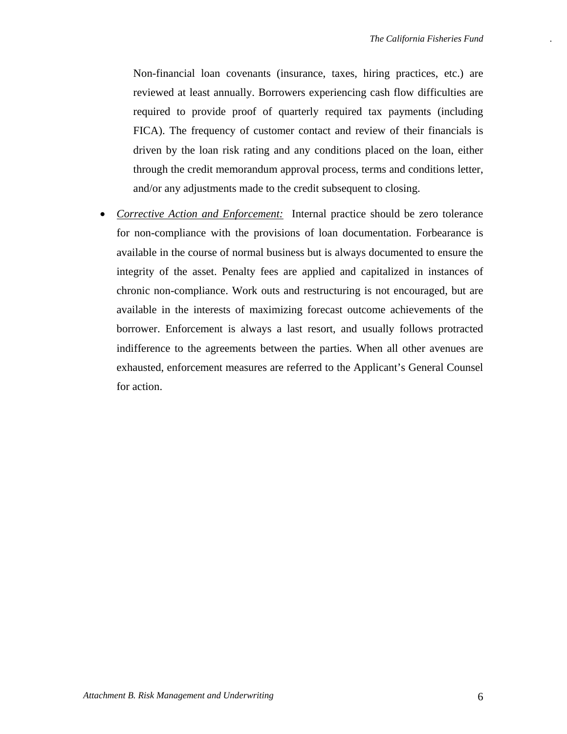Non-financial loan covenants (insurance, taxes, hiring practices, etc.) are reviewed at least annually. Borrowers experiencing cash flow difficulties are required to provide proof of quarterly required tax payments (including FICA). The frequency of customer contact and review of their financials is driven by the loan risk rating and any conditions placed on the loan, either through the credit memorandum approval process, terms and conditions letter, and/or any adjustments made to the credit subsequent to closing.

- *Corrective Action and Enforcement:* Internal practice should be zero tolerance for non-compliance with the provisions of loan documentation. Forbearance is available in the course of normal business but is always documented to ensure the integrity of the asset. Penalty fees are applied and capitalized in instances of chronic non-compliance. Work outs and restructuring is not encouraged, but are available in the interests of maximizing forecast outcome achievements of the borrower. Enforcement is always a last resort, and usually follows protracted indifference to the agreements between the parties. When all other avenues are exhausted, enforcement measures are referred to the Applicant's General Counsel for action.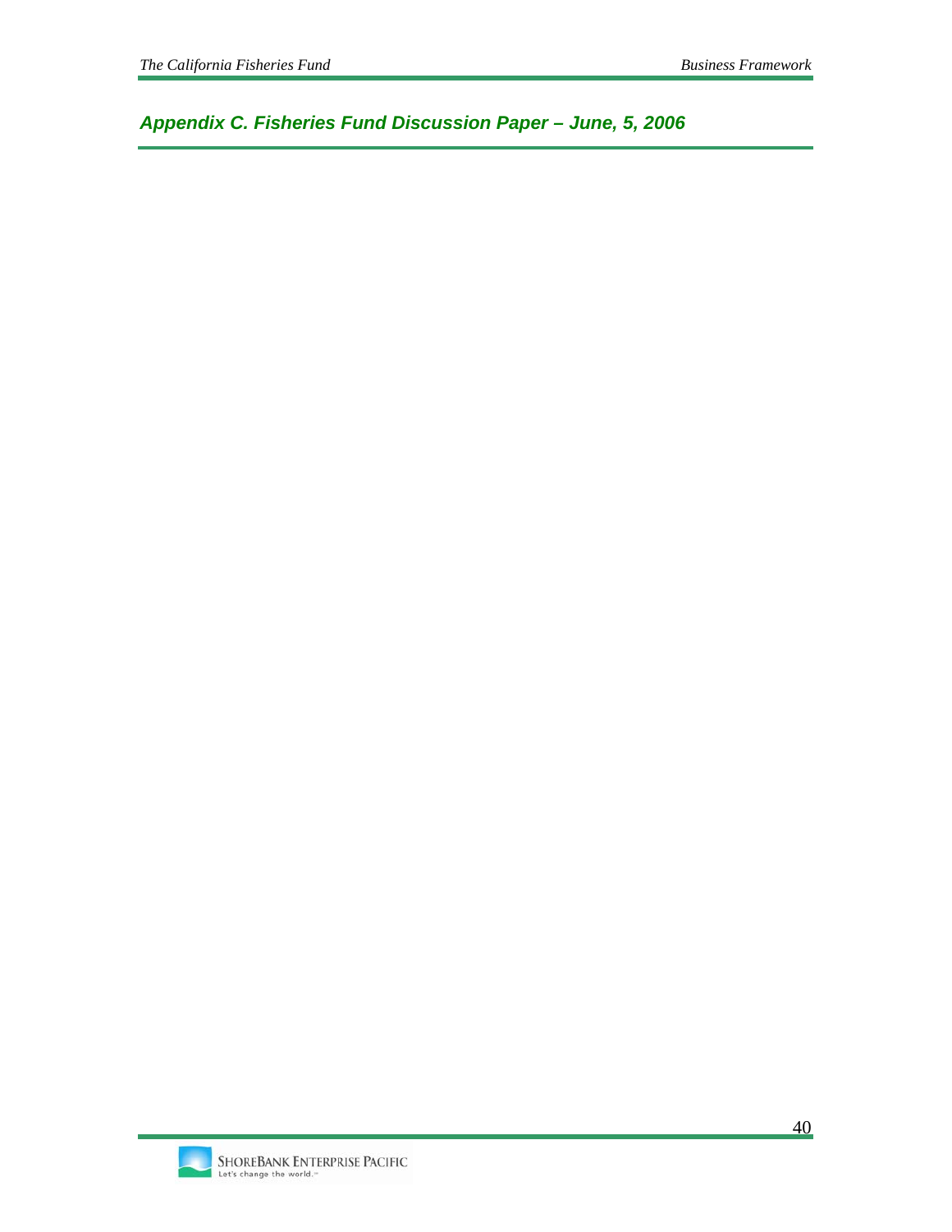## *Appendix C. Fisheries Fund Discussion Paper – June, 5, 2006*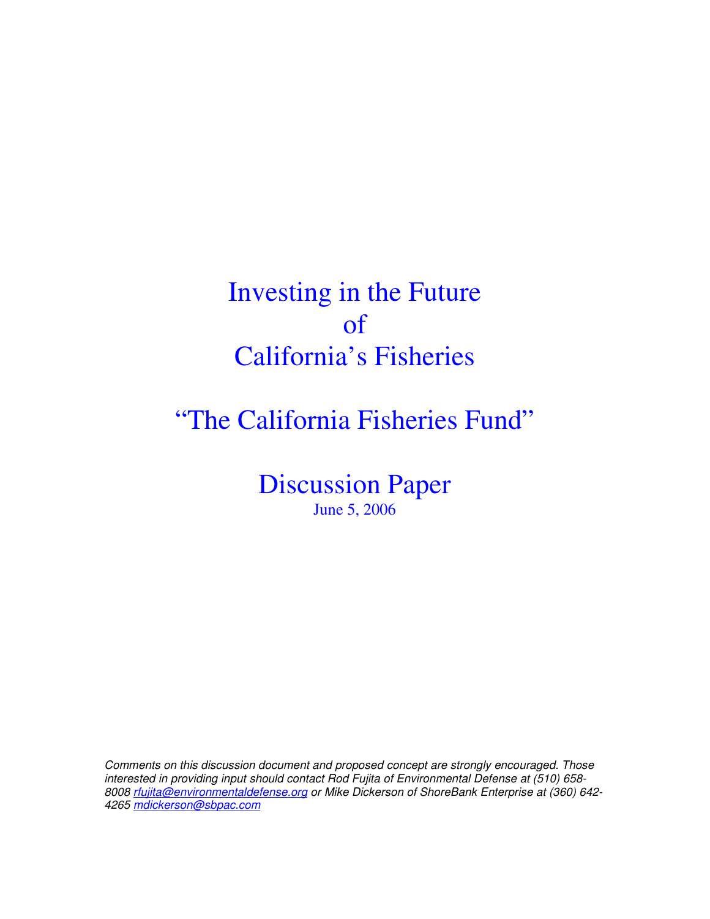# Investing in the Future of California's Fisheries

## "The California Fisheries Fund"

## Discussion Paper

June 5, 2006

*Comments on this discussion document and proposed concept are strongly encouraged. Those interested in providing input should contact Rod Fujita of Environmental Defense at (510) 658-8008 [rfujita@environmentaldefense.org](mailto:rfujita@environmentaldefense.org) or Mike Dickerson of ShoreBank Enterprise at (360) 642-4265 [mdickerson@sbpac.com](mailto:mdickerson@sbpac.com)*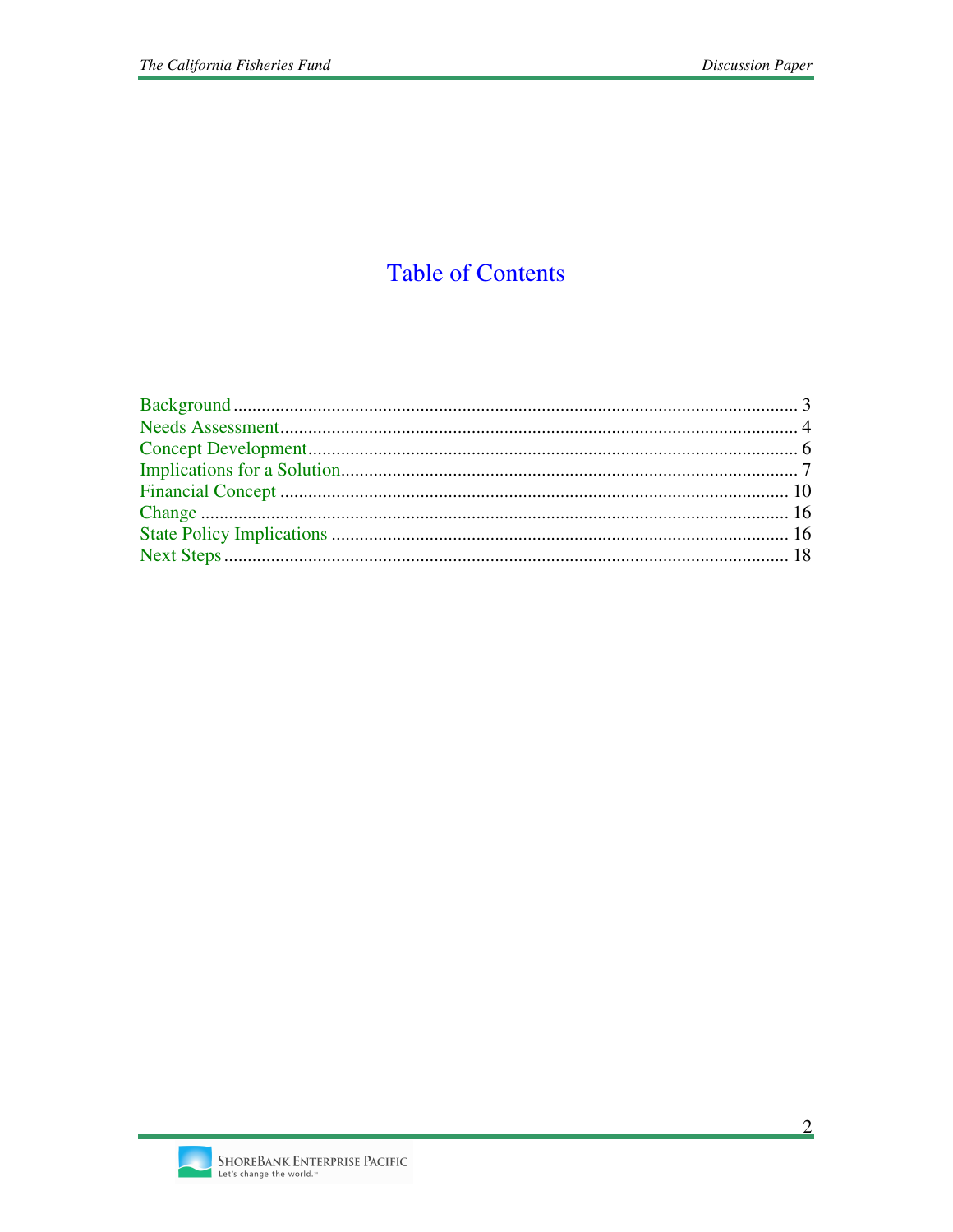# Table of Contents

Background ........................................................................................................................ 3
Needs Assessment.............................................................................................................. 4
Concept Development........................................................................................................ 6
Implications for a Solution................................................................................................. 7
Financial Concept ............................................................................................................ 10
Change .............................................................................................................................. 16
State Policy Implications .................................................................................................. 16
Next Steps ......................................................................................................................... 18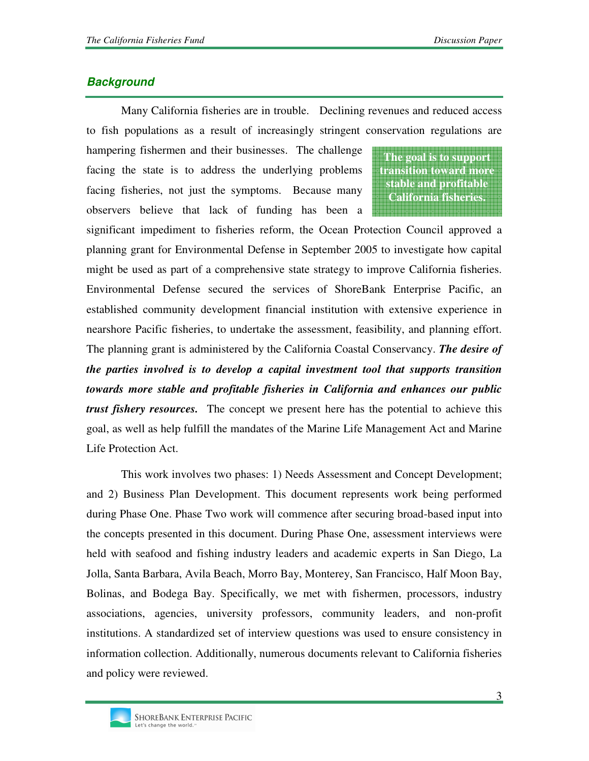## *Background*

Many California fisheries are in trouble. Declining revenues and reduced access to fish populations as a result of increasingly stringent conservation regulations are hampering fishermen and their businesses. The challenge facing the state is to address the underlying problems facing fisheries, not just the symptoms. Because many observers believe that lack of funding has been a significant impediment to fisheries reform, the Ocean Protection Council approved a planning grant for Environmental Defense in September 2005 to investigate how capital might be used as part of a comprehensive state strategy to improve California fisheries. Environmental Defense secured the services of ShoreBank Enterprise Pacific, an established community development financial institution with extensive experience in nearshore Pacific fisheries, to undertake the assessment, feasibility, and planning effort. The planning grant is administered by the California Coastal Conservancy. ***The desire of the parties involved is to develop a capital investment tool that supports transition towards more stable and profitable fisheries in California and enhances our public trust fishery resources.*** The concept we present here has the potential to achieve this goal, as well as help fulfill the mandates of the Marine Life Management Act and Marine Life Protection Act.

**The goal is to support transition toward more stable and profitable California fisheries.**

This work involves two phases: 1) Needs Assessment and Concept Development; and 2) Business Plan Development. This document represents work being performed during Phase One. Phase Two work will commence after securing broad-based input into the concepts presented in this document. During Phase One, assessment interviews were held with seafood and fishing industry leaders and academic experts in San Diego, La Jolla, Santa Barbara, Avila Beach, Morro Bay, Monterey, San Francisco, Half Moon Bay, Bolinas, and Bodega Bay. Specifically, we met with fishermen, processors, industry associations, agencies, university professors, community leaders, and non-profit institutions. A standardized set of interview questions was used to ensure consistency in information collection. Additionally, numerous documents relevant to California fisheries and policy were reviewed.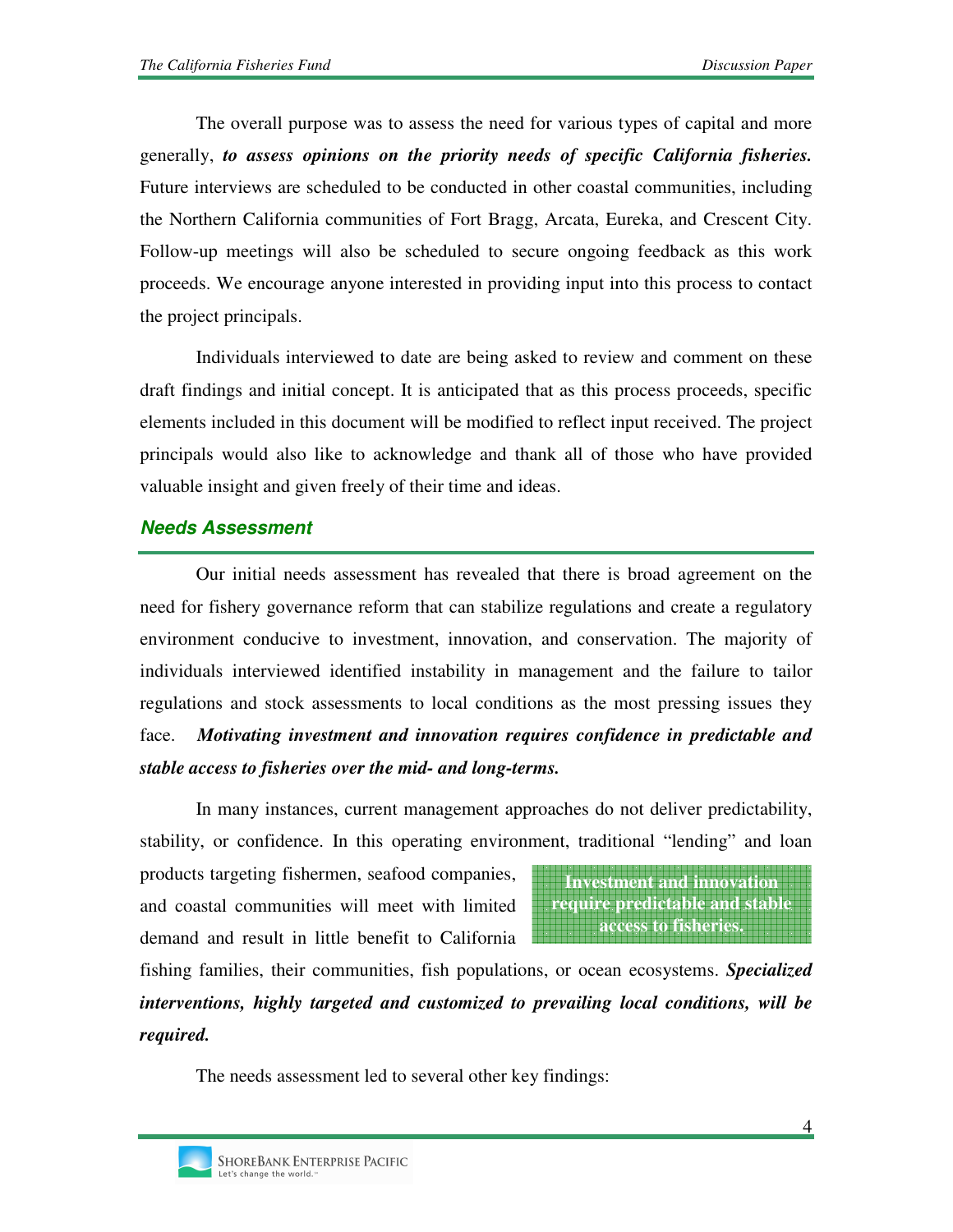The overall purpose was to assess the need for various types of capital and more generally, ***to assess opinions on the priority needs of specific California fisheries.*** Future interviews are scheduled to be conducted in other coastal communities, including the Northern California communities of Fort Bragg, Arcata, Eureka, and Crescent City. Follow-up meetings will also be scheduled to secure ongoing feedback as this work proceeds. We encourage anyone interested in providing input into this process to contact the project principals.

Individuals interviewed to date are being asked to review and comment on these draft findings and initial concept. It is anticipated that as this process proceeds, specific elements included in this document will be modified to reflect input received. The project principals would also like to acknowledge and thank all of those who have provided valuable insight and given freely of their time and ideas.

## ***Needs Assessment***

Our initial needs assessment has revealed that there is broad agreement on the need for fishery governance reform that can stabilize regulations and create a regulatory environment conducive to investment, innovation, and conservation. The majority of individuals interviewed identified instability in management and the failure to tailor regulations and stock assessments to local conditions as the most pressing issues they face. ***Motivating investment and innovation requires confidence in predictable and stable access to fisheries over the mid- and long-terms.***

In many instances, current management approaches do not deliver predictability, stability, or confidence. In this operating environment, traditional "lending" and loan products targeting fishermen, seafood companies, and coastal communities will meet with limited demand and result in little benefit to California fishing families, their communities, fish populations, or ocean ecosystems. ***Specialized interventions, highly targeted and customized to prevailing local conditions, will be required.***

**Investment and innovation require predictable and stable access to fisheries.**

The needs assessment led to several other key findings: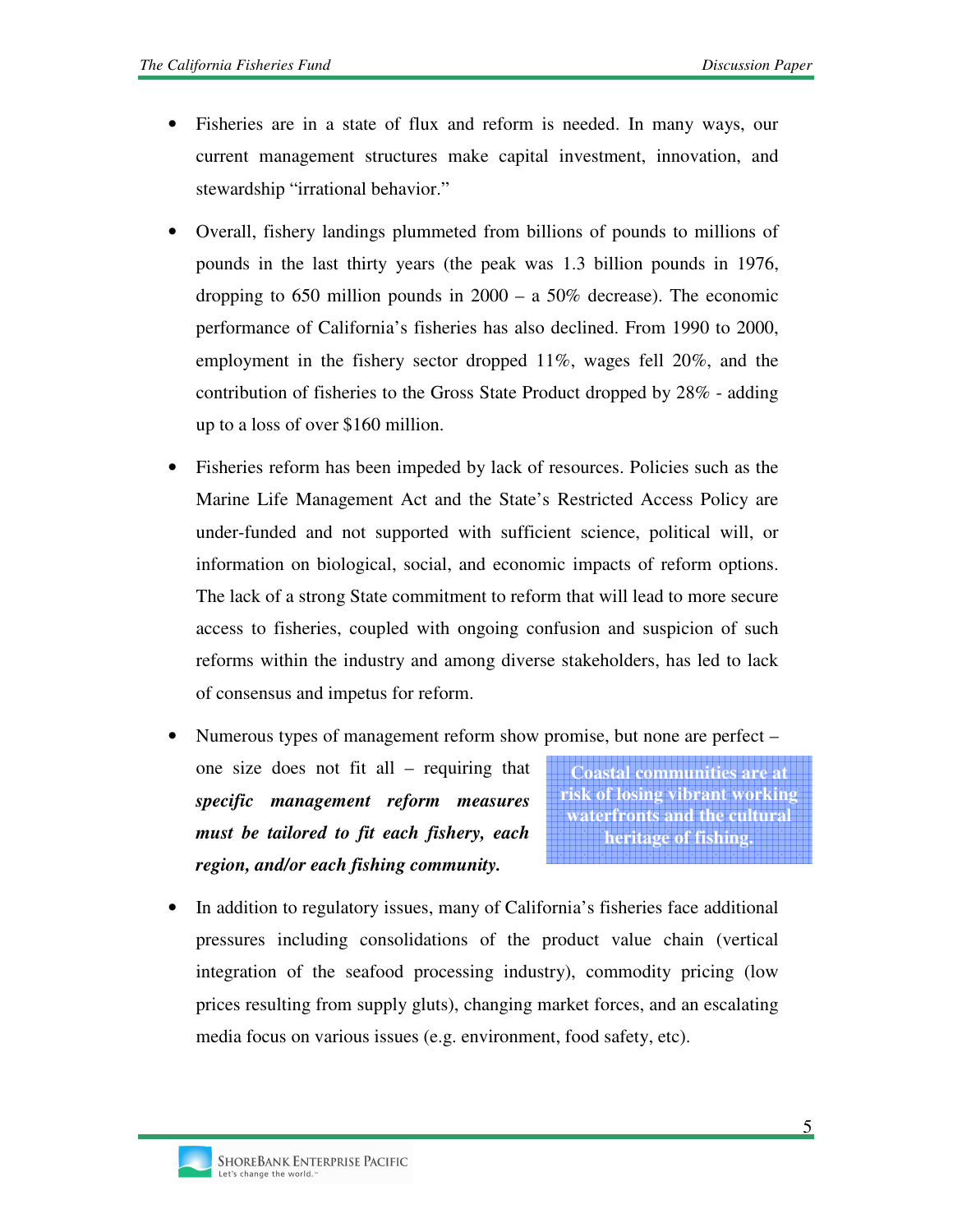- Fisheries are in a state of flux and reform is needed. In many ways, our current management structures make capital investment, innovation, and stewardship "irrational behavior."

- Overall, fishery landings plummeted from billions of pounds to millions of pounds in the last thirty years (the peak was 1.3 billion pounds in 1976, dropping to 650 million pounds in 2000 – a 50% decrease). The economic performance of California's fisheries has also declined. From 1990 to 2000, employment in the fishery sector dropped 11%, wages fell 20%, and the contribution of fisheries to the Gross State Product dropped by 28% - adding up to a loss of over $160 million.

- Fisheries reform has been impeded by lack of resources. Policies such as the Marine Life Management Act and the State's Restricted Access Policy are under-funded and not supported with sufficient science, political will, or information on biological, social, and economic impacts of reform options. The lack of a strong State commitment to reform that will lead to more secure access to fisheries, coupled with ongoing confusion and suspicion of such reforms within the industry and among diverse stakeholders, has led to lack of consensus and impetus for reform.

- Numerous types of management reform show promise, but none are perfect – one size does not fit all – requiring that ***specific management reform measures must be tailored to fit each fishery, each region, and/or each fishing community.***

> **Coastal communities are at risk of losing vibrant working waterfronts and the cultural heritage of fishing.**

- In addition to regulatory issues, many of California's fisheries face additional pressures including consolidations of the product value chain (vertical integration of the seafood processing industry), commodity pricing (low prices resulting from supply gluts), changing market forces, and an escalating media focus on various issues (e.g. environment, food safety, etc).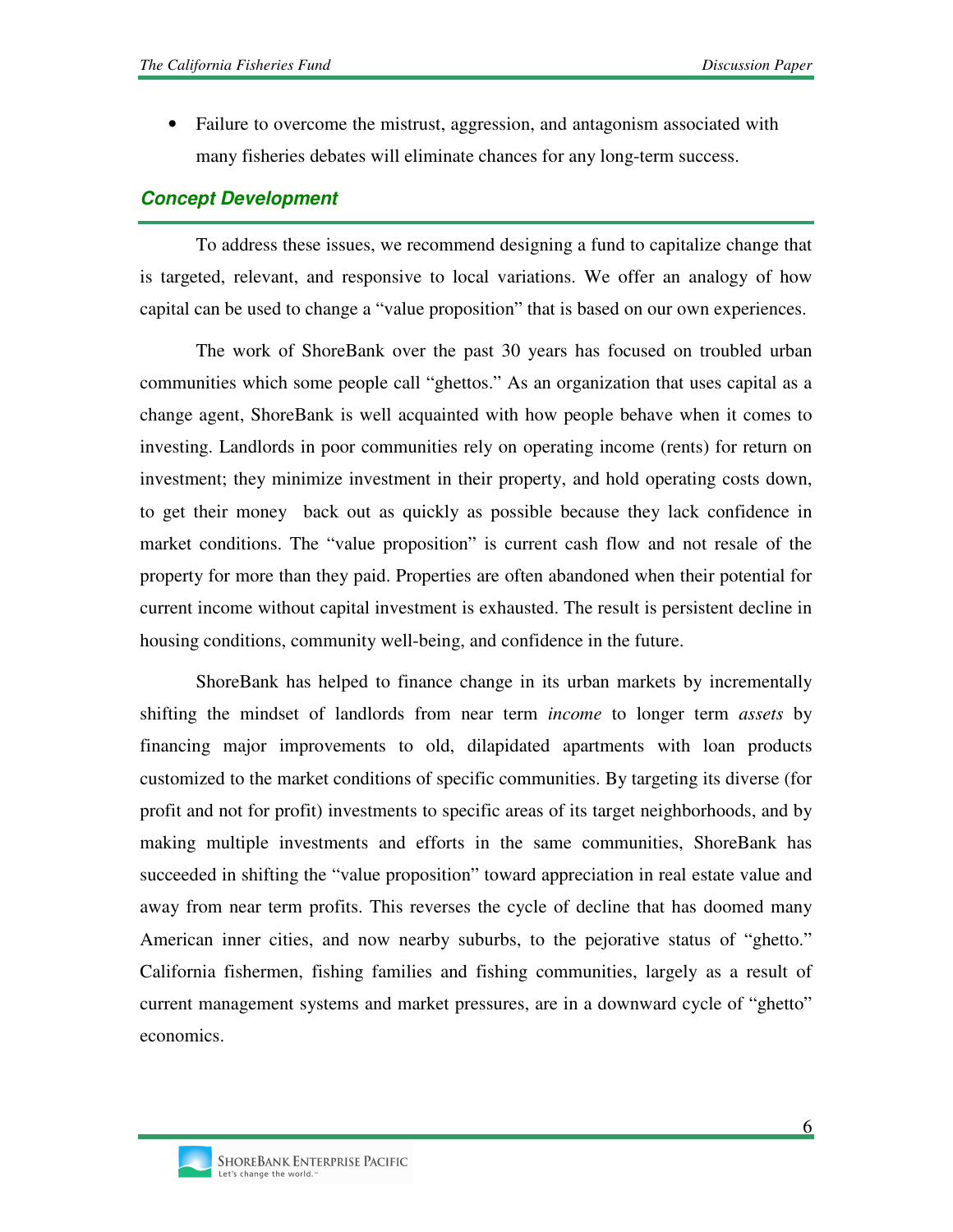- Failure to overcome the mistrust, aggression, and antagonism associated with many fisheries debates will eliminate chances for any long-term success.

### *Concept Development*

To address these issues, we recommend designing a fund to capitalize change that is targeted, relevant, and responsive to local variations. We offer an analogy of how capital can be used to change a "value proposition" that is based on our own experiences.

The work of ShoreBank over the past 30 years has focused on troubled urban communities which some people call "ghettos." As an organization that uses capital as a change agent, ShoreBank is well acquainted with how people behave when it comes to investing. Landlords in poor communities rely on operating income (rents) for return on investment; they minimize investment in their property, and hold operating costs down, to get their money back out as quickly as possible because they lack confidence in market conditions. The "value proposition" is current cash flow and not resale of the property for more than they paid. Properties are often abandoned when their potential for current income without capital investment is exhausted. The result is persistent decline in housing conditions, community well-being, and confidence in the future.

ShoreBank has helped to finance change in its urban markets by incrementally shifting the mindset of landlords from near term *income* to longer term *assets* by financing major improvements to old, dilapidated apartments with loan products customized to the market conditions of specific communities. By targeting its diverse (for profit and not for profit) investments to specific areas of its target neighborhoods, and by making multiple investments and efforts in the same communities, ShoreBank has succeeded in shifting the "value proposition" toward appreciation in real estate value and away from near term profits. This reverses the cycle of decline that has doomed many American inner cities, and now nearby suburbs, to the pejorative status of "ghetto." California fishermen, fishing families and fishing communities, largely as a result of current management systems and market pressures, are in a downward cycle of "ghetto" economics.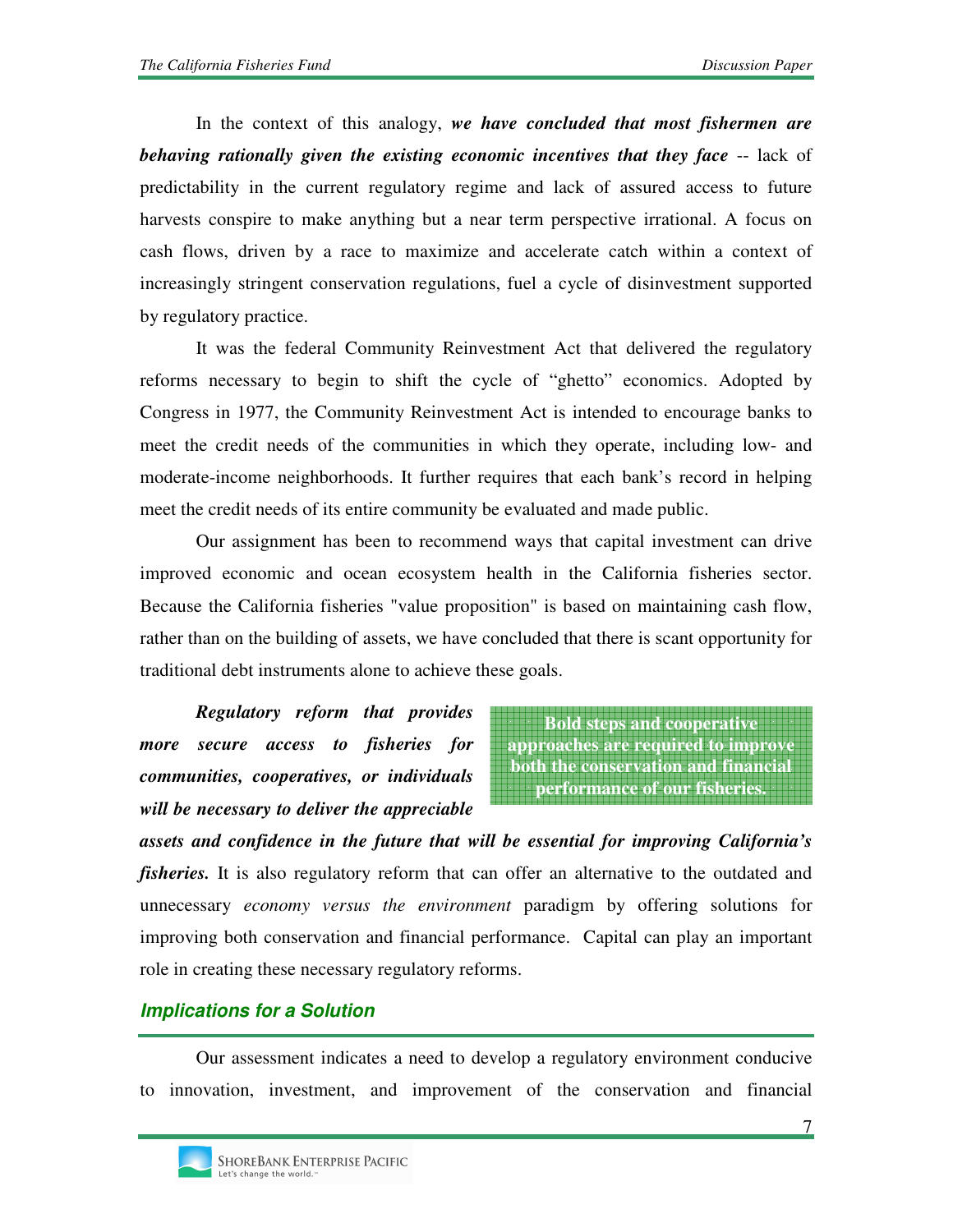In the context of this analogy, ***we have concluded that most fishermen are behaving rationally given the existing economic incentives that they face*** -- lack of predictability in the current regulatory regime and lack of assured access to future harvests conspire to make anything but a near term perspective irrational. A focus on cash flows, driven by a race to maximize and accelerate catch within a context of increasingly stringent conservation regulations, fuel a cycle of disinvestment supported by regulatory practice.

It was the federal Community Reinvestment Act that delivered the regulatory reforms necessary to begin to shift the cycle of "ghetto" economics. Adopted by Congress in 1977, the Community Reinvestment Act is intended to encourage banks to meet the credit needs of the communities in which they operate, including low- and moderate-income neighborhoods. It further requires that each bank's record in helping meet the credit needs of its entire community be evaluated and made public.

Our assignment has been to recommend ways that capital investment can drive improved economic and ocean ecosystem health in the California fisheries sector. Because the California fisheries "value proposition" is based on maintaining cash flow, rather than on the building of assets, we have concluded that there is scant opportunity for traditional debt instruments alone to achieve these goals.

> **Bold steps and cooperative approaches are required to improve both the conservation and financial performance of our fisheries.**

***Regulatory reform that provides more secure access to fisheries for communities, cooperatives, or individuals will be necessary to deliver the appreciable assets and confidence in the future that will be essential for improving California's fisheries.*** It is also regulatory reform that can offer an alternative to the outdated and unnecessary *economy versus the environment* paradigm by offering solutions for improving both conservation and financial performance. Capital can play an important role in creating these necessary regulatory reforms.

## *Implications for a Solution*

Our assessment indicates a need to develop a regulatory environment conducive to innovation, investment, and improvement of the conservation and financial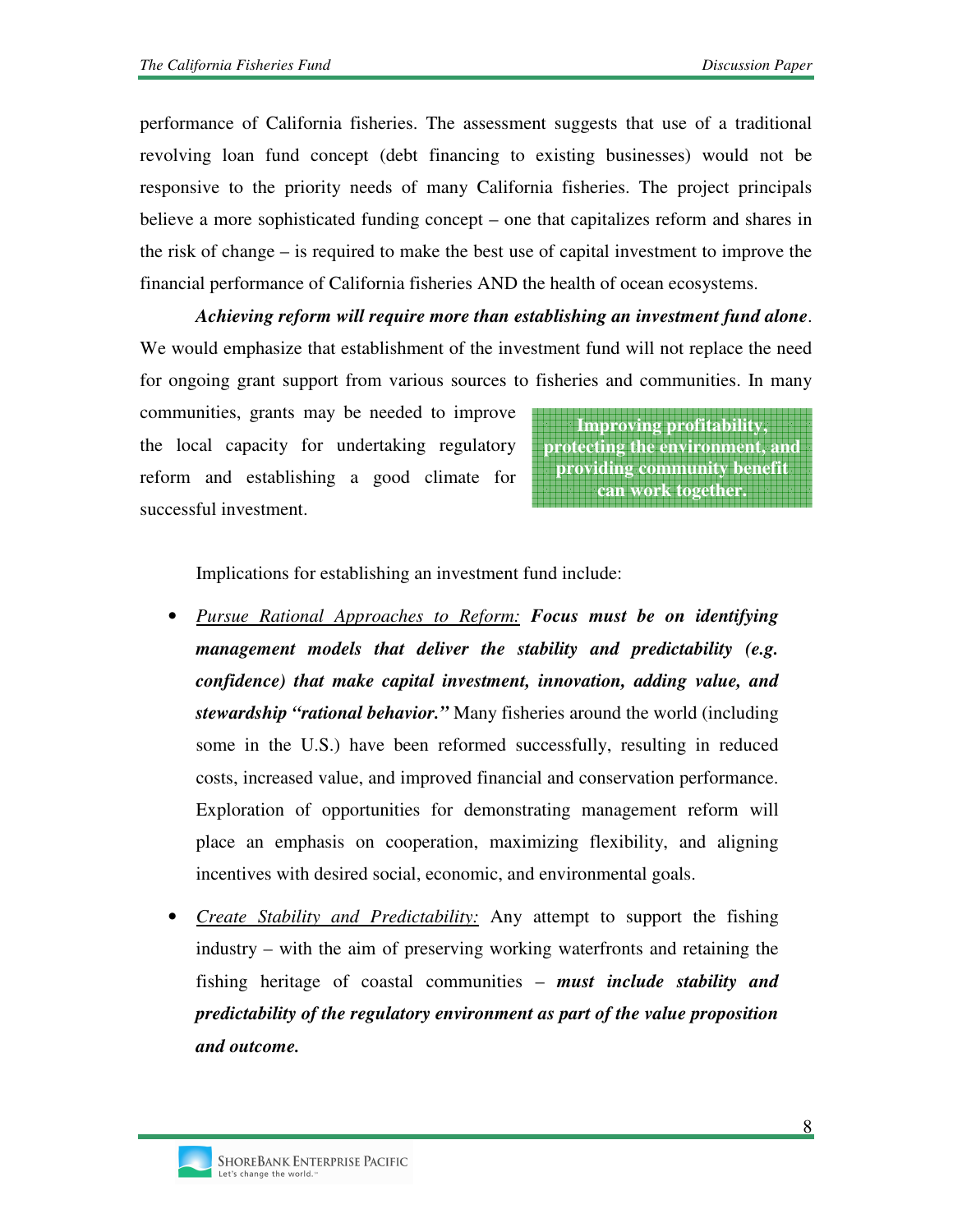performance of California fisheries. The assessment suggests that use of a traditional revolving loan fund concept (debt financing to existing businesses) would not be responsive to the priority needs of many California fisheries. The project principals believe a more sophisticated funding concept – one that capitalizes reform and shares in the risk of change – is required to make the best use of capital investment to improve the financial performance of California fisheries AND the health of ocean ecosystems.

***Achieving reform will require more than establishing an investment fund alone***. We would emphasize that establishment of the investment fund will not replace the need for ongoing grant support from various sources to fisheries and communities. In many communities, grants may be needed to improve the local capacity for undertaking regulatory reform and establishing a good climate for successful investment.

**Improving profitability, protecting the environment, and providing community benefit can work together.**

Implications for establishing an investment fund include:

- <u>*Pursue Rational Approaches to Reform:*</u> ***Focus must be on identifying management models that deliver the stability and predictability (e.g. confidence) that make capital investment, innovation, adding value, and stewardship "rational behavior."*** Many fisheries around the world (including some in the U.S.) have been reformed successfully, resulting in reduced costs, increased value, and improved financial and conservation performance. Exploration of opportunities for demonstrating management reform will place an emphasis on cooperation, maximizing flexibility, and aligning incentives with desired social, economic, and environmental goals.

- <u>*Create Stability and Predictability:*</u> Any attempt to support the fishing industry – with the aim of preserving working waterfronts and retaining the fishing heritage of coastal communities – ***must include stability and predictability of the regulatory environment as part of the value proposition and outcome.***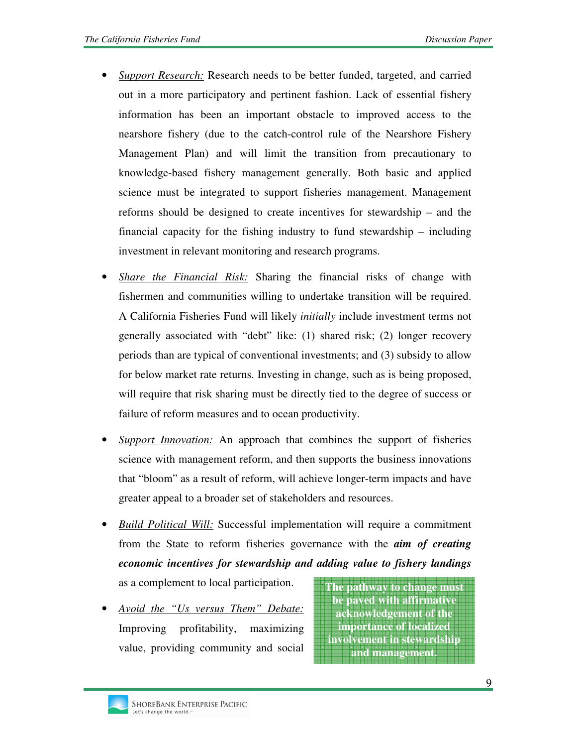- *Support Research:* Research needs to be better funded, targeted, and carried out in a more participatory and pertinent fashion. Lack of essential fishery information has been an important obstacle to improved access to the nearshore fishery (due to the catch-control rule of the Nearshore Fishery Management Plan) and will limit the transition from precautionary to knowledge-based fishery management generally. Both basic and applied science must be integrated to support fisheries management. Management reforms should be designed to create incentives for stewardship – and the financial capacity for the fishing industry to fund stewardship – including investment in relevant monitoring and research programs.

- *Share the Financial Risk:* Sharing the financial risks of change with fishermen and communities willing to undertake transition will be required. A California Fisheries Fund will likely *initially* include investment terms not generally associated with "debt" like: (1) shared risk; (2) longer recovery periods than are typical of conventional investments; and (3) subsidy to allow for below market rate returns. Investing in change, such as is being proposed, will require that risk sharing must be directly tied to the degree of success or failure of reform measures and to ocean productivity.

- *Support Innovation:* An approach that combines the support of fisheries science with management reform, and then supports the business innovations that "bloom" as a result of reform, will achieve longer-term impacts and have greater appeal to a broader set of stakeholders and resources.

- *Build Political Will:* Successful implementation will require a commitment from the State to reform fisheries governance with the ***aim of creating economic incentives for stewardship and adding value to fishery landings*** as a complement to local participation.

- *Avoid the "Us versus Them" Debate:* Improving profitability, maximizing value, providing community and social

**The pathway to change must be paved with affirmative acknowledgement of the importance of localized involvement in stewardship and management.**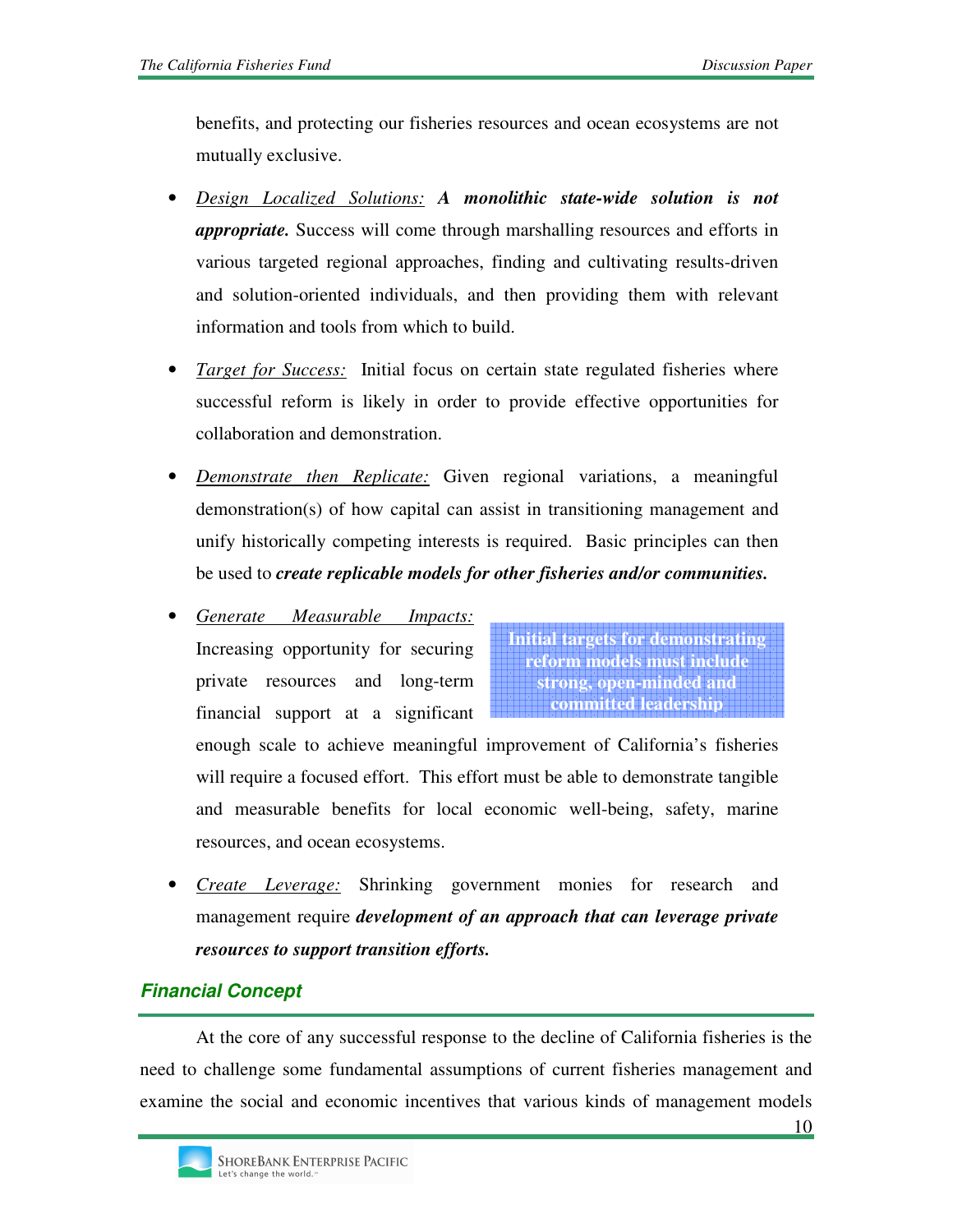benefits, and protecting our fisheries resources and ocean ecosystems are not mutually exclusive.

- *Design Localized Solutions:* ***A monolithic state-wide solution is not appropriate.*** Success will come through marshalling resources and efforts in various targeted regional approaches, finding and cultivating results-driven and solution-oriented individuals, and then providing them with relevant information and tools from which to build.

- *Target for Success:* Initial focus on certain state regulated fisheries where successful reform is likely in order to provide effective opportunities for collaboration and demonstration.

- *Demonstrate then Replicate:* Given regional variations, a meaningful demonstration(s) of how capital can assist in transitioning management and unify historically competing interests is required. Basic principles can then be used to ***create replicable models for other fisheries and/or communities.***

- *Generate Measurable Impacts:* Increasing opportunity for securing private resources and long-term financial support at a significant enough scale to achieve meaningful improvement of California's fisheries will require a focused effort. This effort must be able to demonstrate tangible and measurable benefits for local economic well-being, safety, marine resources, and ocean ecosystems.

**Initial targets for demonstrating reform models must include strong, open-minded and committed leadership**

- *Create Leverage:* Shrinking government monies for research and management require ***development of an approach that can leverage private resources to support transition efforts.***

## Financial Concept

At the core of any successful response to the decline of California fisheries is the need to challenge some fundamental assumptions of current fisheries management and examine the social and economic incentives that various kinds of management models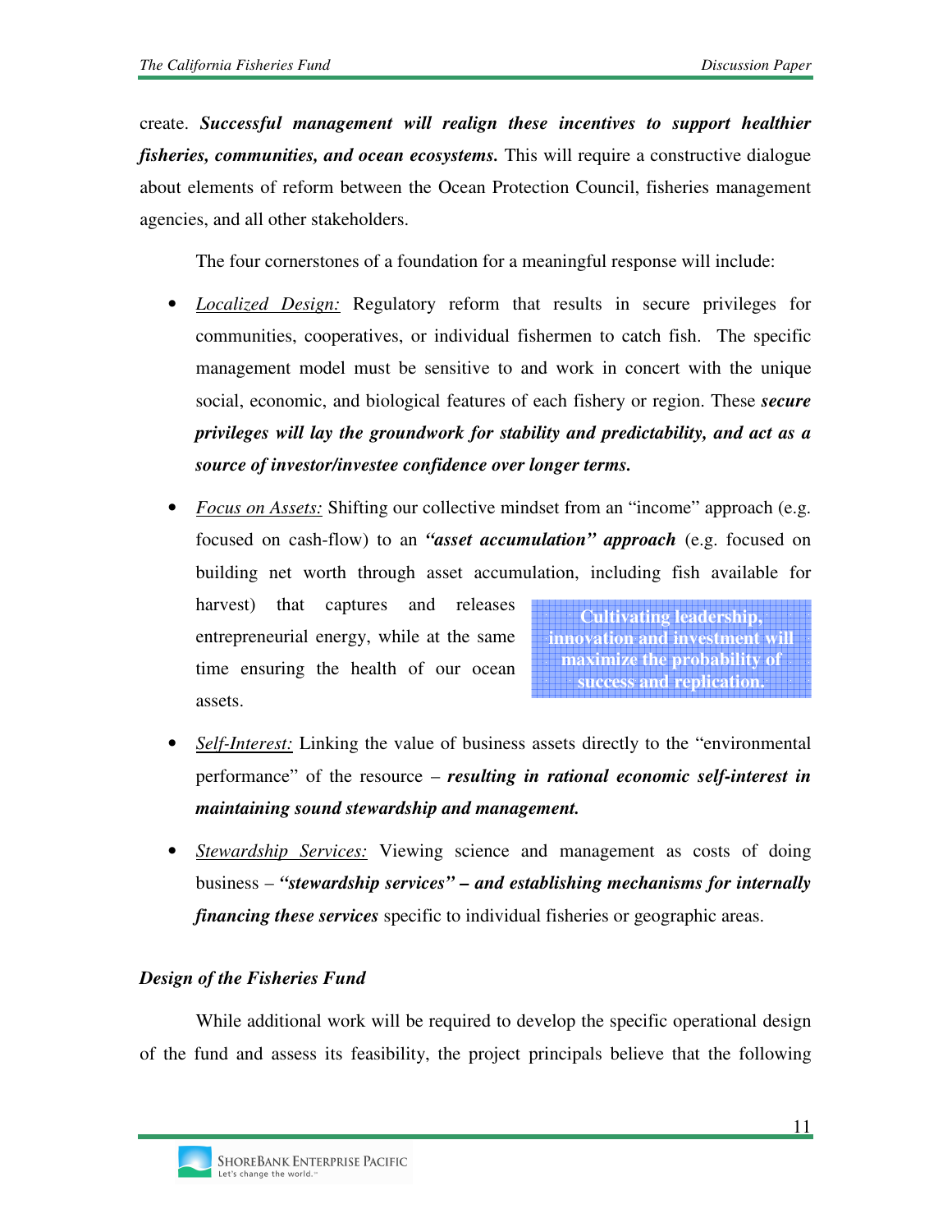create. ***Successful management will realign these incentives to support healthier fisheries, communities, and ocean ecosystems.*** This will require a constructive dialogue about elements of reform between the Ocean Protection Council, fisheries management agencies, and all other stakeholders.

The four cornerstones of a foundation for a meaningful response will include:

- *Localized Design:* Regulatory reform that results in secure privileges for communities, cooperatives, or individual fishermen to catch fish. The specific management model must be sensitive to and work in concert with the unique social, economic, and biological features of each fishery or region. These ***secure privileges will lay the groundwork for stability and predictability, and act as a source of investor/investee confidence over longer terms.***

- *Focus on Assets:* Shifting our collective mindset from an "income" approach (e.g. focused on cash-flow) to an ***"asset accumulation" approach*** (e.g. focused on building net worth through asset accumulation, including fish available for harvest) that captures and releases entrepreneurial energy, while at the same time ensuring the health of our ocean assets.

> **Cultivating leadership, innovation and investment will maximize the probability of success and replication.**

- *Self-Interest:* Linking the value of business assets directly to the "environmental performance" of the resource – ***resulting in rational economic self-interest in maintaining sound stewardship and management.***

- *Stewardship Services:* Viewing science and management as costs of doing business – ***"stewardship services" – and establishing mechanisms for internally financing these services*** specific to individual fisheries or geographic areas.

### *Design of the Fisheries Fund*

While additional work will be required to develop the specific operational design of the fund and assess its feasibility, the project principals believe that the following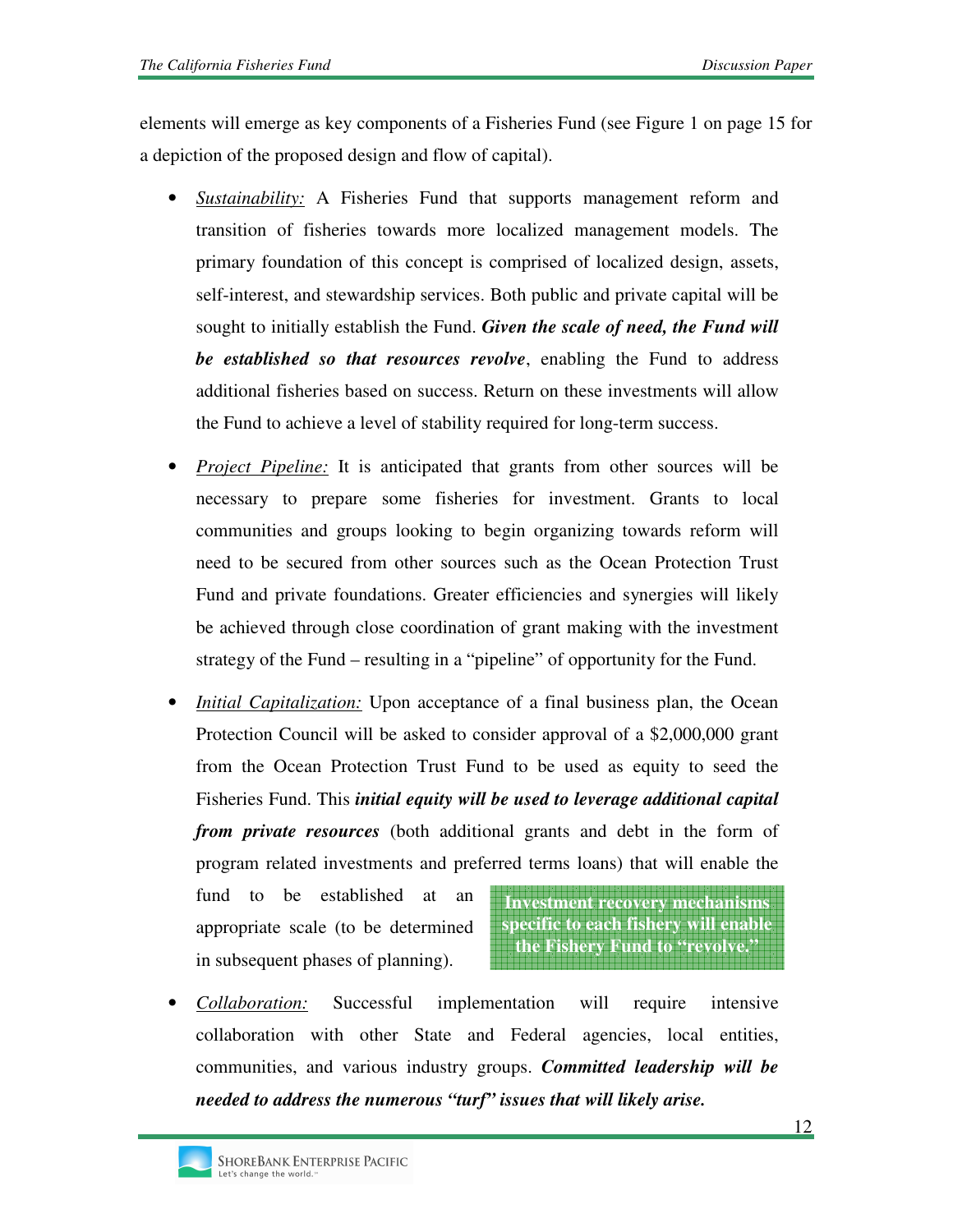elements will emerge as key components of a Fisheries Fund (see Figure 1 on page 15 for a depiction of the proposed design and flow of capital).

- *Sustainability:* A Fisheries Fund that supports management reform and transition of fisheries towards more localized management models. The primary foundation of this concept is comprised of localized design, assets, self-interest, and stewardship services. Both public and private capital will be sought to initially establish the Fund. ***Given the scale of need, the Fund will be established so that resources revolve***, enabling the Fund to address additional fisheries based on success. Return on these investments will allow the Fund to achieve a level of stability required for long-term success.

- *Project Pipeline:* It is anticipated that grants from other sources will be necessary to prepare some fisheries for investment. Grants to local communities and groups looking to begin organizing towards reform will need to be secured from other sources such as the Ocean Protection Trust Fund and private foundations. Greater efficiencies and synergies will likely be achieved through close coordination of grant making with the investment strategy of the Fund – resulting in a "pipeline" of opportunity for the Fund.

- *Initial Capitalization:* Upon acceptance of a final business plan, the Ocean Protection Council will be asked to consider approval of a $2,000,000 grant from the Ocean Protection Trust Fund to be used as equity to seed the Fisheries Fund. This ***initial equity will be used to leverage additional capital from private resources*** (both additional grants and debt in the form of program related investments and preferred terms loans) that will enable the fund to be established at an appropriate scale (to be determined in subsequent phases of planning).

**Investment recovery mechanisms specific to each fishery will enable the Fishery Fund to "revolve."**

- *Collaboration:* Successful implementation will require intensive collaboration with other State and Federal agencies, local entities, communities, and various industry groups. ***Committed leadership will be needed to address the numerous "turf" issues that will likely arise.***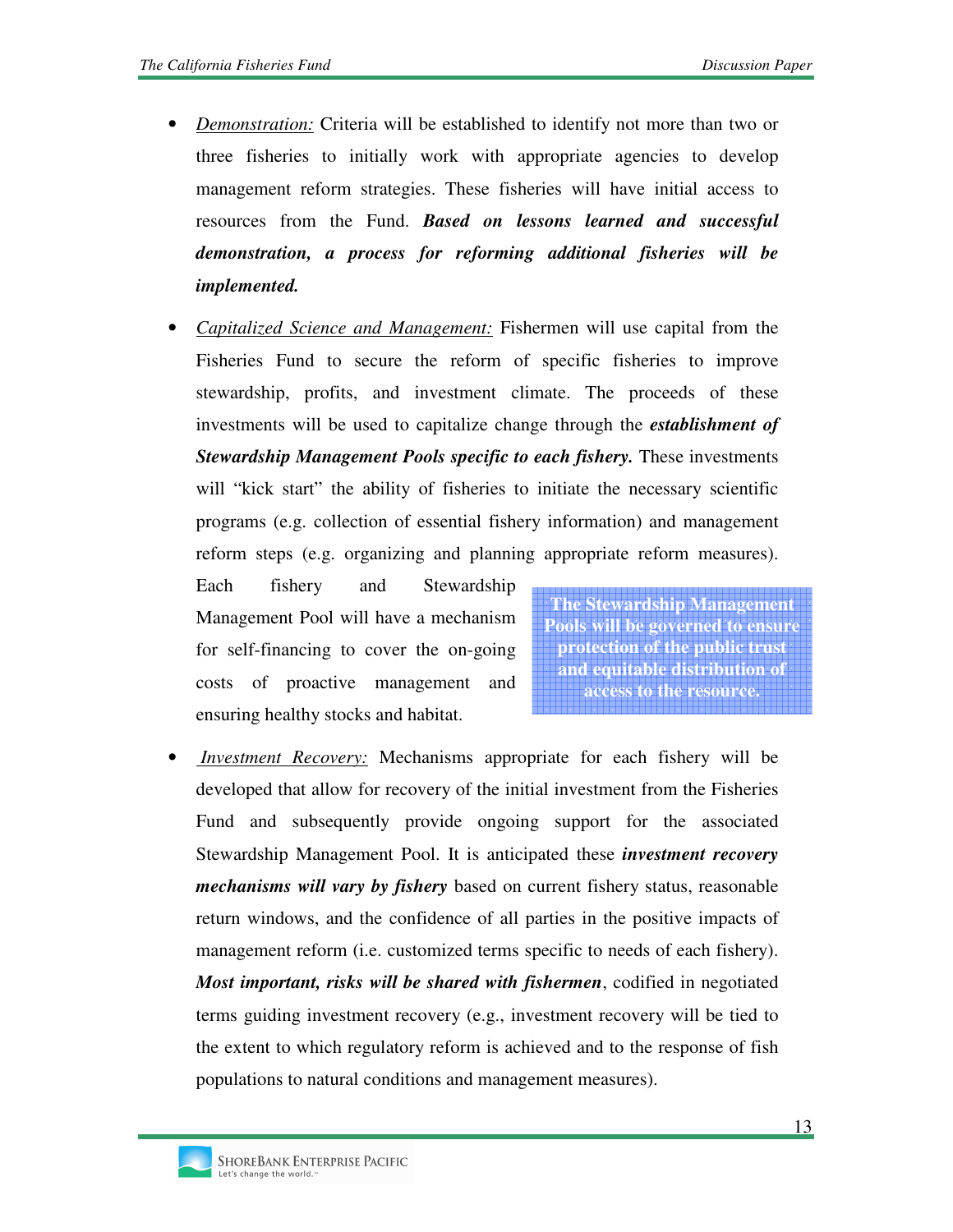- *Demonstration:* Criteria will be established to identify not more than two or three fisheries to initially work with appropriate agencies to develop management reform strategies. These fisheries will have initial access to resources from the Fund. ***Based on lessons learned and successful demonstration, a process for reforming additional fisheries will be implemented.***

- *Capitalized Science and Management:* Fishermen will use capital from the Fisheries Fund to secure the reform of specific fisheries to improve stewardship, profits, and investment climate. The proceeds of these investments will be used to capitalize change through the ***establishment of Stewardship Management Pools specific to each fishery.*** These investments will "kick start" the ability of fisheries to initiate the necessary scientific programs (e.g. collection of essential fishery information) and management reform steps (e.g. organizing and planning appropriate reform measures). Each fishery and Stewardship Management Pool will have a mechanism for self-financing to cover the on-going costs of proactive management and ensuring healthy stocks and habitat.

**The Stewardship Management Pools will be governed to ensure protection of the public trust and equitable distribution of access to the resource.**

- *Investment Recovery:* Mechanisms appropriate for each fishery will be developed that allow for recovery of the initial investment from the Fisheries Fund and subsequently provide ongoing support for the associated Stewardship Management Pool. It is anticipated these ***investment recovery mechanisms will vary by fishery*** based on current fishery status, reasonable return windows, and the confidence of all parties in the positive impacts of management reform (i.e. customized terms specific to needs of each fishery). ***Most important, risks will be shared with fishermen***, codified in negotiated terms guiding investment recovery (e.g., investment recovery will be tied to the extent to which regulatory reform is achieved and to the response of fish populations to natural conditions and management measures).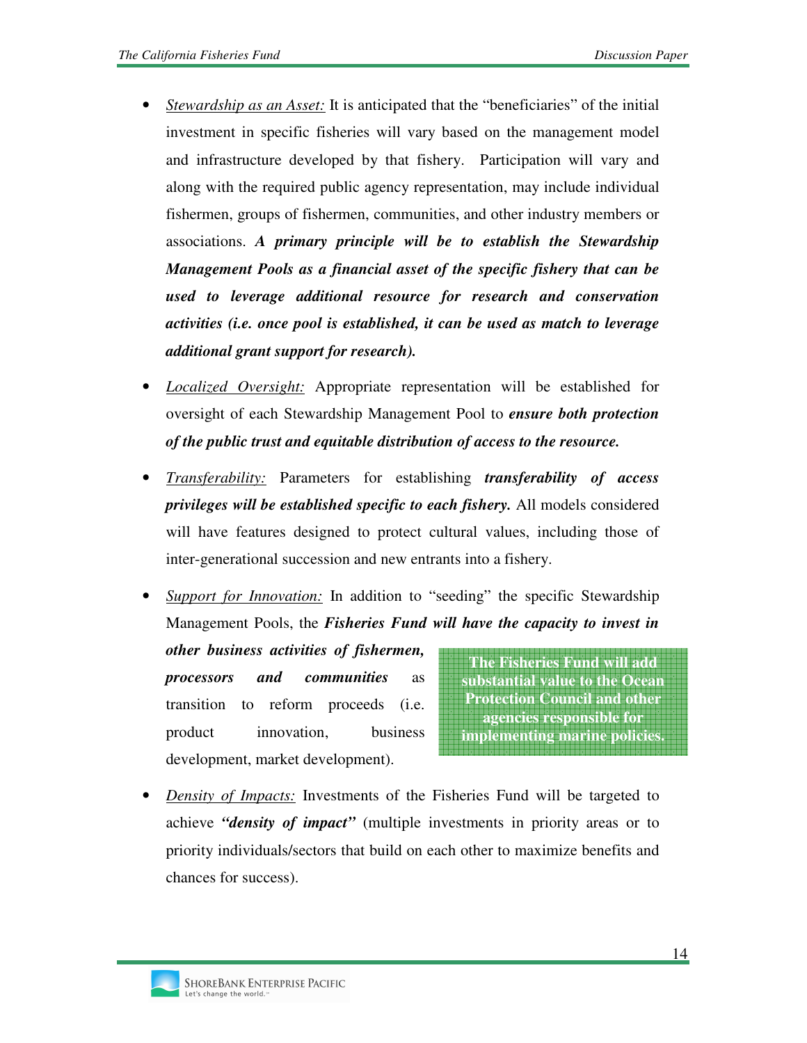- *Stewardship as an Asset:* It is anticipated that the "beneficiaries" of the initial investment in specific fisheries will vary based on the management model and infrastructure developed by that fishery. Participation will vary and along with the required public agency representation, may include individual fishermen, groups of fishermen, communities, and other industry members or associations. ***A primary principle will be to establish the Stewardship Management Pools as a financial asset of the specific fishery that can be used to leverage additional resource for research and conservation activities (i.e. once pool is established, it can be used as match to leverage additional grant support for research).***

- *Localized Oversight:* Appropriate representation will be established for oversight of each Stewardship Management Pool to ***ensure both protection of the public trust and equitable distribution of access to the resource.***

- *Transferability:* Parameters for establishing ***transferability of access privileges will be established specific to each fishery.*** All models considered will have features designed to protect cultural values, including those of inter-generational succession and new entrants into a fishery.

- *Support for Innovation:* In addition to "seeding" the specific Stewardship Management Pools, the ***Fisheries Fund will have the capacity to invest in other business activities of fishermen, processors and communities*** as transition to reform proceeds (i.e. product innovation, business development, market development).

**The Fisheries Fund will add substantial value to the Ocean Protection Council and other agencies responsible for implementing marine policies.**

- *Density of Impacts:* Investments of the Fisheries Fund will be targeted to achieve ***"density of impact"*** (multiple investments in priority areas or to priority individuals/sectors that build on each other to maximize benefits and chances for success).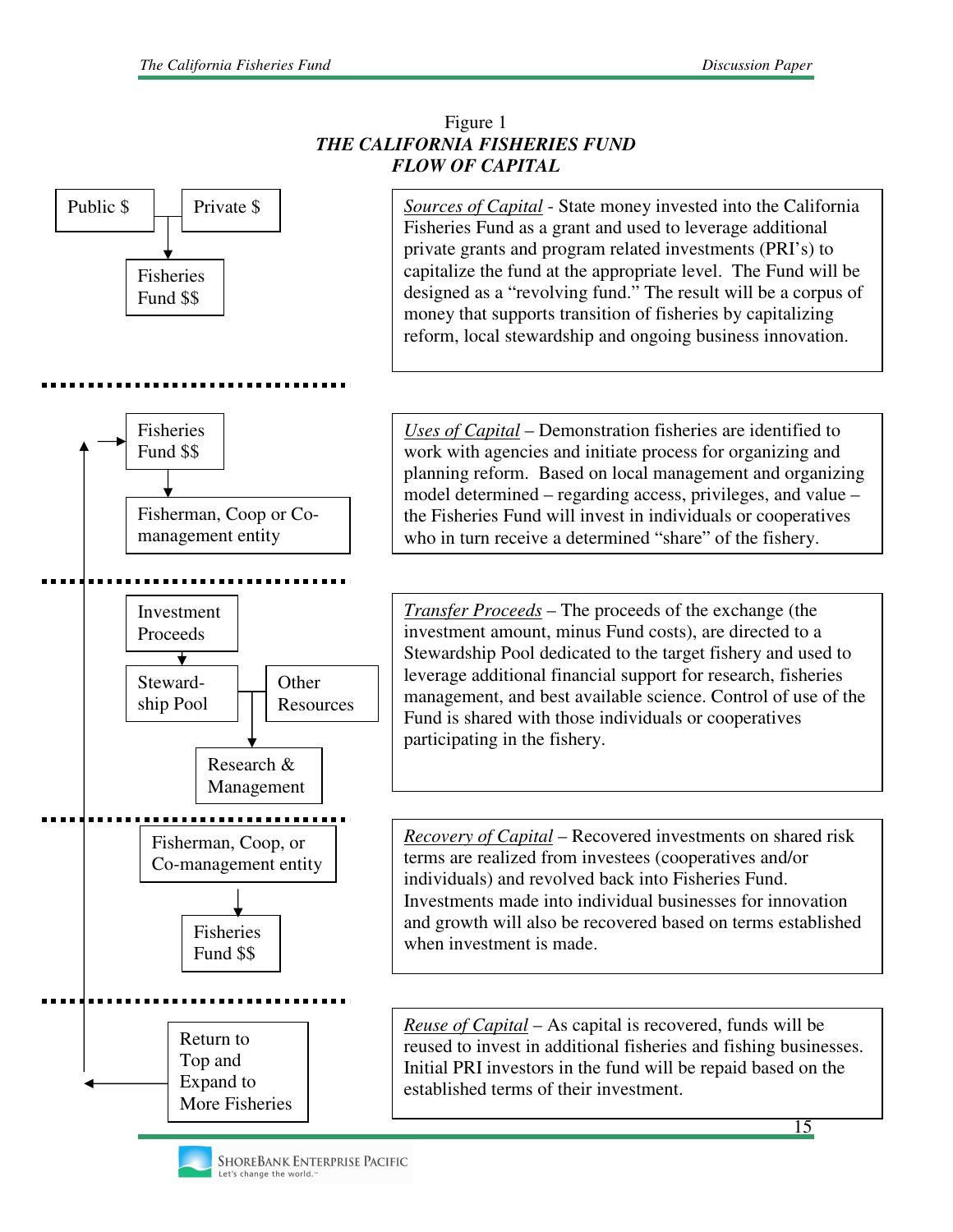Figure 1

***THE CALIFORNIA FISHERIES FUND***
***FLOW OF CAPITAL***

Public $ → Private $ → Fisheries Fund $$

*Sources of Capital* - State money invested into the California Fisheries Fund as a grant and used to leverage additional private grants and program related investments (PRI's) to capitalize the fund at the appropriate level. The Fund will be designed as a "revolving fund." The result will be a corpus of money that supports transition of fisheries by capitalizing reform, local stewardship and ongoing business innovation.

---

Fisheries Fund $$ → Fisherman, Coop or Co-management entity

*Uses of Capital* – Demonstration fisheries are identified to work with agencies and initiate process for organizing and planning reform. Based on local management and organizing model determined – regarding access, privileges, and value – the Fisheries Fund will invest in individuals or cooperatives who in turn receive a determined "share" of the fishery.

---

Investment Proceeds → Steward-ship Pool + Other Resources → Research & Management

*Transfer Proceeds* – The proceeds of the exchange (the investment amount, minus Fund costs), are directed to a Stewardship Pool dedicated to the target fishery and used to leverage additional financial support for research, fisheries management, and best available science. Control of use of the Fund is shared with those individuals or cooperatives participating in the fishery.

---

Fisherman, Coop, or Co-management entity → Fisheries Fund $$

*Recovery of Capital* – Recovered investments on shared risk terms are realized from investees (cooperatives and/or individuals) and revolved back into Fisheries Fund. Investments made into individual businesses for innovation and growth will also be recovered based on terms established when investment is made.

---

Return to Top and Expand to More Fisheries

*Reuse of Capital* – As capital is recovered, funds will be reused to invest in additional fisheries and fishing businesses. Initial PRI investors in the fund will be repaid based on the established terms of their investment.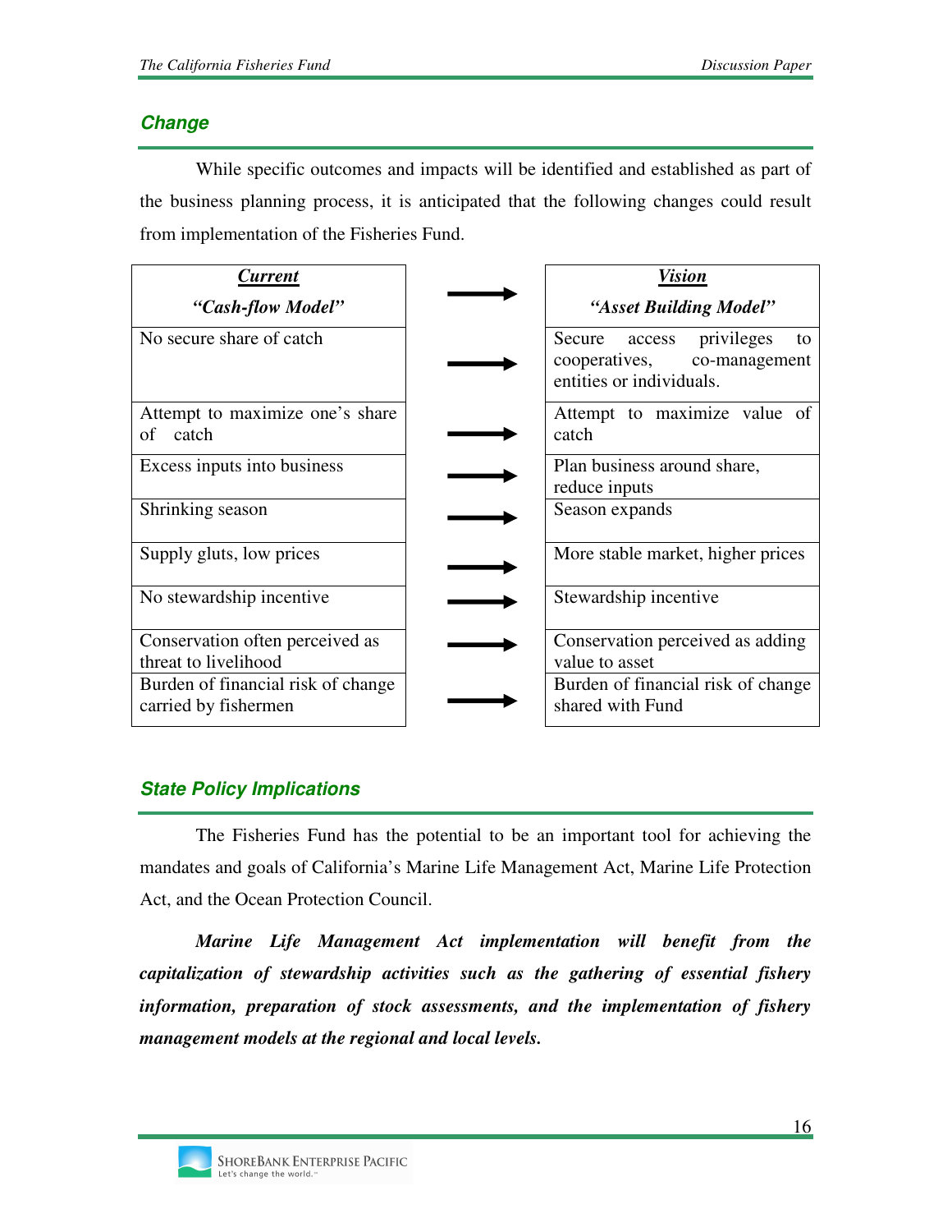### *Change*

While specific outcomes and impacts will be identified and established as part of the business planning process, it is anticipated that the following changes could result from implementation of the Fisheries Fund.

| ***Current*** *"Cash-flow Model"* | | ***Vision*** *"Asset Building Model"* |
|---|---|---|
| No secure share of catch | → | Secure access privileges to cooperatives, co-management entities or individuals. |
| Attempt to maximize one's share of catch | → | Attempt to maximize value of catch |
| Excess inputs into business | → | Plan business around share, reduce inputs |
| Shrinking season | → | Season expands |
| Supply gluts, low prices | → | More stable market, higher prices |
| No stewardship incentive | → | Stewardship incentive |
| Conservation often perceived as threat to livelihood | → | Conservation perceived as adding value to asset |
| Burden of financial risk of change carried by fishermen | → | Burden of financial risk of change shared with Fund |

### *State Policy Implications*

The Fisheries Fund has the potential to be an important tool for achieving the mandates and goals of California's Marine Life Management Act, Marine Life Protection Act, and the Ocean Protection Council.

***Marine Life Management Act implementation will benefit from the capitalization of stewardship activities such as the gathering of essential fishery information, preparation of stock assessments, and the implementation of fishery management models at the regional and local levels.***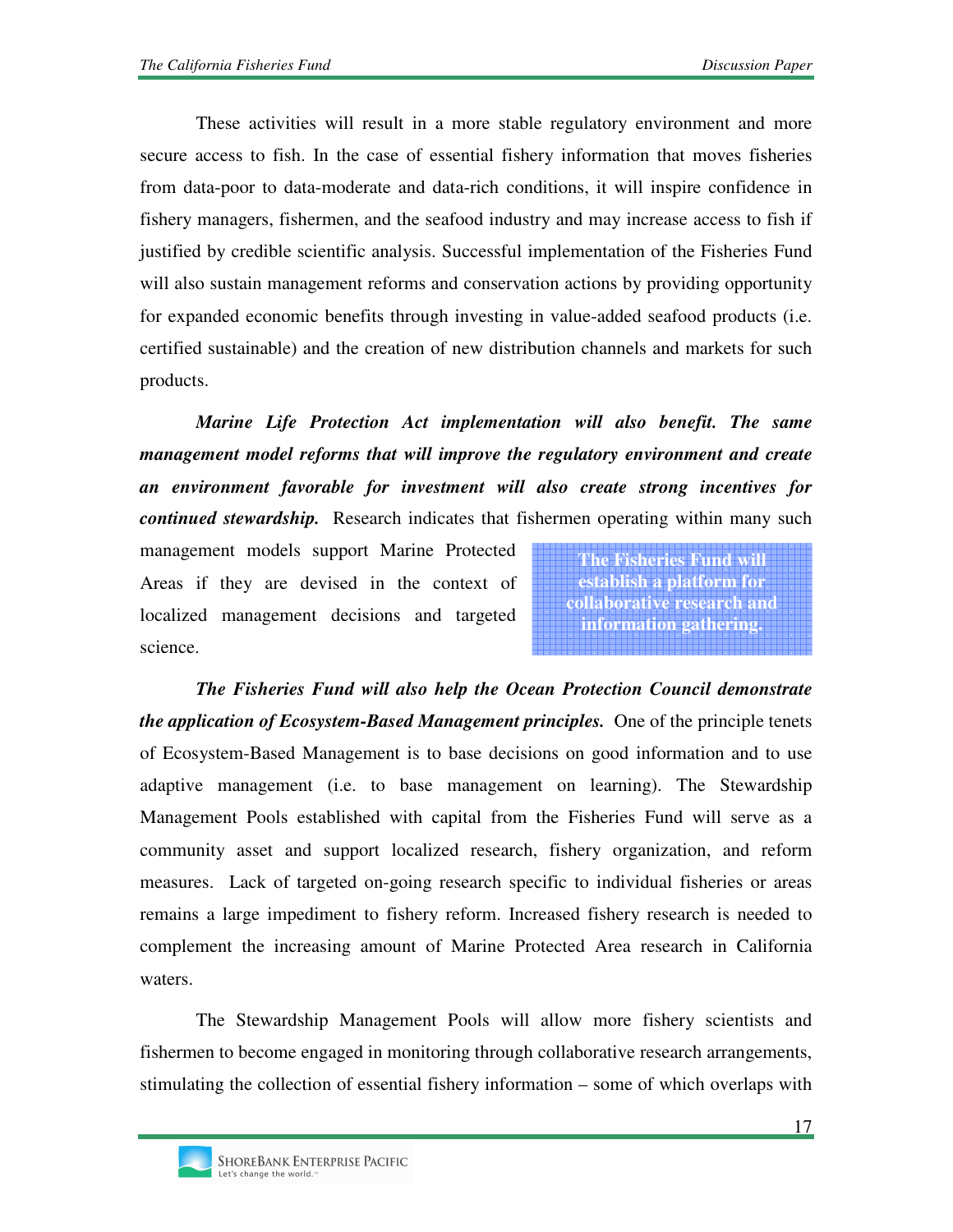These activities will result in a more stable regulatory environment and more secure access to fish. In the case of essential fishery information that moves fisheries from data-poor to data-moderate and data-rich conditions, it will inspire confidence in fishery managers, fishermen, and the seafood industry and may increase access to fish if justified by credible scientific analysis. Successful implementation of the Fisheries Fund will also sustain management reforms and conservation actions by providing opportunity for expanded economic benefits through investing in value-added seafood products (i.e. certified sustainable) and the creation of new distribution channels and markets for such products.

***Marine Life Protection Act implementation will also benefit. The same management model reforms that will improve the regulatory environment and create an environment favorable for investment will also create strong incentives for continued stewardship.*** Research indicates that fishermen operating within many such management models support Marine Protected Areas if they are devised in the context of localized management decisions and targeted science.

**The Fisheries Fund will establish a platform for collaborative research and information gathering.**

***The Fisheries Fund will also help the Ocean Protection Council demonstrate the application of Ecosystem-Based Management principles.*** One of the principle tenets of Ecosystem-Based Management is to base decisions on good information and to use adaptive management (i.e. to base management on learning). The Stewardship Management Pools established with capital from the Fisheries Fund will serve as a community asset and support localized research, fishery organization, and reform measures. Lack of targeted on-going research specific to individual fisheries or areas remains a large impediment to fishery reform. Increased fishery research is needed to complement the increasing amount of Marine Protected Area research in California waters.

The Stewardship Management Pools will allow more fishery scientists and fishermen to become engaged in monitoring through collaborative research arrangements, stimulating the collection of essential fishery information – some of which overlaps with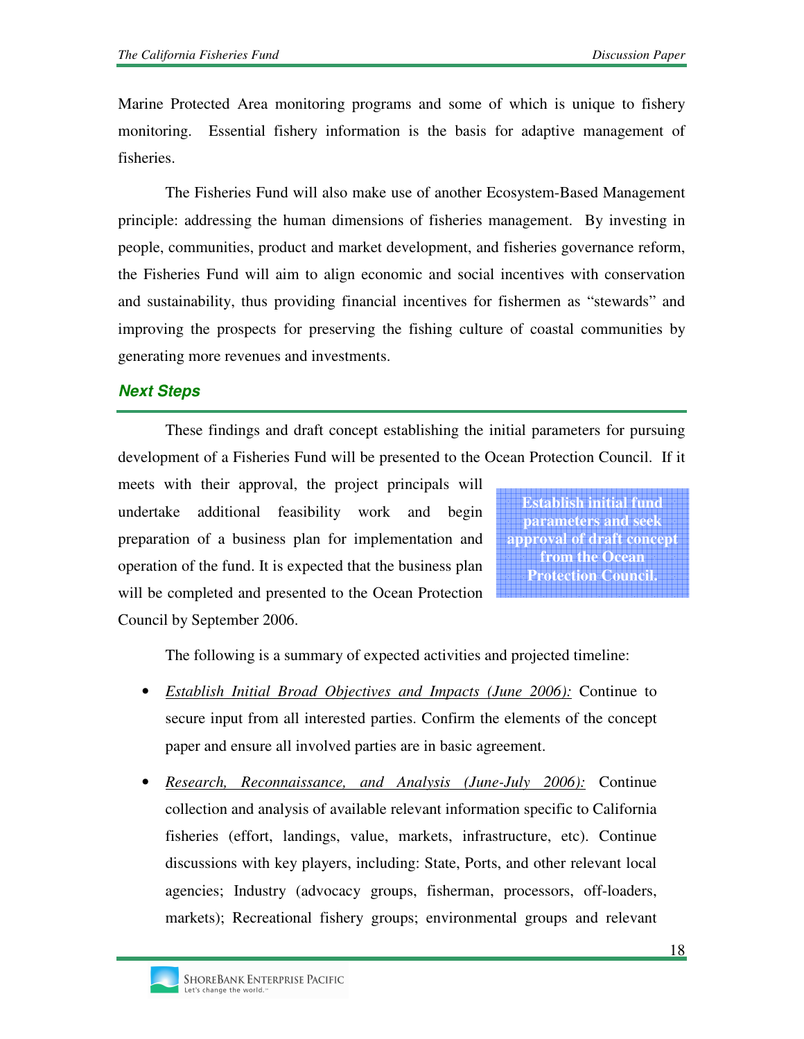Marine Protected Area monitoring programs and some of which is unique to fishery monitoring. Essential fishery information is the basis for adaptive management of fisheries.

The Fisheries Fund will also make use of another Ecosystem-Based Management principle: addressing the human dimensions of fisheries management. By investing in people, communities, product and market development, and fisheries governance reform, the Fisheries Fund will aim to align economic and social incentives with conservation and sustainability, thus providing financial incentives for fishermen as "stewards" and improving the prospects for preserving the fishing culture of coastal communities by generating more revenues and investments.

## Next Steps

These findings and draft concept establishing the initial parameters for pursuing development of a Fisheries Fund will be presented to the Ocean Protection Council. If it meets with their approval, the project principals will undertake additional feasibility work and begin preparation of a business plan for implementation and operation of the fund. It is expected that the business plan will be completed and presented to the Ocean Protection Council by September 2006.

**Establish initial fund parameters and seek approval of draft concept from the Ocean Protection Council.**

The following is a summary of expected activities and projected timeline:

- *Establish Initial Broad Objectives and Impacts (June 2006):* Continue to secure input from all interested parties. Confirm the elements of the concept paper and ensure all involved parties are in basic agreement.
- *Research, Reconnaissance, and Analysis (June-July 2006):* Continue collection and analysis of available relevant information specific to California fisheries (effort, landings, value, markets, infrastructure, etc). Continue discussions with key players, including: State, Ports, and other relevant local agencies; Industry (advocacy groups, fisherman, processors, off-loaders, markets); Recreational fishery groups; environmental groups and relevant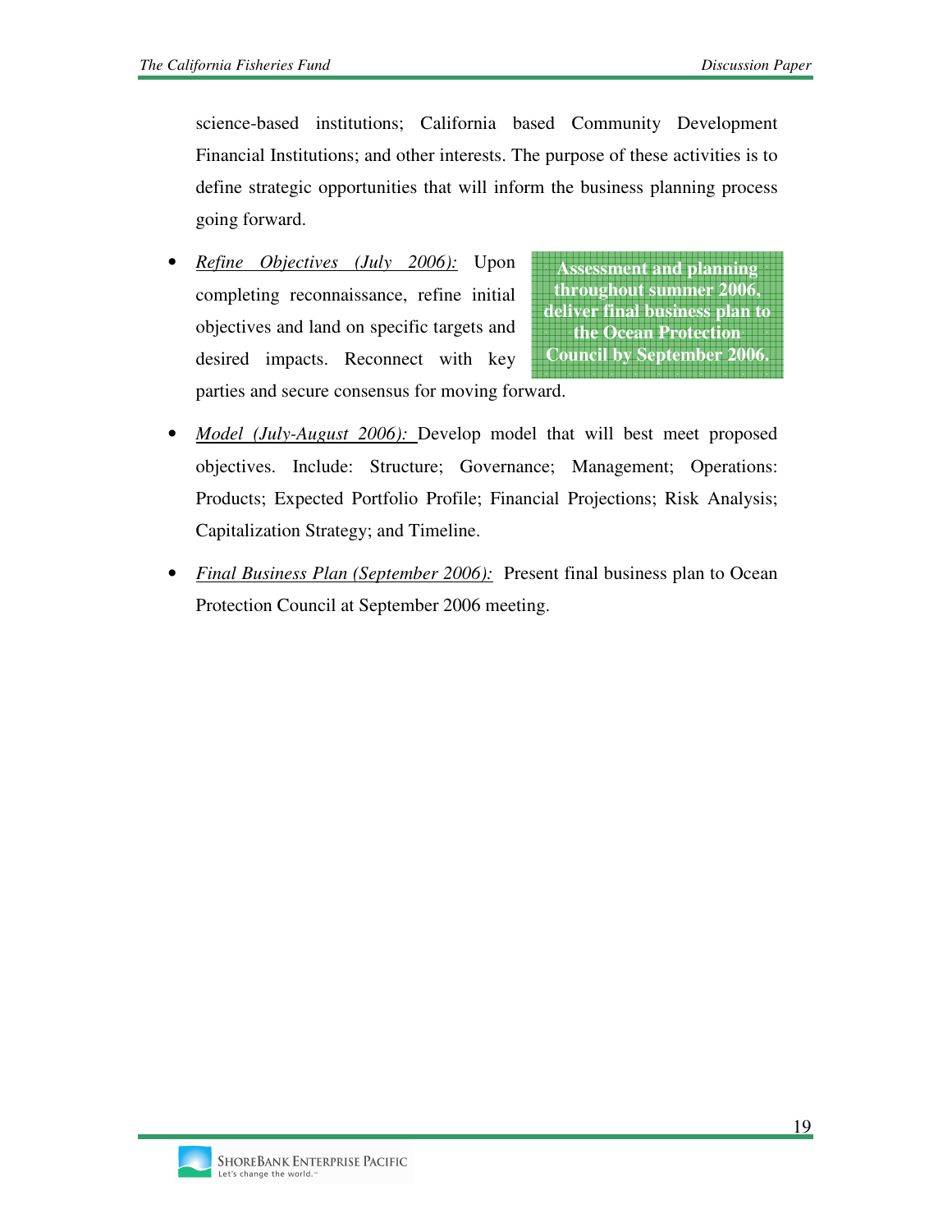science-based institutions; California based Community Development Financial Institutions; and other interests. The purpose of these activities is to define strategic opportunities that will inform the business planning process going forward.

- *Refine Objectives (July 2006):* Upon completing reconnaissance, refine initial objectives and land on specific targets and desired impacts. Reconnect with key parties and secure consensus for moving forward.

**Assessment and planning throughout summer 2006, deliver final business plan to the Ocean Protection Council by September 2006.**

- *Model (July-August 2006):* Develop model that will best meet proposed objectives. Include: Structure; Governance; Management; Operations: Products; Expected Portfolio Profile; Financial Projections; Risk Analysis; Capitalization Strategy; and Timeline.

- *Final Business Plan (September 2006):* Present final business plan to Ocean Protection Council at September 2006 meeting.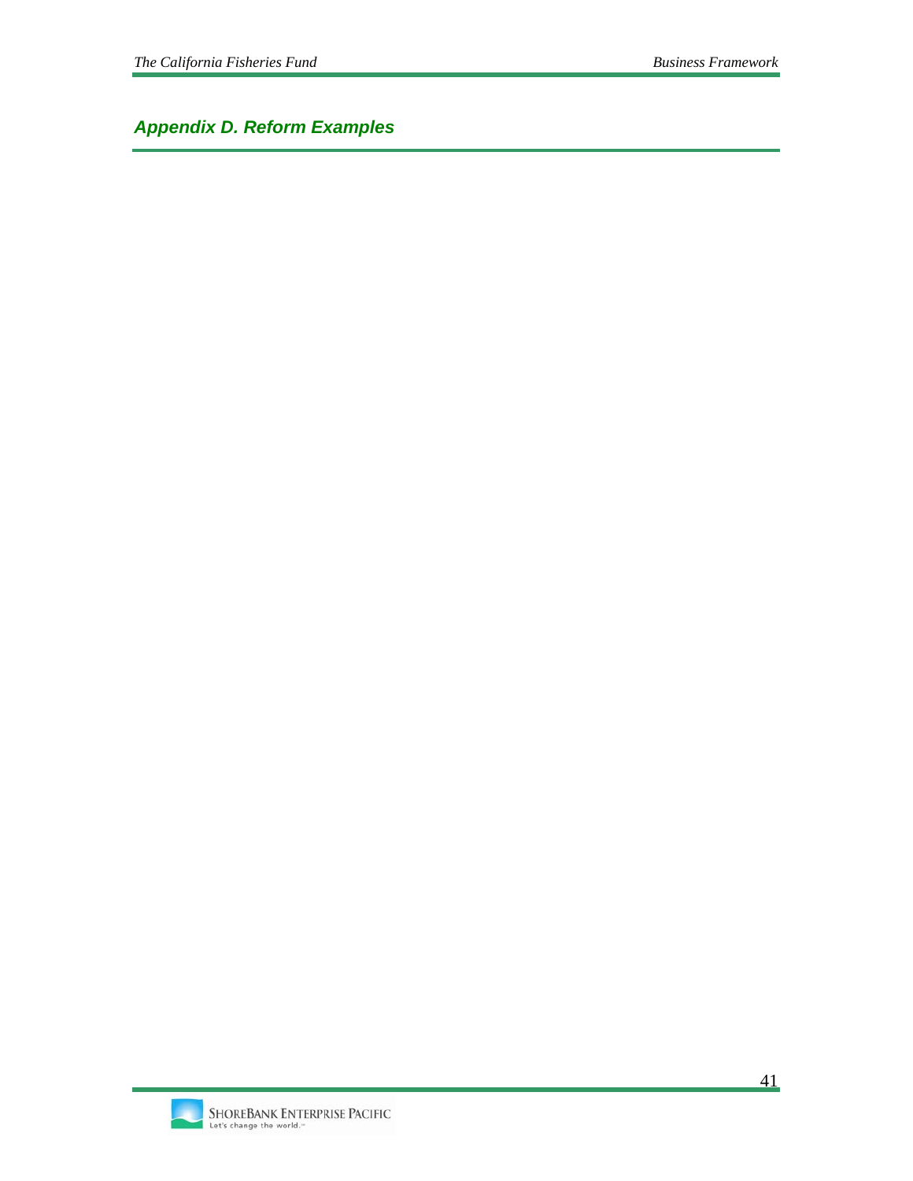## Appendix D. Reform Examples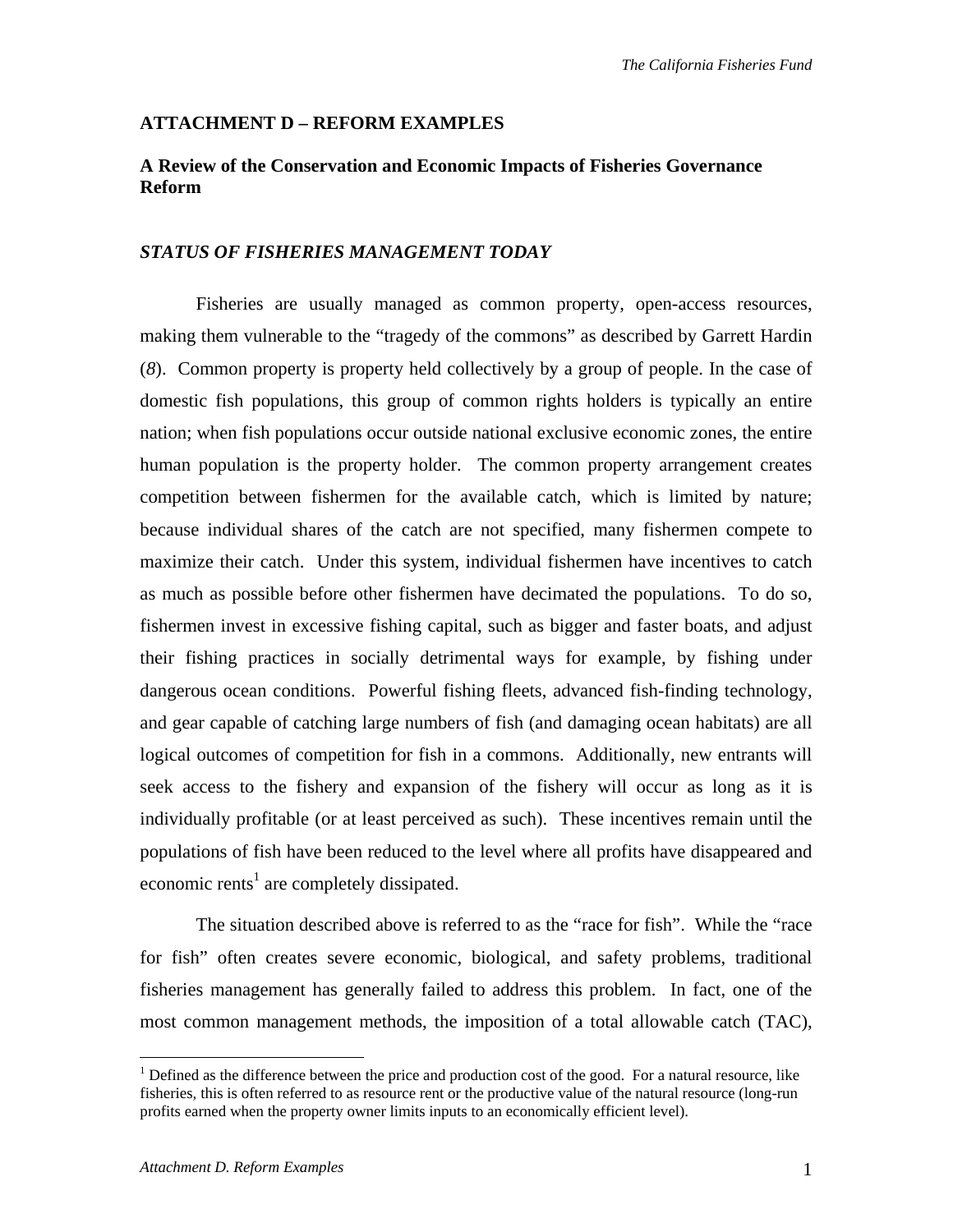## ATTACHMENT D – REFORM EXAMPLES

### A Review of the Conservation and Economic Impacts of Fisheries Governance Reform

### *STATUS OF FISHERIES MANAGEMENT TODAY*

Fisheries are usually managed as common property, open-access resources, making them vulnerable to the "tragedy of the commons" as described by Garrett Hardin (*8*). Common property is property held collectively by a group of people. In the case of domestic fish populations, this group of common rights holders is typically an entire nation; when fish populations occur outside national exclusive economic zones, the entire human population is the property holder. The common property arrangement creates competition between fishermen for the available catch, which is limited by nature; because individual shares of the catch are not specified, many fishermen compete to maximize their catch. Under this system, individual fishermen have incentives to catch as much as possible before other fishermen have decimated the populations. To do so, fishermen invest in excessive fishing capital, such as bigger and faster boats, and adjust their fishing practices in socially detrimental ways for example, by fishing under dangerous ocean conditions. Powerful fishing fleets, advanced fish-finding technology, and gear capable of catching large numbers of fish (and damaging ocean habitats) are all logical outcomes of competition for fish in a commons. Additionally, new entrants will seek access to the fishery and expansion of the fishery will occur as long as it is individually profitable (or at least perceived as such). These incentives remain until the populations of fish have been reduced to the level where all profits have disappeared and economic rents[1] are completely dissipated.

The situation described above is referred to as the "race for fish". While the "race for fish" often creates severe economic, biological, and safety problems, traditional fisheries management has generally failed to address this problem. In fact, one of the most common management methods, the imposition of a total allowable catch (TAC),

[1] Defined as the difference between the price and production cost of the good. For a natural resource, like fisheries, this is often referred to as resource rent or the productive value of the natural resource (long-run profits earned when the property owner limits inputs to an economically efficient level).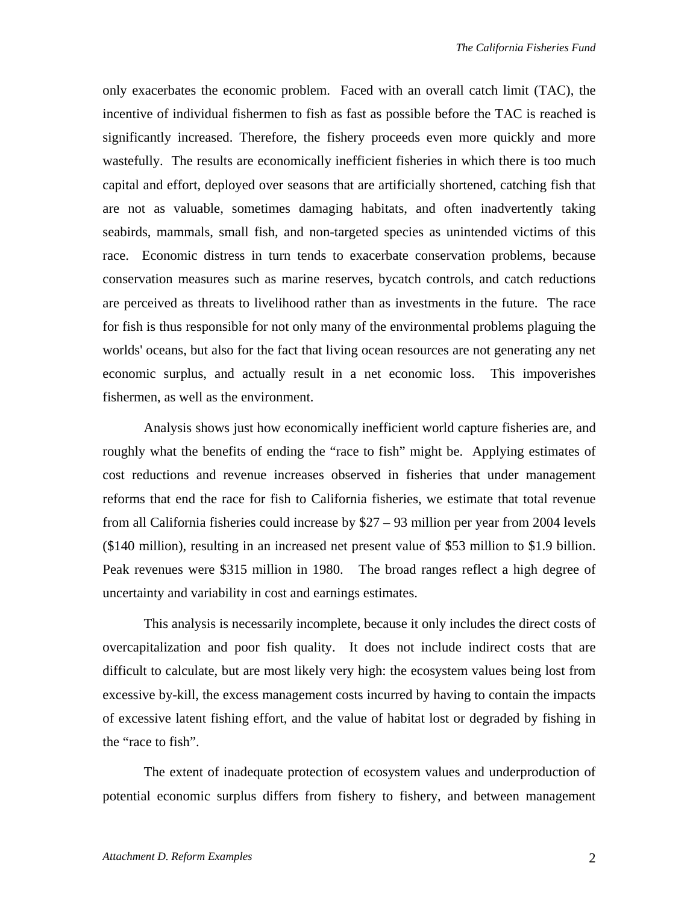only exacerbates the economic problem. Faced with an overall catch limit (TAC), the incentive of individual fishermen to fish as fast as possible before the TAC is reached is significantly increased. Therefore, the fishery proceeds even more quickly and more wastefully. The results are economically inefficient fisheries in which there is too much capital and effort, deployed over seasons that are artificially shortened, catching fish that are not as valuable, sometimes damaging habitats, and often inadvertently taking seabirds, mammals, small fish, and non-targeted species as unintended victims of this race. Economic distress in turn tends to exacerbate conservation problems, because conservation measures such as marine reserves, bycatch controls, and catch reductions are perceived as threats to livelihood rather than as investments in the future. The race for fish is thus responsible for not only many of the environmental problems plaguing the worlds' oceans, but also for the fact that living ocean resources are not generating any net economic surplus, and actually result in a net economic loss. This impoverishes fishermen, as well as the environment.

Analysis shows just how economically inefficient world capture fisheries are, and roughly what the benefits of ending the "race to fish" might be. Applying estimates of cost reductions and revenue increases observed in fisheries that under management reforms that end the race for fish to California fisheries, we estimate that total revenue from all California fisheries could increase by $27 – 93 million per year from 2004 levels ($140 million), resulting in an increased net present value of $53 million to $1.9 billion. Peak revenues were $315 million in 1980. The broad ranges reflect a high degree of uncertainty and variability in cost and earnings estimates.

This analysis is necessarily incomplete, because it only includes the direct costs of overcapitalization and poor fish quality. It does not include indirect costs that are difficult to calculate, but are most likely very high: the ecosystem values being lost from excessive by-kill, the excess management costs incurred by having to contain the impacts of excessive latent fishing effort, and the value of habitat lost or degraded by fishing in the "race to fish".

The extent of inadequate protection of ecosystem values and underproduction of potential economic surplus differs from fishery to fishery, and between management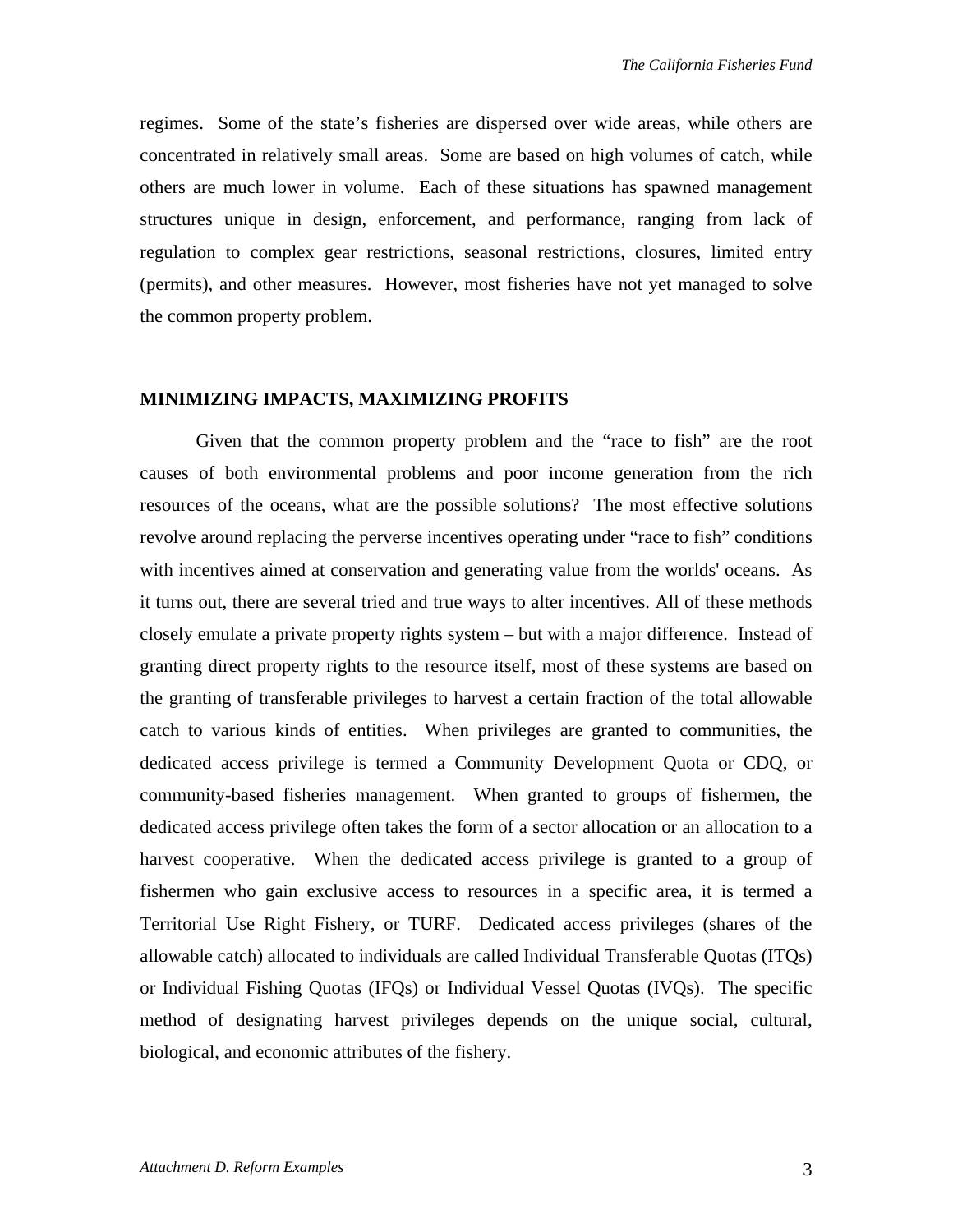regimes. Some of the state's fisheries are dispersed over wide areas, while others are concentrated in relatively small areas. Some are based on high volumes of catch, while others are much lower in volume. Each of these situations has spawned management structures unique in design, enforcement, and performance, ranging from lack of regulation to complex gear restrictions, seasonal restrictions, closures, limited entry (permits), and other measures. However, most fisheries have not yet managed to solve the common property problem.

## MINIMIZING IMPACTS, MAXIMIZING PROFITS

Given that the common property problem and the "race to fish" are the root causes of both environmental problems and poor income generation from the rich resources of the oceans, what are the possible solutions? The most effective solutions revolve around replacing the perverse incentives operating under "race to fish" conditions with incentives aimed at conservation and generating value from the worlds' oceans. As it turns out, there are several tried and true ways to alter incentives. All of these methods closely emulate a private property rights system – but with a major difference. Instead of granting direct property rights to the resource itself, most of these systems are based on the granting of transferable privileges to harvest a certain fraction of the total allowable catch to various kinds of entities. When privileges are granted to communities, the dedicated access privilege is termed a Community Development Quota or CDQ, or community-based fisheries management. When granted to groups of fishermen, the dedicated access privilege often takes the form of a sector allocation or an allocation to a harvest cooperative. When the dedicated access privilege is granted to a group of fishermen who gain exclusive access to resources in a specific area, it is termed a Territorial Use Right Fishery, or TURF. Dedicated access privileges (shares of the allowable catch) allocated to individuals are called Individual Transferable Quotas (ITQs) or Individual Fishing Quotas (IFQs) or Individual Vessel Quotas (IVQs). The specific method of designating harvest privileges depends on the unique social, cultural, biological, and economic attributes of the fishery.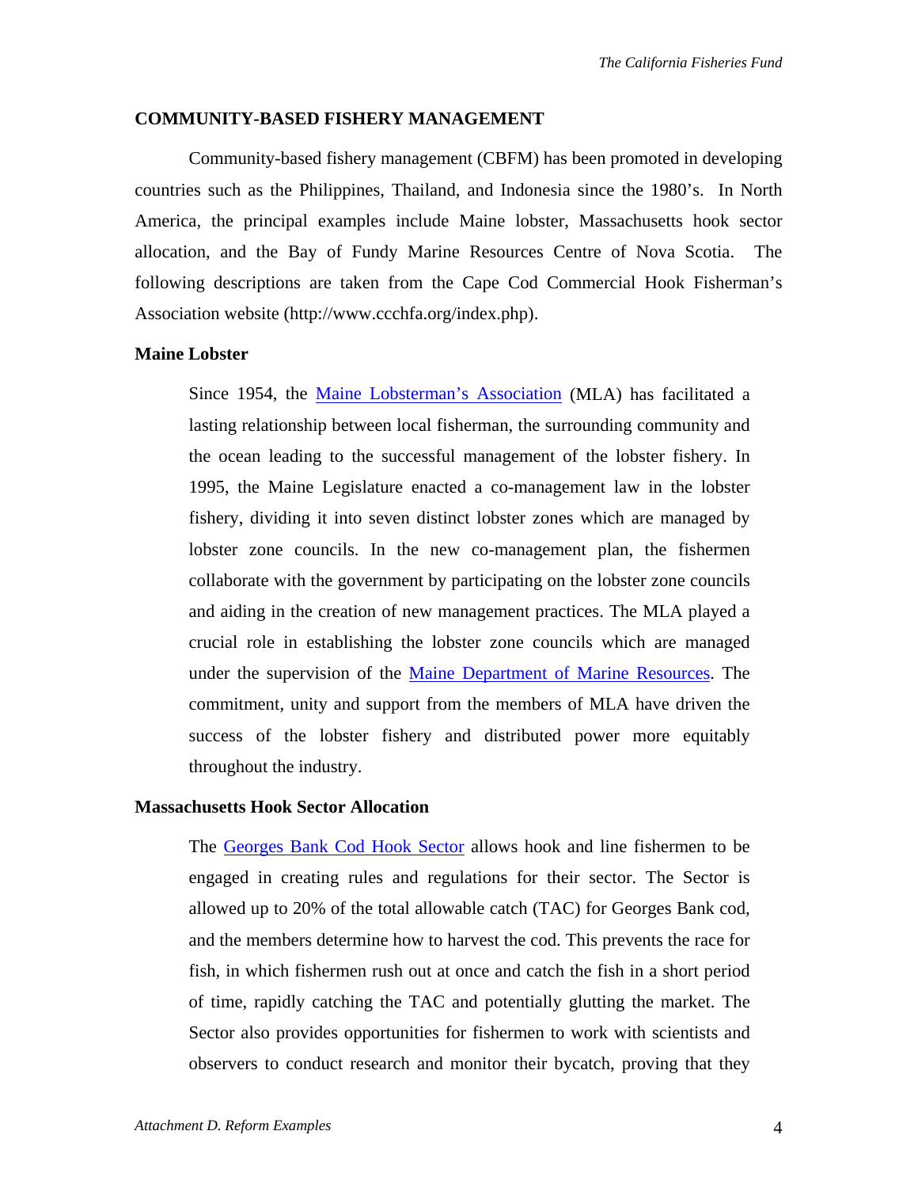## COMMUNITY-BASED FISHERY MANAGEMENT

Community-based fishery management (CBFM) has been promoted in developing countries such as the Philippines, Thailand, and Indonesia since the 1980's. In North America, the principal examples include Maine lobster, Massachusetts hook sector allocation, and the Bay of Fundy Marine Resources Centre of Nova Scotia. The following descriptions are taken from the Cape Cod Commercial Hook Fisherman's Association website (http://www.ccchfa.org/index.php).

### Maine Lobster

> Since 1954, the Maine Lobsterman's Association (MLA) has facilitated a lasting relationship between local fisherman, the surrounding community and the ocean leading to the successful management of the lobster fishery. In 1995, the Maine Legislature enacted a co-management law in the lobster fishery, dividing it into seven distinct lobster zones which are managed by lobster zone councils. In the new co-management plan, the fishermen collaborate with the government by participating on the lobster zone councils and aiding in the creation of new management practices. The MLA played a crucial role in establishing the lobster zone councils which are managed under the supervision of the Maine Department of Marine Resources. The commitment, unity and support from the members of MLA have driven the success of the lobster fishery and distributed power more equitably throughout the industry.

### Massachusetts Hook Sector Allocation

> The Georges Bank Cod Hook Sector allows hook and line fishermen to be engaged in creating rules and regulations for their sector. The Sector is allowed up to 20% of the total allowable catch (TAC) for Georges Bank cod, and the members determine how to harvest the cod. This prevents the race for fish, in which fishermen rush out at once and catch the fish in a short period of time, rapidly catching the TAC and potentially glutting the market. The Sector also provides opportunities for fishermen to work with scientists and observers to conduct research and monitor their bycatch, proving that they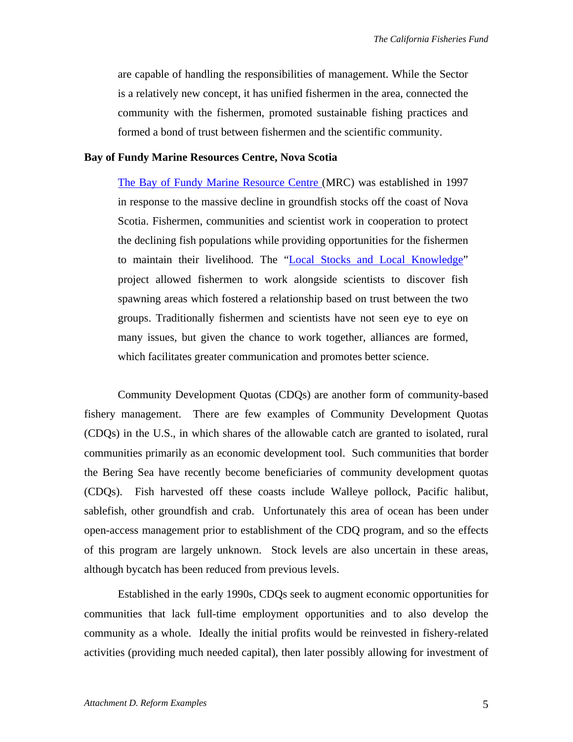are capable of handling the responsibilities of management. While the Sector is a relatively new concept, it has unified fishermen in the area, connected the community with the fishermen, promoted sustainable fishing practices and formed a bond of trust between fishermen and the scientific community.

**Bay of Fundy Marine Resources Centre, Nova Scotia**

The Bay of Fundy Marine Resource Centre (MRC) was established in 1997 in response to the massive decline in groundfish stocks off the coast of Nova Scotia. Fishermen, communities and scientist work in cooperation to protect the declining fish populations while providing opportunities for the fishermen to maintain their livelihood. The "Local Stocks and Local Knowledge" project allowed fishermen to work alongside scientists to discover fish spawning areas which fostered a relationship based on trust between the two groups. Traditionally fishermen and scientists have not seen eye to eye on many issues, but given the chance to work together, alliances are formed, which facilitates greater communication and promotes better science.

Community Development Quotas (CDQs) are another form of community-based fishery management. There are few examples of Community Development Quotas (CDQs) in the U.S., in which shares of the allowable catch are granted to isolated, rural communities primarily as an economic development tool. Such communities that border the Bering Sea have recently become beneficiaries of community development quotas (CDQs). Fish harvested off these coasts include Walleye pollock, Pacific halibut, sablefish, other groundfish and crab. Unfortunately this area of ocean has been under open-access management prior to establishment of the CDQ program, and so the effects of this program are largely unknown. Stock levels are also uncertain in these areas, although bycatch has been reduced from previous levels.

Established in the early 1990s, CDQs seek to augment economic opportunities for communities that lack full-time employment opportunities and to also develop the community as a whole. Ideally the initial profits would be reinvested in fishery-related activities (providing much needed capital), then later possibly allowing for investment of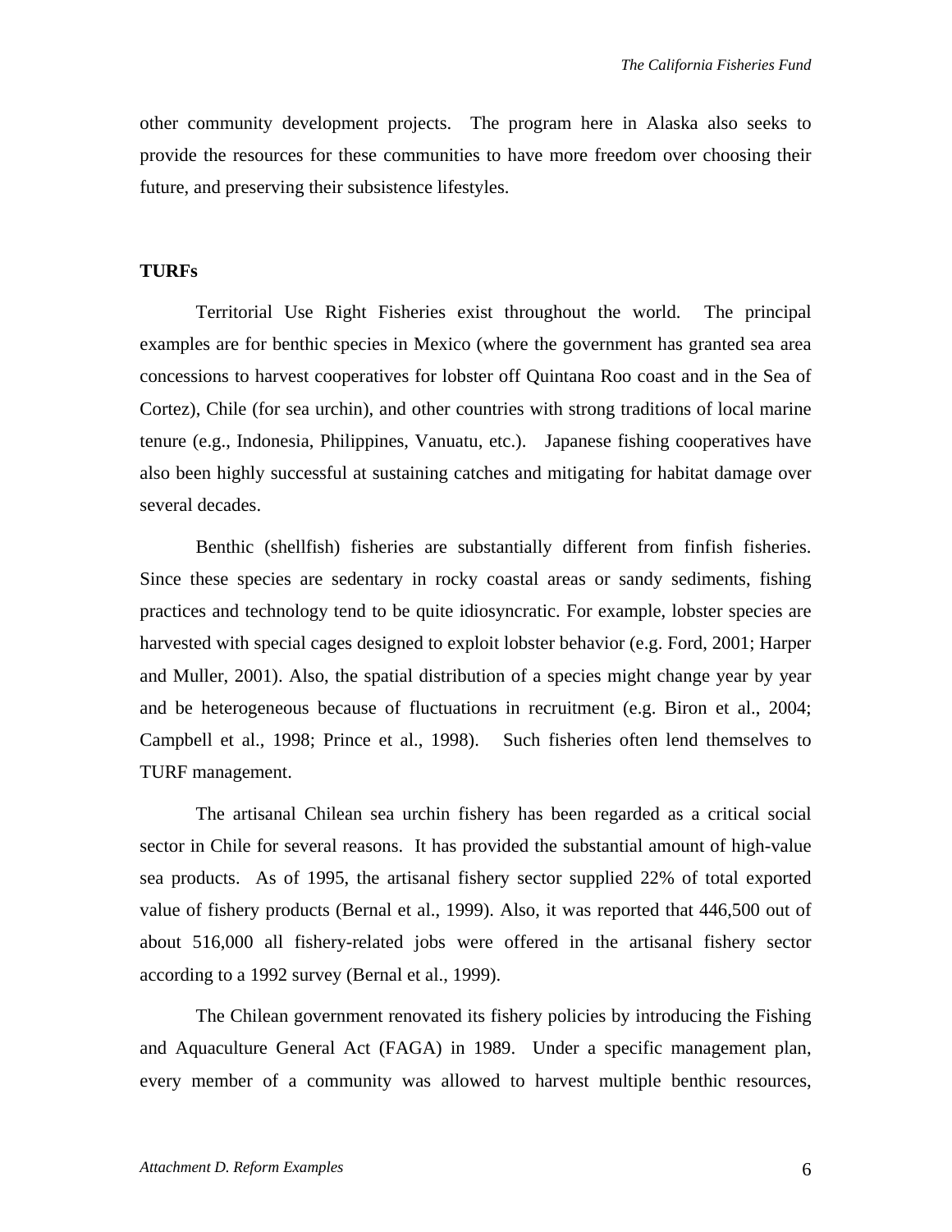other community development projects. The program here in Alaska also seeks to provide the resources for these communities to have more freedom over choosing their future, and preserving their subsistence lifestyles.

**TURFs**

Territorial Use Right Fisheries exist throughout the world. The principal examples are for benthic species in Mexico (where the government has granted sea area concessions to harvest cooperatives for lobster off Quintana Roo coast and in the Sea of Cortez), Chile (for sea urchin), and other countries with strong traditions of local marine tenure (e.g., Indonesia, Philippines, Vanuatu, etc.). Japanese fishing cooperatives have also been highly successful at sustaining catches and mitigating for habitat damage over several decades.

Benthic (shellfish) fisheries are substantially different from finfish fisheries. Since these species are sedentary in rocky coastal areas or sandy sediments, fishing practices and technology tend to be quite idiosyncratic. For example, lobster species are harvested with special cages designed to exploit lobster behavior (e.g. Ford, 2001; Harper and Muller, 2001). Also, the spatial distribution of a species might change year by year and be heterogeneous because of fluctuations in recruitment (e.g. Biron et al., 2004; Campbell et al., 1998; Prince et al., 1998). Such fisheries often lend themselves to TURF management.

The artisanal Chilean sea urchin fishery has been regarded as a critical social sector in Chile for several reasons. It has provided the substantial amount of high-value sea products. As of 1995, the artisanal fishery sector supplied 22% of total exported value of fishery products (Bernal et al., 1999). Also, it was reported that 446,500 out of about 516,000 all fishery-related jobs were offered in the artisanal fishery sector according to a 1992 survey (Bernal et al., 1999).

The Chilean government renovated its fishery policies by introducing the Fishing and Aquaculture General Act (FAGA) in 1989. Under a specific management plan, every member of a community was allowed to harvest multiple benthic resources,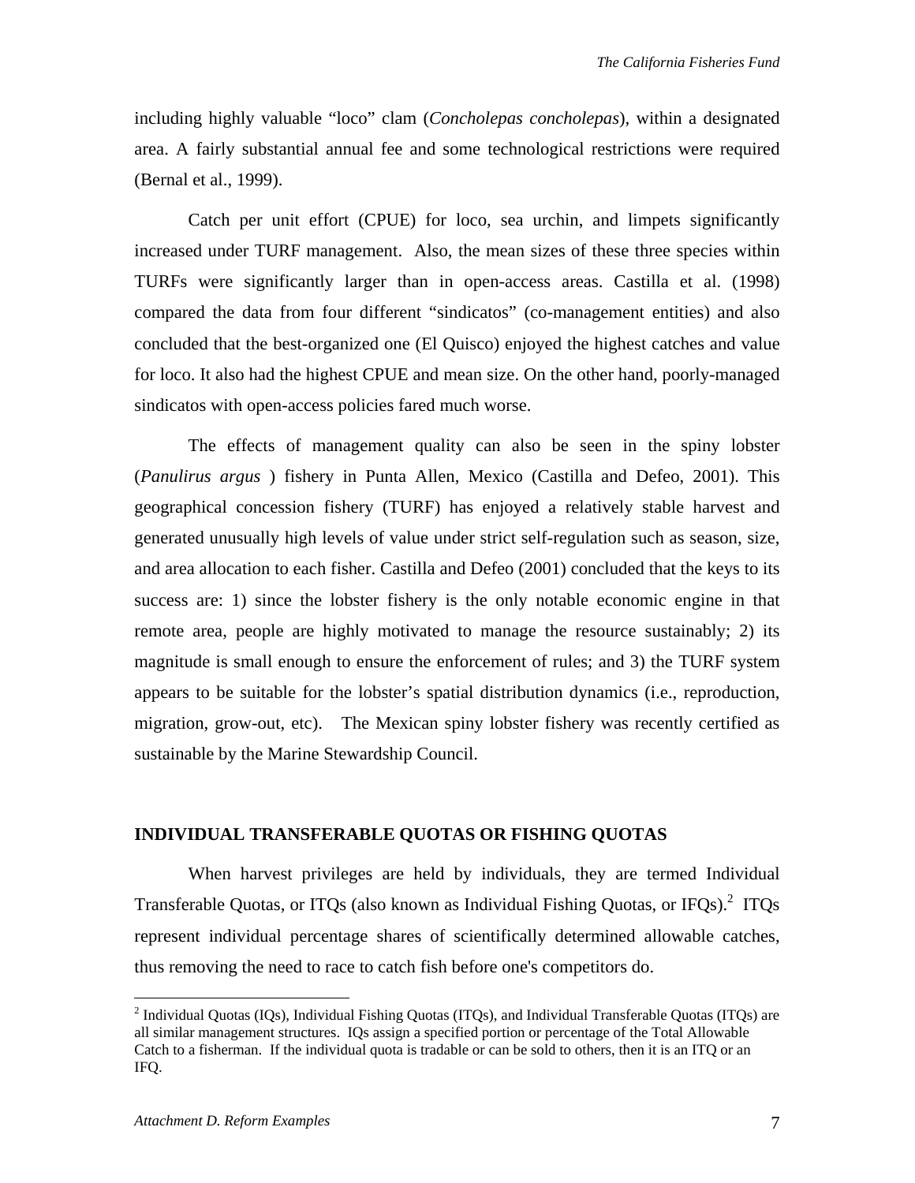including highly valuable "loco" clam (*Concholepas concholepas*), within a designated area. A fairly substantial annual fee and some technological restrictions were required (Bernal et al., 1999).

Catch per unit effort (CPUE) for loco, sea urchin, and limpets significantly increased under TURF management. Also, the mean sizes of these three species within TURFs were significantly larger than in open-access areas. Castilla et al. (1998) compared the data from four different "sindicatos" (co-management entities) and also concluded that the best-organized one (El Quisco) enjoyed the highest catches and value for loco. It also had the highest CPUE and mean size. On the other hand, poorly-managed sindicatos with open-access policies fared much worse.

The effects of management quality can also be seen in the spiny lobster (*Panulirus argus* ) fishery in Punta Allen, Mexico (Castilla and Defeo, 2001). This geographical concession fishery (TURF) has enjoyed a relatively stable harvest and generated unusually high levels of value under strict self-regulation such as season, size, and area allocation to each fisher. Castilla and Defeo (2001) concluded that the keys to its success are: 1) since the lobster fishery is the only notable economic engine in that remote area, people are highly motivated to manage the resource sustainably; 2) its magnitude is small enough to ensure the enforcement of rules; and 3) the TURF system appears to be suitable for the lobster's spatial distribution dynamics (i.e., reproduction, migration, grow-out, etc). The Mexican spiny lobster fishery was recently certified as sustainable by the Marine Stewardship Council.

## INDIVIDUAL TRANSFERABLE QUOTAS OR FISHING QUOTAS

When harvest privileges are held by individuals, they are termed Individual Transferable Quotas, or ITQs (also known as Individual Fishing Quotas, or IFQs).[2] ITQs represent individual percentage shares of scientifically determined allowable catches, thus removing the need to race to catch fish before one's competitors do.

[2] Individual Quotas (IQs), Individual Fishing Quotas (ITQs), and Individual Transferable Quotas (ITQs) are all similar management structures. IQs assign a specified portion or percentage of the Total Allowable Catch to a fisherman. If the individual quota is tradable or can be sold to others, then it is an ITQ or an IFQ.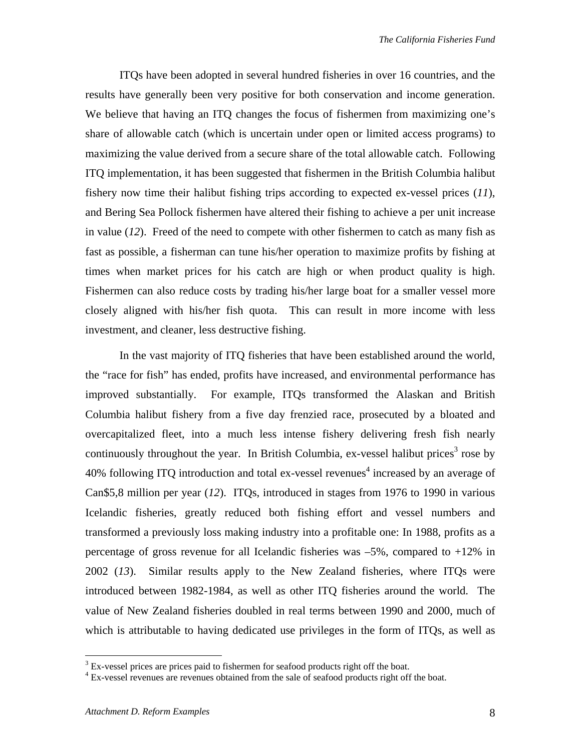ITQs have been adopted in several hundred fisheries in over 16 countries, and the results have generally been very positive for both conservation and income generation. We believe that having an ITQ changes the focus of fishermen from maximizing one's share of allowable catch (which is uncertain under open or limited access programs) to maximizing the value derived from a secure share of the total allowable catch. Following ITQ implementation, it has been suggested that fishermen in the British Columbia halibut fishery now time their halibut fishing trips according to expected ex-vessel prices (*11*), and Bering Sea Pollock fishermen have altered their fishing to achieve a per unit increase in value (*12*). Freed of the need to compete with other fishermen to catch as many fish as fast as possible, a fisherman can tune his/her operation to maximize profits by fishing at times when market prices for his catch are high or when product quality is high. Fishermen can also reduce costs by trading his/her large boat for a smaller vessel more closely aligned with his/her fish quota. This can result in more income with less investment, and cleaner, less destructive fishing.

In the vast majority of ITQ fisheries that have been established around the world, the "race for fish" has ended, profits have increased, and environmental performance has improved substantially. For example, ITQs transformed the Alaskan and British Columbia halibut fishery from a five day frenzied race, prosecuted by a bloated and overcapitalized fleet, into a much less intense fishery delivering fresh fish nearly continuously throughout the year. In British Columbia, ex-vessel halibut prices[3] rose by 40% following ITQ introduction and total ex-vessel revenues[4] increased by an average of Can$5,8 million per year (*12*). ITQs, introduced in stages from 1976 to 1990 in various Icelandic fisheries, greatly reduced both fishing effort and vessel numbers and transformed a previously loss making industry into a profitable one: In 1988, profits as a percentage of gross revenue for all Icelandic fisheries was –5%, compared to +12% in 2002 (*13*). Similar results apply to the New Zealand fisheries, where ITQs were introduced between 1982-1984, as well as other ITQ fisheries around the world. The value of New Zealand fisheries doubled in real terms between 1990 and 2000, much of which is attributable to having dedicated use privileges in the form of ITQs, as well as

---

[3] Ex-vessel prices are prices paid to fishermen for seafood products right off the boat.

[4] Ex-vessel revenues are revenues obtained from the sale of seafood products right off the boat.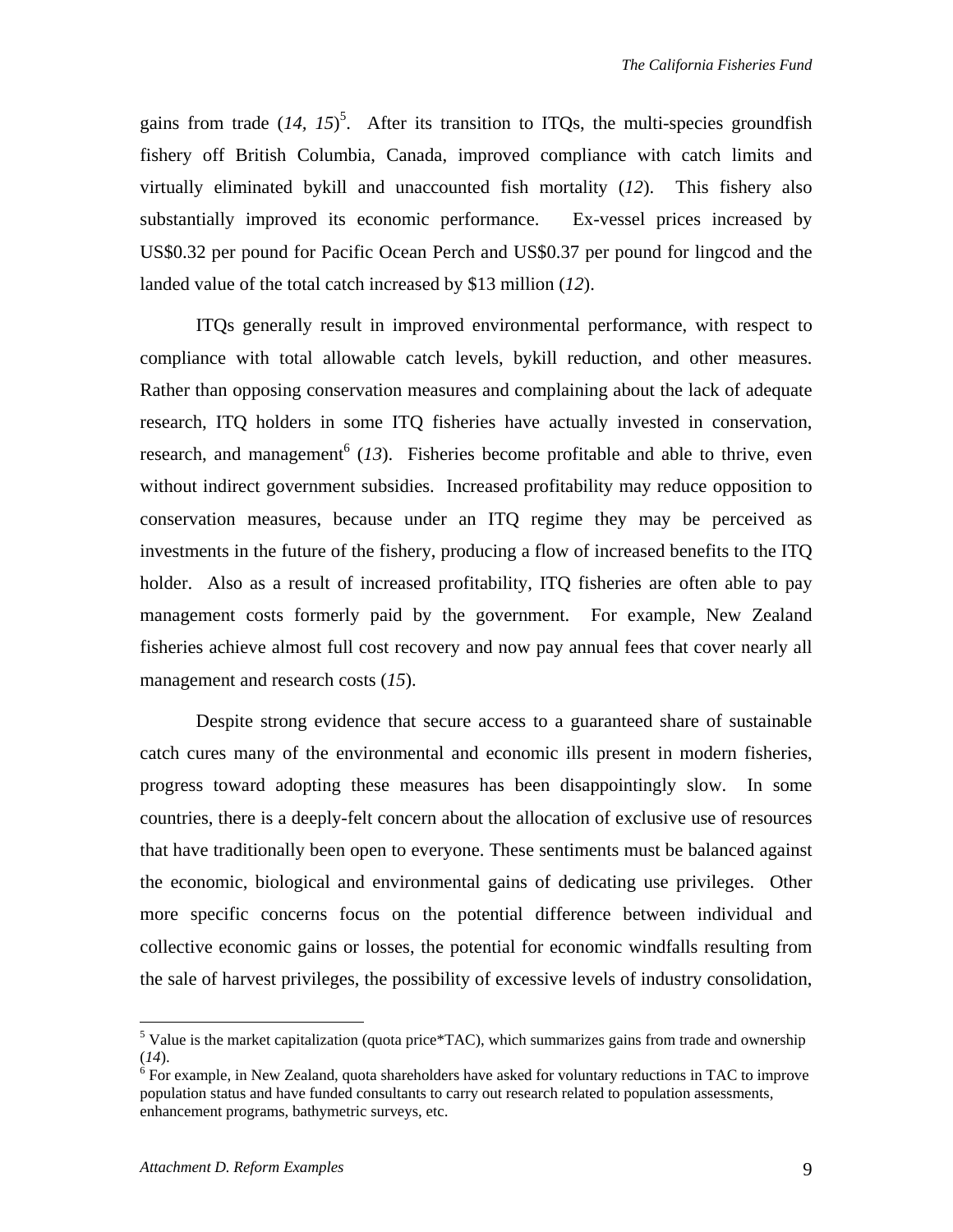gains from trade (*14, 15*)[5]. After its transition to ITQs, the multi-species groundfish fishery off British Columbia, Canada, improved compliance with catch limits and virtually eliminated bykill and unaccounted fish mortality (*12*). This fishery also substantially improved its economic performance. Ex-vessel prices increased by US$0.32 per pound for Pacific Ocean Perch and US$0.37 per pound for lingcod and the landed value of the total catch increased by $13 million (*12*).

ITQs generally result in improved environmental performance, with respect to compliance with total allowable catch levels, bykill reduction, and other measures. Rather than opposing conservation measures and complaining about the lack of adequate research, ITQ holders in some ITQ fisheries have actually invested in conservation, research, and management[6] (*13*). Fisheries become profitable and able to thrive, even without indirect government subsidies. Increased profitability may reduce opposition to conservation measures, because under an ITQ regime they may be perceived as investments in the future of the fishery, producing a flow of increased benefits to the ITQ holder. Also as a result of increased profitability, ITQ fisheries are often able to pay management costs formerly paid by the government. For example, New Zealand fisheries achieve almost full cost recovery and now pay annual fees that cover nearly all management and research costs (*15*).

Despite strong evidence that secure access to a guaranteed share of sustainable catch cures many of the environmental and economic ills present in modern fisheries, progress toward adopting these measures has been disappointingly slow. In some countries, there is a deeply-felt concern about the allocation of exclusive use of resources that have traditionally been open to everyone. These sentiments must be balanced against the economic, biological and environmental gains of dedicating use privileges. Other more specific concerns focus on the potential difference between individual and collective economic gains or losses, the potential for economic windfalls resulting from the sale of harvest privileges, the possibility of excessive levels of industry consolidation,

---

[5] Value is the market capitalization (quota price*TAC), which summarizes gains from trade and ownership (*14*).

[6] For example, in New Zealand, quota shareholders have asked for voluntary reductions in TAC to improve population status and have funded consultants to carry out research related to population assessments, enhancement programs, bathymetric surveys, etc.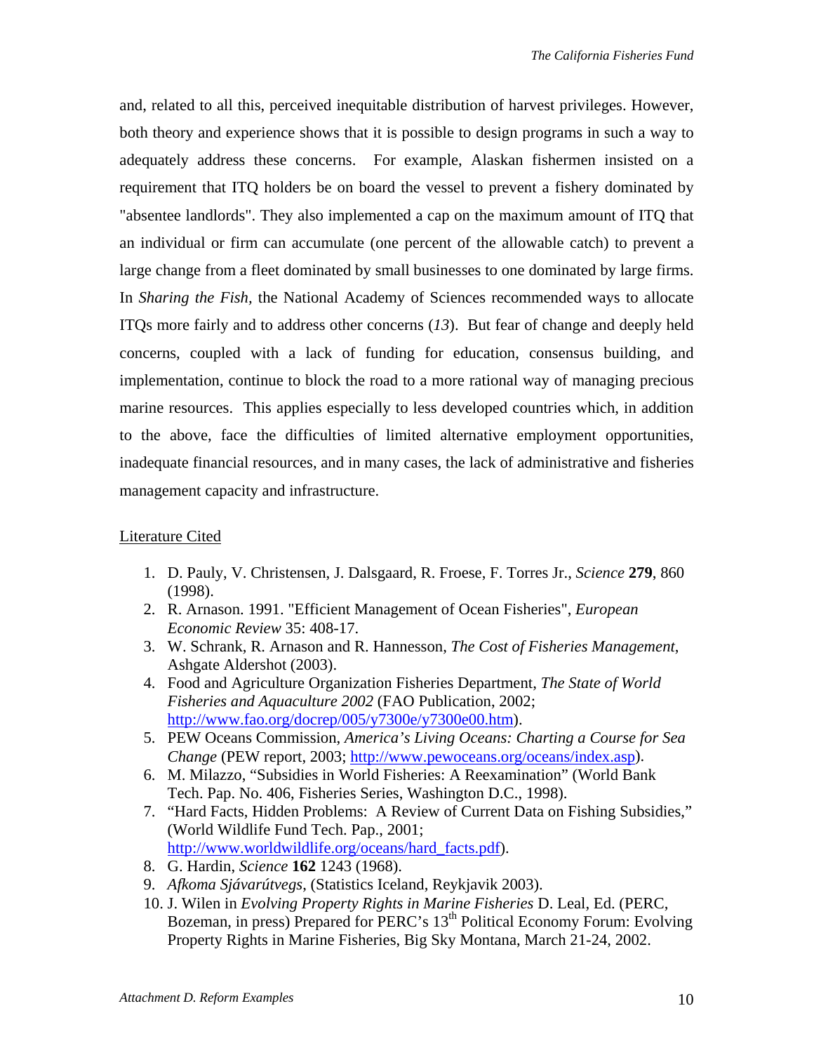and, related to all this, perceived inequitable distribution of harvest privileges. However, both theory and experience shows that it is possible to design programs in such a way to adequately address these concerns. For example, Alaskan fishermen insisted on a requirement that ITQ holders be on board the vessel to prevent a fishery dominated by "absentee landlords". They also implemented a cap on the maximum amount of ITQ that an individual or firm can accumulate (one percent of the allowable catch) to prevent a large change from a fleet dominated by small businesses to one dominated by large firms. In *Sharing the Fish,* the National Academy of Sciences recommended ways to allocate ITQs more fairly and to address other concerns (*13*). But fear of change and deeply held concerns, coupled with a lack of funding for education, consensus building, and implementation, continue to block the road to a more rational way of managing precious marine resources. This applies especially to less developed countries which, in addition to the above, face the difficulties of limited alternative employment opportunities, inadequate financial resources, and in many cases, the lack of administrative and fisheries management capacity and infrastructure.

Literature Cited

1. D. Pauly, V. Christensen, J. Dalsgaard, R. Froese, F. Torres Jr., *Science* **279**, 860 (1998).
2. R. Arnason. 1991. "Efficient Management of Ocean Fisheries", *European Economic Review* 35: 408-17.
3. W. Schrank, R. Arnason and R. Hannesson, *The Cost of Fisheries Management*, Ashgate Aldershot (2003).
4. Food and Agriculture Organization Fisheries Department, *The State of World Fisheries and Aquaculture 2002* (FAO Publication, 2002; http://www.fao.org/docrep/005/y7300e/y7300e00.htm).
5. PEW Oceans Commission, *America's Living Oceans: Charting a Course for Sea Change* (PEW report, 2003; http://www.pewoceans.org/oceans/index.asp).
6. M. Milazzo, "Subsidies in World Fisheries: A Reexamination" (World Bank Tech. Pap. No. 406, Fisheries Series, Washington D.C., 1998).
7. "Hard Facts, Hidden Problems: A Review of Current Data on Fishing Subsidies," (World Wildlife Fund Tech. Pap., 2001; http://www.worldwildlife.org/oceans/hard_facts.pdf).
8. G. Hardin, *Science* **162** 1243 (1968).
9. *Afkoma Sjávarútvegs*, (Statistics Iceland, Reykjavik 2003).
10. J. Wilen in *Evolving Property Rights in Marine Fisheries* D. Leal, Ed. (PERC, Bozeman, in press) Prepared for PERC's 13th Political Economy Forum: Evolving Property Rights in Marine Fisheries, Big Sky Montana, March 21-24, 2002.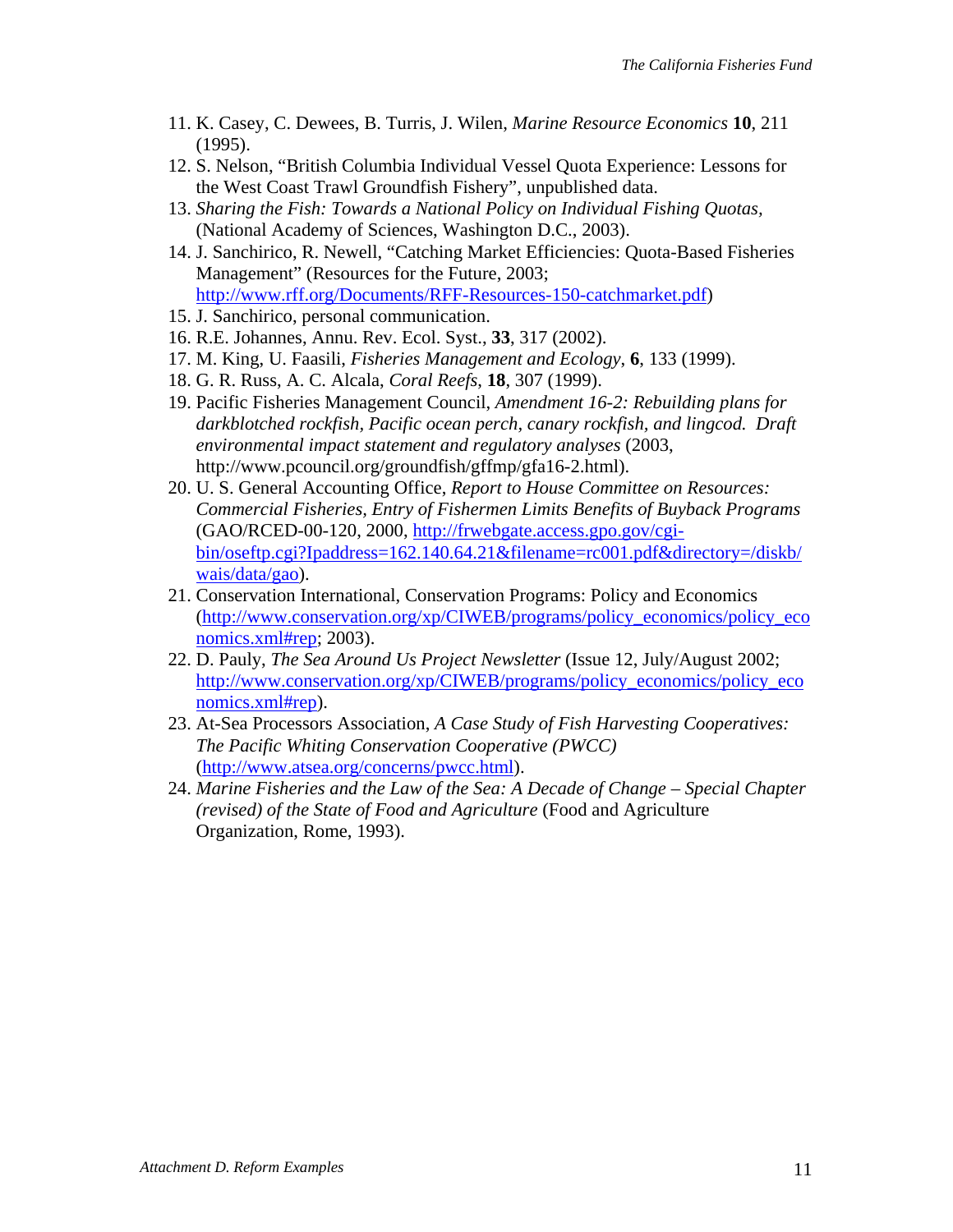11. K. Casey, C. Dewees, B. Turris, J. Wilen, *Marine Resource Economics* **10**, 211 (1995).
12. S. Nelson, "British Columbia Individual Vessel Quota Experience: Lessons for the West Coast Trawl Groundfish Fishery", unpublished data.
13. *Sharing the Fish: Towards a National Policy on Individual Fishing Quotas*, (National Academy of Sciences, Washington D.C., 2003).
14. J. Sanchirico, R. Newell, "Catching Market Efficiencies: Quota-Based Fisheries Management" (Resources for the Future, 2003; http://www.rff.org/Documents/RFF-Resources-150-catchmarket.pdf)
15. J. Sanchirico, personal communication.
16. R.E. Johannes, Annu. Rev. Ecol. Syst., **33**, 317 (2002).
17. M. King, U. Faasili, *Fisheries Management and Ecology*, **6**, 133 (1999).
18. G. R. Russ, A. C. Alcala, *Coral Reefs*, **18**, 307 (1999).
19. Pacific Fisheries Management Council, *Amendment 16-2: Rebuilding plans for darkblotched rockfish, Pacific ocean perch, canary rockfish, and lingcod. Draft environmental impact statement and regulatory analyses* (2003, http://www.pcouncil.org/groundfish/gffmp/gfa16-2.html).
20. U. S. General Accounting Office, *Report to House Committee on Resources: Commercial Fisheries, Entry of Fishermen Limits Benefits of Buyback Programs* (GAO/RCED-00-120, 2000, http://frwebgate.access.gpo.gov/cgi-bin/oseftp.cgi?Ipaddress=162.140.64.21&filename=rc001.pdf&directory=/diskb/wais/data/gao).
21. Conservation International, Conservation Programs: Policy and Economics (http://www.conservation.org/xp/CIWEB/programs/policy_economics/policy_economics.xml#rep; 2003).
22. D. Pauly, *The Sea Around Us Project Newsletter* (Issue 12, July/August 2002; http://www.conservation.org/xp/CIWEB/programs/policy_economics/policy_economics.xml#rep).
23. At-Sea Processors Association, *A Case Study of Fish Harvesting Cooperatives: The Pacific Whiting Conservation Cooperative (PWCC)* (http://www.atsea.org/concerns/pwcc.html).
24. *Marine Fisheries and the Law of the Sea: A Decade of Change – Special Chapter (revised) of the State of Food and Agriculture* (Food and Agriculture Organization, Rome, 1993).